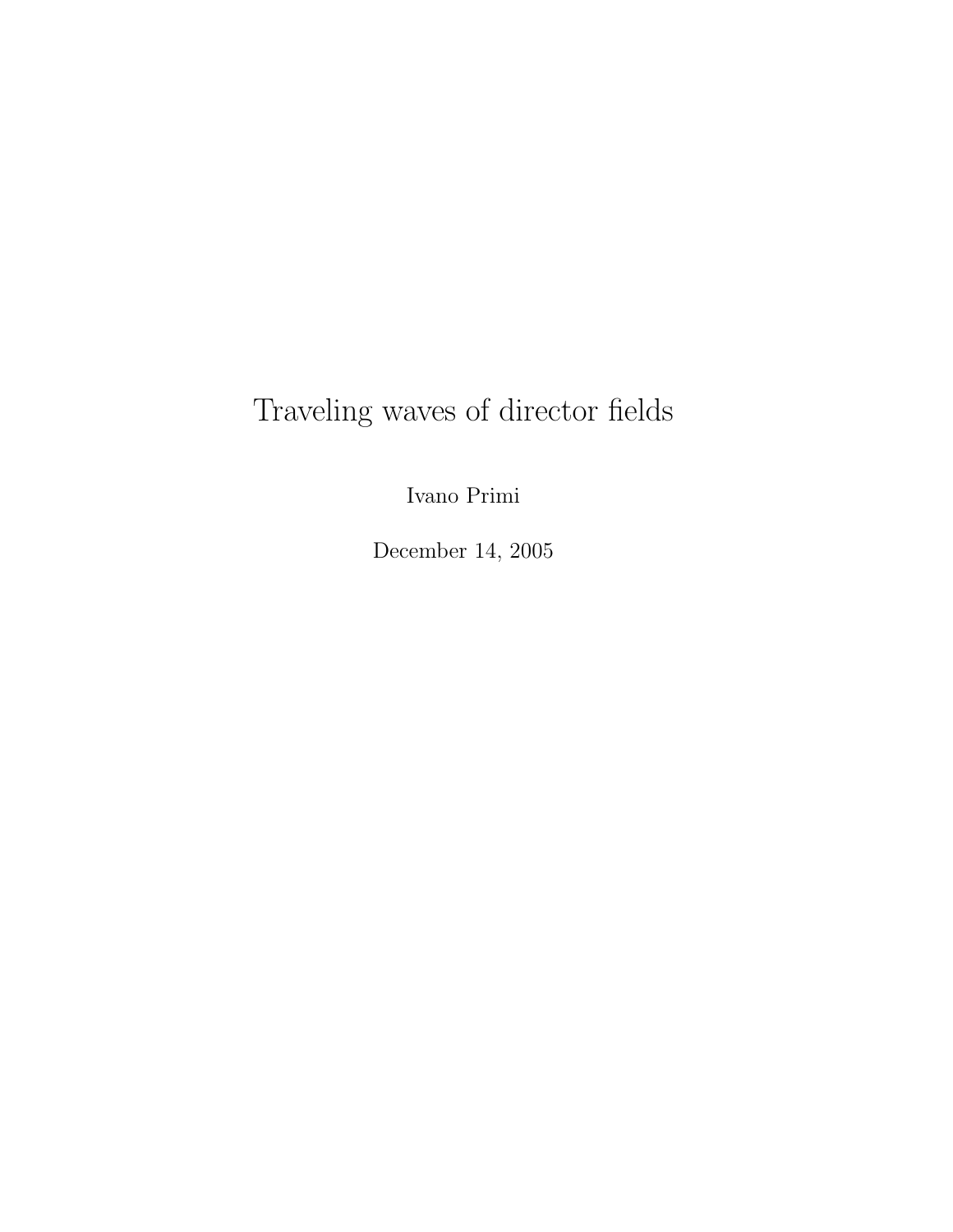# Traveling waves of director fields

Ivano Primi

December 14, 2005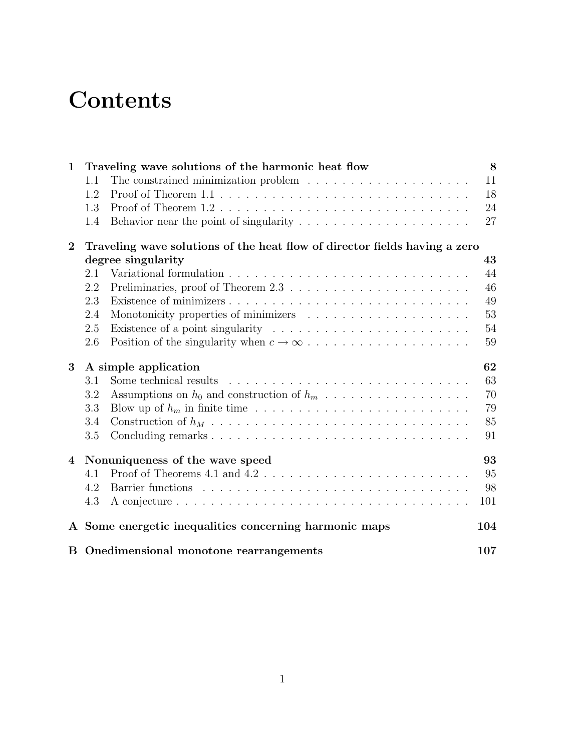# Contents

| | | |
|---|---|---|
| **1** | **Traveling wave solutions of the harmonic heat flow** | **8** |
| 1.1 | The constrained minimization problem | 11 |
| 1.2 | Proof of Theorem 1.1 | 18 |
| 1.3 | Proof of Theorem 1.2 | 24 |
| 1.4 | Behavior near the point of singularity | 27 |
| **2** | **Traveling wave solutions of the heat flow of director fields having a zero degree singularity** | **43** |
| 2.1 | Variational formulation | 44 |
| 2.2 | Preliminaries, proof of Theorem 2.3 | 46 |
| 2.3 | Existence of minimizers | 49 |
| 2.4 | Monotonicity properties of minimizers | 53 |
| 2.5 | Existence of a point singularity | 54 |
| 2.6 | Position of the singularity when $c \to \infty$ | 59 |
| **3** | **A simple application** | **62** |
| 3.1 | Some technical results | 63 |
| 3.2 | Assumptions on $h_0$ and construction of $h_m$ | 70 |
| 3.3 | Blow up of $h_m$ in finite time | 79 |
| 3.4 | Construction of $h_M$ | 85 |
| 3.5 | Concluding remarks | 91 |
| **4** | **Nonuniqueness of the wave speed** | **93** |
| 4.1 | Proof of Theorems 4.1 and 4.2 | 95 |
| 4.2 | Barrier functions | 98 |
| 4.3 | A conjecture | 101 |
| **A** | **Some energetic inequalities concerning harmonic maps** | **104** |
| **B** | **Onedimensional monotone rearrangements** | **107** |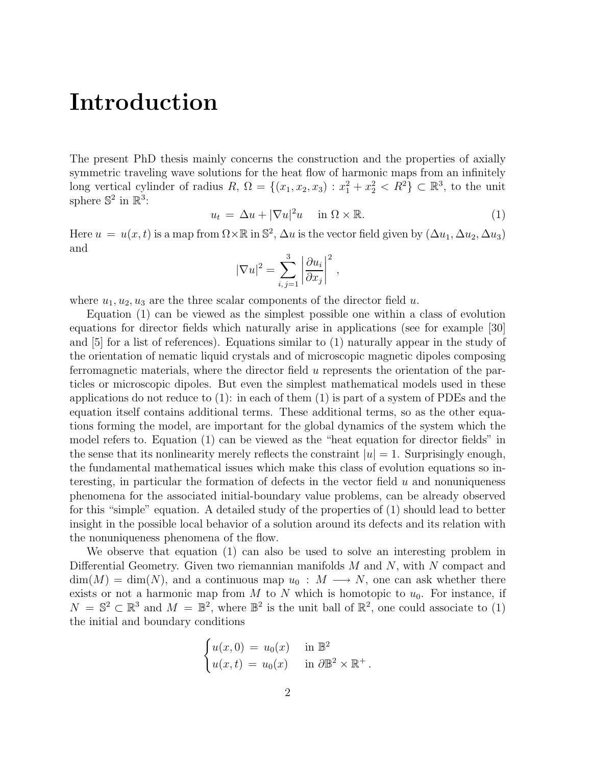# Introduction

The present PhD thesis mainly concerns the construction and the properties of axially symmetric traveling wave solutions for the heat flow of harmonic maps from an infinitely long vertical cylinder of radius $R$, $\Omega = \{(x_1, x_2, x_3) : x_1^2 + x_2^2 < R^2\} \subset \mathbb{R}^3$, to the unit sphere $\mathbb{S}^2$ in $\mathbb{R}^3$:

$$u_t = \Delta u + |\nabla u|^2 u \quad \text{in } \Omega \times \mathbb{R}. \tag{1}$$

Here $u = u(x,t)$ is a map from $\Omega \times \mathbb{R}$ in $\mathbb{S}^2$, $\Delta u$ is the vector field given by $(\Delta u_1, \Delta u_2, \Delta u_3)$ and

$$|\nabla u|^2 = \sum_{i,j=1}^{3} \left| \frac{\partial u_i}{\partial x_j} \right|^2,$$

where $u_1, u_2, u_3$ are the three scalar components of the director field $u$.

Equation (1) can be viewed as the simplest possible one within a class of evolution equations for director fields which naturally arise in applications (see for example [30] and [5] for a list of references). Equations similar to (1) naturally appear in the study of the orientation of nematic liquid crystals and of microscopic magnetic dipoles composing ferromagnetic materials, where the director field $u$ represents the orientation of the particles or microscopic dipoles. But even the simplest mathematical models used in these applications do not reduce to (1): in each of them (1) is part of a system of PDEs and the equation itself contains additional terms. These additional terms, so as the other equations forming the model, are important for the global dynamics of the system which the model refers to. Equation (1) can be viewed as the "heat equation for director fields" in the sense that its nonlinearity merely reflects the constraint $|u| = 1$. Surprisingly enough, the fundamental mathematical issues which make this class of evolution equations so interesting, in particular the formation of defects in the vector field $u$ and nonuniqueness phenomena for the associated initial-boundary value problems, can be already observed for this "simple" equation. A detailed study of the properties of (1) should lead to better insight in the possible local behavior of a solution around its defects and its relation with the nonuniqueness phenomena of the flow.

We observe that equation (1) can also be used to solve an interesting problem in Differential Geometry. Given two riemannian manifolds $M$ and $N$, with $N$ compact and $\dim(M) = \dim(N)$, and a continuous map $u_0 : M \longrightarrow N$, one can ask whether there exists or not a harmonic map from $M$ to $N$ which is homotopic to $u_0$. For instance, if $N = \mathbb{S}^2 \subset \mathbb{R}^3$ and $M = \mathbb{B}^2$, where $\mathbb{B}^2$ is the unit ball of $\mathbb{R}^2$, one could associate to (1) the initial and boundary conditions

$$\begin{cases} u(x,0) = u_0(x) & \text{in } \mathbb{B}^2 \\ u(x,t) = u_0(x) & \text{in } \partial\mathbb{B}^2 \times \mathbb{R}^+ . \end{cases}$$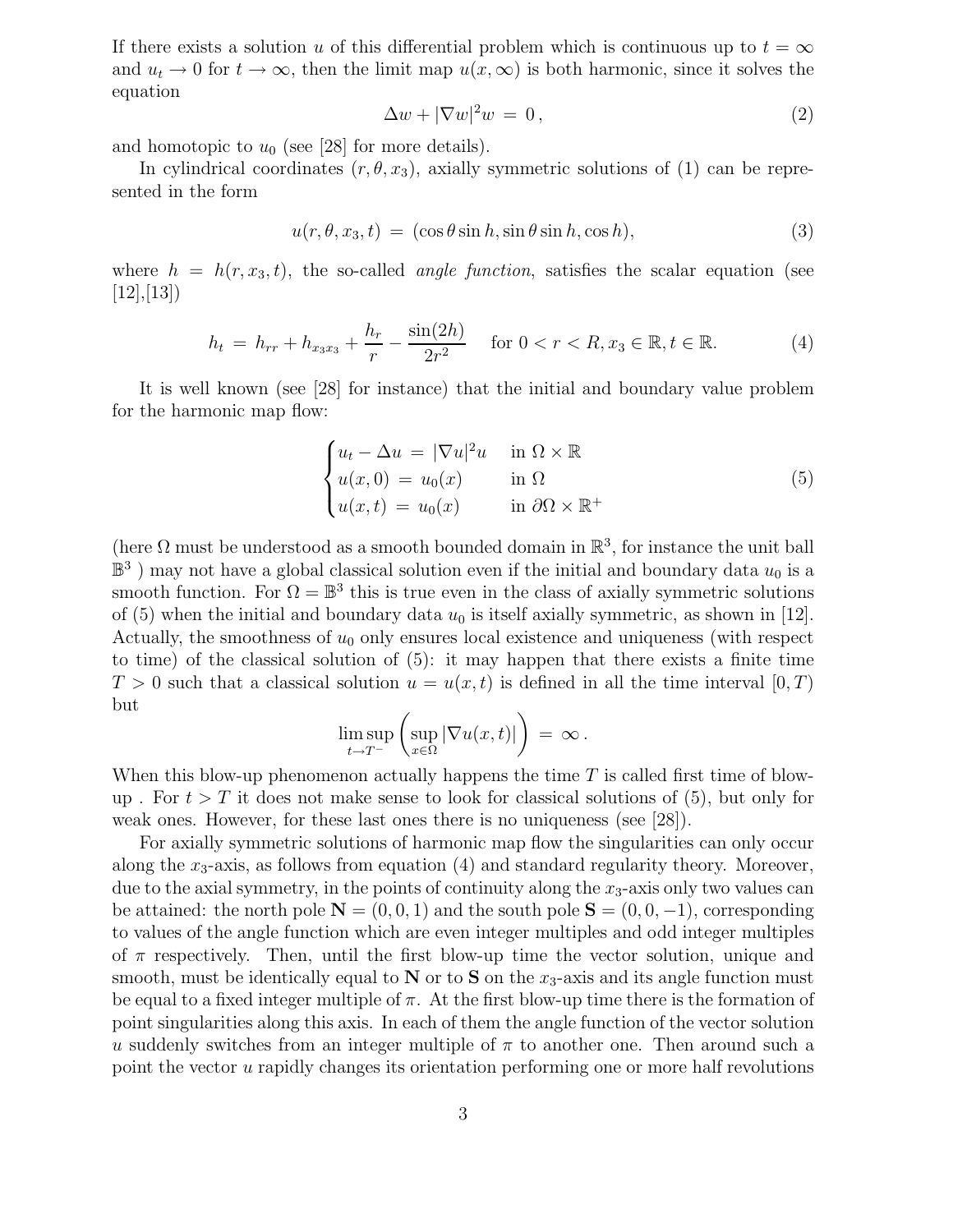If there exists a solution $u$ of this differential problem which is continuous up to $t = \infty$ and $u_t \to 0$ for $t \to \infty$, then the limit map $u(x, \infty)$ is both harmonic, since it solves the equation

$$\Delta w + |\nabla w|^2 w \,=\, 0\,, \tag{2}$$

and homotopic to $u_0$ (see [28] for more details).

In cylindrical coordinates $(r, \theta, x_3)$, axially symmetric solutions of (1) can be represented in the form

$$u(r, \theta, x_3, t) \,=\, (\cos\theta \sin h, \sin\theta \sin h, \cos h), \tag{3}$$

where $h = h(r, x_3, t)$, the so-called *angle function*, satisfies the scalar equation (see [12],[13])

$$h_t \,=\, h_{rr} + h_{x_3 x_3} + \frac{h_r}{r} - \frac{\sin(2h)}{2r^2} \quad \text{for } 0 < r < R, x_3 \in \mathbb{R}, t \in \mathbb{R}. \tag{4}$$

It is well known (see [28] for instance) that the initial and boundary value problem for the harmonic map flow:

$$\begin{cases} u_t - \Delta u \,=\, |\nabla u|^2 u & \text{in } \Omega \times \mathbb{R} \\ u(x, 0) \,=\, u_0(x) & \text{in } \Omega \\ u(x, t) \,=\, u_0(x) & \text{in } \partial\Omega \times \mathbb{R}^+ \end{cases} \tag{5}$$

(here $\Omega$ must be understood as a smooth bounded domain in $\mathbb{R}^3$, for instance the unit ball $\mathbb{B}^3$ ) may not have a global classical solution even if the initial and boundary data $u_0$ is a smooth function. For $\Omega = \mathbb{B}^3$ this is true even in the class of axially symmetric solutions of (5) when the initial and boundary data $u_0$ is itself axially symmetric, as shown in [12]. Actually, the smoothness of $u_0$ only ensures local existence and uniqueness (with respect to time) of the classical solution of (5): it may happen that there exists a finite time $T > 0$ such that a classical solution $u = u(x, t)$ is defined in all the time interval $[0, T)$ but

$$\limsup_{t \to T^-} \left( \sup_{x \in \Omega} |\nabla u(x, t)| \right) \,=\, \infty\,.$$

When this blow-up phenomenon actually happens the time $T$ is called first time of blow-up . For $t > T$ it does not make sense to look for classical solutions of (5), but only for weak ones. However, for these last ones there is no uniqueness (see [28]).

For axially symmetric solutions of harmonic map flow the singularities can only occur along the $x_3$-axis, as follows from equation (4) and standard regularity theory. Moreover, due to the axial symmetry, in the points of continuity along the $x_3$-axis only two values can be attained: the north pole $\mathbf{N} = (0, 0, 1)$ and the south pole $\mathbf{S} = (0, 0, -1)$, corresponding to values of the angle function which are even integer multiples and odd integer multiples of $\pi$ respectively. Then, until the first blow-up time the vector solution, unique and smooth, must be identically equal to $\mathbf{N}$ or to $\mathbf{S}$ on the $x_3$-axis and its angle function must be equal to a fixed integer multiple of $\pi$. At the first blow-up time there is the formation of point singularities along this axis. In each of them the angle function of the vector solution $u$ suddenly switches from an integer multiple of $\pi$ to another one. Then around such a point the vector $u$ rapidly changes its orientation performing one or more half revolutions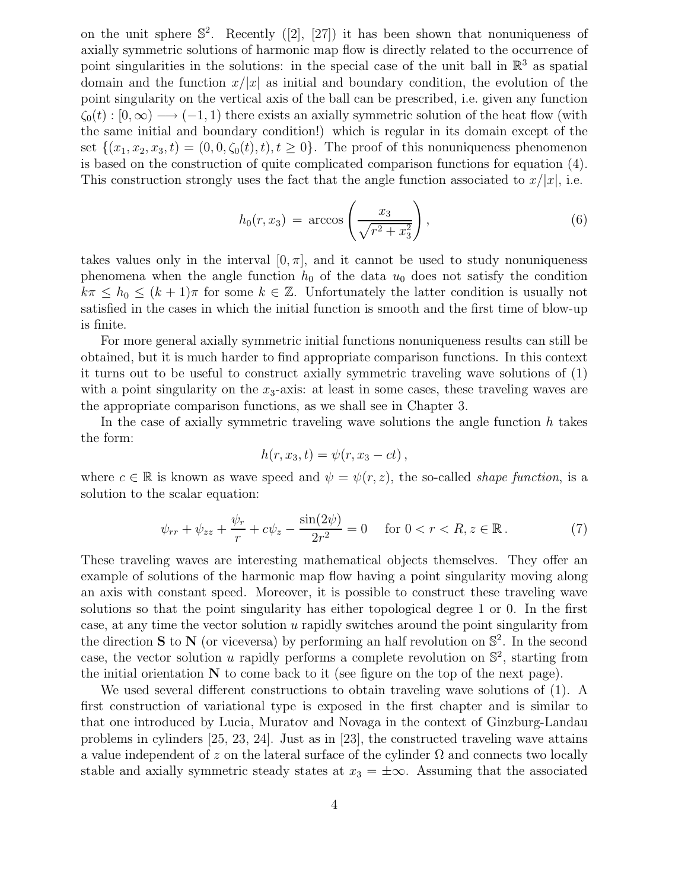on the unit sphere $\mathbb{S}^2$. Recently ([2], [27]) it has been shown that nonuniqueness of axially symmetric solutions of harmonic map flow is directly related to the occurrence of point singularities in the solutions: in the special case of the unit ball in $\mathbb{R}^3$ as spatial domain and the function $x/|x|$ as initial and boundary condition, the evolution of the point singularity on the vertical axis of the ball can be prescribed, i.e. given any function $\zeta_0(t) : [0,\infty) \longrightarrow (-1,1)$ there exists an axially symmetric solution of the heat flow (with the same initial and boundary condition!) which is regular in its domain except of the set $\{(x_1, x_2, x_3, t) = (0, 0, \zeta_0(t), t), t \geq 0\}$. The proof of this nonuniqueness phenomenon is based on the construction of quite complicated comparison functions for equation (4). This construction strongly uses the fact that the angle function associated to $x/|x|$, i.e.

$$h_0(r, x_3) = \arccos\left(\frac{x_3}{\sqrt{r^2 + x_3^2}}\right), \tag{6}$$

takes values only in the interval $[0, \pi]$, and it cannot be used to study nonuniqueness phenomena when the angle function $h_0$ of the data $u_0$ does not satisfy the condition $k\pi \leq h_0 \leq (k+1)\pi$ for some $k \in \mathbb{Z}$. Unfortunately the latter condition is usually not satisfied in the cases in which the initial function is smooth and the first time of blow-up is finite.

For more general axially symmetric initial functions nonuniqueness results can still be obtained, but it is much harder to find appropriate comparison functions. In this context it turns out to be useful to construct axially symmetric traveling wave solutions of (1) with a point singularity on the $x_3$-axis: at least in some cases, these traveling waves are the appropriate comparison functions, as we shall see in Chapter 3.

In the case of axially symmetric traveling wave solutions the angle function $h$ takes the form:

$$h(r, x_3, t) = \psi(r, x_3 - ct),$$

where $c \in \mathbb{R}$ is known as wave speed and $\psi = \psi(r, z)$, the so-called *shape function*, is a solution to the scalar equation:

$$\psi_{rr} + \psi_{zz} + \frac{\psi_r}{r} + c\psi_z - \frac{\sin(2\psi)}{2r^2} = 0 \quad \text{for } 0 < r < R, z \in \mathbb{R}. \tag{7}$$

These traveling waves are interesting mathematical objects themselves. They offer an example of solutions of the harmonic map flow having a point singularity moving along an axis with constant speed. Moreover, it is possible to construct these traveling wave solutions so that the point singularity has either topological degree 1 or 0. In the first case, at any time the vector solution $u$ rapidly switches around the point singularity from the direction **S** to **N** (or viceversa) by performing an half revolution on $\mathbb{S}^2$. In the second case, the vector solution $u$ rapidly performs a complete revolution on $\mathbb{S}^2$, starting from the initial orientation **N** to come back to it (see figure on the top of the next page).

We used several different constructions to obtain traveling wave solutions of (1). A first construction of variational type is exposed in the first chapter and is similar to that one introduced by Lucia, Muratov and Novaga in the context of Ginzburg-Landau problems in cylinders [25, 23, 24]. Just as in [23], the constructed traveling wave attains a value independent of $z$ on the lateral surface of the cylinder $\Omega$ and connects two locally stable and axially symmetric steady states at $x_3 = \pm\infty$. Assuming that the associated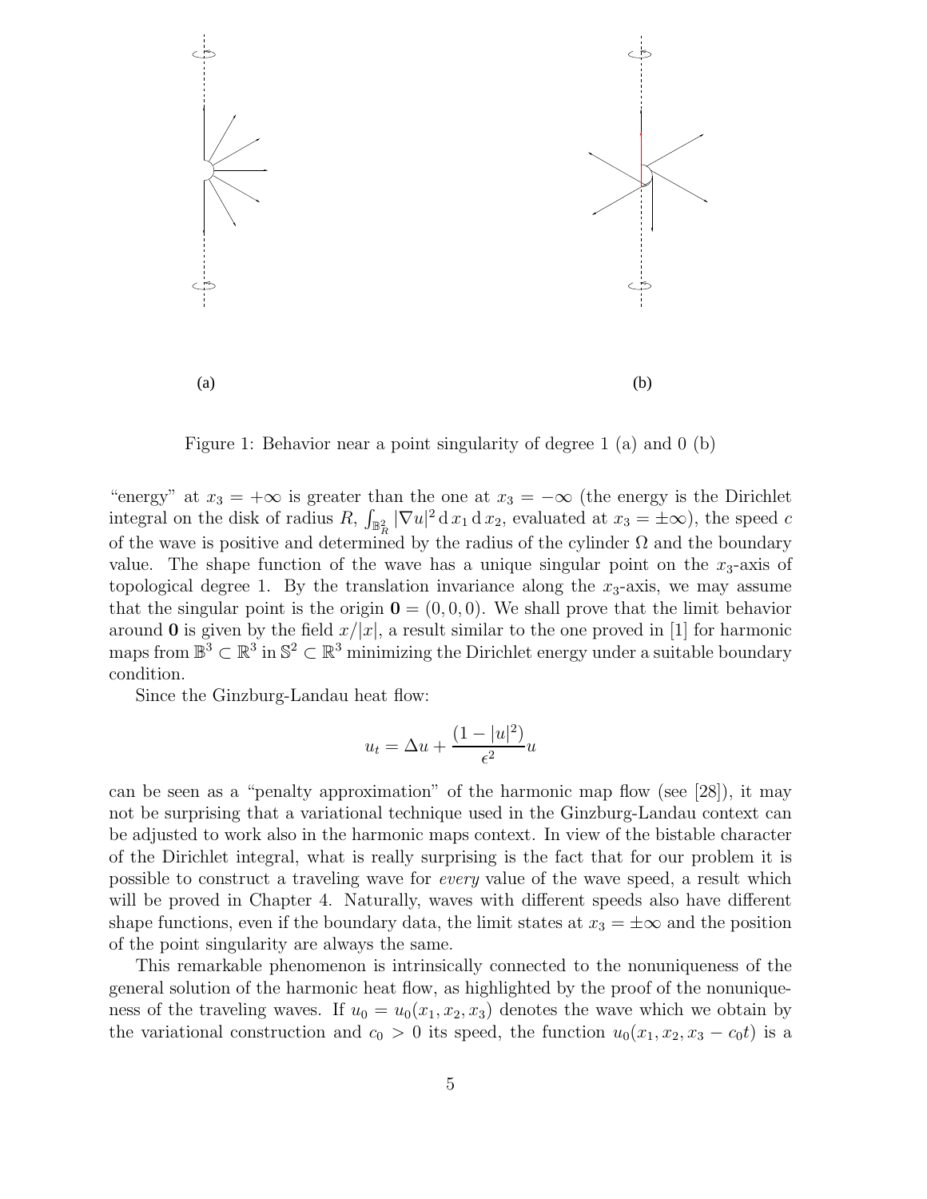(a) (b)

Figure 1: Behavior near a point singularity of degree 1 (a) and 0 (b)

"energy" at $x_3 = +\infty$ is greater than the one at $x_3 = -\infty$ (the energy is the Dirichlet integral on the disk of radius $R$, $\int_{\mathbb{B}^2_R} |\nabla u|^2 \,\mathrm{d}\, x_1 \,\mathrm{d}\, x_2$, evaluated at $x_3 = \pm\infty$), the speed $c$ of the wave is positive and determined by the radius of the cylinder $\Omega$ and the boundary value. The shape function of the wave has a unique singular point on the $x_3$-axis of topological degree 1. By the translation invariance along the $x_3$-axis, we may assume that the singular point is the origin $\mathbf{0} = (0, 0, 0)$. We shall prove that the limit behavior around $\mathbf{0}$ is given by the field $x/|x|$, a result similar to the one proved in [1] for harmonic maps from $\mathbb{B}^3 \subset \mathbb{R}^3$ in $\mathbb{S}^2 \subset \mathbb{R}^3$ minimizing the Dirichlet energy under a suitable boundary condition.

Since the Ginzburg-Landau heat flow:

$$u_t = \Delta u + \frac{(1 - |u|^2)}{\epsilon^2} u$$

can be seen as a "penalty approximation" of the harmonic map flow (see [28]), it may not be surprising that a variational technique used in the Ginzburg-Landau context can be adjusted to work also in the harmonic maps context. In view of the bistable character of the Dirichlet integral, what is really surprising is the fact that for our problem it is possible to construct a traveling wave for *every* value of the wave speed, a result which will be proved in Chapter 4. Naturally, waves with different speeds also have different shape functions, even if the boundary data, the limit states at $x_3 = \pm\infty$ and the position of the point singularity are always the same.

This remarkable phenomenon is intrinsically connected to the nonuniqueness of the general solution of the harmonic heat flow, as highlighted by the proof of the nonuniqueness of the traveling waves. If $u_0 = u_0(x_1, x_2, x_3)$ denotes the wave which we obtain by the variational construction and $c_0 > 0$ its speed, the function $u_0(x_1, x_2, x_3 - c_0 t)$ is a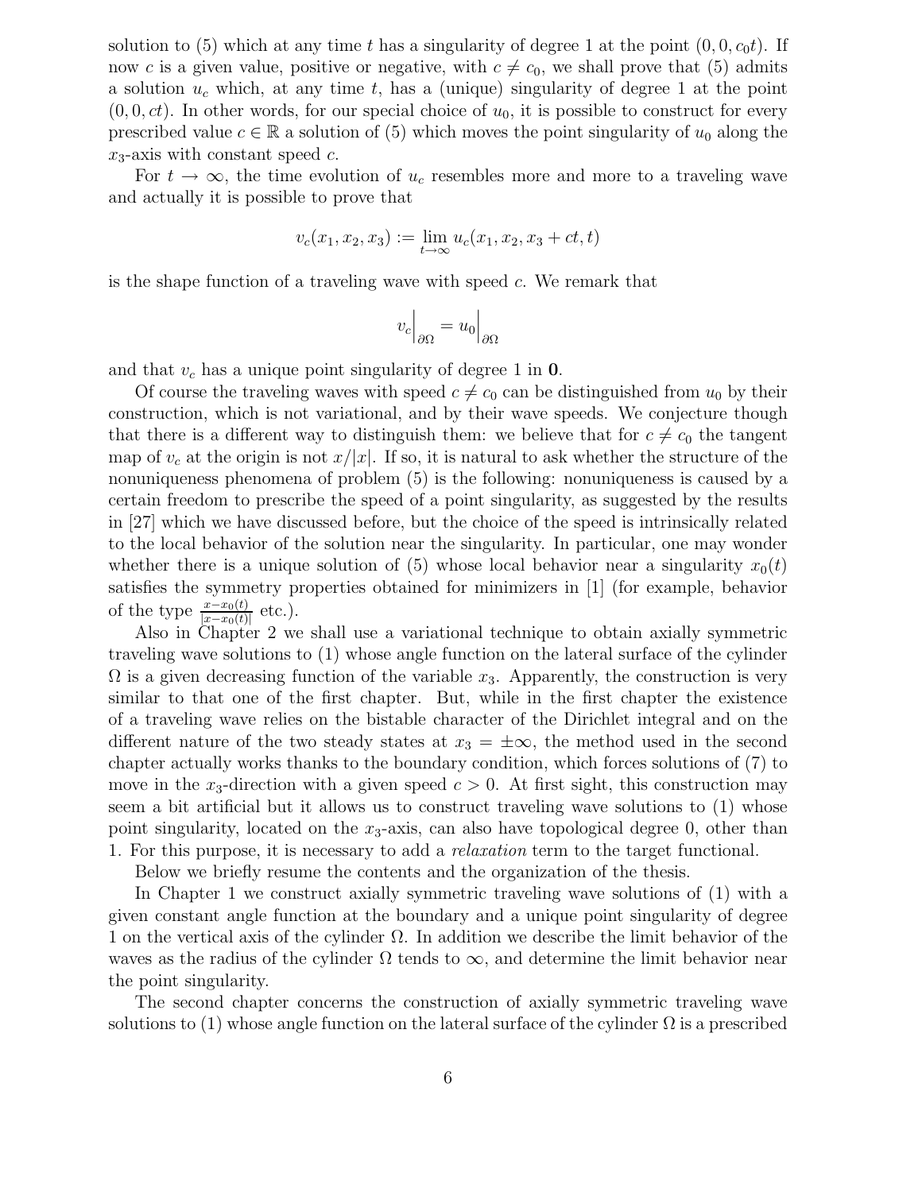solution to (5) which at any time $t$ has a singularity of degree 1 at the point $(0, 0, c_0 t)$. If now $c$ is a given value, positive or negative, with $c \neq c_0$, we shall prove that (5) admits a solution $u_c$ which, at any time $t$, has a (unique) singularity of degree 1 at the point $(0, 0, ct)$. In other words, for our special choice of $u_0$, it is possible to construct for every prescribed value $c \in \mathbb{R}$ a solution of (5) which moves the point singularity of $u_0$ along the $x_3$-axis with constant speed $c$.

For $t \to \infty$, the time evolution of $u_c$ resembles more and more to a traveling wave and actually it is possible to prove that

$$v_c(x_1, x_2, x_3) := \lim_{t \to \infty} u_c(x_1, x_2, x_3 + ct, t)$$

is the shape function of a traveling wave with speed $c$. We remark that

$$v_c\Big|_{\partial\Omega} = u_0\Big|_{\partial\Omega}$$

and that $v_c$ has a unique point singularity of degree 1 in $\mathbf{0}$.

Of course the traveling waves with speed $c \neq c_0$ can be distinguished from $u_0$ by their construction, which is not variational, and by their wave speeds. We conjecture though that there is a different way to distinguish them: we believe that for $c \neq c_0$ the tangent map of $v_c$ at the origin is not $x/|x|$. If so, it is natural to ask whether the structure of the nonuniqueness phenomena of problem (5) is the following: nonuniqueness is caused by a certain freedom to prescribe the speed of a point singularity, as suggested by the results in [27] which we have discussed before, but the choice of the speed is intrinsically related to the local behavior of the solution near the singularity. In particular, one may wonder whether there is a unique solution of (5) whose local behavior near a singularity $x_0(t)$ satisfies the symmetry properties obtained for minimizers in [1] (for example, behavior of the type $\frac{x - x_0(t)}{|x - x_0(t)|}$ etc.).

Also in Chapter 2 we shall use a variational technique to obtain axially symmetric traveling wave solutions to (1) whose angle function on the lateral surface of the cylinder $\Omega$ is a given decreasing function of the variable $x_3$. Apparently, the construction is very similar to that one of the first chapter. But, while in the first chapter the existence of a traveling wave relies on the bistable character of the Dirichlet integral and on the different nature of the two steady states at $x_3 = \pm\infty$, the method used in the second chapter actually works thanks to the boundary condition, which forces solutions of (7) to move in the $x_3$-direction with a given speed $c > 0$. At first sight, this construction may seem a bit artificial but it allows us to construct traveling wave solutions to (1) whose point singularity, located on the $x_3$-axis, can also have topological degree 0, other than 1. For this purpose, it is necessary to add a *relaxation* term to the target functional.

Below we briefly resume the contents and the organization of the thesis.

In Chapter 1 we construct axially symmetric traveling wave solutions of (1) with a given constant angle function at the boundary and a unique point singularity of degree 1 on the vertical axis of the cylinder $\Omega$. In addition we describe the limit behavior of the waves as the radius of the cylinder $\Omega$ tends to $\infty$, and determine the limit behavior near the point singularity.

The second chapter concerns the construction of axially symmetric traveling wave solutions to (1) whose angle function on the lateral surface of the cylinder $\Omega$ is a prescribed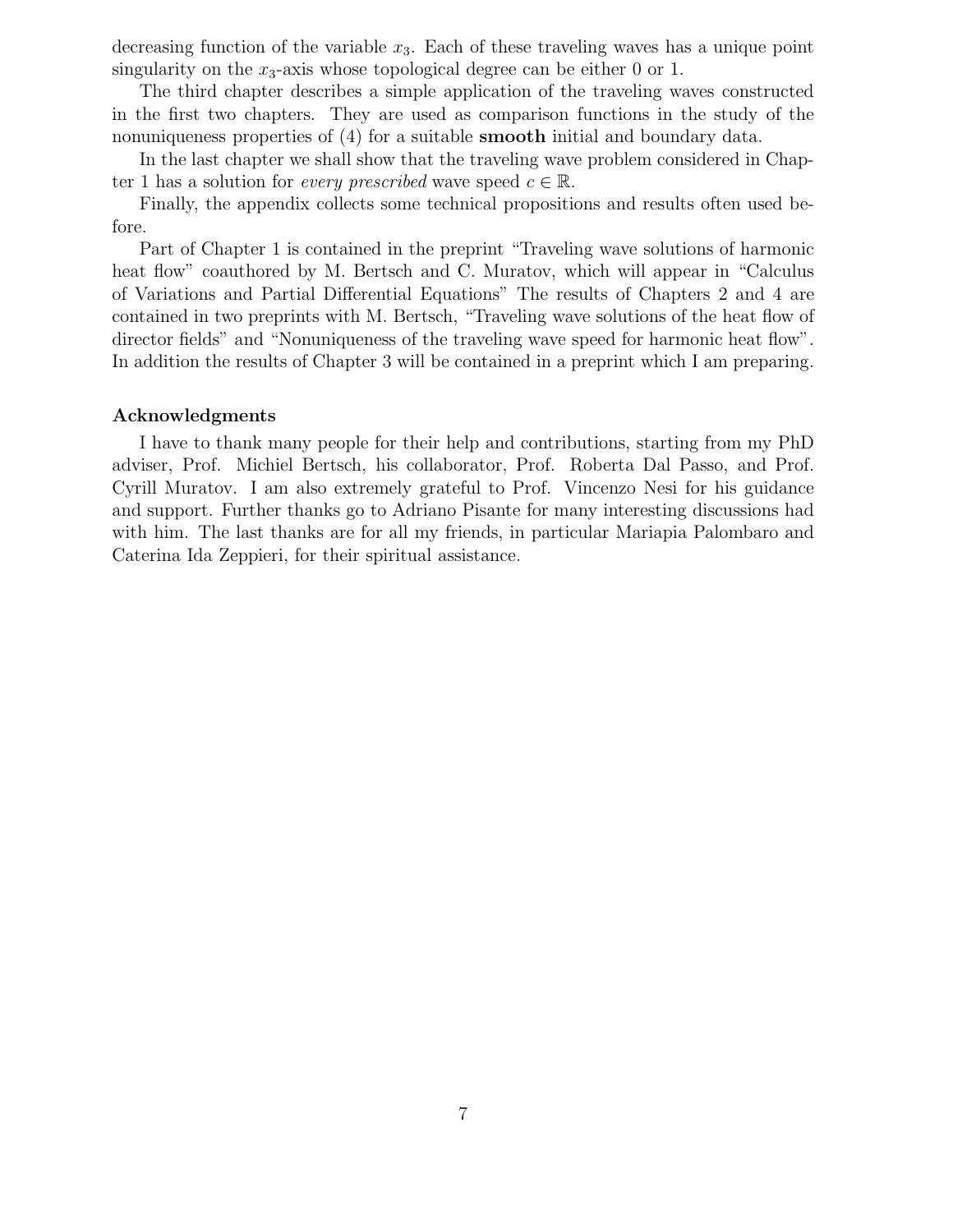decreasing function of the variable $x_3$. Each of these traveling waves has a unique point singularity on the $x_3$-axis whose topological degree can be either 0 or 1.

The third chapter describes a simple application of the traveling waves constructed in the first two chapters. They are used as comparison functions in the study of the nonuniqueness properties of (4) for a suitable **smooth** initial and boundary data.

In the last chapter we shall show that the traveling wave problem considered in Chapter 1 has a solution for *every prescribed* wave speed $c \in \mathbb{R}$.

Finally, the appendix collects some technical propositions and results often used before.

Part of Chapter 1 is contained in the preprint "Traveling wave solutions of harmonic heat flow" coauthored by M. Bertsch and C. Muratov, which will appear in "Calculus of Variations and Partial Differential Equations" The results of Chapters 2 and 4 are contained in two preprints with M. Bertsch, "Traveling wave solutions of the heat flow of director fields" and "Nonuniqueness of the traveling wave speed for harmonic heat flow". In addition the results of Chapter 3 will be contained in a preprint which I am preparing.

### Acknowledgments

I have to thank many people for their help and contributions, starting from my PhD adviser, Prof. Michiel Bertsch, his collaborator, Prof. Roberta Dal Passo, and Prof. Cyrill Muratov. I am also extremely grateful to Prof. Vincenzo Nesi for his guidance and support. Further thanks go to Adriano Pisante for many interesting discussions had with him. The last thanks are for all my friends, in particular Mariapia Palombaro and Caterina Ida Zeppieri, for their spiritual assistance.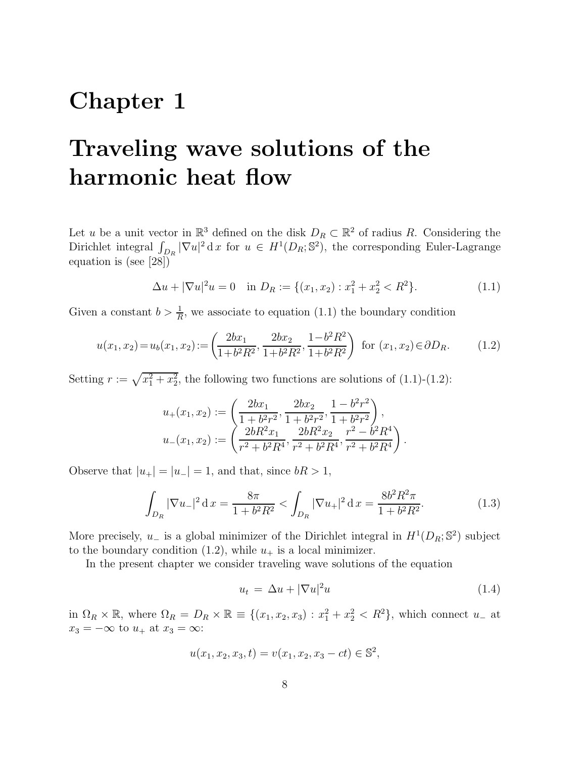# Chapter 1

# Traveling wave solutions of the harmonic heat flow

Let $u$ be a unit vector in $\mathbb{R}^3$ defined on the disk $D_R \subset \mathbb{R}^2$ of radius $R$. Considering the Dirichlet integral $\int_{D_R} |\nabla u|^2 \,\mathrm{d}\, x$ for $u \in H^1(D_R; \mathbb{S}^2)$, the corresponding Euler-Lagrange equation is (see [28])

$$\Delta u + |\nabla u|^2 u = 0 \quad \text{in } D_R := \{(x_1, x_2) : x_1^2 + x_2^2 < R^2\}. \tag{1.1}$$

Given a constant $b > \frac{1}{R}$, we associate to equation (1.1) the boundary condition

$$u(x_1, x_2) = u_b(x_1, x_2) := \left( \frac{2bx_1}{1+b^2R^2}, \frac{2bx_2}{1+b^2R^2}, \frac{1-b^2R^2}{1+b^2R^2} \right) \text{ for } (x_1, x_2) \in \partial D_R. \tag{1.2}$$

Setting $r := \sqrt{x_1^2 + x_2^2}$, the following two functions are solutions of (1.1)-(1.2):

$$u_+(x_1, x_2) := \left( \frac{2bx_1}{1+b^2r^2}, \frac{2bx_2}{1+b^2r^2}, \frac{1-b^2r^2}{1+b^2r^2} \right),$$
$$u_-(x_1, x_2) := \left( \frac{2bR^2x_1}{r^2+b^2R^4}, \frac{2bR^2x_2}{r^2+b^2R^4}, \frac{r^2-b^2R^4}{r^2+b^2R^4} \right).$$

Observe that $|u_+| = |u_-| = 1$, and that, since $bR > 1$,

$$\int_{D_R} |\nabla u_-|^2 \,\mathrm{d}\, x = \frac{8\pi}{1+b^2R^2} < \int_{D_R} |\nabla u_+|^2 \,\mathrm{d}\, x = \frac{8b^2R^2\pi}{1+b^2R^2}. \tag{1.3}$$

More precisely, $u_-$ is a global minimizer of the Dirichlet integral in $H^1(D_R; \mathbb{S}^2)$ subject to the boundary condition (1.2), while $u_+$ is a local minimizer.

In the present chapter we consider traveling wave solutions of the equation

$$u_t = \Delta u + |\nabla u|^2 u \tag{1.4}$$

in $\Omega_R \times \mathbb{R}$, where $\Omega_R = D_R \times \mathbb{R} \equiv \{(x_1, x_2, x_3) : x_1^2 + x_2^2 < R^2\}$, which connect $u_-$ at $x_3 = -\infty$ to $u_+$ at $x_3 = \infty$:

$$u(x_1, x_2, x_3, t) = v(x_1, x_2, x_3 - ct) \in \mathbb{S}^2,$$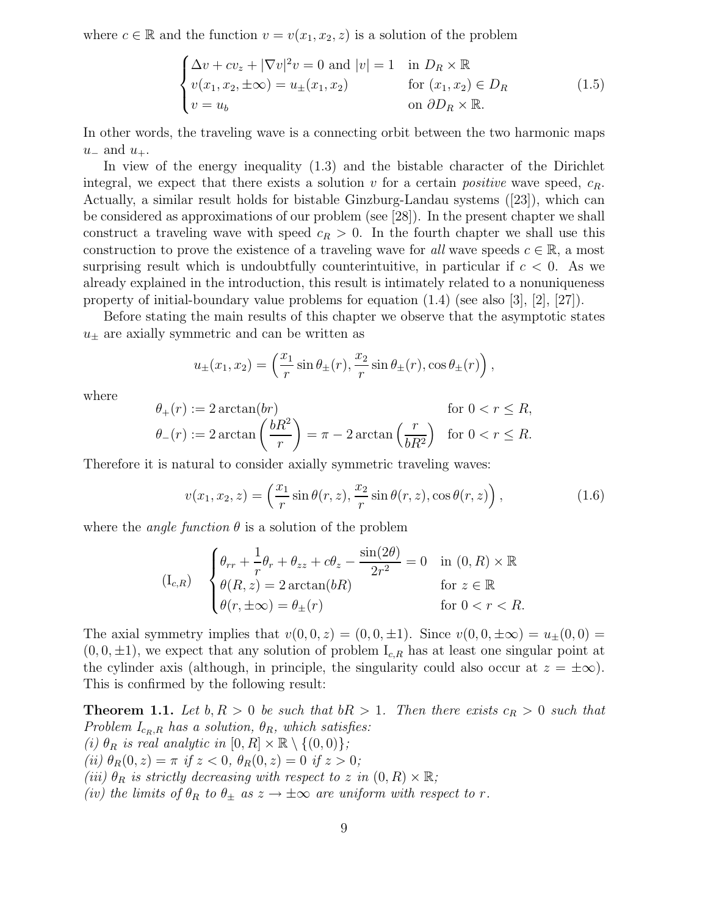where $c \in \mathbb{R}$ and the function $v = v(x_1, x_2, z)$ is a solution of the problem

$$
\begin{cases}
\Delta v + cv_z + |\nabla v|^2 v = 0 \text{ and } |v| = 1 & \text{in } D_R \times \mathbb{R} \\
v(x_1, x_2, \pm\infty) = u_\pm(x_1, x_2) & \text{for } (x_1, x_2) \in D_R \\
v = u_b & \text{on } \partial D_R \times \mathbb{R}.
\end{cases}
\tag{1.5}
$$

In other words, the traveling wave is a connecting orbit between the two harmonic maps $u_-$ and $u_+$.

In view of the energy inequality (1.3) and the bistable character of the Dirichlet integral, we expect that there exists a solution $v$ for a certain *positive* wave speed, $c_R$. Actually, a similar result holds for bistable Ginzburg-Landau systems ([23]), which can be considered as approximations of our problem (see [28]). In the present chapter we shall construct a traveling wave with speed $c_R > 0$. In the fourth chapter we shall use this construction to prove the existence of a traveling wave for *all* wave speeds $c \in \mathbb{R}$, a most surprising result which is undoubtfully counterintuitive, in particular if $c < 0$. As we already explained in the introduction, this result is intimately related to a nonuniqueness property of initial-boundary value problems for equation (1.4) (see also [3], [2], [27]).

Before stating the main results of this chapter we observe that the asymptotic states $u_\pm$ are axially symmetric and can be written as

$$
u_\pm(x_1, x_2) = \left( \frac{x_1}{r} \sin \theta_\pm(r), \frac{x_2}{r} \sin \theta_\pm(r), \cos \theta_\pm(r) \right),
$$

where

$$
\begin{aligned}
\theta_+(r) &:= 2 \arctan(br) && \text{for } 0 < r \leq R, \\
\theta_-(r) &:= 2 \arctan\left( \frac{bR^2}{r} \right) = \pi - 2 \arctan\left( \frac{r}{bR^2} \right) && \text{for } 0 < r \leq R.
\end{aligned}
$$

Therefore it is natural to consider axially symmetric traveling waves:

$$
v(x_1, x_2, z) = \left( \frac{x_1}{r} \sin \theta(r, z), \frac{x_2}{r} \sin \theta(r, z), \cos \theta(r, z) \right),
\tag{1.6}
$$

where the *angle function* $\theta$ is a solution of the problem

$$
(\mathrm{I}_{c,R}) \quad
\begin{cases}
\theta_{rr} + \dfrac{1}{r}\theta_r + \theta_{zz} + c\theta_z - \dfrac{\sin(2\theta)}{2r^2} = 0 & \text{in } (0, R) \times \mathbb{R} \\
\theta(R, z) = 2 \arctan(bR) & \text{for } z \in \mathbb{R} \\
\theta(r, \pm\infty) = \theta_\pm(r) & \text{for } 0 < r < R.
\end{cases}
$$

The axial symmetry implies that $v(0, 0, z) = (0, 0, \pm 1)$. Since $v(0, 0, \pm\infty) = u_\pm(0, 0) = (0, 0, \pm 1)$, we expect that any solution of problem $\mathrm{I}_{c,R}$ has at least one singular point at the cylinder axis (although, in principle, the singularity could also occur at $z = \pm\infty$). This is confirmed by the following result:

**Theorem 1.1.** *Let $b, R > 0$ be such that $bR > 1$. Then there exists $c_R > 0$ such that Problem $\mathrm{I}_{c_R,R}$ has a solution, $\theta_R$, which satisfies:*
*(i) $\theta_R$ is real analytic in $[0, R] \times \mathbb{R} \setminus \{(0, 0)\}$;*
*(ii) $\theta_R(0, z) = \pi$ if $z < 0$, $\theta_R(0, z) = 0$ if $z > 0$;*
*(iii) $\theta_R$ is strictly decreasing with respect to $z$ in $(0, R) \times \mathbb{R}$;*
*(iv) the limits of $\theta_R$ to $\theta_\pm$ as $z \to \pm\infty$ are uniform with respect to $r$.*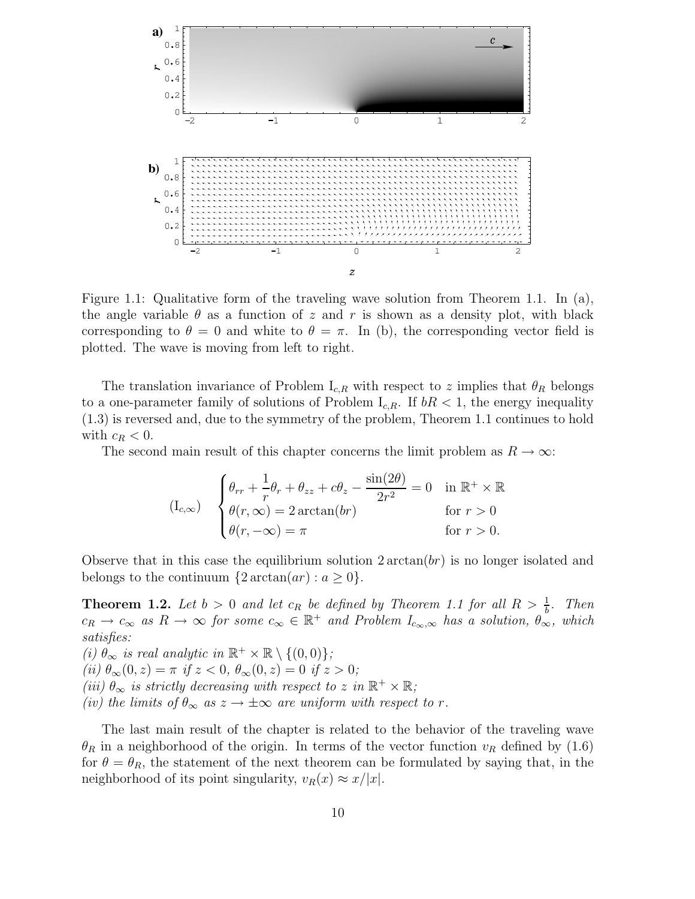Figure 1.1: Qualitative form of the traveling wave solution from Theorem 1.1. In (a), the angle variable $\theta$ as a function of $z$ and $r$ is shown as a density plot, with black corresponding to $\theta = 0$ and white to $\theta = \pi$. In (b), the corresponding vector field is plotted. The wave is moving from left to right.

The translation invariance of Problem $\mathrm{I}_{c,R}$ with respect to $z$ implies that $\theta_R$ belongs to a one-parameter family of solutions of Problem $\mathrm{I}_{c,R}$. If $bR < 1$, the energy inequality (1.3) is reversed and, due to the symmetry of the problem, Theorem 1.1 continues to hold with $c_R < 0$.

The second main result of this chapter concerns the limit problem as $R \to \infty$:

$$
(\mathrm{I}_{c,\infty}) \quad \begin{cases} \theta_{rr} + \dfrac{1}{r}\theta_r + \theta_{zz} + c\theta_z - \dfrac{\sin(2\theta)}{2r^2} = 0 & \text{in } \mathbb{R}^+ \times \mathbb{R} \\ \theta(r, \infty) = 2\arctan(br) & \text{for } r > 0 \\ \theta(r, -\infty) = \pi & \text{for } r > 0. \end{cases}
$$

Observe that in this case the equilibrium solution $2\arctan(br)$ is no longer isolated and belongs to the continuum $\{2\arctan(ar) : a \geq 0\}$.

**Theorem 1.2.** *Let $b > 0$ and let $c_R$ be defined by Theorem 1.1 for all $R > \frac{1}{b}$. Then $c_R \to c_\infty$ as $R \to \infty$ for some $c_\infty \in \mathbb{R}^+$ and Problem $I_{c_\infty,\infty}$ has a solution, $\theta_\infty$, which satisfies:*
*(i) $\theta_\infty$ is real analytic in $\mathbb{R}^+ \times \mathbb{R} \setminus \{(0,0)\}$;*
*(ii) $\theta_\infty(0,z) = \pi$ if $z < 0$, $\theta_\infty(0,z) = 0$ if $z > 0$;*
*(iii) $\theta_\infty$ is strictly decreasing with respect to $z$ in $\mathbb{R}^+ \times \mathbb{R}$;*
*(iv) the limits of $\theta_\infty$ as $z \to \pm\infty$ are uniform with respect to $r$.*

The last main result of the chapter is related to the behavior of the traveling wave $\theta_R$ in a neighborhood of the origin. In terms of the vector function $v_R$ defined by (1.6) for $\theta = \theta_R$, the statement of the next theorem can be formulated by saying that, in the neighborhood of its point singularity, $v_R(x) \approx x/|x|$.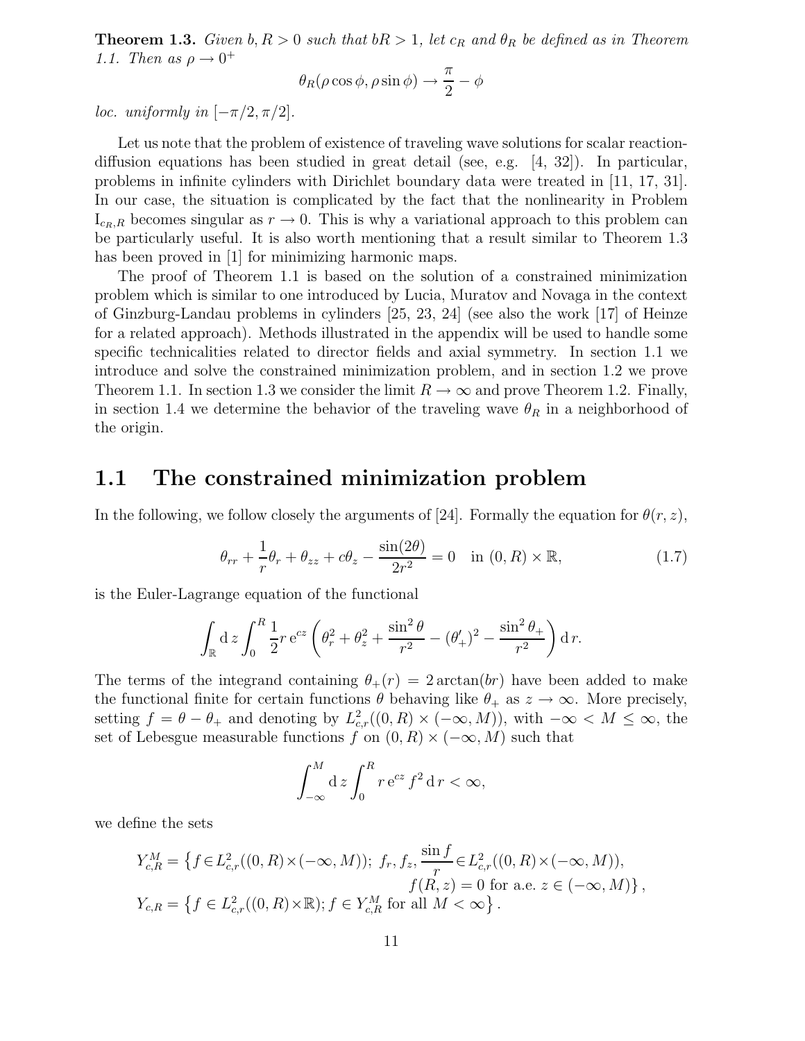**Theorem 1.3.** *Given $b, R > 0$ such that $bR > 1$, let $c_R$ and $\theta_R$ be defined as in Theorem 1.1. Then as $\rho \to 0^+$*

$$\theta_R(\rho \cos \phi, \rho \sin \phi) \to \frac{\pi}{2} - \phi$$

*loc. uniformly in $[-\pi/2, \pi/2]$.*

Let us note that the problem of existence of traveling wave solutions for scalar reaction-diffusion equations has been studied in great detail (see, e.g. [4, 32]). In particular, problems in infinite cylinders with Dirichlet boundary data were treated in [11, 17, 31]. In our case, the situation is complicated by the fact that the nonlinearity in Problem $\mathrm{I}_{c_R,R}$ becomes singular as $r \to 0$. This is why a variational approach to this problem can be particularly useful. It is also worth mentioning that a result similar to Theorem 1.3 has been proved in [1] for minimizing harmonic maps.

The proof of Theorem 1.1 is based on the solution of a constrained minimization problem which is similar to one introduced by Lucia, Muratov and Novaga in the context of Ginzburg-Landau problems in cylinders [25, 23, 24] (see also the work [17] of Heinze for a related approach). Methods illustrated in the appendix will be used to handle some specific technicalities related to director fields and axial symmetry. In section 1.1 we introduce and solve the constrained minimization problem, and in section 1.2 we prove Theorem 1.1. In section 1.3 we consider the limit $R \to \infty$ and prove Theorem 1.2. Finally, in section 1.4 we determine the behavior of the traveling wave $\theta_R$ in a neighborhood of the origin.

## 1.1 The constrained minimization problem

In the following, we follow closely the arguments of [24]. Formally the equation for $\theta(r, z)$,

$$\theta_{rr} + \frac{1}{r}\theta_r + \theta_{zz} + c\theta_z - \frac{\sin(2\theta)}{2r^2} = 0 \quad \text{in } (0, R) \times \mathbb{R}, \tag{1.7}$$

is the Euler-Lagrange equation of the functional

$$\int_{\mathbb{R}} \mathrm{d}\, z \int_0^R \frac{1}{2} r\, \mathrm{e}^{cz} \left( \theta_r^2 + \theta_z^2 + \frac{\sin^2 \theta}{r^2} - (\theta_+')^2 - \frac{\sin^2 \theta_+}{r^2} \right) \mathrm{d}\, r.$$

The terms of the integrand containing $\theta_+(r) = 2 \arctan(br)$ have been added to make the functional finite for certain functions $\theta$ behaving like $\theta_+$ as $z \to \infty$. More precisely, setting $f = \theta - \theta_+$ and denoting by $L^2_{c,r}((0, R) \times (-\infty, M))$, with $-\infty < M \leq \infty$, the set of Lebesgue measurable functions $f$ on $(0, R) \times (-\infty, M)$ such that

$$\int_{-\infty}^M \mathrm{d}\, z \int_0^R r\, \mathrm{e}^{cz} f^2\, \mathrm{d}\, r < \infty,$$

we define the sets

$$Y^M_{c,R} = \Big\{ f \in L^2_{c,r}((0, R) \times (-\infty, M));\ f_r, f_z, \frac{\sin f}{r} \in L^2_{c,r}((0, R) \times (-\infty, M)),$$
$$f(R, z) = 0 \text{ for a.e. } z \in (-\infty, M) \Big\},$$
$$Y_{c,R} = \left\{ f \in L^2_{c,r}((0, R) \times \mathbb{R});\ f \in Y^M_{c,R} \text{ for all } M < \infty \right\}.$$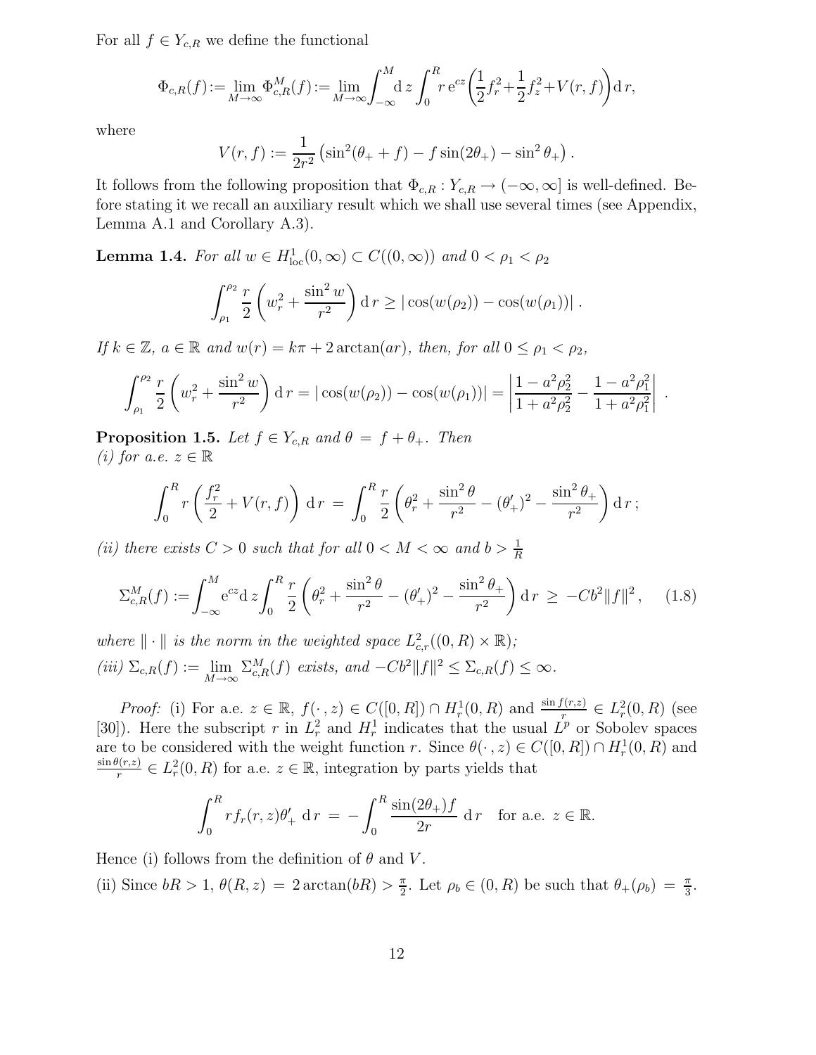For all $f \in Y_{c,R}$ we define the functional

$$\Phi_{c,R}(f) := \lim_{M\to\infty} \Phi^M_{c,R}(f) := \lim_{M\to\infty} \int_{-\infty}^{M} \mathrm{d}\, z \int_0^R r\, \mathrm{e}^{cz} \left( \frac{1}{2} f_r^2 + \frac{1}{2} f_z^2 + V(r,f) \right) \mathrm{d}\, r,$$

where

$$V(r,f) := \frac{1}{2r^2} \left( \sin^2(\theta_+ + f) - f \sin(2\theta_+) - \sin^2 \theta_+ \right).$$

It follows from the following proposition that $\Phi_{c,R} : Y_{c,R} \to (-\infty, \infty]$ is well-defined. Before stating it we recall an auxiliary result which we shall use several times (see Appendix, Lemma A.1 and Corollary A.3).

**Lemma 1.4.** *For all $w \in H^1_{\mathrm{loc}}(0,\infty) \subset C((0,\infty))$ and $0 < \rho_1 < \rho_2$*

$$\int_{\rho_1}^{\rho_2} \frac{r}{2} \left( w_r^2 + \frac{\sin^2 w}{r^2} \right) \mathrm{d}\, r \geq |\cos(w(\rho_2)) - \cos(w(\rho_1))| \,.$$

*If $k \in \mathbb{Z}$, $a \in \mathbb{R}$ and $w(r) = k\pi + 2\arctan(ar)$, then, for all $0 \leq \rho_1 < \rho_2$,*

$$\int_{\rho_1}^{\rho_2} \frac{r}{2} \left( w_r^2 + \frac{\sin^2 w}{r^2} \right) \mathrm{d}\, r = |\cos(w(\rho_2)) - \cos(w(\rho_1))| = \left| \frac{1 - a^2\rho_2^2}{1 + a^2\rho_2^2} - \frac{1 - a^2\rho_1^2}{1 + a^2\rho_1^2} \right| \,.$$

**Proposition 1.5.** *Let $f \in Y_{c,R}$ and $\theta = f + \theta_+$. Then*
*(i) for a.e. $z \in \mathbb{R}$*

$$\int_0^R r \left( \frac{f_r^2}{2} + V(r,f) \right) \mathrm{d}\, r \;=\; \int_0^R \frac{r}{2} \left( \theta_r^2 + \frac{\sin^2 \theta}{r^2} - (\theta_+')^2 - \frac{\sin^2 \theta_+}{r^2} \right) \mathrm{d}\, r\,;$$

*(ii) there exists $C > 0$ such that for all $0 < M < \infty$ and $b > \frac{1}{R}$*

$$\Sigma^M_{c,R}(f) := \int_{-\infty}^{M} \mathrm{e}^{cz} \mathrm{d}\, z \int_0^R \frac{r}{2} \left( \theta_r^2 + \frac{\sin^2 \theta}{r^2} - (\theta_+')^2 - \frac{\sin^2 \theta_+}{r^2} \right) \mathrm{d}\, r \;\geq\; -Cb^2 \|f\|^2\,, \qquad (1.8)$$

*where $\|\cdot\|$ is the norm in the weighted space $L^2_{c,r}((0,R) \times \mathbb{R})$;*
*(iii) $\Sigma_{c,R}(f) := \lim_{M\to\infty} \Sigma^M_{c,R}(f)$ exists, and $-Cb^2\|f\|^2 \leq \Sigma_{c,R}(f) \leq \infty$.*

*Proof:* (i) For a.e. $z \in \mathbb{R}$, $f(\cdot\,, z) \in C([0,R]) \cap H^1_r(0,R)$ and $\frac{\sin f(r,z)}{r} \in L^2_r(0,R)$ (see [30]). Here the subscript $r$ in $L^2_r$ and $H^1_r$ indicates that the usual $L^p$ or Sobolev spaces are to be considered with the weight function $r$. Since $\theta(\cdot\,, z) \in C([0,R]) \cap H^1_r(0,R)$ and $\frac{\sin\theta(r,z)}{r} \in L^2_r(0,R)$ for a.e. $z \in \mathbb{R}$, integration by parts yields that

$$\int_0^R r f_r(r,z) \theta_+' \;\mathrm{d}\, r \;=\; -\int_0^R \frac{\sin(2\theta_+) f}{2r} \;\mathrm{d}\, r \quad \text{for a.e. } z \in \mathbb{R}.$$

Hence (i) follows from the definition of $\theta$ and $V$.
(ii) Since $bR > 1$, $\theta(R,z) = 2\arctan(bR) > \frac{\pi}{2}$. Let $\rho_b \in (0,R)$ be such that $\theta_+(\rho_b) = \frac{\pi}{3}$.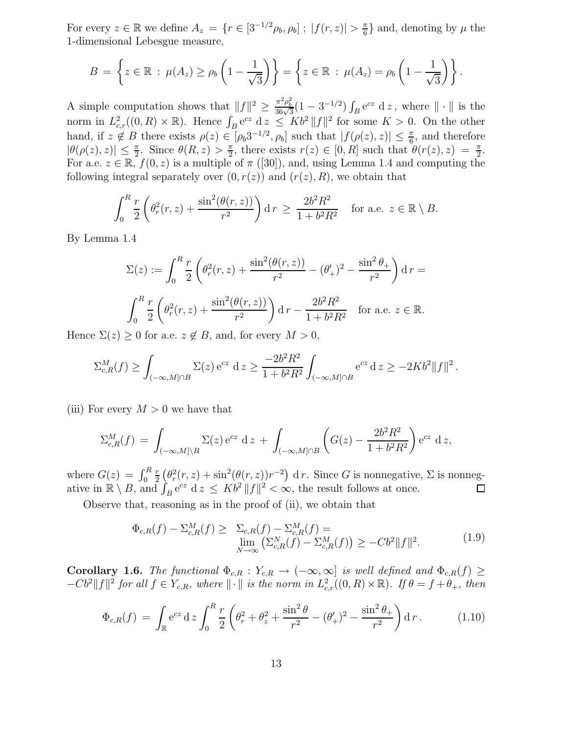For every $z \in \mathbb{R}$ we define $A_z = \{r \in [3^{-1/2}\rho_b, \rho_b] \,;\, |f(r,z)| > \frac{\pi}{6}\}$ and, denoting by $\mu$ the 1-dimensional Lebesgue measure,

$$B \,=\, \left\{ z \in \mathbb{R} \,:\, \mu(A_z) \geq \rho_b \left(1 - \frac{1}{\sqrt{3}}\right) \right\} = \left\{ z \in \mathbb{R} \,:\, \mu(A_z) = \rho_b \left(1 - \frac{1}{\sqrt{3}}\right) \right\}.$$

A simple computation shows that $\|f\|^2 \geq \frac{\pi^2 \rho_b^2}{36\sqrt{3}}(1 - 3^{-1/2}) \int_B e^{cz} \, \mathrm{d}\, z$, where $\|\cdot\|$ is the norm in $L^2_{c,r}((0,R) \times \mathbb{R})$. Hence $\int_B e^{cz} \, \mathrm{d}\, z \,\leq\, K b^2 \|f\|^2$ for some $K > 0$. On the other hand, if $z \notin B$ there exists $\rho(z) \in [\rho_b 3^{-1/2}, \rho_b]$ such that $|f(\rho(z), z)| \leq \frac{\pi}{6}$, and therefore $|\theta(\rho(z), z)| \leq \frac{\pi}{2}$. Since $\theta(R, z) > \frac{\pi}{2}$, there exists $r(z) \in [0, R]$ such that $\theta(r(z), z) \,=\, \frac{\pi}{2}$. For a.e. $z \in \mathbb{R}$, $f(0, z)$ is a multiple of $\pi$ ([30]), and, using Lemma 1.4 and computing the following integral separately over $(0, r(z))$ and $(r(z), R)$, we obtain that

$$\int_0^R \frac{r}{2} \left( \theta_r^2(r,z) + \frac{\sin^2(\theta(r,z))}{r^2} \right) \mathrm{d}\, r \,\geq\, \frac{2b^2R^2}{1 + b^2R^2} \quad \text{for a.e. } z \in \mathbb{R} \setminus B.$$

By Lemma 1.4

$$\Sigma(z) := \int_0^R \frac{r}{2} \left( \theta_r^2(r,z) + \frac{\sin^2(\theta(r,z))}{r^2} - (\theta_+')^2 - \frac{\sin^2 \theta_+}{r^2} \right) \mathrm{d}\, r =$$

$$\int_0^R \frac{r}{2} \left( \theta_r^2(r,z) + \frac{\sin^2(\theta(r,z))}{r^2} \right) \mathrm{d}\, r - \frac{2b^2R^2}{1 + b^2R^2} \quad \text{for a.e. } z \in \mathbb{R}.$$

Hence $\Sigma(z) \geq 0$ for a.e. $z \notin B$, and, for every $M > 0$,

$$\Sigma_{c,R}^M(f) \geq \int_{(-\infty, M] \cap B} \Sigma(z) \, e^{cz} \, \mathrm{d}\, z \geq \frac{-2b^2R^2}{1 + b^2R^2} \int_{(-\infty, M] \cap B} e^{cz} \, \mathrm{d}\, z \geq -2Kb^2 \|f\|^2 .$$

(iii) For every $M > 0$ we have that

$$\Sigma_{c,R}^M(f) \,=\, \int_{(-\infty, M] \setminus B} \Sigma(z) \, e^{cz} \, \mathrm{d}\, z \,+\, \int_{(-\infty, M] \cap B} \left( G(z) - \frac{2b^2R^2}{1 + b^2R^2} \right) e^{cz} \, \mathrm{d}\, z,$$

where $G(z) \,=\, \int_0^R \frac{r}{2} \left( \theta_r^2(r,z) + \sin^2(\theta(r,z)) r^{-2} \right) \, \mathrm{d}\, r$. Since $G$ is nonnegative, $\Sigma$ is nonnegative in $\mathbb{R} \setminus B$, and $\int_B e^{cz} \, \mathrm{d}\, z \,\leq\, K b^2 \|f\|^2 < \infty$, the result follows at once. $\square$

Observe that, reasoning as in the proof of (ii), we obtain that

$$\begin{aligned} \Phi_{c,R}(f) - \Sigma_{c,R}^M(f) \geq \;& \Sigma_{c,R}(f) - \Sigma_{c,R}^M(f) = \\ & \lim_{N \to \infty} \left( \Sigma_{c,R}^N(f) - \Sigma_{c,R}^M(f) \right) \geq -Cb^2 \|f\|^2. \end{aligned} \tag{1.9}$$

**Corollary 1.6.** *The functional $\Phi_{c,R} : Y_{c,R} \to (-\infty, \infty]$ is well defined and $\Phi_{c,R}(f) \geq -Cb^2 \|f\|^2$ for all $f \in Y_{c,R}$, where $\|\cdot\|$ is the norm in $L^2_{c,r}((0,R) \times \mathbb{R})$. If $\theta = f + \theta_+$, then*

$$\Phi_{c,R}(f) \,=\, \int_{\mathbb{R}} e^{cz} \, \mathrm{d}\, z \int_0^R \frac{r}{2} \left( \theta_r^2 + \theta_z^2 + \frac{\sin^2 \theta}{r^2} - (\theta_+')^2 - \frac{\sin^2 \theta_+}{r^2} \right) \mathrm{d}\, r\,. \tag{1.10}$$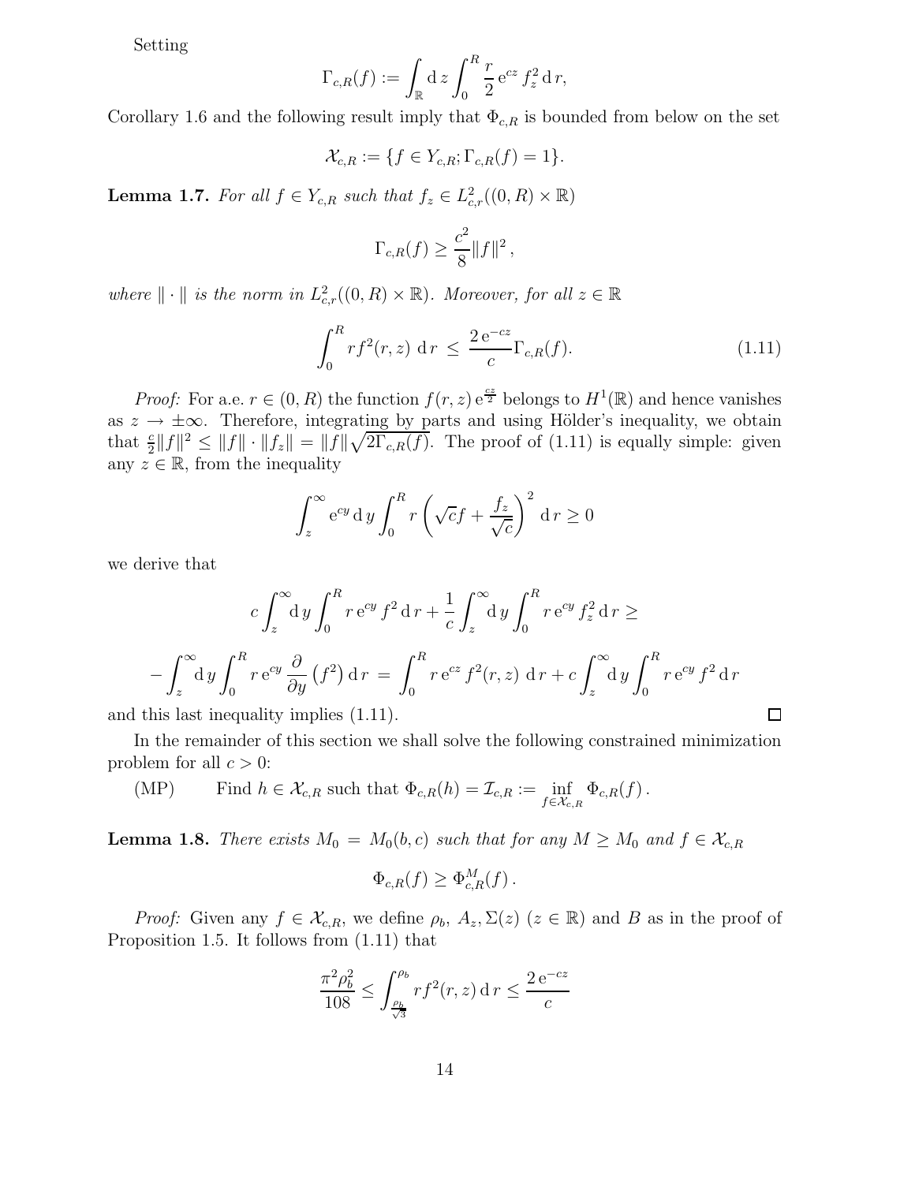Setting

$$\Gamma_{c,R}(f) := \int_{\mathbb{R}} \mathrm{d}\, z \int_0^R \frac{r}{2} \,\mathrm{e}^{cz}\, f_z^2 \,\mathrm{d}\, r,$$

Corollary 1.6 and the following result imply that $\Phi_{c,R}$ is bounded from below on the set

$$\mathcal{X}_{c,R} := \{f \in Y_{c,R}; \Gamma_{c,R}(f) = 1\}.$$

**Lemma 1.7.** *For all $f \in Y_{c,R}$ such that $f_z \in L^2_{c,r}((0,R) \times \mathbb{R})$*

$$\Gamma_{c,R}(f) \geq \frac{c^2}{8} \|f\|^2 \,,$$

*where $\|\cdot\|$ is the norm in $L^2_{c,r}((0,R) \times \mathbb{R})$. Moreover, for all $z \in \mathbb{R}$*

$$\int_0^R r f^2(r,z) \;\mathrm{d}\, r \;\leq\; \frac{2\,\mathrm{e}^{-cz}}{c} \Gamma_{c,R}(f). \tag{1.11}$$

*Proof:* For a.e. $r \in (0,R)$ the function $f(r,z)\,\mathrm{e}^{\frac{cz}{2}}$ belongs to $H^1(\mathbb{R})$ and hence vanishes as $z \to \pm\infty$. Therefore, integrating by parts and using Hölder's inequality, we obtain that $\frac{c}{2}\|f\|^2 \leq \|f\| \cdot \|f_z\| = \|f\|\sqrt{2\Gamma_{c,R}(f)}$. The proof of (1.11) is equally simple: given any $z \in \mathbb{R}$, from the inequality

$$\int_z^{\infty} \mathrm{e}^{cy}\, \mathrm{d}\, y \int_0^R r \left(\sqrt{c} f + \frac{f_z}{\sqrt{c}}\right)^2 \,\mathrm{d}\, r \geq 0$$

we derive that

$$c \int_z^{\infty} \mathrm{d}\, y \int_0^R r\, \mathrm{e}^{cy}\, f^2 \,\mathrm{d}\, r + \frac{1}{c} \int_z^{\infty} \mathrm{d}\, y \int_0^R r\, \mathrm{e}^{cy}\, f_z^2 \,\mathrm{d}\, r \geq$$

$$-\int_z^{\infty} \mathrm{d}\, y \int_0^R r\, \mathrm{e}^{cy}\, \frac{\partial}{\partial y}\left(f^2\right) \mathrm{d}\, r \;=\; \int_0^R r\, \mathrm{e}^{cz}\, f^2(r,z) \;\mathrm{d}\, r + c\int_z^{\infty} \mathrm{d}\, y \int_0^R r\, \mathrm{e}^{cy}\, f^2 \,\mathrm{d}\, r$$

and this last inequality implies (1.11). □

In the remainder of this section we shall solve the following constrained minimization problem for all $c > 0$:

(MP) Find $h \in \mathcal{X}_{c,R}$ such that $\Phi_{c,R}(h) = \mathcal{I}_{c,R} := \inf_{f \in \mathcal{X}_{c,R}} \Phi_{c,R}(f)\,.$

**Lemma 1.8.** *There exists $M_0 = M_0(b,c)$ such that for any $M \geq M_0$ and $f \in \mathcal{X}_{c,R}$*

$$\Phi_{c,R}(f) \geq \Phi^M_{c,R}(f)\,.$$

*Proof:* Given any $f \in \mathcal{X}_{c,R}$, we define $\rho_b$, $A_z, \Sigma(z)$ ($z \in \mathbb{R}$) and $B$ as in the proof of Proposition 1.5. It follows from (1.11) that

$$\frac{\pi^2 \rho_b^2}{108} \leq \int_{\frac{\rho_b}{\sqrt{3}}}^{\rho_b} r f^2(r,z) \,\mathrm{d}\, r \leq \frac{2\,\mathrm{e}^{-cz}}{c}$$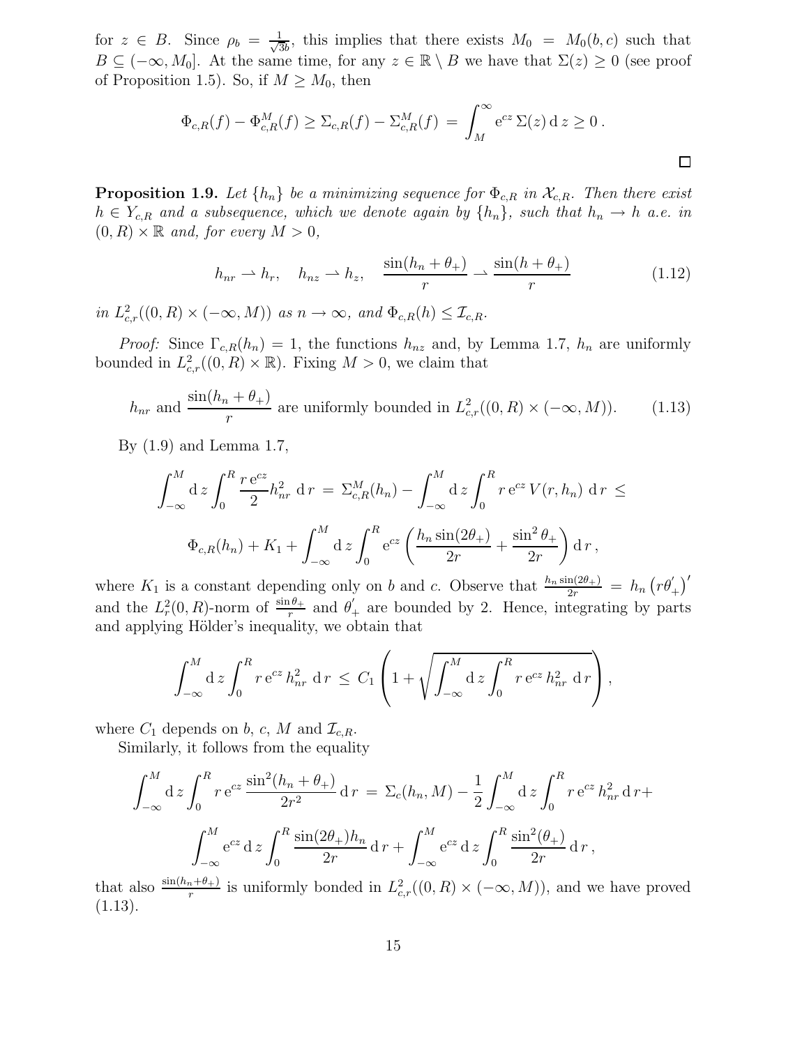for $z \in B$. Since $\rho_b = \frac{1}{\sqrt{3b}}$, this implies that there exists $M_0 = M_0(b, c)$ such that $B \subseteq (-\infty, M_0]$. At the same time, for any $z \in \mathbb{R} \setminus B$ we have that $\Sigma(z) \geq 0$ (see proof of Proposition 1.5). So, if $M \geq M_0$, then

$$\Phi_{c,R}(f) - \Phi_{c,R}^M(f) \geq \Sigma_{c,R}(f) - \Sigma_{c,R}^M(f) = \int_M^\infty \mathrm{e}^{cz}\, \Sigma(z)\, \mathrm{d}\, z \geq 0\,.$$

□

**Proposition 1.9.** *Let $\{h_n\}$ be a minimizing sequence for $\Phi_{c,R}$ in $\mathcal{X}_{c,R}$. Then there exist $h \in Y_{c,R}$ and a subsequence, which we denote again by $\{h_n\}$, such that $h_n \to h$ a.e. in $(0, R) \times \mathbb{R}$ and, for every $M > 0$,*

$$h_{nr} \rightharpoonup h_r, \quad h_{nz} \rightharpoonup h_z, \quad \frac{\sin(h_n + \theta_+)}{r} \rightharpoonup \frac{\sin(h + \theta_+)}{r} \tag{1.12}$$

*in $L^2_{c,r}((0, R) \times (-\infty, M))$ as $n \to \infty$, and $\Phi_{c,R}(h) \leq \mathcal{I}_{c,R}$.*

*Proof:* Since $\Gamma_{c,R}(h_n) = 1$, the functions $h_{nz}$ and, by Lemma 1.7, $h_n$ are uniformly bounded in $L^2_{c,r}((0, R) \times \mathbb{R})$. Fixing $M > 0$, we claim that

$$h_{nr} \text{ and } \frac{\sin(h_n + \theta_+)}{r} \text{ are uniformly bounded in } L^2_{c,r}((0, R) \times (-\infty, M)). \tag{1.13}$$

By (1.9) and Lemma 1.7,

$$\int_{-\infty}^M \mathrm{d}\, z \int_0^R \frac{r\, \mathrm{e}^{cz}}{2} h_{nr}^2 \;\mathrm{d}\, r \;=\; \Sigma_{c,R}^M(h_n) - \int_{-\infty}^M \mathrm{d}\, z \int_0^R r\, \mathrm{e}^{cz}\, V(r, h_n) \;\mathrm{d}\, r \;\leq$$

$$\Phi_{c,R}(h_n) + K_1 + \int_{-\infty}^M \mathrm{d}\, z \int_0^R \mathrm{e}^{cz} \left( \frac{h_n \sin(2\theta_+)}{2r} + \frac{\sin^2 \theta_+}{2r} \right) \mathrm{d}\, r\,,$$

where $K_1$ is a constant depending only on $b$ and $c$. Observe that $\frac{h_n \sin(2\theta_+)}{2r} = h_n \left(r\theta_+^{'}\right)^{'}$ and the $L^2_r(0, R)$-norm of $\frac{\sin \theta_+}{r}$ and $\theta_+^{'}$ are bounded by 2. Hence, integrating by parts and applying Hölder's inequality, we obtain that

$$\int_{-\infty}^M \mathrm{d}\, z \int_0^R r\, \mathrm{e}^{cz}\, h_{nr}^2 \;\mathrm{d}\, r \;\leq\; C_1 \left( 1 + \sqrt{\int_{-\infty}^M \mathrm{d}\, z \int_0^R r\, \mathrm{e}^{cz}\, h_{nr}^2 \;\mathrm{d}\, r} \right),$$

where $C_1$ depends on $b$, $c$, $M$ and $\mathcal{I}_{c,R}$.

Similarly, it follows from the equality

$$\int_{-\infty}^M \mathrm{d}\, z \int_0^R r\, \mathrm{e}^{cz}\, \frac{\sin^2(h_n + \theta_+)}{2r^2}\, \mathrm{d}\, r \;=\; \Sigma_c(h_n, M) - \frac{1}{2} \int_{-\infty}^M \mathrm{d}\, z \int_0^R r\, \mathrm{e}^{cz}\, h_{nr}^2\, \mathrm{d}\, r +$$

$$\int_{-\infty}^M \mathrm{e}^{cz}\, \mathrm{d}\, z \int_0^R \frac{\sin(2\theta_+) h_n}{2r}\, \mathrm{d}\, r + \int_{-\infty}^M \mathrm{e}^{cz}\, \mathrm{d}\, z \int_0^R \frac{\sin^2(\theta_+)}{2r}\, \mathrm{d}\, r\,,$$

that also $\frac{\sin(h_n + \theta_+)}{r}$ is uniformly bonded in $L^2_{c,r}((0, R) \times (-\infty, M))$, and we have proved (1.13).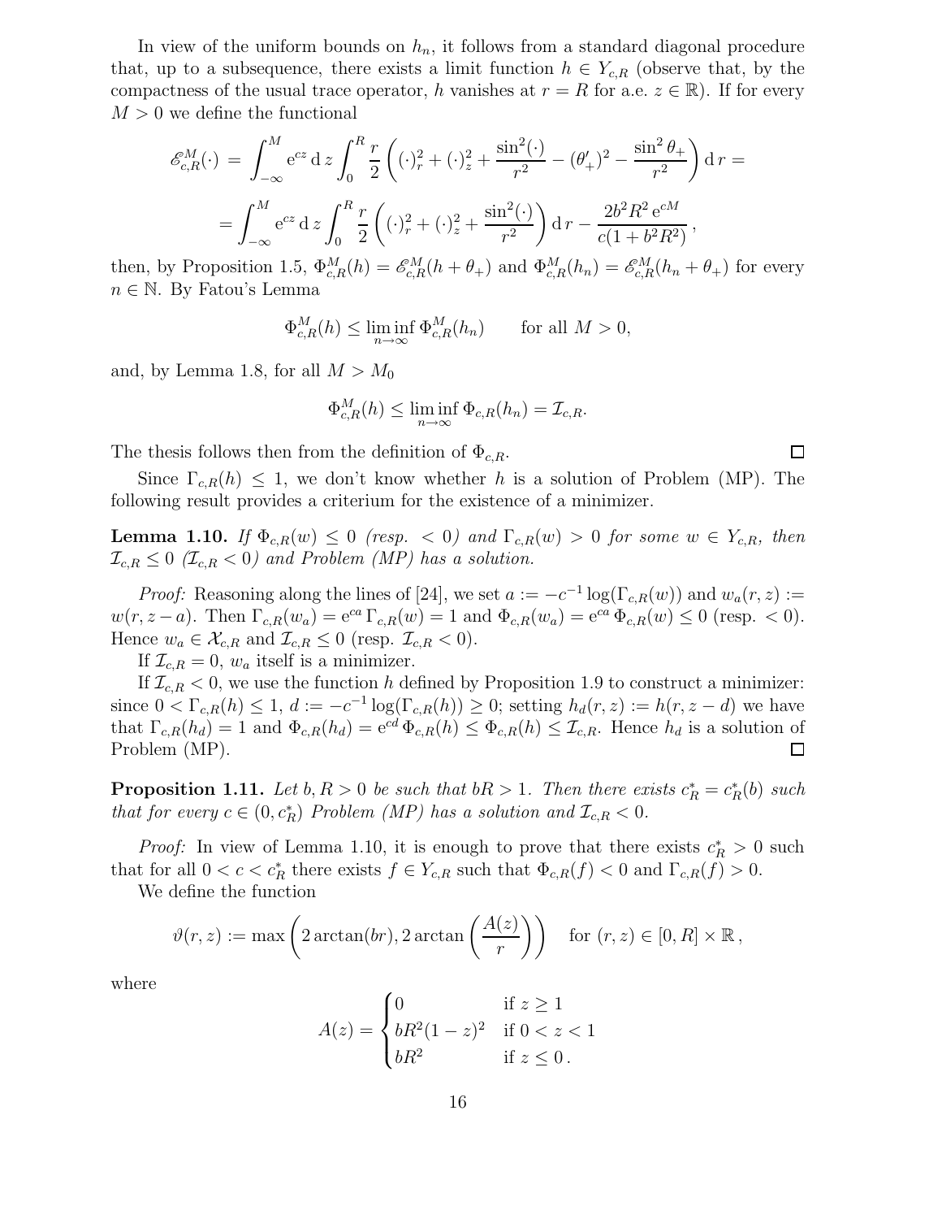In view of the uniform bounds on $h_n$, it follows from a standard diagonal procedure that, up to a subsequence, there exists a limit function $h \in Y_{c,R}$ (observe that, by the compactness of the usual trace operator, $h$ vanishes at $r = R$ for a.e. $z \in \mathbb{R}$). If for every $M > 0$ we define the functional

$$
\begin{aligned}
\mathscr{E}^M_{c,R}(\cdot) \;&=\; \int_{-\infty}^{M} \mathrm{e}^{cz}\,\mathrm{d}\,z \int_0^R \frac{r}{2}\left((\cdot)_r^2 + (\cdot)_z^2 + \frac{\sin^2(\cdot)}{r^2} - (\theta_+')^2 - \frac{\sin^2\theta_+}{r^2}\right)\mathrm{d}\,r = \\
&= \int_{-\infty}^{M} \mathrm{e}^{cz}\,\mathrm{d}\,z \int_0^R \frac{r}{2}\left((\cdot)_r^2 + (\cdot)_z^2 + \frac{\sin^2(\cdot)}{r^2}\right)\mathrm{d}\,r - \frac{2b^2R^2\,\mathrm{e}^{cM}}{c(1+b^2R^2)}\,,
\end{aligned}
$$

then, by Proposition 1.5, $\Phi^M_{c,R}(h) = \mathscr{E}^M_{c,R}(h + \theta_+)$ and $\Phi^M_{c,R}(h_n) = \mathscr{E}^M_{c,R}(h_n + \theta_+)$ for every $n \in \mathbb{N}$. By Fatou's Lemma

$$
\Phi^M_{c,R}(h) \le \liminf_{n\to\infty} \Phi^M_{c,R}(h_n) \qquad \text{for all } M > 0,
$$

and, by Lemma 1.8, for all $M > M_0$

$$
\Phi^M_{c,R}(h) \le \liminf_{n\to\infty} \Phi_{c,R}(h_n) = \mathcal{I}_{c,R}.
$$

The thesis follows then from the definition of $\Phi_{c,R}$. $\square$

Since $\Gamma_{c,R}(h) \le 1$, we don't know whether $h$ is a solution of Problem (MP). The following result provides a criterium for the existence of a minimizer.

**Lemma 1.10.** *If $\Phi_{c,R}(w) \le 0$ (resp. $< 0$) and $\Gamma_{c,R}(w) > 0$ for some $w \in Y_{c,R}$, then $\mathcal{I}_{c,R} \le 0$ ($\mathcal{I}_{c,R} < 0$) and Problem (MP) has a solution.*

*Proof:* Reasoning along the lines of [24], we set $a := -c^{-1}\log(\Gamma_{c,R}(w))$ and $w_a(r,z) := w(r, z-a)$. Then $\Gamma_{c,R}(w_a) = \mathrm{e}^{ca}\,\Gamma_{c,R}(w) = 1$ and $\Phi_{c,R}(w_a) = \mathrm{e}^{ca}\,\Phi_{c,R}(w) \le 0$ (resp. $< 0$). Hence $w_a \in \mathcal{X}_{c,R}$ and $\mathcal{I}_{c,R} \le 0$ (resp. $\mathcal{I}_{c,R} < 0$).

If $\mathcal{I}_{c,R} = 0$, $w_a$ itself is a minimizer.

If $\mathcal{I}_{c,R} < 0$, we use the function $h$ defined by Proposition 1.9 to construct a minimizer: since $0 < \Gamma_{c,R}(h) \le 1$, $d := -c^{-1}\log(\Gamma_{c,R}(h)) \ge 0$; setting $h_d(r,z) := h(r, z-d)$ we have that $\Gamma_{c,R}(h_d) = 1$ and $\Phi_{c,R}(h_d) = \mathrm{e}^{cd}\,\Phi_{c,R}(h) \le \Phi_{c,R}(h) \le \mathcal{I}_{c,R}$. Hence $h_d$ is a solution of Problem (MP). $\square$

**Proposition 1.11.** *Let $b, R > 0$ be such that $bR > 1$. Then there exists $c^*_R = c^*_R(b)$ such that for every $c \in (0, c^*_R)$ Problem (MP) has a solution and $\mathcal{I}_{c,R} < 0$.*

*Proof:* In view of Lemma 1.10, it is enough to prove that there exists $c^*_R > 0$ such that for all $0 < c < c^*_R$ there exists $f \in Y_{c,R}$ such that $\Phi_{c,R}(f) < 0$ and $\Gamma_{c,R}(f) > 0$.

We define the function

$$
\vartheta(r,z) := \max\left(2\arctan(br),\, 2\arctan\left(\frac{A(z)}{r}\right)\right) \quad \text{for } (r,z) \in [0,R]\times\mathbb{R}\,,
$$

where

$$
A(z) = \begin{cases} 0 & \text{if } z \ge 1 \\ bR^2(1-z)^2 & \text{if } 0 < z < 1 \\ bR^2 & \text{if } z \le 0\,. \end{cases}
$$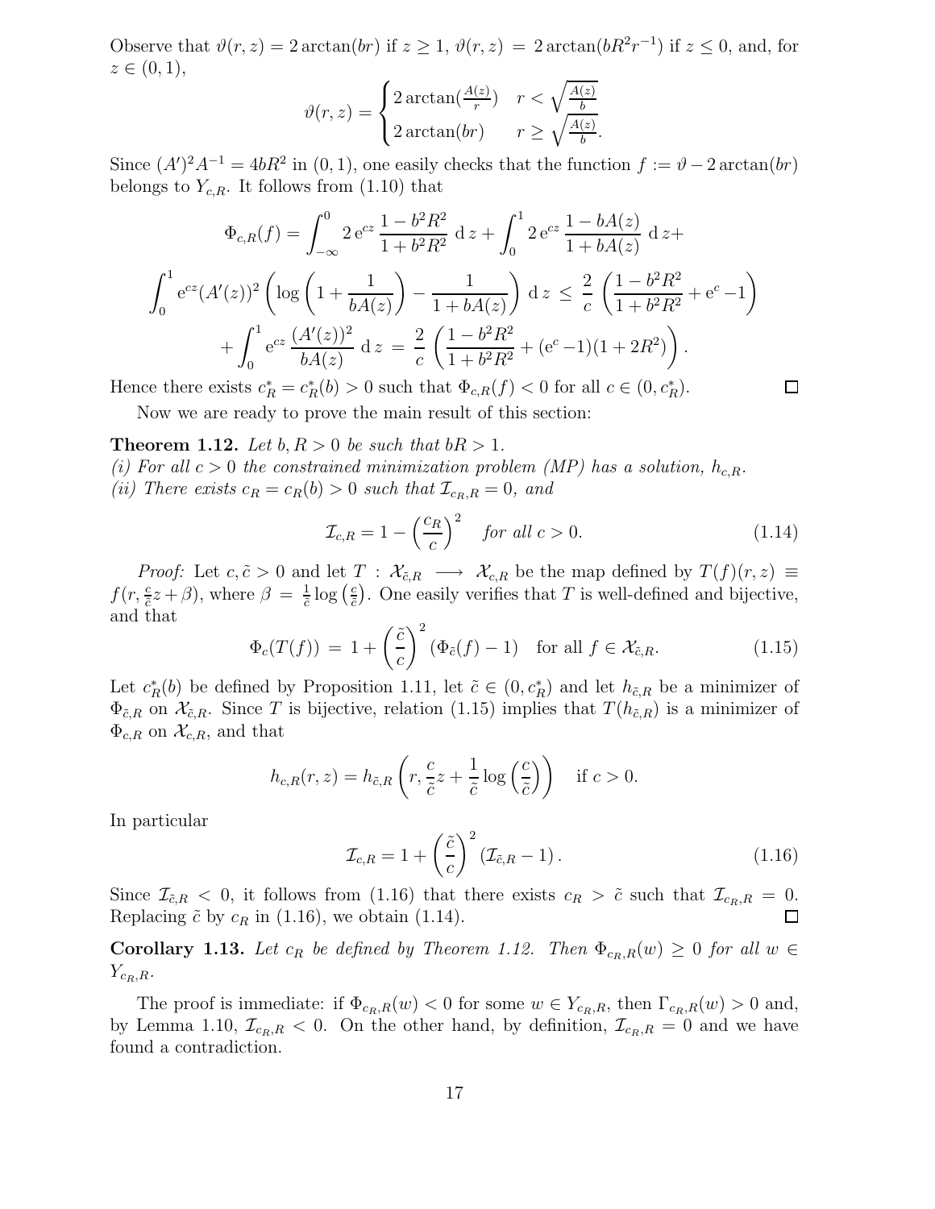Observe that $\vartheta(r,z) = 2\arctan(br)$ if $z \geq 1$, $\vartheta(r,z) = 2\arctan(bR^2r^{-1})$ if $z \leq 0$, and, for $z \in (0,1)$,

$$\vartheta(r,z) = \begin{cases} 2\arctan(\frac{A(z)}{r}) & r < \sqrt{\frac{A(z)}{b}} \\ 2\arctan(br) & r \geq \sqrt{\frac{A(z)}{b}}. \end{cases}$$

Since $(A')^2A^{-1} = 4bR^2$ in $(0,1)$, one easily checks that the function $f := \vartheta - 2\arctan(br)$ belongs to $Y_{c,R}$. It follows from (1.10) that

$$\Phi_{c,R}(f) = \int_{-\infty}^{0} 2\,\mathrm{e}^{cz}\,\frac{1-b^2R^2}{1+b^2R^2}\;\mathrm{d}\,z + \int_0^1 2\,\mathrm{e}^{cz}\,\frac{1-bA(z)}{1+bA(z)}\;\mathrm{d}\,z +$$

$$\int_0^1 \mathrm{e}^{cz}(A'(z))^2\left(\log\left(1+\frac{1}{bA(z)}\right) - \frac{1}{1+bA(z)}\right)\,\mathrm{d}\,z \;\leq\; \frac{2}{c}\,\left(\frac{1-b^2R^2}{1+b^2R^2} + \mathrm{e}^c - 1\right)$$

$$+ \int_0^1 \mathrm{e}^{cz}\,\frac{(A'(z))^2}{bA(z)}\;\mathrm{d}\,z \;=\; \frac{2}{c}\,\left(\frac{1-b^2R^2}{1+b^2R^2} + (\mathrm{e}^c - 1)(1+2R^2)\right).$$

Hence there exists $c_R^* = c_R^*(b) > 0$ such that $\Phi_{c,R}(f) < 0$ for all $c \in (0, c_R^*)$. □

Now we are ready to prove the main result of this section:

**Theorem 1.12.** *Let $b, R > 0$ be such that $bR > 1$.*
*(i) For all $c > 0$ the constrained minimization problem (MP) has a solution, $h_{c,R}$.*
*(ii) There exists $c_R = c_R(b) > 0$ such that $\mathcal{I}_{c_R,R} = 0$, and*

$$\mathcal{I}_{c,R} = 1 - \left(\frac{c_R}{c}\right)^2 \quad \text{for all } c > 0. \tag{1.14}$$

*Proof:* Let $c, \tilde{c} > 0$ and let $T : \mathcal{X}_{\tilde{c},R} \longrightarrow \mathcal{X}_{c,R}$ be the map defined by $T(f)(r,z) \equiv f(r, \frac{c}{\tilde{c}}z + \beta)$, where $\beta = \frac{1}{\tilde{c}}\log\left(\frac{c}{\tilde{c}}\right)$. One easily verifies that $T$ is well-defined and bijective, and that

$$\Phi_c(T(f)) \;=\; 1 + \left(\frac{\tilde{c}}{c}\right)^2 (\Phi_{\tilde{c}}(f) - 1) \quad \text{for all } f \in \mathcal{X}_{\tilde{c},R}. \tag{1.15}$$

Let $c_R^*(b)$ be defined by Proposition 1.11, let $\tilde{c} \in (0, c_R^*)$ and let $h_{\tilde{c},R}$ be a minimizer of $\Phi_{\tilde{c},R}$ on $\mathcal{X}_{\tilde{c},R}$. Since $T$ is bijective, relation (1.15) implies that $T(h_{\tilde{c},R})$ is a minimizer of $\Phi_{c,R}$ on $\mathcal{X}_{c,R}$, and that

$$h_{c,R}(r,z) = h_{\tilde{c},R}\left(r, \frac{c}{\tilde{c}}z + \frac{1}{\tilde{c}}\log\left(\frac{c}{\tilde{c}}\right)\right) \quad \text{if } c > 0.$$

In particular

$$\mathcal{I}_{c,R} = 1 + \left(\frac{\tilde{c}}{c}\right)^2 (\mathcal{I}_{\tilde{c},R} - 1)\,. \tag{1.16}$$

Since $\mathcal{I}_{\tilde{c},R} < 0$, it follows from (1.16) that there exists $c_R > \tilde{c}$ such that $\mathcal{I}_{c_R,R} = 0$. Replacing $\tilde{c}$ by $c_R$ in (1.16), we obtain (1.14). □

**Corollary 1.13.** *Let $c_R$ be defined by Theorem 1.12. Then $\Phi_{c_R,R}(w) \geq 0$ for all $w \in Y_{c_R,R}$.*

The proof is immediate: if $\Phi_{c_R,R}(w) < 0$ for some $w \in Y_{c_R,R}$, then $\Gamma_{c_R,R}(w) > 0$ and, by Lemma 1.10, $\mathcal{I}_{c_R,R} < 0$. On the other hand, by definition, $\mathcal{I}_{c_R,R} = 0$ and we have found a contradiction.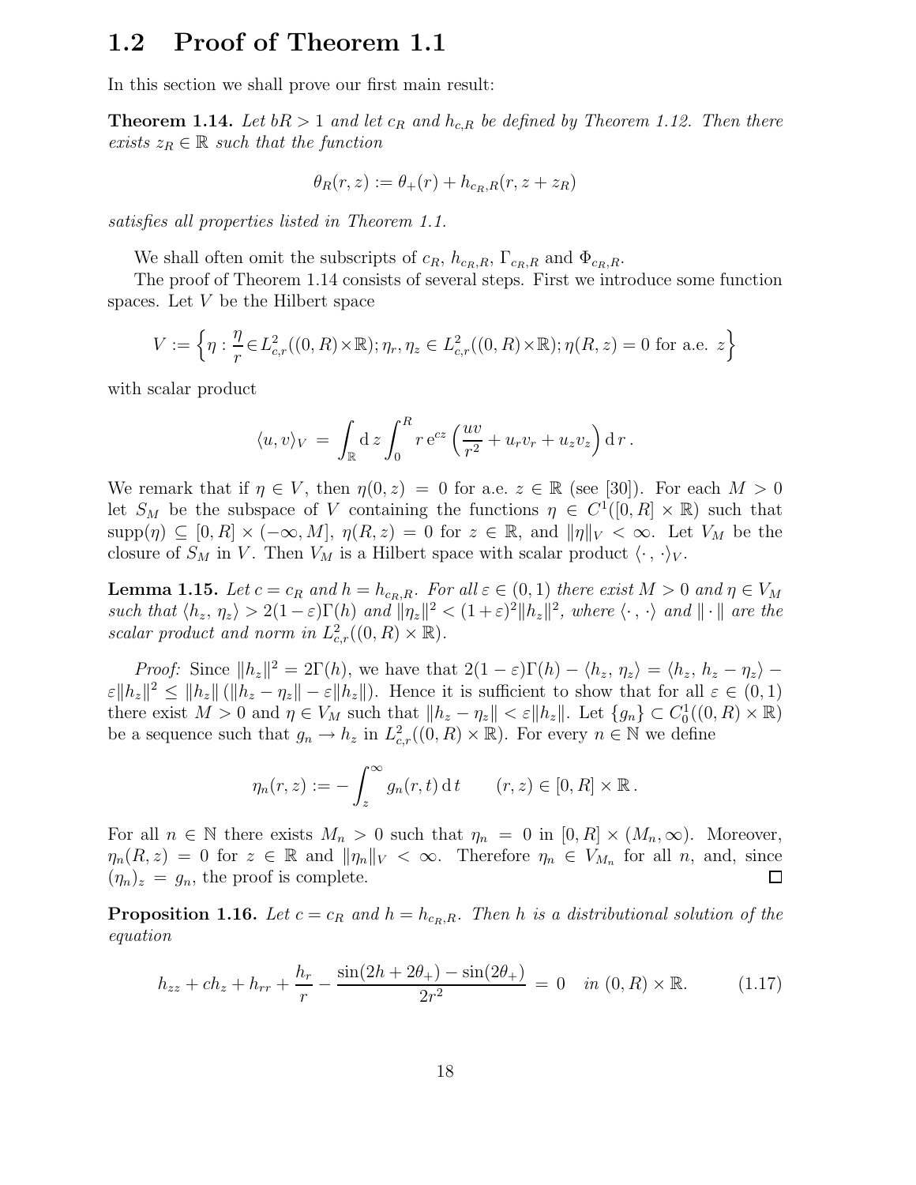## 1.2 Proof of Theorem 1.1

In this section we shall prove our first main result:

**Theorem 1.14.** *Let $bR > 1$ and let $c_R$ and $h_{c,R}$ be defined by Theorem 1.12. Then there exists $z_R \in \mathbb{R}$ such that the function*

$$\theta_R(r,z) := \theta_+(r) + h_{c_R,R}(r, z + z_R)$$

*satisfies all properties listed in Theorem 1.1.*

We shall often omit the subscripts of $c_R$, $h_{c_R,R}$, $\Gamma_{c_R,R}$ and $\Phi_{c_R,R}$.

The proof of Theorem 1.14 consists of several steps. First we introduce some function spaces. Let $V$ be the Hilbert space

$$V := \left\{ \eta : \frac{\eta}{r} \in L^2_{c,r}((0,R)\times\mathbb{R}); \eta_r, \eta_z \in L^2_{c,r}((0,R)\times\mathbb{R}); \eta(R,z) = 0 \text{ for a.e. } z \right\}$$

with scalar product

$$\langle u, v \rangle_V \;=\; \int_{\mathbb{R}} \mathrm{d}\, z \int_0^R r\, \mathrm{e}^{cz} \left( \frac{uv}{r^2} + u_r v_r + u_z v_z \right) \mathrm{d}\, r\,.$$

We remark that if $\eta \in V$, then $\eta(0,z) = 0$ for a.e. $z \in \mathbb{R}$ (see [30]). For each $M > 0$ let $S_M$ be the subspace of $V$ containing the functions $\eta \in C^1([0,R]\times\mathbb{R})$ such that $\mathrm{supp}(\eta) \subseteq [0,R]\times(-\infty, M]$, $\eta(R,z) = 0$ for $z \in \mathbb{R}$, and $\|\eta\|_V < \infty$. Let $V_M$ be the closure of $S_M$ in $V$. Then $V_M$ is a Hilbert space with scalar product $\langle \cdot\,,\,\cdot \rangle_V$.

**Lemma 1.15.** *Let $c = c_R$ and $h = h_{c_R,R}$. For all $\varepsilon \in (0,1)$ there exist $M > 0$ and $\eta \in V_M$ such that $\langle h_z, \eta_z \rangle > 2(1-\varepsilon)\Gamma(h)$ and $\|\eta_z\|^2 < (1+\varepsilon)^2 \|h_z\|^2$, where $\langle \cdot\,,\,\cdot \rangle$ and $\|\cdot\|$ are the scalar product and norm in $L^2_{c,r}((0,R)\times\mathbb{R})$.*

*Proof:* Since $\|h_z\|^2 = 2\Gamma(h)$, we have that $2(1-\varepsilon)\Gamma(h) - \langle h_z, \eta_z \rangle = \langle h_z, h_z - \eta_z \rangle - \varepsilon\|h_z\|^2 \leq \|h_z\|\,(\|h_z - \eta_z\| - \varepsilon\|h_z\|)$. Hence it is sufficient to show that for all $\varepsilon \in (0,1)$ there exist $M > 0$ and $\eta \in V_M$ such that $\|h_z - \eta_z\| < \varepsilon\|h_z\|$. Let $\{g_n\} \subset C^1_0((0,R)\times\mathbb{R})$ be a sequence such that $g_n \to h_z$ in $L^2_{c,r}((0,R)\times\mathbb{R})$. For every $n \in \mathbb{N}$ we define

$$\eta_n(r,z) := -\int_z^\infty g_n(r,t)\,\mathrm{d}\, t \qquad (r,z) \in [0,R]\times\mathbb{R}\,.$$

For all $n \in \mathbb{N}$ there exists $M_n > 0$ such that $\eta_n = 0$ in $[0,R]\times(M_n,\infty)$. Moreover, $\eta_n(R,z) = 0$ for $z \in \mathbb{R}$ and $\|\eta_n\|_V < \infty$. Therefore $\eta_n \in V_{M_n}$ for all $n$, and, since $(\eta_n)_z = g_n$, the proof is complete. □

**Proposition 1.16.** *Let $c = c_R$ and $h = h_{c_R,R}$. Then $h$ is a distributional solution of the equation*

$$h_{zz} + c h_z + h_{rr} + \frac{h_r}{r} - \frac{\sin(2h + 2\theta_+) - \sin(2\theta_+)}{2r^2} \;=\; 0 \quad \textit{in } (0,R)\times\mathbb{R}. \tag{1.17}$$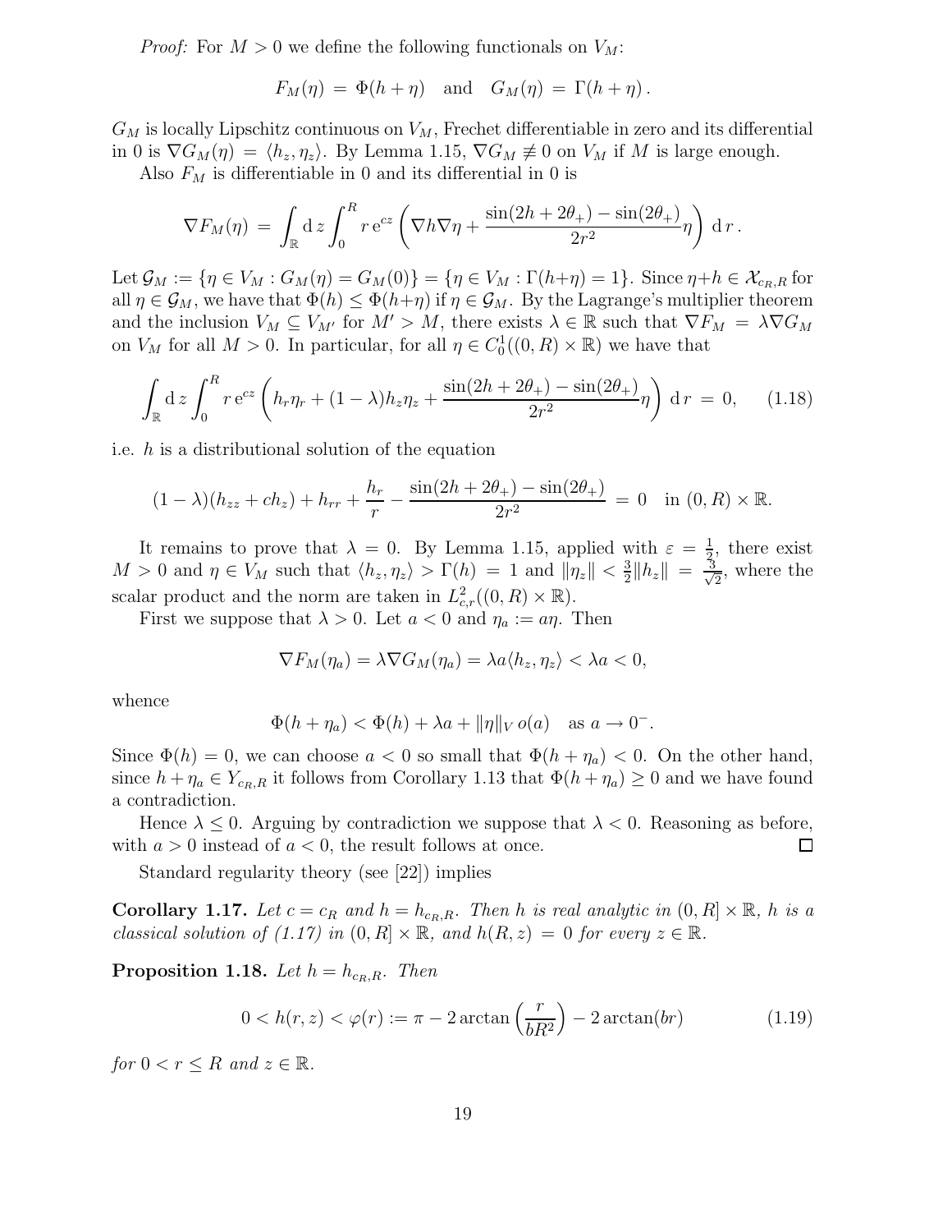*Proof:* For $M > 0$ we define the following functionals on $V_M$:

$$F_M(\eta) = \Phi(h + \eta) \quad \text{and} \quad G_M(\eta) = \Gamma(h + \eta).$$

$G_M$ is locally Lipschitz continuous on $V_M$, Frechet differentiable in zero and its differential in 0 is $\nabla G_M(\eta) = \langle h_z, \eta_z \rangle$. By Lemma 1.15, $\nabla G_M \not\equiv 0$ on $V_M$ if $M$ is large enough.

Also $F_M$ is differentiable in 0 and its differential in 0 is

$$\nabla F_M(\eta) = \int_{\mathbb{R}} \mathrm{d}\, z \int_0^R r\, \mathrm{e}^{cz} \left( \nabla h \nabla \eta + \frac{\sin(2h + 2\theta_+) - \sin(2\theta_+)}{2r^2} \eta \right) \mathrm{d}\, r\, .$$

Let $\mathcal{G}_M := \{\eta \in V_M : G_M(\eta) = G_M(0)\} = \{\eta \in V_M : \Gamma(h+\eta) = 1\}$. Since $\eta + h \in \mathcal{X}_{c_R,R}$ for all $\eta \in \mathcal{G}_M$, we have that $\Phi(h) \leq \Phi(h+\eta)$ if $\eta \in \mathcal{G}_M$. By the Lagrange's multiplier theorem and the inclusion $V_M \subseteq V_{M'}$ for $M' > M$, there exists $\lambda \in \mathbb{R}$ such that $\nabla F_M = \lambda \nabla G_M$ on $V_M$ for all $M > 0$. In particular, for all $\eta \in C_0^1((0, R) \times \mathbb{R})$ we have that

$$\int_{\mathbb{R}} \mathrm{d}\, z \int_0^R r\, \mathrm{e}^{cz} \left( h_r \eta_r + (1 - \lambda) h_z \eta_z + \frac{\sin(2h + 2\theta_+) - \sin(2\theta_+)}{2r^2} \eta \right) \mathrm{d}\, r = 0, \qquad (1.18)$$

i.e. $h$ is a distributional solution of the equation

$$(1 - \lambda)(h_{zz} + c h_z) + h_{rr} + \frac{h_r}{r} - \frac{\sin(2h + 2\theta_+) - \sin(2\theta_+)}{2r^2} = 0 \quad \text{in } (0, R) \times \mathbb{R}.$$

It remains to prove that $\lambda = 0$. By Lemma 1.15, applied with $\varepsilon = \frac{1}{2}$, there exist $M > 0$ and $\eta \in V_M$ such that $\langle h_z, \eta_z \rangle > \Gamma(h) = 1$ and $\|\eta_z\| < \frac{3}{2}\|h_z\| = \frac{3}{\sqrt{2}}$, where the scalar product and the norm are taken in $L^2_{c,r}((0, R) \times \mathbb{R})$.

First we suppose that $\lambda > 0$. Let $a < 0$ and $\eta_a := a\eta$. Then

$$\nabla F_M(\eta_a) = \lambda \nabla G_M(\eta_a) = \lambda a \langle h_z, \eta_z \rangle < \lambda a < 0,$$

whence

$$\Phi(h + \eta_a) < \Phi(h) + \lambda a + \|\eta\|_V\, o(a) \quad \text{as } a \to 0^-.$$

Since $\Phi(h) = 0$, we can choose $a < 0$ so small that $\Phi(h + \eta_a) < 0$. On the other hand, since $h + \eta_a \in Y_{c_R,R}$ it follows from Corollary 1.13 that $\Phi(h + \eta_a) \geq 0$ and we have found a contradiction.

Hence $\lambda \leq 0$. Arguing by contradiction we suppose that $\lambda < 0$. Reasoning as before, with $a > 0$ instead of $a < 0$, the result follows at once. $\square$

Standard regularity theory (see [22]) implies

**Corollary 1.17.** *Let $c = c_R$ and $h = h_{c_R,R}$. Then $h$ is real analytic in $(0, R] \times \mathbb{R}$, $h$ is a classical solution of (1.17) in $(0, R] \times \mathbb{R}$, and $h(R, z) = 0$ for every $z \in \mathbb{R}$.*

**Proposition 1.18.** *Let $h = h_{c_R,R}$. Then*

$$0 < h(r, z) < \varphi(r) := \pi - 2\arctan\left(\frac{r}{bR^2}\right) - 2\arctan(br) \qquad (1.19)$$

*for $0 < r \leq R$ and $z \in \mathbb{R}$.*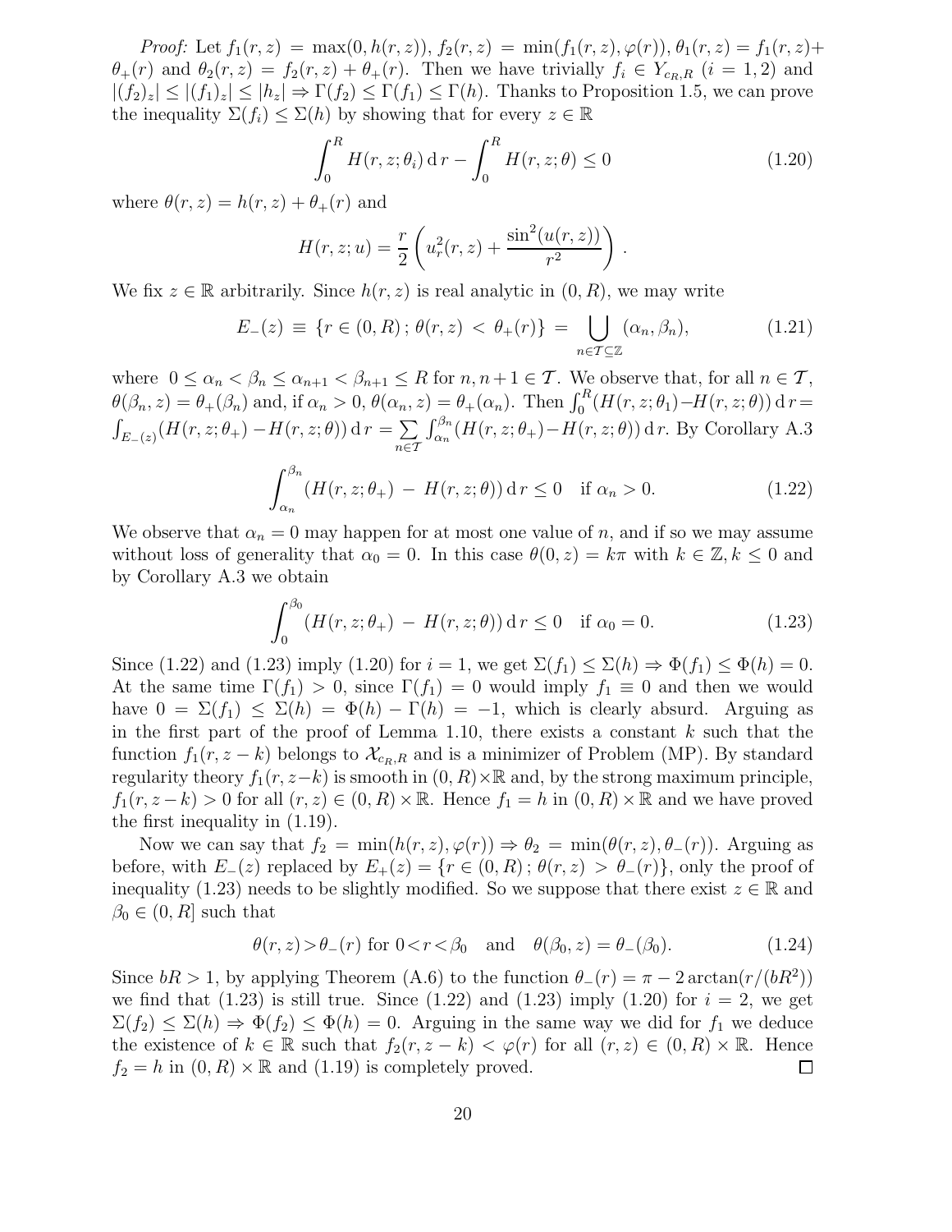*Proof:* Let $f_1(r,z) = \max(0, h(r,z))$, $f_2(r,z) = \min(f_1(r,z), \varphi(r))$, $\theta_1(r,z) = f_1(r,z) + \theta_+(r)$ and $\theta_2(r,z) = f_2(r,z) + \theta_+(r)$. Then we have trivially $f_i \in Y_{c_R,R}$ $(i = 1,2)$ and $|(f_2)_z| \le |(f_1)_z| \le |h_z| \Rightarrow \Gamma(f_2) \le \Gamma(f_1) \le \Gamma(h)$. Thanks to Proposition 1.5, we can prove the inequality $\Sigma(f_i) \le \Sigma(h)$ by showing that for every $z \in \mathbb{R}$

$$\int_0^R H(r,z;\theta_i)\,\mathrm{d}\,r - \int_0^R H(r,z;\theta) \le 0 \tag{1.20}$$

where $\theta(r,z) = h(r,z) + \theta_+(r)$ and

$$H(r,z;u) = \frac{r}{2}\left(u_r^2(r,z) + \frac{\sin^2(u(r,z))}{r^2}\right).$$

We fix $z \in \mathbb{R}$ arbitrarily. Since $h(r,z)$ is real analytic in $(0,R)$, we may write

$$E_-(z) \equiv \{r \in (0,R)\,;\, \theta(r,z) < \theta_+(r)\} = \bigcup_{n \in \mathcal{T} \subseteq \mathbb{Z}} (\alpha_n, \beta_n), \tag{1.21}$$

where $0 \le \alpha_n < \beta_n \le \alpha_{n+1} < \beta_{n+1} \le R$ for $n, n+1 \in \mathcal{T}$. We observe that, for all $n \in \mathcal{T}$, $\theta(\beta_n, z) = \theta_+(\beta_n)$ and, if $\alpha_n > 0$, $\theta(\alpha_n, z) = \theta_+(\alpha_n)$. Then $\int_0^R (H(r,z;\theta_1) - H(r,z;\theta))\,\mathrm{d}\,r = \int_{E_-(z)} (H(r,z;\theta_+) - H(r,z;\theta))\,\mathrm{d}\,r = \sum_{n \in \mathcal{T}} \int_{\alpha_n}^{\beta_n} (H(r,z;\theta_+) - H(r,z;\theta))\,\mathrm{d}\,r$. By Corollary A.3

$$\int_{\alpha_n}^{\beta_n} (H(r,z;\theta_+) - H(r,z;\theta))\,\mathrm{d}\,r \le 0 \quad \text{if } \alpha_n > 0. \tag{1.22}$$

We observe that $\alpha_n = 0$ may happen for at most one value of $n$, and if so we may assume without loss of generality that $\alpha_0 = 0$. In this case $\theta(0,z) = k\pi$ with $k \in \mathbb{Z}, k \le 0$ and by Corollary A.3 we obtain

$$\int_0^{\beta_0} (H(r,z;\theta_+) - H(r,z;\theta))\,\mathrm{d}\,r \le 0 \quad \text{if } \alpha_0 = 0. \tag{1.23}$$

Since (1.22) and (1.23) imply (1.20) for $i = 1$, we get $\Sigma(f_1) \le \Sigma(h) \Rightarrow \Phi(f_1) \le \Phi(h) = 0$. At the same time $\Gamma(f_1) > 0$, since $\Gamma(f_1) = 0$ would imply $f_1 \equiv 0$ and then we would have $0 = \Sigma(f_1) \le \Sigma(h) = \Phi(h) - \Gamma(h) = -1$, which is clearly absurd. Arguing as in the first part of the proof of Lemma 1.10, there exists a constant $k$ such that the function $f_1(r, z-k)$ belongs to $\mathcal{X}_{c_R,R}$ and is a minimizer of Problem (MP). By standard regularity theory $f_1(r, z-k)$ is smooth in $(0,R) \times \mathbb{R}$ and, by the strong maximum principle, $f_1(r, z-k) > 0$ for all $(r,z) \in (0,R) \times \mathbb{R}$. Hence $f_1 = h$ in $(0,R) \times \mathbb{R}$ and we have proved the first inequality in (1.19).

Now we can say that $f_2 = \min(h(r,z), \varphi(r)) \Rightarrow \theta_2 = \min(\theta(r,z), \theta_-(r))$. Arguing as before, with $E_-(z)$ replaced by $E_+(z) = \{r \in (0,R)\,;\, \theta(r,z) > \theta_-(r)\}$, only the proof of inequality (1.23) needs to be slightly modified. So we suppose that there exist $z \in \mathbb{R}$ and $\beta_0 \in (0,R]$ such that

$$\theta(r,z) > \theta_-(r) \text{ for } 0 < r < \beta_0 \quad \text{and} \quad \theta(\beta_0, z) = \theta_-(\beta_0). \tag{1.24}$$

Since $bR > 1$, by applying Theorem (A.6) to the function $\theta_-(r) = \pi - 2\arctan(r/(bR^2))$ we find that (1.23) is still true. Since (1.22) and (1.23) imply (1.20) for $i = 2$, we get $\Sigma(f_2) \le \Sigma(h) \Rightarrow \Phi(f_2) \le \Phi(h) = 0$. Arguing in the same way we did for $f_1$ we deduce the existence of $k \in \mathbb{R}$ such that $f_2(r, z-k) < \varphi(r)$ for all $(r,z) \in (0,R) \times \mathbb{R}$. Hence $f_2 = h$ in $(0,R) \times \mathbb{R}$ and (1.19) is completely proved. □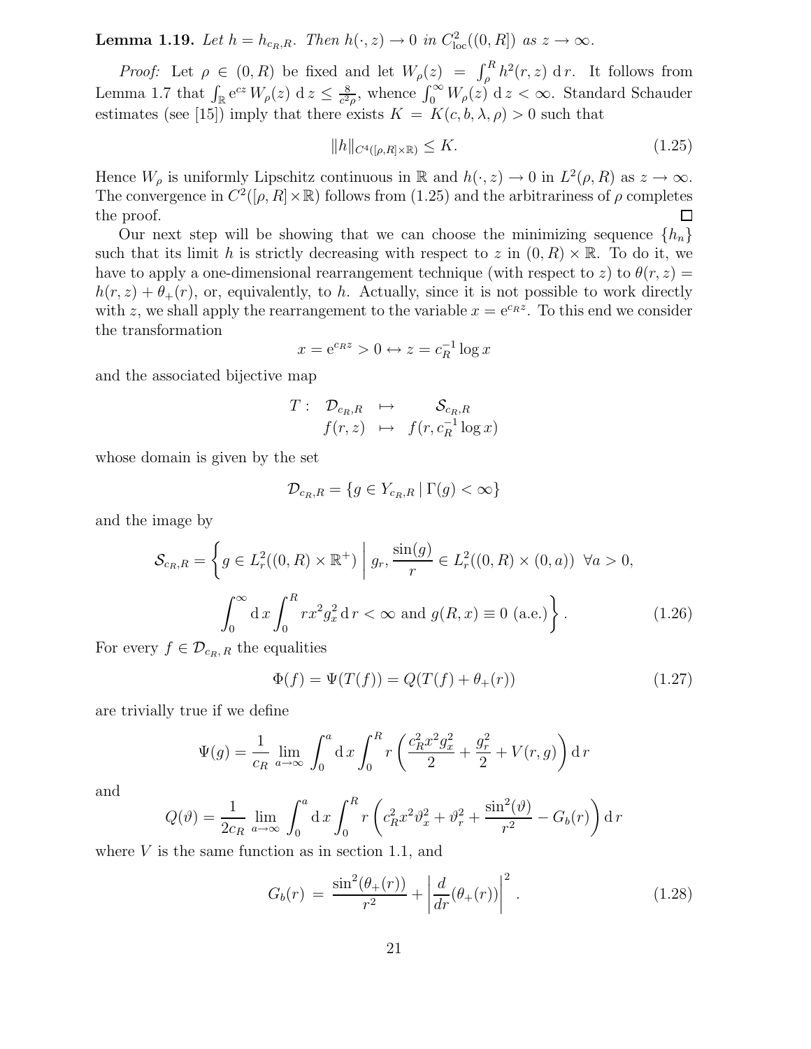**Lemma 1.19.** *Let $h = h_{c_R,R}$. Then $h(\cdot, z) \to 0$ in $C^2_{\mathrm{loc}}((0,R])$ as $z \to \infty$.*

*Proof:* Let $\rho \in (0,R)$ be fixed and let $W_\rho(z) = \int_\rho^R h^2(r,z)\,\mathrm{d}\,r$. It follows from Lemma 1.7 that $\int_{\mathbb{R}} \mathrm{e}^{cz} W_\rho(z)\,\mathrm{d}\,z \le \frac{8}{c^2 \rho}$, whence $\int_0^\infty W_\rho(z)\,\mathrm{d}\,z < \infty$. Standard Schauder estimates (see [15]) imply that there exists $K = K(c,b,\lambda,\rho) > 0$ such that

$$\|h\|_{C^4([\rho,R]\times\mathbb{R})} \le K. \tag{1.25}$$

Hence $W_\rho$ is uniformly Lipschitz continuous in $\mathbb{R}$ and $h(\cdot,z) \to 0$ in $L^2(\rho,R)$ as $z \to \infty$. The convergence in $C^2([\rho,R]\times\mathbb{R})$ follows from (1.25) and the arbitrariness of $\rho$ completes the proof. □

Our next step will be showing that we can choose the minimizing sequence $\{h_n\}$ such that its limit $h$ is strictly decreasing with respect to $z$ in $(0,R)\times\mathbb{R}$. To do it, we have to apply a one-dimensional rearrangement technique (with respect to $z$) to $\theta(r,z) = h(r,z) + \theta_+(r)$, or, equivalently, to $h$. Actually, since it is not possible to work directly with $z$, we shall apply the rearrangement to the variable $x = \mathrm{e}^{c_R z}$. To this end we consider the transformation

$$x = \mathrm{e}^{c_R z} > 0 \leftrightarrow z = c_R^{-1} \log x$$

and the associated bijective map

$$\begin{array}{rccc} T: & \mathcal{D}_{c_R,R} & \mapsto & \mathcal{S}_{c_R,R} \\ & f(r,z) & \mapsto & f(r, c_R^{-1}\log x) \end{array}$$

whose domain is given by the set

$$\mathcal{D}_{c_R,R} = \{g \in Y_{c_R,R} \mid \Gamma(g) < \infty\}$$

and the image by

$$\begin{aligned} \mathcal{S}_{c_R,R} = \Bigg\{ g \in L^2_r((0,R)\times\mathbb{R}^+) \;\Bigg|\; & g_r, \frac{\sin(g)}{r} \in L^2_r((0,R)\times(0,a)) \;\; \forall a > 0, \\ & \int_0^\infty \mathrm{d}\,x \int_0^R r x^2 g_x^2 \,\mathrm{d}\,r < \infty \text{ and } g(R,x) \equiv 0 \text{ (a.e.)} \Bigg\}. \end{aligned} \tag{1.26}$$

For every $f \in \mathcal{D}_{c_R,\,R}$ the equalities

$$\Phi(f) = \Psi(T(f)) = Q(T(f) + \theta_+(r)) \tag{1.27}$$

are trivially true if we define

$$\Psi(g) = \frac{1}{c_R} \lim_{a\to\infty} \int_0^a \mathrm{d}\,x \int_0^R r\left(\frac{c_R^2 x^2 g_x^2}{2} + \frac{g_r^2}{2} + V(r,g)\right)\mathrm{d}\,r$$

and

$$Q(\vartheta) = \frac{1}{2c_R} \lim_{a\to\infty} \int_0^a \mathrm{d}\,x \int_0^R r\left(c_R^2 x^2 \vartheta_x^2 + \vartheta_r^2 + \frac{\sin^2(\vartheta)}{r^2} - G_b(r)\right)\mathrm{d}\,r$$

where $V$ is the same function as in section 1.1, and

$$G_b(r) \;=\; \frac{\sin^2(\theta_+(r))}{r^2} + \left|\frac{d}{dr}(\theta_+(r))\right|^2. \tag{1.28}$$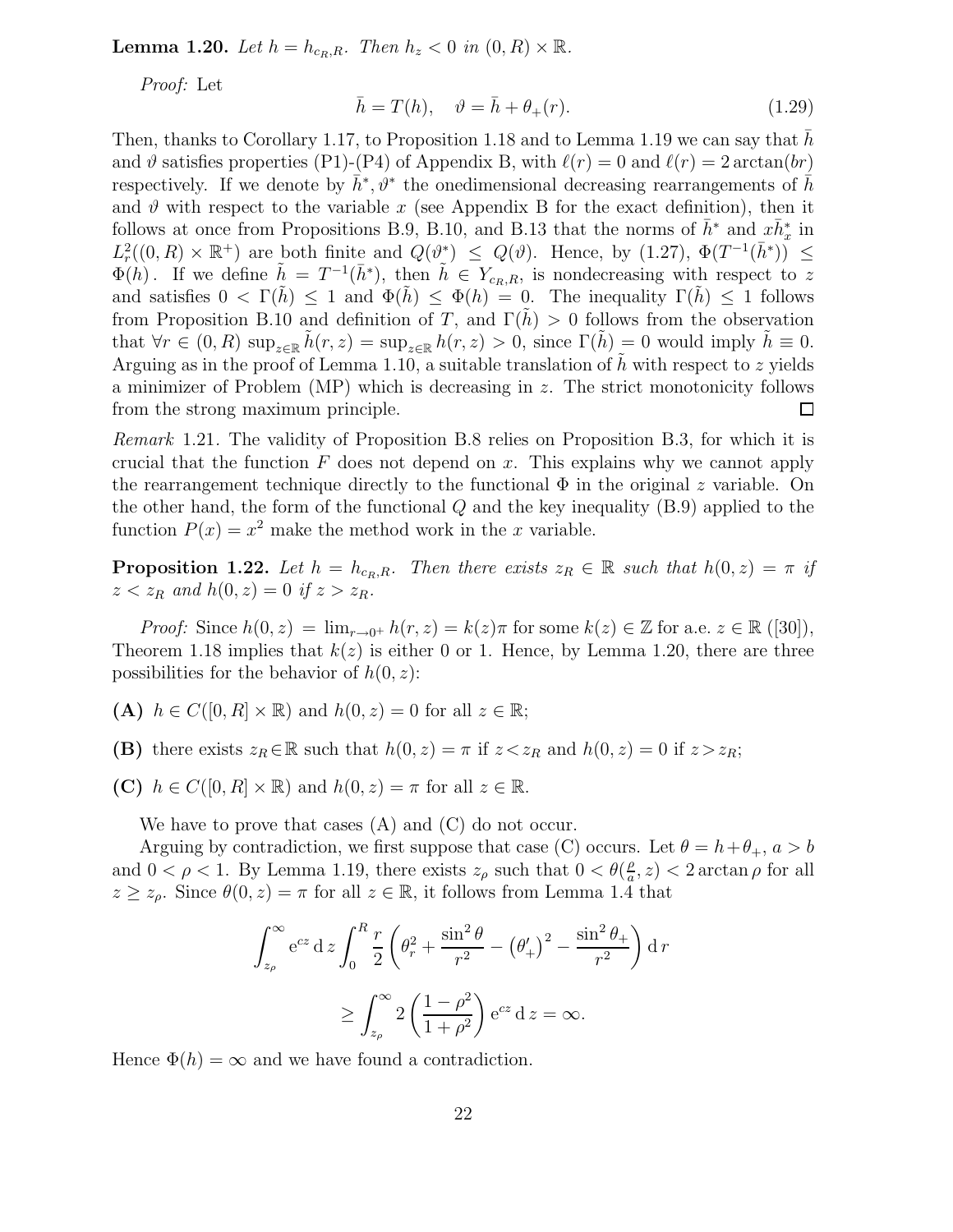**Lemma 1.20.** *Let $h = h_{c_R,R}$. Then $h_z < 0$ in $(0,R)\times\mathbb{R}$.*

*Proof:* Let

$$\bar{h} = T(h), \quad \vartheta = \bar{h} + \theta_+(r). \tag{1.29}$$

Then, thanks to Corollary 1.17, to Proposition 1.18 and to Lemma 1.19 we can say that $\bar{h}$ and $\vartheta$ satisfies properties (P1)-(P4) of Appendix B, with $\ell(r) = 0$ and $\ell(r) = 2\arctan(br)$ respectively. If we denote by $\bar{h}^*, \vartheta^*$ the onedimensional decreasing rearrangements of $\bar{h}$ and $\vartheta$ with respect to the variable $x$ (see Appendix B for the exact definition), then it follows at once from Propositions B.9, B.10, and B.13 that the norms of $\bar{h}^*$ and $x\bar{h}^*_x$ in $L^2_r((0,R)\times\mathbb{R}^+)$ are both finite and $Q(\vartheta^*) \leq Q(\vartheta)$. Hence, by (1.27), $\Phi(T^{-1}(\bar{h}^*)) \leq \Phi(h)$. If we define $\tilde{h} = T^{-1}(\bar{h}^*)$, then $\tilde{h} \in Y_{c_R,R}$, is nondecreasing with respect to $z$ and satisfies $0 < \Gamma(\tilde{h}) \leq 1$ and $\Phi(\tilde{h}) \leq \Phi(h) = 0$. The inequality $\Gamma(\tilde{h}) \leq 1$ follows from Proposition B.10 and definition of $T$, and $\Gamma(\tilde{h}) > 0$ follows from the observation that $\forall r \in (0,R)$ $\sup_{z\in\mathbb{R}} \tilde{h}(r,z) = \sup_{z\in\mathbb{R}} h(r,z) > 0$, since $\Gamma(\tilde{h}) = 0$ would imply $\tilde{h} \equiv 0$. Arguing as in the proof of Lemma 1.10, a suitable translation of $\tilde{h}$ with respect to $z$ yields a minimizer of Problem (MP) which is decreasing in $z$. The strict monotonicity follows from the strong maximum principle. $\square$

*Remark* 1.21. The validity of Proposition B.8 relies on Proposition B.3, for which it is crucial that the function $F$ does not depend on $x$. This explains why we cannot apply the rearrangement technique directly to the functional $\Phi$ in the original $z$ variable. On the other hand, the form of the functional $Q$ and the key inequality (B.9) applied to the function $P(x) = x^2$ make the method work in the $x$ variable.

**Proposition 1.22.** *Let $h = h_{c_R,R}$. Then there exists $z_R \in \mathbb{R}$ such that $h(0,z) = \pi$ if $z < z_R$ and $h(0,z) = 0$ if $z > z_R$.*

*Proof:* Since $h(0,z) = \lim_{r\to 0^+} h(r,z) = k(z)\pi$ for some $k(z) \in \mathbb{Z}$ for a.e. $z \in \mathbb{R}$ ([30]), Theorem 1.18 implies that $k(z)$ is either 0 or 1. Hence, by Lemma 1.20, there are three possibilities for the behavior of $h(0,z)$:

**(A)** $h \in C([0,R]\times\mathbb{R})$ and $h(0,z) = 0$ for all $z \in \mathbb{R}$;

**(B)** there exists $z_R \in \mathbb{R}$ such that $h(0,z) = \pi$ if $z < z_R$ and $h(0,z) = 0$ if $z > z_R$;

**(C)** $h \in C([0,R]\times\mathbb{R})$ and $h(0,z) = \pi$ for all $z \in \mathbb{R}$.

We have to prove that cases (A) and (C) do not occur.

Arguing by contradiction, we first suppose that case (C) occurs. Let $\theta = h + \theta_+$, $a > b$ and $0 < \rho < 1$. By Lemma 1.19, there exists $z_\rho$ such that $0 < \theta(\frac{\rho}{a}, z) < 2\arctan\rho$ for all $z \geq z_\rho$. Since $\theta(0,z) = \pi$ for all $z \in \mathbb{R}$, it follows from Lemma 1.4 that

$$\int_{z_\rho}^{\infty} \mathrm{e}^{cz}\,\mathrm{d}\,z \int_0^R \frac{r}{2}\left(\theta_r^2 + \frac{\sin^2\theta}{r^2} - \left(\theta'_+\right)^2 - \frac{\sin^2\theta_+}{r^2}\right)\mathrm{d}\,r$$

$$\geq \int_{z_\rho}^{\infty} 2\left(\frac{1-\rho^2}{1+\rho^2}\right)\mathrm{e}^{cz}\,\mathrm{d}\,z = \infty.$$

Hence $\Phi(h) = \infty$ and we have found a contradiction.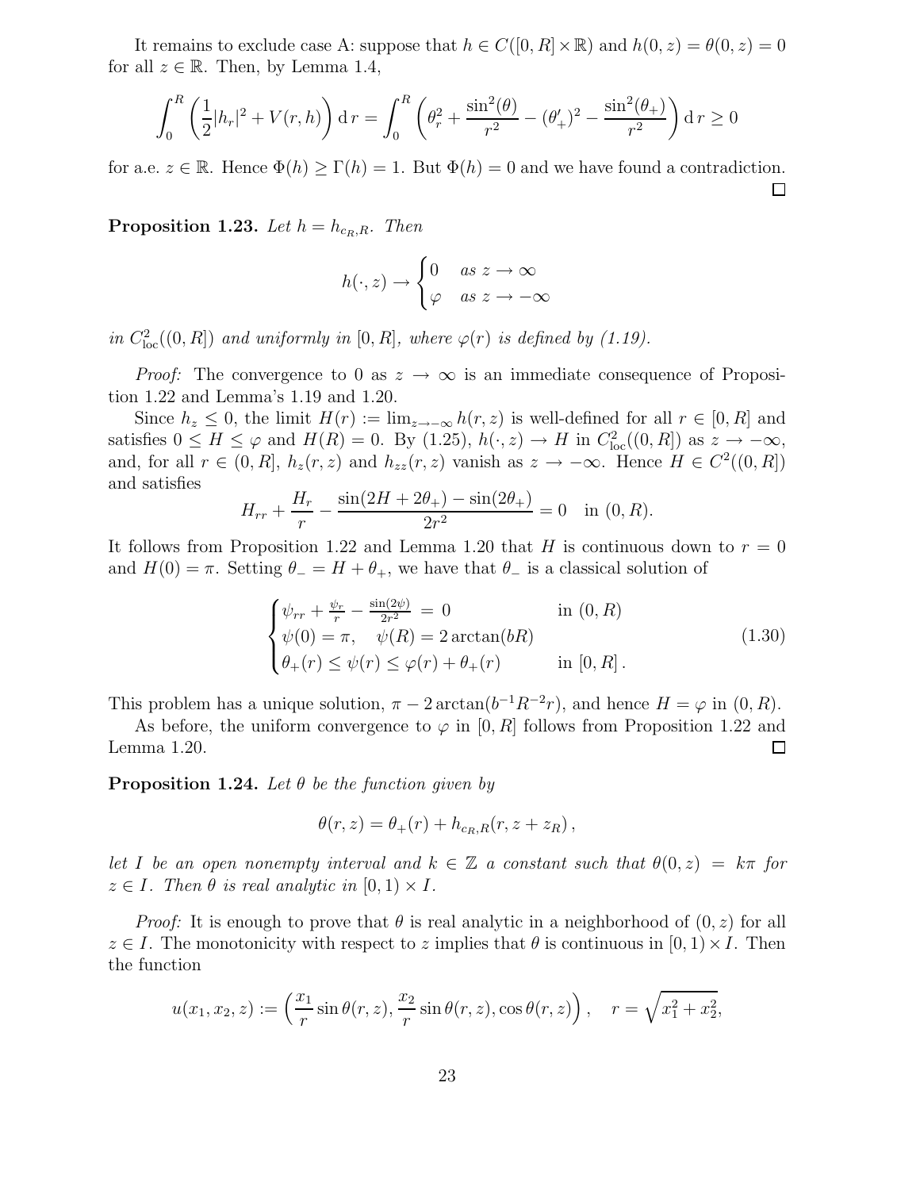It remains to exclude case A: suppose that $h \in C([0,R]\times\mathbb{R})$ and $h(0,z) = \theta(0,z) = 0$ for all $z \in \mathbb{R}$. Then, by Lemma 1.4,

$$\int_0^R \left(\frac{1}{2}|h_r|^2 + V(r,h)\right) \mathrm{d}\, r = \int_0^R \left(\theta_r^2 + \frac{\sin^2(\theta)}{r^2} - (\theta_+')^2 - \frac{\sin^2(\theta_+)}{r^2}\right) \mathrm{d}\, r \geq 0$$

for a.e. $z \in \mathbb{R}$. Hence $\Phi(h) \geq \Gamma(h) = 1$. But $\Phi(h) = 0$ and we have found a contradiction. $\square$

**Proposition 1.23.** *Let $h = h_{c_R,R}$. Then*

$$h(\cdot,z) \to \begin{cases} 0 & \text{as } z \to \infty \\ \varphi & \text{as } z \to -\infty \end{cases}$$

*in $C^2_{\mathrm{loc}}((0,R])$ and uniformly in $[0,R]$, where $\varphi(r)$ is defined by (1.19).*

*Proof:* The convergence to 0 as $z \to \infty$ is an immediate consequence of Proposition 1.22 and Lemma's 1.19 and 1.20.

Since $h_z \leq 0$, the limit $H(r) := \lim_{z\to-\infty} h(r,z)$ is well-defined for all $r \in [0,R]$ and satisfies $0 \leq H \leq \varphi$ and $H(R) = 0$. By (1.25), $h(\cdot,z) \to H$ in $C^2_{\mathrm{loc}}((0,R])$ as $z \to -\infty$, and, for all $r \in (0,R]$, $h_z(r,z)$ and $h_{zz}(r,z)$ vanish as $z \to -\infty$. Hence $H \in C^2((0,R])$ and satisfies

$$H_{rr} + \frac{H_r}{r} - \frac{\sin(2H + 2\theta_+) - \sin(2\theta_+)}{2r^2} = 0 \quad \text{in } (0,R).$$

It follows from Proposition 1.22 and Lemma 1.20 that $H$ is continuous down to $r = 0$ and $H(0) = \pi$. Setting $\theta_- = H + \theta_+$, we have that $\theta_-$ is a classical solution of

$$\begin{cases} \psi_{rr} + \frac{\psi_r}{r} - \frac{\sin(2\psi)}{2r^2} \;=\; 0 & \text{in } (0,R) \\ \psi(0) = \pi, \quad \psi(R) = 2\arctan(bR) & \\ \theta_+(r) \leq \psi(r) \leq \varphi(r) + \theta_+(r) & \text{in } [0,R]\,. \end{cases} \tag{1.30}$$

This problem has a unique solution, $\pi - 2\arctan(b^{-1}R^{-2}r)$, and hence $H = \varphi$ in $(0,R)$.

As before, the uniform convergence to $\varphi$ in $[0,R]$ follows from Proposition 1.22 and Lemma 1.20. $\square$

**Proposition 1.24.** *Let $\theta$ be the function given by*

$$\theta(r,z) = \theta_+(r) + h_{c_R,R}(r, z + z_R)\,,$$

*let $I$ be an open nonempty interval and $k \in \mathbb{Z}$ a constant such that $\theta(0,z) = k\pi$ for $z \in I$. Then $\theta$ is real analytic in $[0,1) \times I$.*

*Proof:* It is enough to prove that $\theta$ is real analytic in a neighborhood of $(0,z)$ for all $z \in I$. The monotonicity with respect to $z$ implies that $\theta$ is continuous in $[0,1)\times I$. Then the function

$$u(x_1,x_2,z) := \left(\frac{x_1}{r}\sin\theta(r,z), \frac{x_2}{r}\sin\theta(r,z), \cos\theta(r,z)\right), \quad r = \sqrt{x_1^2 + x_2^2},$$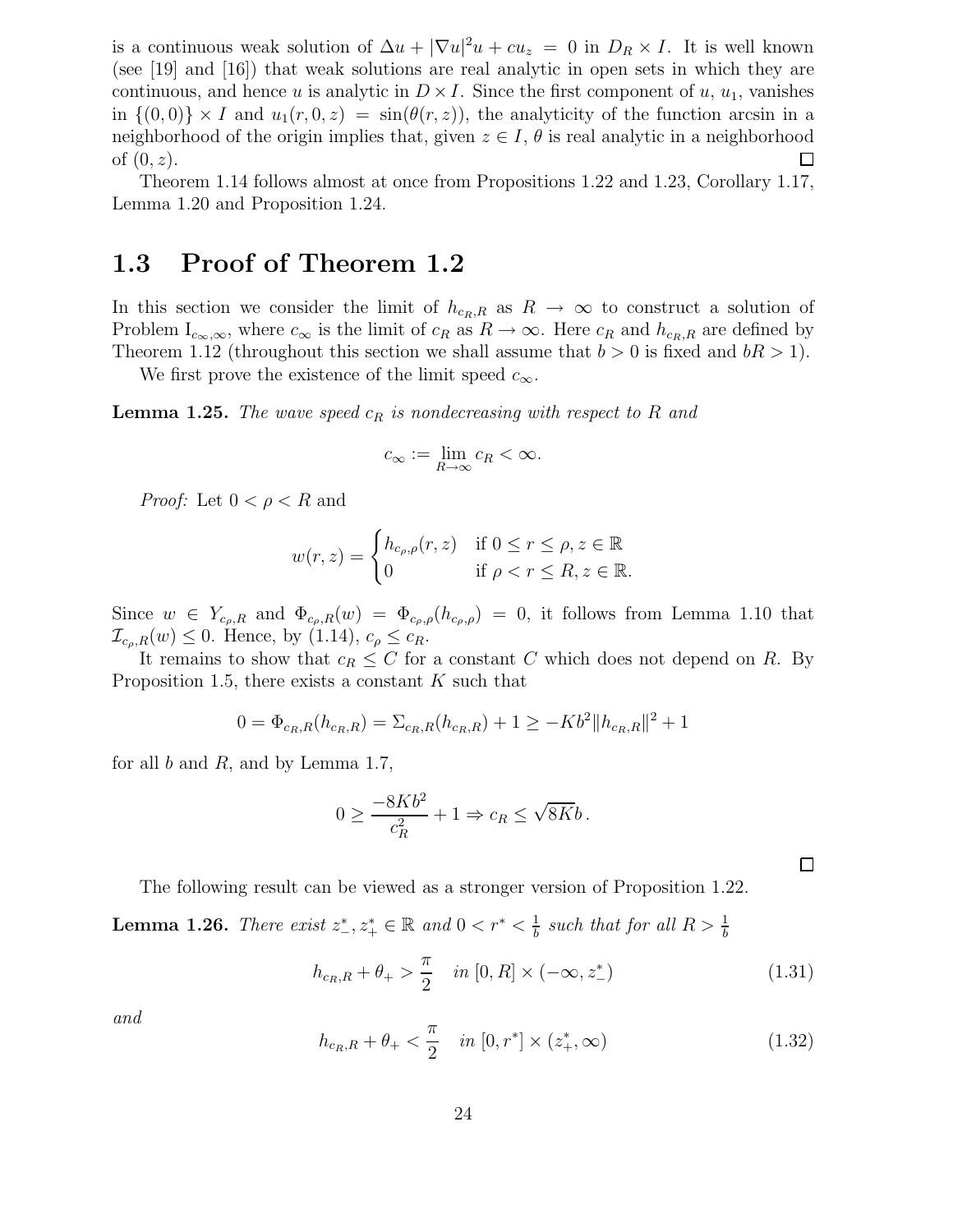is a continuous weak solution of $\Delta u + |\nabla u|^2 u + cu_z = 0$ in $D_R \times I$. It is well known (see [19] and [16]) that weak solutions are real analytic in open sets in which they are continuous, and hence $u$ is analytic in $D \times I$. Since the first component of $u$, $u_1$, vanishes in $\{(0,0)\} \times I$ and $u_1(r,0,z) = \sin(\theta(r,z))$, the analyticity of the function arcsin in a neighborhood of the origin implies that, given $z \in I$, $\theta$ is real analytic in a neighborhood of $(0,z)$. □

Theorem 1.14 follows almost at once from Propositions 1.22 and 1.23, Corollary 1.17, Lemma 1.20 and Proposition 1.24.

## 1.3 Proof of Theorem 1.2

In this section we consider the limit of $h_{c_R,R}$ as $R \to \infty$ to construct a solution of Problem $\mathrm{I}_{c_\infty,\infty}$, where $c_\infty$ is the limit of $c_R$ as $R \to \infty$. Here $c_R$ and $h_{c_R,R}$ are defined by Theorem 1.12 (throughout this section we shall assume that $b > 0$ is fixed and $bR > 1$).

We first prove the existence of the limit speed $c_\infty$.

**Lemma 1.25.** *The wave speed $c_R$ is nondecreasing with respect to $R$ and*

$$c_\infty := \lim_{R\to\infty} c_R < \infty.$$

*Proof:* Let $0 < \rho < R$ and

$$w(r,z) = \begin{cases} h_{c_\rho,\rho}(r,z) & \text{if } 0 \le r \le \rho, z \in \mathbb{R} \\ 0 & \text{if } \rho < r \le R, z \in \mathbb{R}. \end{cases}$$

Since $w \in Y_{c_\rho,R}$ and $\Phi_{c_\rho,R}(w) = \Phi_{c_\rho,\rho}(h_{c_\rho,\rho}) = 0$, it follows from Lemma 1.10 that $\mathcal{I}_{c_\rho,R}(w) \le 0$. Hence, by (1.14), $c_\rho \le c_R$.

It remains to show that $c_R \le C$ for a constant $C$ which does not depend on $R$. By Proposition 1.5, there exists a constant $K$ such that

$$0 = \Phi_{c_R,R}(h_{c_R,R}) = \Sigma_{c_R,R}(h_{c_R,R}) + 1 \ge -Kb^2\|h_{c_R,R}\|^2 + 1$$

for all $b$ and $R$, and by Lemma 1.7,

$$0 \ge \frac{-8Kb^2}{c_R^2} + 1 \Rightarrow c_R \le \sqrt{8K}b\,.$$

□

The following result can be viewed as a stronger version of Proposition 1.22.

**Lemma 1.26.** *There exist $z_-^*, z_+^* \in \mathbb{R}$ and $0 < r^* < \frac{1}{b}$ such that for all $R > \frac{1}{b}$*

$$h_{c_R,R} + \theta_+ > \frac{\pi}{2} \quad \text{in } [0,R] \times (-\infty, z_-^*) \tag{1.31}$$

*and*

$$h_{c_R,R} + \theta_+ < \frac{\pi}{2} \quad \text{in } [0,r^*] \times (z_+^*, \infty) \tag{1.32}$$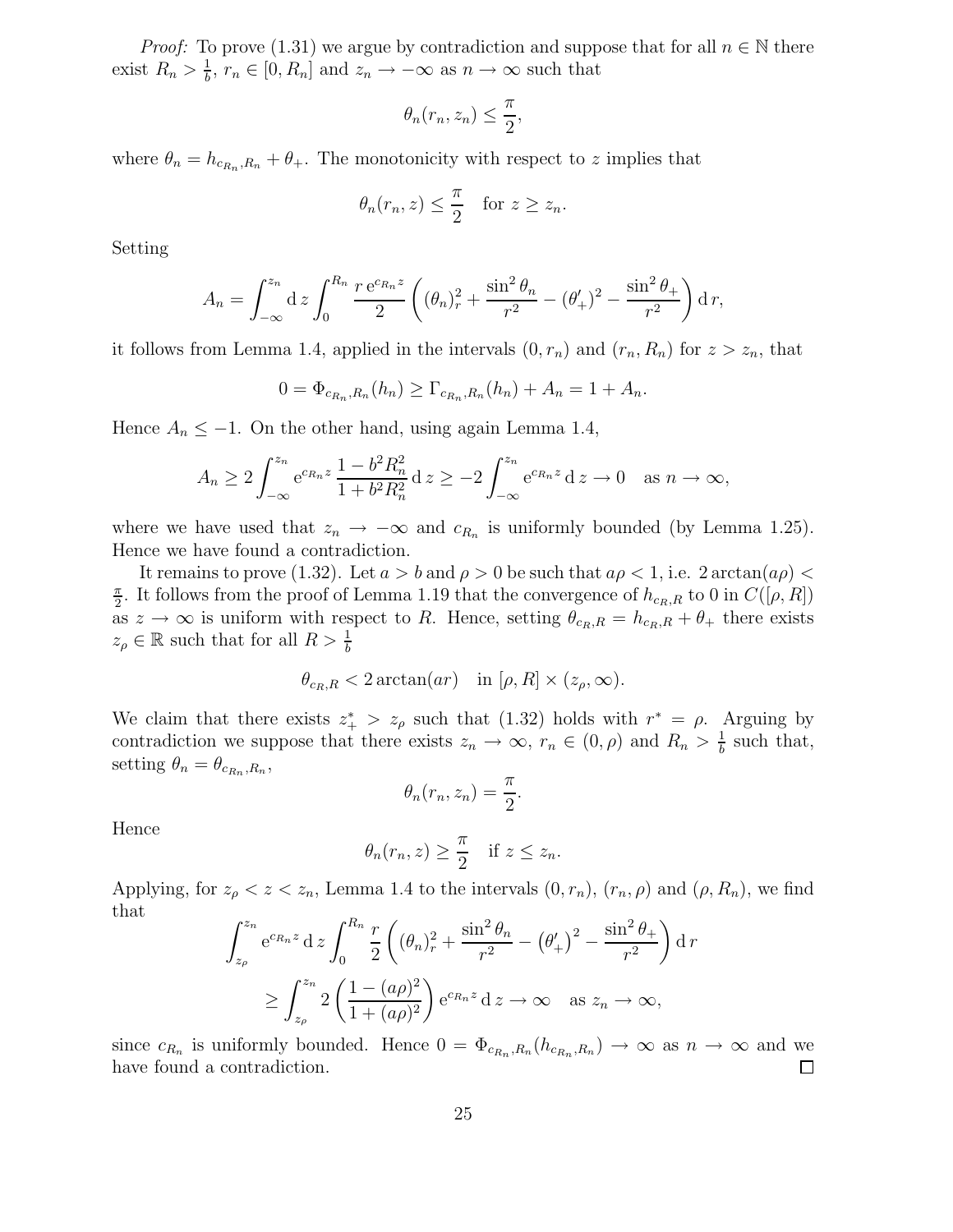*Proof:* To prove (1.31) we argue by contradiction and suppose that for all $n \in \mathbb{N}$ there exist $R_n > \frac{1}{b}$, $r_n \in [0, R_n]$ and $z_n \to -\infty$ as $n \to \infty$ such that

$$\theta_n(r_n, z_n) \leq \frac{\pi}{2},$$

where $\theta_n = h_{c_{R_n}, R_n} + \theta_+$. The monotonicity with respect to $z$ implies that

$$\theta_n(r_n, z) \leq \frac{\pi}{2} \quad \text{for } z \geq z_n.$$

Setting

$$A_n = \int_{-\infty}^{z_n} \mathrm{d}\, z \int_0^{R_n} \frac{r\, \mathrm{e}^{c_{R_n} z}}{2} \left( (\theta_n)_r^2 + \frac{\sin^2 \theta_n}{r^2} - (\theta_+')^2 - \frac{\sin^2 \theta_+}{r^2} \right) \mathrm{d}\, r,$$

it follows from Lemma 1.4, applied in the intervals $(0, r_n)$ and $(r_n, R_n)$ for $z > z_n$, that

$$0 = \Phi_{c_{R_n}, R_n}(h_n) \geq \Gamma_{c_{R_n}, R_n}(h_n) + A_n = 1 + A_n.$$

Hence $A_n \leq -1$. On the other hand, using again Lemma 1.4,

$$A_n \geq 2 \int_{-\infty}^{z_n} \mathrm{e}^{c_{R_n} z} \frac{1 - b^2 R_n^2}{1 + b^2 R_n^2} \,\mathrm{d}\, z \geq -2 \int_{-\infty}^{z_n} \mathrm{e}^{c_{R_n} z} \,\mathrm{d}\, z \to 0 \quad \text{as } n \to \infty,$$

where we have used that $z_n \to -\infty$ and $c_{R_n}$ is uniformly bounded (by Lemma 1.25). Hence we have found a contradiction.

It remains to prove (1.32). Let $a > b$ and $\rho > 0$ be such that $a\rho < 1$, i.e. $2 \arctan(a\rho) < \frac{\pi}{2}$. It follows from the proof of Lemma 1.19 that the convergence of $h_{c_R, R}$ to 0 in $C([\rho, R])$ as $z \to \infty$ is uniform with respect to $R$. Hence, setting $\theta_{c_R, R} = h_{c_R, R} + \theta_+$ there exists $z_\rho \in \mathbb{R}$ such that for all $R > \frac{1}{b}$

$$\theta_{c_R, R} < 2 \arctan(ar) \quad \text{in } [\rho, R] \times (z_\rho, \infty).$$

We claim that there exists $z_+^* > z_\rho$ such that (1.32) holds with $r^* = \rho$. Arguing by contradiction we suppose that there exists $z_n \to \infty$, $r_n \in (0, \rho)$ and $R_n > \frac{1}{b}$ such that, setting $\theta_n = \theta_{c_{R_n}, R_n}$,

$$\theta_n(r_n, z_n) = \frac{\pi}{2}.$$

Hence

$$\theta_n(r_n, z) \geq \frac{\pi}{2} \quad \text{if } z \leq z_n.$$

Applying, for $z_\rho < z < z_n$, Lemma 1.4 to the intervals $(0, r_n)$, $(r_n, \rho)$ and $(\rho, R_n)$, we find that

$$\begin{aligned} &\int_{z_\rho}^{z_n} \mathrm{e}^{c_{R_n} z} \,\mathrm{d}\, z \int_0^{R_n} \frac{r}{2} \left( (\theta_n)_r^2 + \frac{\sin^2 \theta_n}{r^2} - \left(\theta_+'\right)^2 - \frac{\sin^2 \theta_+}{r^2} \right) \mathrm{d}\, r \\ &\geq \int_{z_\rho}^{z_n} 2 \left( \frac{1 - (a\rho)^2}{1 + (a\rho)^2} \right) \mathrm{e}^{c_{R_n} z} \,\mathrm{d}\, z \to \infty \quad \text{as } z_n \to \infty, \end{aligned}$$

since $c_{R_n}$ is uniformly bounded. Hence $0 = \Phi_{c_{R_n}, R_n}(h_{c_{R_n}, R_n}) \to \infty$ as $n \to \infty$ and we have found a contradiction. $\square$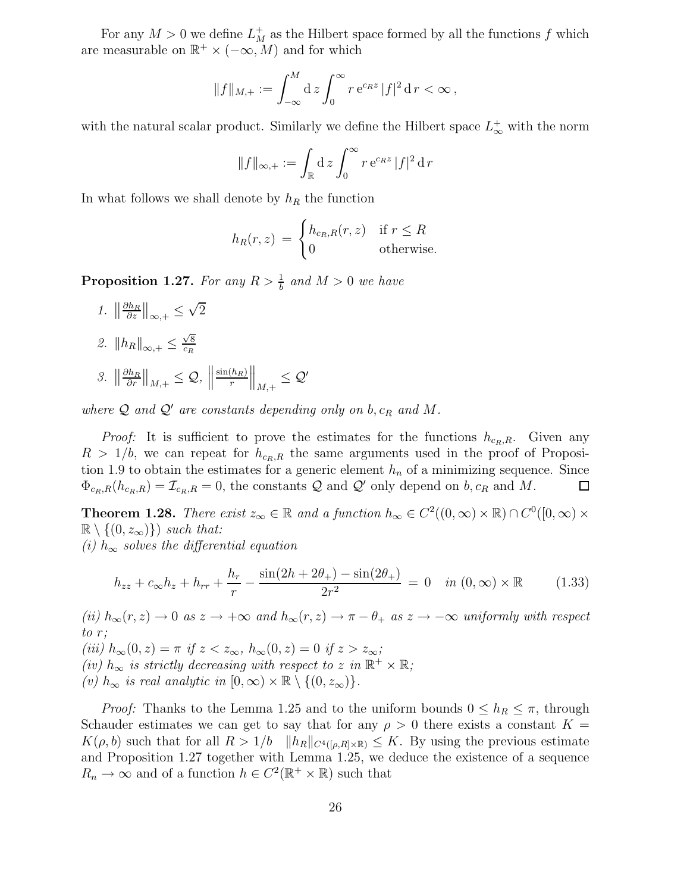For any $M > 0$ we define $L^+_M$ as the Hilbert space formed by all the functions $f$ which are measurable on $\mathbb{R}^+ \times (-\infty, M)$ and for which

$$
\|f\|_{M,+} := \int_{-\infty}^{M} \mathrm{d}\, z \int_0^\infty r \, \mathrm{e}^{c_R z} \, |f|^2 \, \mathrm{d}\, r < \infty \, ,
$$

with the natural scalar product. Similarly we define the Hilbert space $L^+_\infty$ with the norm

$$
\|f\|_{\infty,+} := \int_{\mathbb{R}} \mathrm{d}\, z \int_0^\infty r \, \mathrm{e}^{c_R z} \, |f|^2 \, \mathrm{d}\, r
$$

In what follows we shall denote by $h_R$ the function

$$
h_R(r,z) \, = \begin{cases} h_{c_R,R}(r,z) & \text{if } r \leq R \\ 0 & \text{otherwise.} \end{cases}
$$

**Proposition 1.27.** *For any $R > \frac{1}{b}$ and $M > 0$ we have*

1. $\left\| \frac{\partial h_R}{\partial z} \right\|_{\infty,+} \leq \sqrt{2}$
2. $\|h_R\|_{\infty,+} \leq \frac{\sqrt{8}}{c_R}$
3. $\left\| \frac{\partial h_R}{\partial r} \right\|_{M,+} \leq \mathcal{Q}$, $\left\| \frac{\sin(h_R)}{r} \right\|_{M,+} \leq \mathcal{Q}'$

*where $\mathcal{Q}$ and $\mathcal{Q}'$ are constants depending only on $b, c_R$ and $M$.*

*Proof:* It is sufficient to prove the estimates for the functions $h_{c_R,R}$. Given any $R > 1/b$, we can repeat for $h_{c_R,R}$ the same arguments used in the proof of Proposition 1.9 to obtain the estimates for a generic element $h_n$ of a minimizing sequence. Since $\Phi_{c_R,R}(h_{c_R,R}) = \mathcal{I}_{c_R,R} = 0$, the constants $\mathcal{Q}$ and $\mathcal{Q}'$ only depend on $b, c_R$ and $M$. □

**Theorem 1.28.** *There exist $z_\infty \in \mathbb{R}$ and a function $h_\infty \in C^2((0,\infty) \times \mathbb{R}) \cap C^0([0,\infty) \times \mathbb{R} \setminus \{(0, z_\infty)\})$ such that:*
*(i) $h_\infty$ solves the differential equation*

$$
h_{zz} + c_\infty h_z + h_{rr} + \frac{h_r}{r} - \frac{\sin(2h + 2\theta_+) - \sin(2\theta_+)}{2r^2} \; = \; 0 \quad \textit{in } (0,\infty) \times \mathbb{R} \tag{1.33}
$$

*(ii) $h_\infty(r,z) \to 0$ as $z \to +\infty$ and $h_\infty(r,z) \to \pi - \theta_+$ as $z \to -\infty$ uniformly with respect to $r$;*
*(iii) $h_\infty(0,z) = \pi$ if $z < z_\infty$, $h_\infty(0,z) = 0$ if $z > z_\infty$;*
*(iv) $h_\infty$ is strictly decreasing with respect to $z$ in $\mathbb{R}^+ \times \mathbb{R}$;*
*(v) $h_\infty$ is real analytic in $[0,\infty) \times \mathbb{R} \setminus \{(0, z_\infty)\}$.*

*Proof:* Thanks to the Lemma 1.25 and to the uniform bounds $0 \leq h_R \leq \pi$, through Schauder estimates we can get to say that for any $\rho > 0$ there exists a constant $K = K(\rho, b)$ such that for all $R > 1/b$ $\;\;\|h_R\|_{C^4([\rho,R] \times \mathbb{R})} \leq K$. By using the previous estimate and Proposition 1.27 together with Lemma 1.25, we deduce the existence of a sequence $R_n \to \infty$ and of a function $h \in C^2(\mathbb{R}^+ \times \mathbb{R})$ such that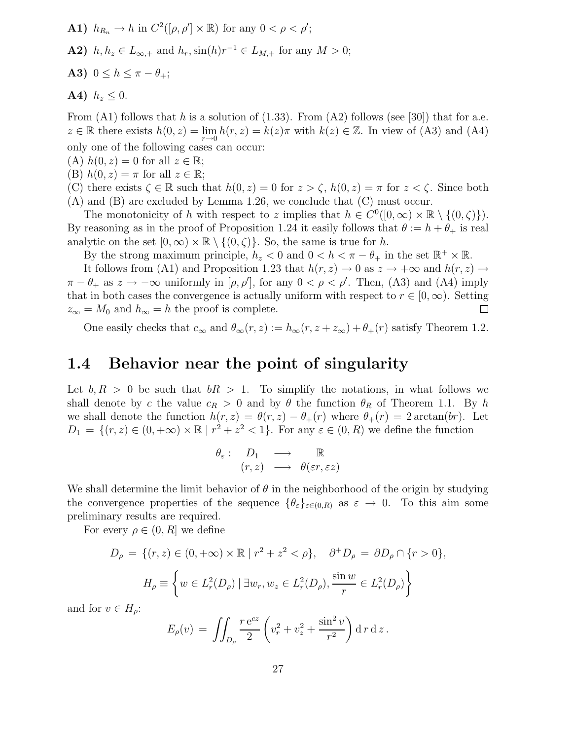**A1)** $h_{R_n} \to h$ in $C^2([\rho, \rho'] \times \mathbb{R})$ for any $0 < \rho < \rho'$;

**A2)** $h, h_z \in L_{\infty,+}$ and $h_r, \sin(h) r^{-1} \in L_{M,+}$ for any $M > 0$;

**A3)** $0 \le h \le \pi - \theta_+$;

**A4)** $h_z \le 0$.

From (A1) follows that $h$ is a solution of (1.33). From (A2) follows (see [30]) that for a.e. $z \in \mathbb{R}$ there exists $h(0, z) = \lim_{r\to 0} h(r, z) = k(z)\pi$ with $k(z) \in \mathbb{Z}$. In view of (A3) and (A4) only one of the following cases can occur:
(A) $h(0, z) = 0$ for all $z \in \mathbb{R}$;
(B) $h(0, z) = \pi$ for all $z \in \mathbb{R}$;
(C) there exists $\zeta \in \mathbb{R}$ such that $h(0, z) = 0$ for $z > \zeta$, $h(0, z) = \pi$ for $z < \zeta$. Since both (A) and (B) are excluded by Lemma 1.26, we conclude that (C) must occur.

The monotonicity of $h$ with respect to $z$ implies that $h \in C^0([0, \infty) \times \mathbb{R} \setminus \{(0, \zeta)\})$. By reasoning as in the proof of Proposition 1.24 it easily follows that $\theta := h + \theta_+$ is real analytic on the set $[0, \infty) \times \mathbb{R} \setminus \{(0, \zeta)\}$. So, the same is true for $h$.

By the strong maximum principle, $h_z < 0$ and $0 < h < \pi - \theta_+$ in the set $\mathbb{R}^+ \times \mathbb{R}$.

It follows from (A1) and Proposition 1.23 that $h(r, z) \to 0$ as $z \to +\infty$ and $h(r, z) \to \pi - \theta_+$ as $z \to -\infty$ uniformly in $[\rho, \rho']$, for any $0 < \rho < \rho'$. Then, (A3) and (A4) imply that in both cases the convergence is actually uniform with respect to $r \in [0, \infty)$. Setting $z_\infty = M_0$ and $h_\infty = h$ the proof is complete. □

One easily checks that $c_\infty$ and $\theta_\infty(r, z) := h_\infty(r, z + z_\infty) + \theta_+(r)$ satisfy Theorem 1.2.

## 1.4 Behavior near the point of singularity

Let $b, R > 0$ be such that $bR > 1$. To simplify the notations, in what follows we shall denote by $c$ the value $c_R > 0$ and by $\theta$ the function $\theta_R$ of Theorem 1.1. By $h$ we shall denote the function $h(r, z) = \theta(r, z) - \theta_+(r)$ where $\theta_+(r) = 2\arctan(br)$. Let $D_1 = \{(r, z) \in (0, +\infty) \times \mathbb{R} \mid r^2 + z^2 < 1\}$. For any $\varepsilon \in (0, R)$ we define the function

$$\begin{array}{cccc} \theta_\varepsilon : & D_1 & \longrightarrow & \mathbb{R} \\ & (r, z) & \longrightarrow & \theta(\varepsilon r, \varepsilon z) \end{array}$$

We shall determine the limit behavior of $\theta$ in the neighborhood of the origin by studying the convergence properties of the sequence $\{\theta_\varepsilon\}_{\varepsilon \in (0,R)}$ as $\varepsilon \to 0$. To this aim some preliminary results are required.

For every $\rho \in (0, R]$ we define

$$D_\rho = \{(r, z) \in (0, +\infty) \times \mathbb{R} \mid r^2 + z^2 < \rho\}, \quad \partial^+ D_\rho = \partial D_\rho \cap \{r > 0\},$$

$$H_\rho \equiv \left\{ w \in L^2_r(D_\rho) \mid \exists w_r, w_z \in L^2_r(D_\rho), \frac{\sin w}{r} \in L^2_r(D_\rho) \right\}$$

and for $v \in H_\rho$:

$$E_\rho(v) = \iint_{D_\rho} \frac{r\,\mathrm{e}^{cz}}{2} \left( v_r^2 + v_z^2 + \frac{\sin^2 v}{r^2} \right) \mathrm{d}\, r\, \mathrm{d}\, z\,.$$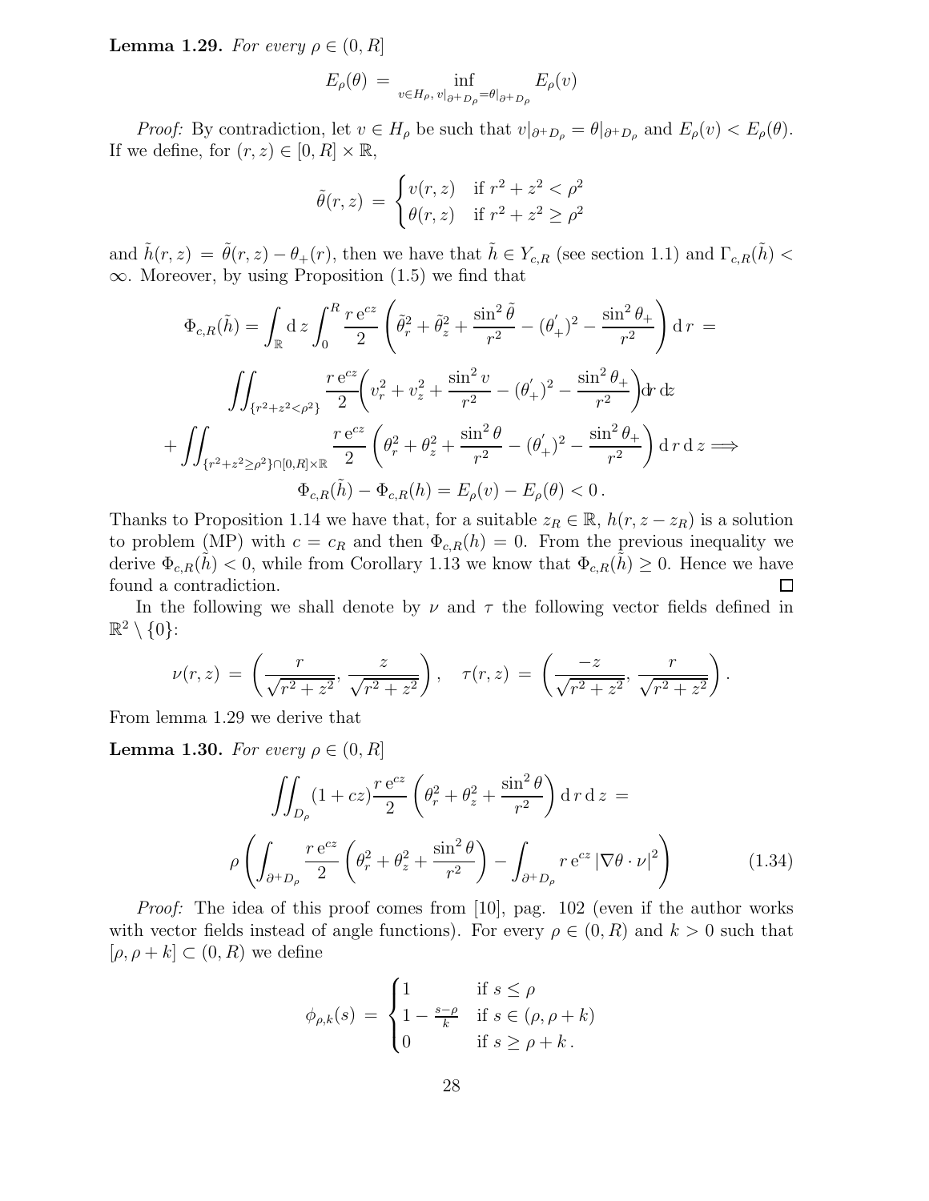**Lemma 1.29.** *For every $\rho \in (0, R]$*

$$E_\rho(\theta) \;=\; \inf_{v\in H_\rho,\, v|_{\partial^+ D_\rho}=\theta|_{\partial^+ D_\rho}} E_\rho(v)$$

*Proof:* By contradiction, let $v \in H_\rho$ be such that $v|_{\partial^+ D_\rho} = \theta|_{\partial^+ D_\rho}$ and $E_\rho(v) < E_\rho(\theta)$. If we define, for $(r, z) \in [0, R] \times \mathbb{R}$,

$$\tilde\theta(r,z) \;=\; \begin{cases} v(r,z) & \text{if } r^2+z^2<\rho^2 \\ \theta(r,z) & \text{if } r^2+z^2\geq \rho^2 \end{cases}$$

and $\tilde h(r,z) = \tilde\theta(r,z) - \theta_+(r)$, then we have that $\tilde h \in Y_{c,R}$ (see section 1.1) and $\Gamma_{c,R}(\tilde h) < \infty$. Moreover, by using Proposition (1.5) we find that

$$\Phi_{c,R}(\tilde h) = \int_{\mathbb{R}} \mathrm{d}\, z \int_0^R \frac{r\,\mathrm{e}^{cz}}{2}\left(\tilde\theta_r^2 + \tilde\theta_z^2 + \frac{\sin^2\tilde\theta}{r^2} - (\theta_+^{'})^2 - \frac{\sin^2\theta_+}{r^2}\right)\mathrm{d}\, r \;=$$

$$\iint_{\{r^2+z^2<\rho^2\}} \frac{r\,\mathrm{e}^{cz}}{2}\left(v_r^2 + v_z^2 + \frac{\sin^2 v}{r^2} - (\theta_+^{'})^2 - \frac{\sin^2\theta_+}{r^2}\right)\mathrm{d}r\,\mathrm{d}z$$

$$+\iint_{\{r^2+z^2\geq\rho^2\}\cap[0,R]\times\mathbb{R}} \frac{r\,\mathrm{e}^{cz}}{2}\left(\theta_r^2 + \theta_z^2 + \frac{\sin^2\theta}{r^2} - (\theta_+^{'})^2 - \frac{\sin^2\theta_+}{r^2}\right)\mathrm{d}\, r\,\mathrm{d}\, z \Longrightarrow$$

$$\Phi_{c,R}(\tilde h) - \Phi_{c,R}(h) = E_\rho(v) - E_\rho(\theta) < 0\,.$$

Thanks to Proposition 1.14 we have that, for a suitable $z_R \in \mathbb{R}$, $h(r, z - z_R)$ is a solution to problem (MP) with $c = c_R$ and then $\Phi_{c,R}(h) = 0$. From the previous inequality we derive $\Phi_{c,R}(\tilde h) < 0$, while from Corollary 1.13 we know that $\Phi_{c,R}(\tilde h) \geq 0$. Hence we have found a contradiction. □

In the following we shall denote by $\nu$ and $\tau$ the following vector fields defined in $\mathbb{R}^2 \setminus \{0\}$:

$$\nu(r,z) \;=\; \left(\frac{r}{\sqrt{r^2+z^2}},\, \frac{z}{\sqrt{r^2+z^2}}\right), \quad \tau(r,z) \;=\; \left(\frac{-z}{\sqrt{r^2+z^2}},\, \frac{r}{\sqrt{r^2+z^2}}\right).$$

From lemma 1.29 we derive that

**Lemma 1.30.** *For every $\rho \in (0, R]$*

$$\iint_{D_\rho} (1+cz)\frac{r\,\mathrm{e}^{cz}}{2}\left(\theta_r^2+\theta_z^2+\frac{\sin^2\theta}{r^2}\right)\mathrm{d}\, r\,\mathrm{d}\, z \;=$$

$$\rho\left(\int_{\partial^+ D_\rho} \frac{r\,\mathrm{e}^{cz}}{2}\left(\theta_r^2+\theta_z^2+\frac{\sin^2\theta}{r^2}\right) - \int_{\partial^+ D_\rho} r\,\mathrm{e}^{cz}\left|\nabla\theta\cdot\nu\right|^2\right) \tag{1.34}$$

*Proof:* The idea of this proof comes from [10], pag. 102 (even if the author works with vector fields instead of angle functions). For every $\rho \in (0, R)$ and $k > 0$ such that $[\rho, \rho + k] \subset (0, R)$ we define

$$\phi_{\rho,k}(s) \;=\; \begin{cases} 1 & \text{if } s\leq\rho \\ 1-\frac{s-\rho}{k} & \text{if } s\in(\rho,\rho+k) \\ 0 & \text{if } s\geq\rho+k\,. \end{cases}$$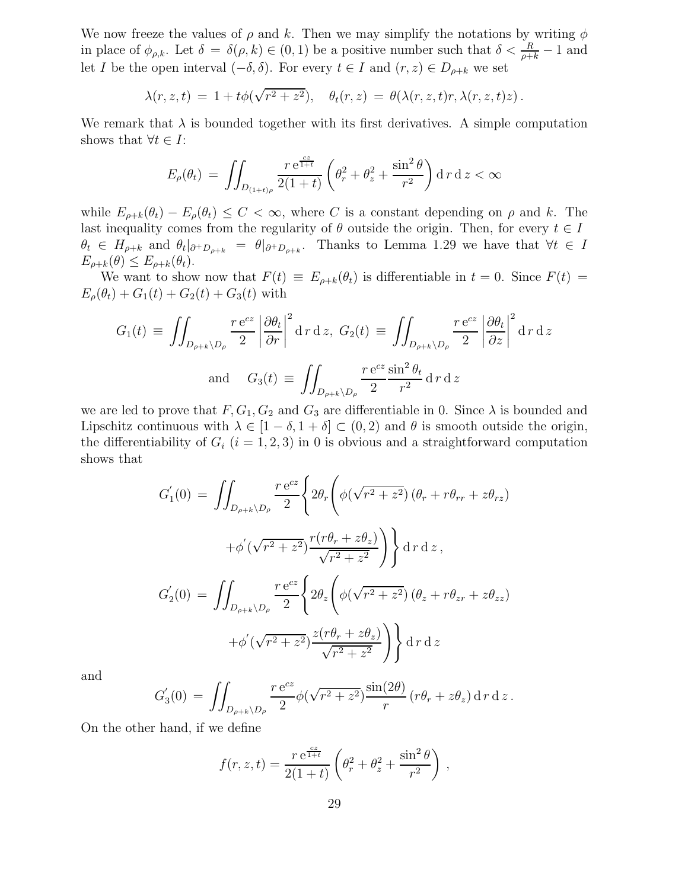We now freeze the values of $\rho$ and $k$. Then we may simplify the notations by writing $\phi$ in place of $\phi_{\rho,k}$. Let $\delta = \delta(\rho, k) \in (0,1)$ be a positive number such that $\delta < \frac{R}{\rho+k} - 1$ and let $I$ be the open interval $(-\delta, \delta)$. For every $t \in I$ and $(r,z) \in D_{\rho+k}$ we set

$$\lambda(r,z,t) \,=\, 1 + t\phi(\sqrt{r^2+z^2}), \quad \theta_t(r,z) \,=\, \theta(\lambda(r,z,t)r, \lambda(r,z,t)z)\,.$$

We remark that $\lambda$ is bounded together with its first derivatives. A simple computation shows that $\forall t \in I$:

$$E_\rho(\theta_t) \,=\, \iint_{D_{(1+t)\rho}} \frac{r\,\mathrm{e}^{\frac{cz}{1+t}}}{2(1+t)} \left(\theta_r^2 + \theta_z^2 + \frac{\sin^2\theta}{r^2}\right) \mathrm{d}\,r\,\mathrm{d}\,z < \infty$$

while $E_{\rho+k}(\theta_t) - E_\rho(\theta_t) \leq C < \infty$, where $C$ is a constant depending on $\rho$ and $k$. The last inequality comes from the regularity of $\theta$ outside the origin. Then, for every $t \in I$ $\theta_t \in H_{\rho+k}$ and $\theta_t|_{\partial^+ D_{\rho+k}} = \theta|_{\partial^+ D_{\rho+k}}$. Thanks to Lemma 1.29 we have that $\forall t \in I$ $E_{\rho+k}(\theta) \leq E_{\rho+k}(\theta_t)$.

We want to show now that $F(t) \equiv E_{\rho+k}(\theta_t)$ is differentiable in $t=0$. Since $F(t) = E_\rho(\theta_t) + G_1(t) + G_2(t) + G_3(t)$ with

$$G_1(t) \,\equiv\, \iint_{D_{\rho+k}\setminus D_\rho} \frac{r\,\mathrm{e}^{cz}}{2} \left|\frac{\partial\theta_t}{\partial r}\right|^2 \mathrm{d}\,r\,\mathrm{d}\,z,\ G_2(t) \,\equiv\, \iint_{D_{\rho+k}\setminus D_\rho} \frac{r\,\mathrm{e}^{cz}}{2} \left|\frac{\partial\theta_t}{\partial z}\right|^2 \mathrm{d}\,r\,\mathrm{d}\,z$$

$$\text{and} \quad G_3(t) \,\equiv\, \iint_{D_{\rho+k}\setminus D_\rho} \frac{r\,\mathrm{e}^{cz}}{2} \frac{\sin^2\theta_t}{r^2}\,\mathrm{d}\,r\,\mathrm{d}\,z$$

we are led to prove that $F, G_1, G_2$ and $G_3$ are differentiable in 0. Since $\lambda$ is bounded and Lipschitz continuous with $\lambda \in [1-\delta, 1+\delta] \subset (0,2)$ and $\theta$ is smooth outside the origin, the differentiability of $G_i$ $(i=1,2,3)$ in 0 is obvious and a straightforward computation shows that

$$G_1'(0) \,=\, \iint_{D_{\rho+k}\setminus D_\rho} \frac{r\,\mathrm{e}^{cz}}{2}\Bigg\{2\theta_r\Bigg(\phi(\sqrt{r^2+z^2})\,(\theta_r + r\theta_{rr} + z\theta_{rz}) + \phi'(\sqrt{r^2+z^2})\frac{r(r\theta_r + z\theta_z)}{\sqrt{r^2+z^2}}\Bigg)\Bigg\}\,\mathrm{d}\,r\,\mathrm{d}\,z\,,$$

$$G_2'(0) \,=\, \iint_{D_{\rho+k}\setminus D_\rho} \frac{r\,\mathrm{e}^{cz}}{2}\Bigg\{2\theta_z\Bigg(\phi(\sqrt{r^2+z^2})\,(\theta_z + r\theta_{zr} + z\theta_{zz}) + \phi'(\sqrt{r^2+z^2})\frac{z(r\theta_r + z\theta_z)}{\sqrt{r^2+z^2}}\Bigg)\Bigg\}\,\mathrm{d}\,r\,\mathrm{d}\,z$$

and

$$G_3'(0) \,=\, \iint_{D_{\rho+k}\setminus D_\rho} \frac{r\,\mathrm{e}^{cz}}{2}\phi(\sqrt{r^2+z^2})\frac{\sin(2\theta)}{r}\,(r\theta_r + z\theta_z)\,\mathrm{d}\,r\,\mathrm{d}\,z\,.$$

On the other hand, if we define

$$f(r,z,t) = \frac{r\,\mathrm{e}^{\frac{cz}{1+t}}}{2(1+t)}\left(\theta_r^2 + \theta_z^2 + \frac{\sin^2\theta}{r^2}\right)\,,$$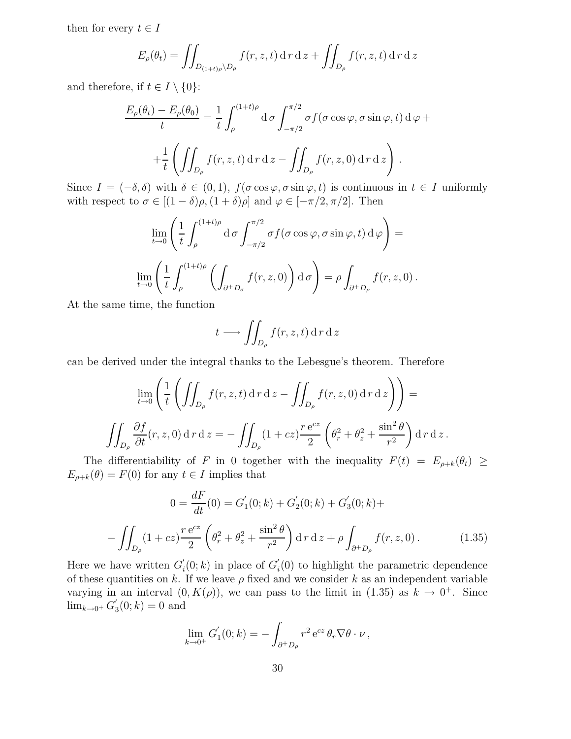then for every $t \in I$

$$E_\rho(\theta_t) = \iint_{D_{(1+t)\rho} \setminus D_\rho} f(r,z,t)\,\mathrm{d}\,r\,\mathrm{d}\,z + \iint_{D_\rho} f(r,z,t)\,\mathrm{d}\,r\,\mathrm{d}\,z$$

and therefore, if $t \in I \setminus \{0\}$:

$$\frac{E_\rho(\theta_t) - E_\rho(\theta_0)}{t} = \frac{1}{t}\int_\rho^{(1+t)\rho} \mathrm{d}\,\sigma \int_{-\pi/2}^{\pi/2} \sigma f(\sigma\cos\varphi, \sigma\sin\varphi, t)\,\mathrm{d}\,\varphi +$$

$$+\frac{1}{t}\left(\iint_{D_\rho} f(r,z,t)\,\mathrm{d}\,r\,\mathrm{d}\,z - \iint_{D_\rho} f(r,z,0)\,\mathrm{d}\,r\,\mathrm{d}\,z\right).$$

Since $I = (-\delta, \delta)$ with $\delta \in (0,1)$, $f(\sigma\cos\varphi, \sigma\sin\varphi, t)$ is continuous in $t \in I$ uniformly with respect to $\sigma \in [(1-\delta)\rho, (1+\delta)\rho]$ and $\varphi \in [-\pi/2, \pi/2]$. Then

$$\lim_{t\to 0}\left(\frac{1}{t}\int_\rho^{(1+t)\rho} \mathrm{d}\,\sigma \int_{-\pi/2}^{\pi/2} \sigma f(\sigma\cos\varphi, \sigma\sin\varphi, t)\,\mathrm{d}\,\varphi\right) =$$

$$\lim_{t\to 0}\left(\frac{1}{t}\int_\rho^{(1+t)\rho}\left(\int_{\partial^+ D_\sigma} f(r,z,0)\right)\mathrm{d}\,\sigma\right) = \rho\int_{\partial^+ D_\rho} f(r,z,0)\,.$$

At the same time, the function

$$t \longrightarrow \iint_{D_\rho} f(r,z,t)\,\mathrm{d}\,r\,\mathrm{d}\,z$$

can be derived under the integral thanks to the Lebesgue's theorem. Therefore

$$\lim_{t\to 0}\left(\frac{1}{t}\left(\iint_{D_\rho} f(r,z,t)\,\mathrm{d}\,r\,\mathrm{d}\,z - \iint_{D_\rho} f(r,z,0)\,\mathrm{d}\,r\,\mathrm{d}\,z\right)\right) =$$

$$\iint_{D_\rho} \frac{\partial f}{\partial t}(r,z,0)\,\mathrm{d}\,r\,\mathrm{d}\,z = -\iint_{D_\rho}(1+cz)\frac{r\,\mathrm{e}^{cz}}{2}\left(\theta_r^2 + \theta_z^2 + \frac{\sin^2\theta}{r^2}\right)\mathrm{d}\,r\,\mathrm{d}\,z\,.$$

The differentiability of $F$ in 0 together with the inequality $F(t) = E_{\rho+k}(\theta_t) \geq E_{\rho+k}(\theta) = F(0)$ for any $t \in I$ implies that

$$0 = \frac{dF}{dt}(0) = G_1'(0;k) + G_2'(0;k) + G_3'(0;k) +$$

$$-\iint_{D_\rho}(1+cz)\frac{r\,\mathrm{e}^{cz}}{2}\left(\theta_r^2 + \theta_z^2 + \frac{\sin^2\theta}{r^2}\right)\mathrm{d}\,r\,\mathrm{d}\,z + \rho\int_{\partial^+ D_\rho} f(r,z,0)\,. \tag{1.35}$$

Here we have written $G_i'(0;k)$ in place of $G_i'(0)$ to highlight the parametric dependence of these quantities on $k$. If we leave $\rho$ fixed and we consider $k$ as an independent variable varying in an interval $(0, K(\rho))$, we can pass to the limit in (1.35) as $k \to 0^+$. Since $\lim_{k\to 0^+} G_3'(0;k) = 0$ and

$$\lim_{k\to 0^+} G_1'(0;k) = -\int_{\partial^+ D_\rho} r^2\,\mathrm{e}^{cz}\,\theta_r \nabla\theta \cdot \nu\,,$$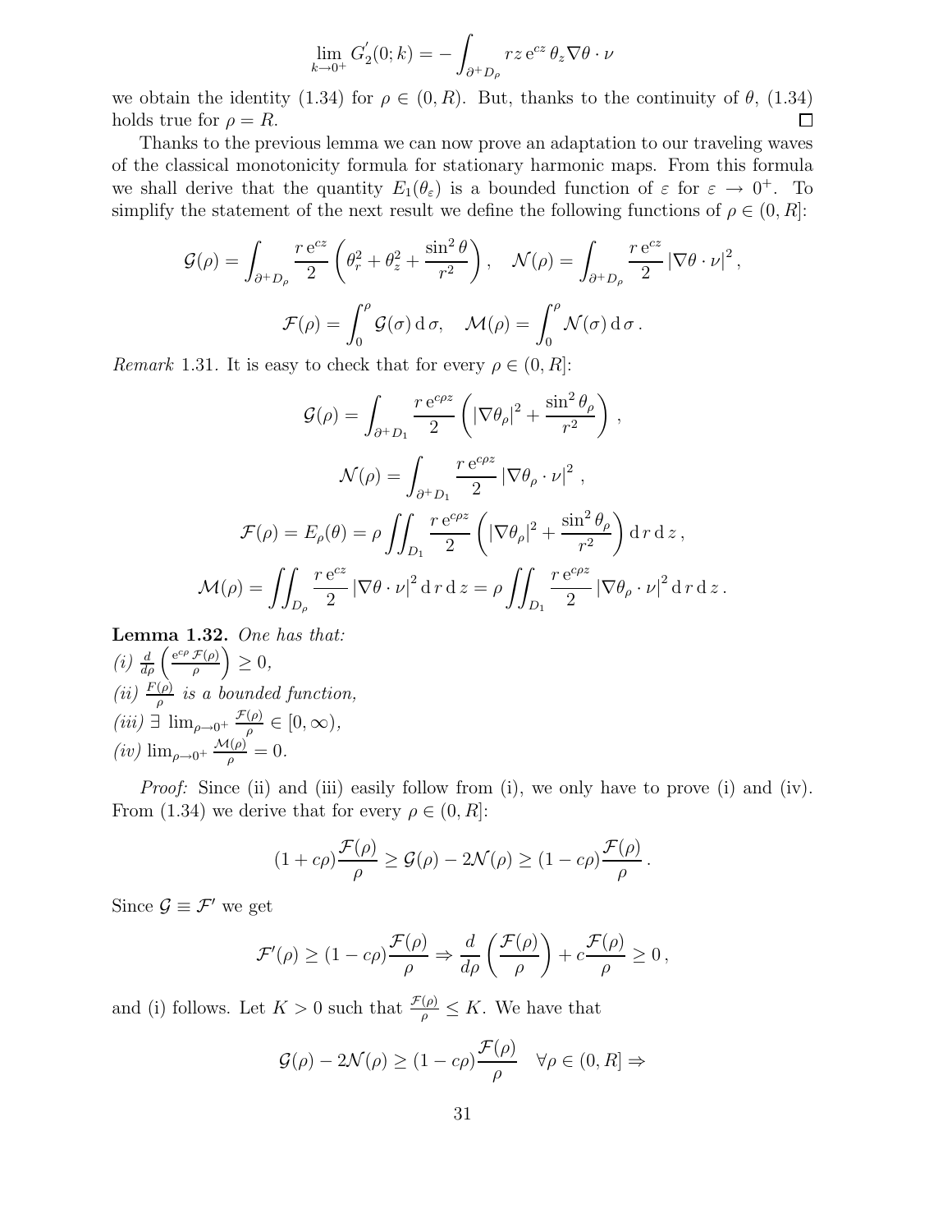$$\lim_{k\to 0^+} G_2'(0;k) = -\int_{\partial^+ D_\rho} rz\,\mathrm{e}^{cz}\,\theta_z \nabla\theta\cdot\nu$$

we obtain the identity (1.34) for $\rho \in (0,R)$. But, thanks to the continuity of $\theta$, (1.34) holds true for $\rho = R$. $\square$

Thanks to the previous lemma we can now prove an adaptation to our traveling waves of the classical monotonicity formula for stationary harmonic maps. From this formula we shall derive that the quantity $E_1(\theta_\varepsilon)$ is a bounded function of $\varepsilon$ for $\varepsilon \to 0^+$. To simplify the statement of the next result we define the following functions of $\rho \in (0,R]$:

$$\mathcal{G}(\rho) = \int_{\partial^+ D_\rho} \frac{r\,\mathrm{e}^{cz}}{2}\left(\theta_r^2 + \theta_z^2 + \frac{\sin^2\theta}{r^2}\right), \quad \mathcal{N}(\rho) = \int_{\partial^+ D_\rho} \frac{r\,\mathrm{e}^{cz}}{2}\left|\nabla\theta\cdot\nu\right|^2,$$

$$\mathcal{F}(\rho) = \int_0^\rho \mathcal{G}(\sigma)\,\mathrm{d}\,\sigma, \quad \mathcal{M}(\rho) = \int_0^\rho \mathcal{N}(\sigma)\,\mathrm{d}\,\sigma\,.$$

*Remark* 1.31. It is easy to check that for every $\rho \in (0,R]$:

$$\mathcal{G}(\rho) = \int_{\partial^+ D_1} \frac{r\,\mathrm{e}^{c\rho z}}{2}\left(|\nabla\theta_\rho|^2 + \frac{\sin^2\theta_\rho}{r^2}\right),$$

$$\mathcal{N}(\rho) = \int_{\partial^+ D_1} \frac{r\,\mathrm{e}^{c\rho z}}{2}\left|\nabla\theta_\rho\cdot\nu\right|^2,$$

$$\mathcal{F}(\rho) = E_\rho(\theta) = \rho\iint_{D_1} \frac{r\,\mathrm{e}^{c\rho z}}{2}\left(|\nabla\theta_\rho|^2 + \frac{\sin^2\theta_\rho}{r^2}\right)\mathrm{d}\,r\,\mathrm{d}\,z\,,$$

$$\mathcal{M}(\rho) = \iint_{D_\rho} \frac{r\,\mathrm{e}^{cz}}{2}\left|\nabla\theta\cdot\nu\right|^2\mathrm{d}\,r\,\mathrm{d}\,z = \rho\iint_{D_1} \frac{r\,\mathrm{e}^{c\rho z}}{2}\left|\nabla\theta_\rho\cdot\nu\right|^2\mathrm{d}\,r\,\mathrm{d}\,z\,.$$

**Lemma 1.32.** *One has that:*
*(i)* $\frac{d}{d\rho}\left(\frac{\mathrm{e}^{c\rho}\,\mathcal{F}(\rho)}{\rho}\right) \geq 0$,
*(ii)* $\frac{F(\rho)}{\rho}$ *is a bounded function,*
*(iii)* $\exists\ \lim_{\rho\to 0^+}\frac{\mathcal{F}(\rho)}{\rho} \in [0,\infty)$,
*(iv)* $\lim_{\rho\to 0^+}\frac{\mathcal{M}(\rho)}{\rho} = 0$.

*Proof:* Since (ii) and (iii) easily follow from (i), we only have to prove (i) and (iv). From (1.34) we derive that for every $\rho \in (0,R]$:

$$(1+c\rho)\frac{\mathcal{F}(\rho)}{\rho} \geq \mathcal{G}(\rho) - 2\mathcal{N}(\rho) \geq (1-c\rho)\frac{\mathcal{F}(\rho)}{\rho}\,.$$

Since $\mathcal{G} \equiv \mathcal{F}'$ we get

$$\mathcal{F}'(\rho) \geq (1-c\rho)\frac{\mathcal{F}(\rho)}{\rho} \Rightarrow \frac{d}{d\rho}\left(\frac{\mathcal{F}(\rho)}{\rho}\right) + c\frac{\mathcal{F}(\rho)}{\rho} \geq 0\,,$$

and (i) follows. Let $K > 0$ such that $\frac{\mathcal{F}(\rho)}{\rho} \leq K$. We have that

$$\mathcal{G}(\rho) - 2\mathcal{N}(\rho) \geq (1-c\rho)\frac{\mathcal{F}(\rho)}{\rho} \quad \forall\rho\in(0,R] \Rightarrow$$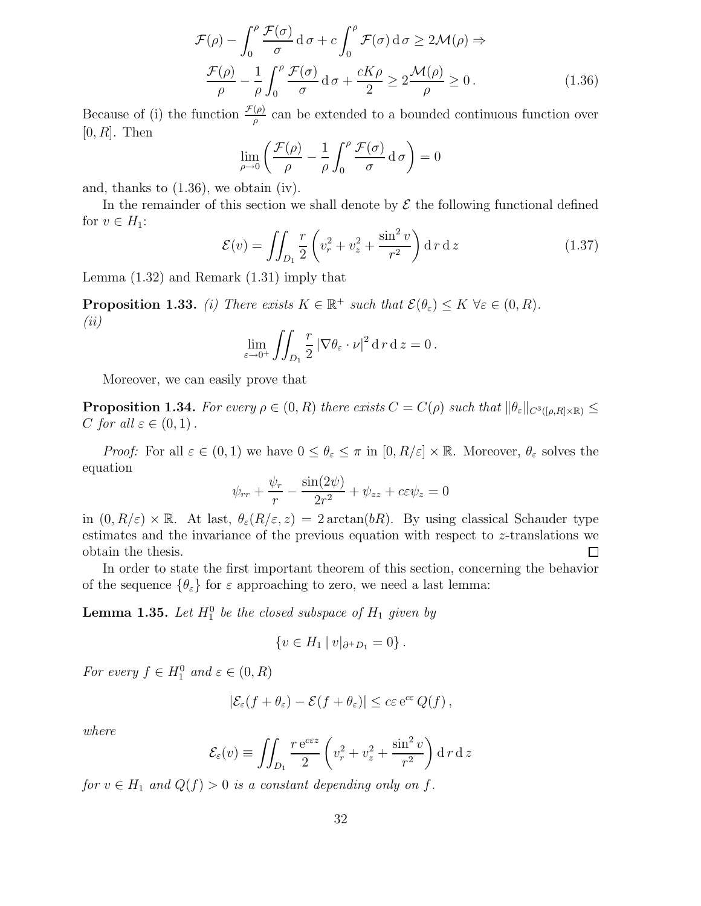$$
\mathcal{F}(\rho) - \int_0^\rho \frac{\mathcal{F}(\sigma)}{\sigma}\,\mathrm{d}\,\sigma + c\int_0^\rho \mathcal{F}(\sigma)\,\mathrm{d}\,\sigma \geq 2\mathcal{M}(\rho) \Rightarrow
$$

$$
\frac{\mathcal{F}(\rho)}{\rho} - \frac{1}{\rho}\int_0^\rho \frac{\mathcal{F}(\sigma)}{\sigma}\,\mathrm{d}\,\sigma + \frac{cK\rho}{2} \geq 2\frac{\mathcal{M}(\rho)}{\rho} \geq 0\,. \tag{1.36}
$$

Because of (i) the function $\frac{\mathcal{F}(\rho)}{\rho}$ can be extended to a bounded continuous function over $[0, R]$. Then

$$
\lim_{\rho\to 0}\left(\frac{\mathcal{F}(\rho)}{\rho} - \frac{1}{\rho}\int_0^\rho \frac{\mathcal{F}(\sigma)}{\sigma}\,\mathrm{d}\,\sigma\right) = 0
$$

and, thanks to (1.36), we obtain (iv).

In the remainder of this section we shall denote by $\mathcal{E}$ the following functional defined for $v \in H_1$:

$$
\mathcal{E}(v) = \iint_{D_1} \frac{r}{2}\left(v_r^2 + v_z^2 + \frac{\sin^2 v}{r^2}\right)\mathrm{d}\,r\,\mathrm{d}\,z \tag{1.37}
$$

Lemma (1.32) and Remark (1.31) imply that

**Proposition 1.33.** *(i) There exists $K \in \mathbb{R}^+$ such that $\mathcal{E}(\theta_\varepsilon) \leq K\ \forall \varepsilon \in (0, R)$.*
*(ii)*

$$
\lim_{\varepsilon\to 0^+}\iint_{D_1} \frac{r}{2}\left|\nabla\theta_\varepsilon\cdot\nu\right|^2\mathrm{d}\,r\,\mathrm{d}\,z = 0\,.
$$

Moreover, we can easily prove that

**Proposition 1.34.** *For every $\rho \in (0, R)$ there exists $C = C(\rho)$ such that $\|\theta_\varepsilon\|_{C^3([\rho,R]\times\mathbb{R})} \leq C$ for all $\varepsilon \in (0, 1)$.*

*Proof:* For all $\varepsilon \in (0, 1)$ we have $0 \leq \theta_\varepsilon \leq \pi$ in $[0, R/\varepsilon]\times\mathbb{R}$. Moreover, $\theta_\varepsilon$ solves the equation

$$
\psi_{rr} + \frac{\psi_r}{r} - \frac{\sin(2\psi)}{2r^2} + \psi_{zz} + c\varepsilon\psi_z = 0
$$

in $(0, R/\varepsilon)\times\mathbb{R}$. At last, $\theta_\varepsilon(R/\varepsilon, z) = 2\arctan(bR)$. By using classical Schauder type estimates and the invariance of the previous equation with respect to $z$-translations we obtain the thesis. □

In order to state the first important theorem of this section, concerning the behavior of the sequence $\{\theta_\varepsilon\}$ for $\varepsilon$ approaching to zero, we need a last lemma:

**Lemma 1.35.** *Let $H_1^0$ be the closed subspace of $H_1$ given by*

$$
\{v \in H_1 \mid v|_{\partial^+ D_1} = 0\}\,.
$$

*For every $f \in H_1^0$ and $\varepsilon \in (0, R)$*

$$
|\mathcal{E}_\varepsilon(f + \theta_\varepsilon) - \mathcal{E}(f + \theta_\varepsilon)| \leq c\varepsilon\,\mathrm{e}^{c\varepsilon}\,Q(f)\,,
$$

*where*

$$
\mathcal{E}_\varepsilon(v) \equiv \iint_{D_1} \frac{r\,\mathrm{e}^{c\varepsilon z}}{2}\left(v_r^2 + v_z^2 + \frac{\sin^2 v}{r^2}\right)\mathrm{d}\,r\,\mathrm{d}\,z
$$

*for $v \in H_1$ and $Q(f) > 0$ is a constant depending only on $f$.*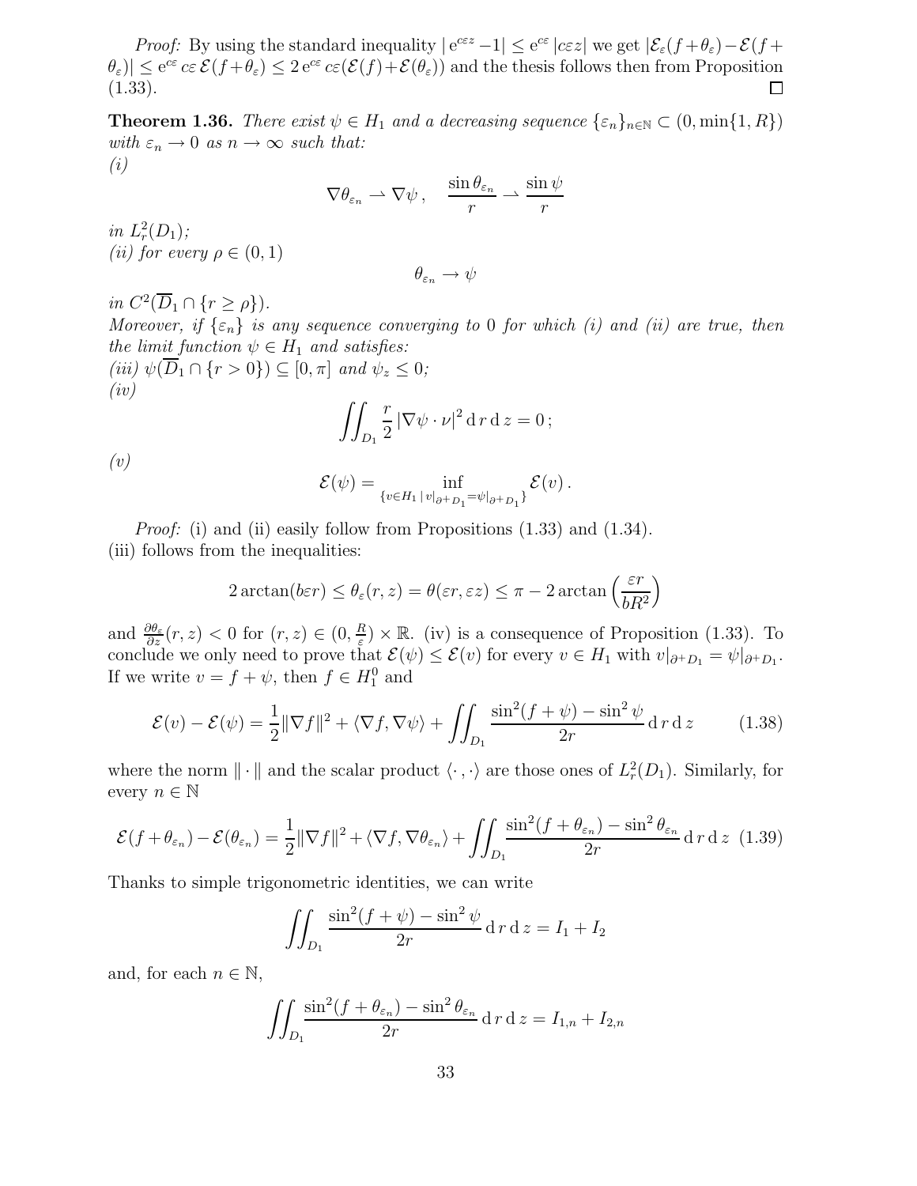*Proof:* By using the standard inequality $|\,\mathrm{e}^{c\varepsilon z}-1| \le \mathrm{e}^{c\varepsilon}\,|c\varepsilon z|$ we get $|\mathcal{E}_\varepsilon(f+\theta_\varepsilon)-\mathcal{E}(f+\theta_\varepsilon)| \le \mathrm{e}^{c\varepsilon}\, c\varepsilon\, \mathcal{E}(f+\theta_\varepsilon) \le 2\,\mathrm{e}^{c\varepsilon}\, c\varepsilon(\mathcal{E}(f)+\mathcal{E}(\theta_\varepsilon))$ and the thesis follows then from Proposition (1.33). □

**Theorem 1.36.** *There exist $\psi \in H_1$ and a decreasing sequence $\{\varepsilon_n\}_{n\in\mathbb{N}} \subset (0, \min\{1, R\})$ with $\varepsilon_n \to 0$ as $n \to \infty$ such that:*
*(i)*

$$\nabla\theta_{\varepsilon_n} \rightharpoonup \nabla\psi\,, \quad \frac{\sin\theta_{\varepsilon_n}}{r} \rightharpoonup \frac{\sin\psi}{r}$$

*in $L^2_r(D_1)$;*
*(ii) for every $\rho \in (0,1)$*

$$\theta_{\varepsilon_n} \to \psi$$

*in $C^2(\overline{D}_1 \cap \{r \ge \rho\})$.*
*Moreover, if $\{\varepsilon_n\}$ is any sequence converging to 0 for which (i) and (ii) are true, then the limit function $\psi \in H_1$ and satisfies:*
*(iii) $\psi(\overline{D}_1 \cap \{r>0\}) \subseteq [0,\pi]$ and $\psi_z \le 0$;*
*(iv)*

$$\iint_{D_1} \frac{r}{2}\,|\nabla\psi\cdot\nu|^2 \,\mathrm{d}\,r\,\mathrm{d}\,z = 0\,;$$

*(v)*

$$\mathcal{E}(\psi) = \inf_{\{v\in H_1\,|\, v|_{\partial^+D_1} = \psi|_{\partial^+D_1}\}} \mathcal{E}(v)\,.$$

*Proof:* (i) and (ii) easily follow from Propositions (1.33) and (1.34).
(iii) follows from the inequalities:

$$2\arctan(b\varepsilon r) \le \theta_\varepsilon(r,z) = \theta(\varepsilon r, \varepsilon z) \le \pi - 2\arctan\left(\frac{\varepsilon r}{bR^2}\right)$$

and $\frac{\partial\theta_\varepsilon}{\partial z}(r,z) < 0$ for $(r,z) \in (0, \frac{R}{\varepsilon}) \times \mathbb{R}$. (iv) is a consequence of Proposition (1.33). To conclude we only need to prove that $\mathcal{E}(\psi) \le \mathcal{E}(v)$ for every $v \in H_1$ with $v|_{\partial^+D_1} = \psi|_{\partial^+D_1}$. If we write $v = f+\psi$, then $f \in H_1^0$ and

$$\mathcal{E}(v)-\mathcal{E}(\psi) = \frac{1}{2}\|\nabla f\|^2 + \langle\nabla f, \nabla\psi\rangle + \iint_{D_1} \frac{\sin^2(f+\psi)-\sin^2\psi}{2r}\,\mathrm{d}\,r\,\mathrm{d}\,z \qquad (1.38)$$

where the norm $\|\cdot\|$ and the scalar product $\langle\cdot\,,\cdot\rangle$ are those ones of $L^2_r(D_1)$. Similarly, for every $n \in \mathbb{N}$

$$\mathcal{E}(f+\theta_{\varepsilon_n})-\mathcal{E}(\theta_{\varepsilon_n}) = \frac{1}{2}\|\nabla f\|^2 + \langle\nabla f, \nabla\theta_{\varepsilon_n}\rangle + \iint_{D_1} \frac{\sin^2(f+\theta_{\varepsilon_n})-\sin^2\theta_{\varepsilon_n}}{2r}\,\mathrm{d}\,r\,\mathrm{d}\,z \quad (1.39)$$

Thanks to simple trigonometric identities, we can write

$$\iint_{D_1} \frac{\sin^2(f+\psi)-\sin^2\psi}{2r}\,\mathrm{d}\,r\,\mathrm{d}\,z = I_1 + I_2$$

and, for each $n \in \mathbb{N}$,

$$\iint_{D_1} \frac{\sin^2(f+\theta_{\varepsilon_n})-\sin^2\theta_{\varepsilon_n}}{2r}\,\mathrm{d}\,r\,\mathrm{d}\,z = I_{1,n} + I_{2,n}$$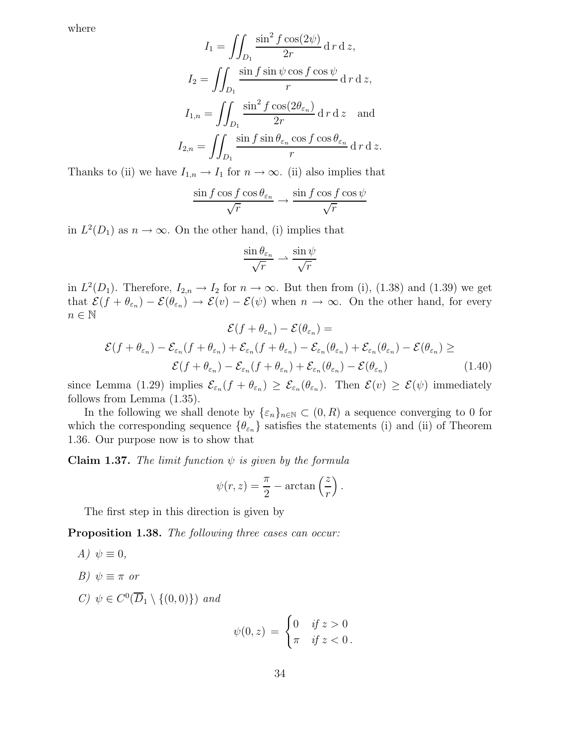where

$$I_1 = \iint_{D_1} \frac{\sin^2 f \cos(2\psi)}{2r} \,\mathrm{d}\, r \,\mathrm{d}\, z,$$

$$I_2 = \iint_{D_1} \frac{\sin f \sin\psi \cos f \cos\psi}{r} \,\mathrm{d}\, r \,\mathrm{d}\, z,$$

$$I_{1,n} = \iint_{D_1} \frac{\sin^2 f \cos(2\theta_{\varepsilon_n})}{2r} \,\mathrm{d}\, r \,\mathrm{d}\, z \quad \text{and}$$

$$I_{2,n} = \iint_{D_1} \frac{\sin f \sin\theta_{\varepsilon_n} \cos f \cos\theta_{\varepsilon_n}}{r} \,\mathrm{d}\, r \,\mathrm{d}\, z.$$

Thanks to (ii) we have $I_{1,n} \to I_1$ for $n \to \infty$. (ii) also implies that

$$\frac{\sin f \cos f \cos\theta_{\varepsilon_n}}{\sqrt{r}} \to \frac{\sin f \cos f \cos\psi}{\sqrt{r}}$$

in $L^2(D_1)$ as $n \to \infty$. On the other hand, (i) implies that

$$\frac{\sin\theta_{\varepsilon_n}}{\sqrt{r}} \rightharpoonup \frac{\sin\psi}{\sqrt{r}}$$

in $L^2(D_1)$. Therefore, $I_{2,n} \to I_2$ for $n \to \infty$. But then from (i), (1.38) and (1.39) we get that $\mathcal{E}(f+\theta_{\varepsilon_n}) - \mathcal{E}(\theta_{\varepsilon_n}) \to \mathcal{E}(v) - \mathcal{E}(\psi)$ when $n \to \infty$. On the other hand, for every $n \in \mathbb{N}$

$$\mathcal{E}(f+\theta_{\varepsilon_n}) - \mathcal{E}(\theta_{\varepsilon_n}) =$$

$$\mathcal{E}(f+\theta_{\varepsilon_n}) - \mathcal{E}_{\varepsilon_n}(f+\theta_{\varepsilon_n}) + \mathcal{E}_{\varepsilon_n}(f+\theta_{\varepsilon_n}) - \mathcal{E}_{\varepsilon_n}(\theta_{\varepsilon_n}) + \mathcal{E}_{\varepsilon_n}(\theta_{\varepsilon_n}) - \mathcal{E}(\theta_{\varepsilon_n}) \geq$$

$$\mathcal{E}(f+\theta_{\varepsilon_n}) - \mathcal{E}_{\varepsilon_n}(f+\theta_{\varepsilon_n}) + \mathcal{E}_{\varepsilon_n}(\theta_{\varepsilon_n}) - \mathcal{E}(\theta_{\varepsilon_n}) \tag{1.40}$$

since Lemma (1.29) implies $\mathcal{E}_{\varepsilon_n}(f+\theta_{\varepsilon_n}) \geq \mathcal{E}_{\varepsilon_n}(\theta_{\varepsilon_n})$. Then $\mathcal{E}(v) \geq \mathcal{E}(\psi)$ immediately follows from Lemma (1.35).

In the following we shall denote by $\{\varepsilon_n\}_{n\in\mathbb{N}} \subset (0, R)$ a sequence converging to 0 for which the corresponding sequence $\{\theta_{\varepsilon_n}\}$ satisfies the statements (i) and (ii) of Theorem 1.36. Our purpose now is to show that

**Claim 1.37.** *The limit function $\psi$ is given by the formula*

$$\psi(r,z) = \frac{\pi}{2} - \arctan\left(\frac{z}{r}\right).$$

The first step in this direction is given by

**Proposition 1.38.** *The following three cases can occur:*

*A)* $\psi \equiv 0$,

*B)* $\psi \equiv \pi$ *or*

*C)* $\psi \in C^0(\overline{D}_1 \setminus \{(0,0)\})$ *and*

$$\psi(0,z) \;=\; \begin{cases} 0 & \text{if } z > 0 \\ \pi & \text{if } z < 0\,. \end{cases}$$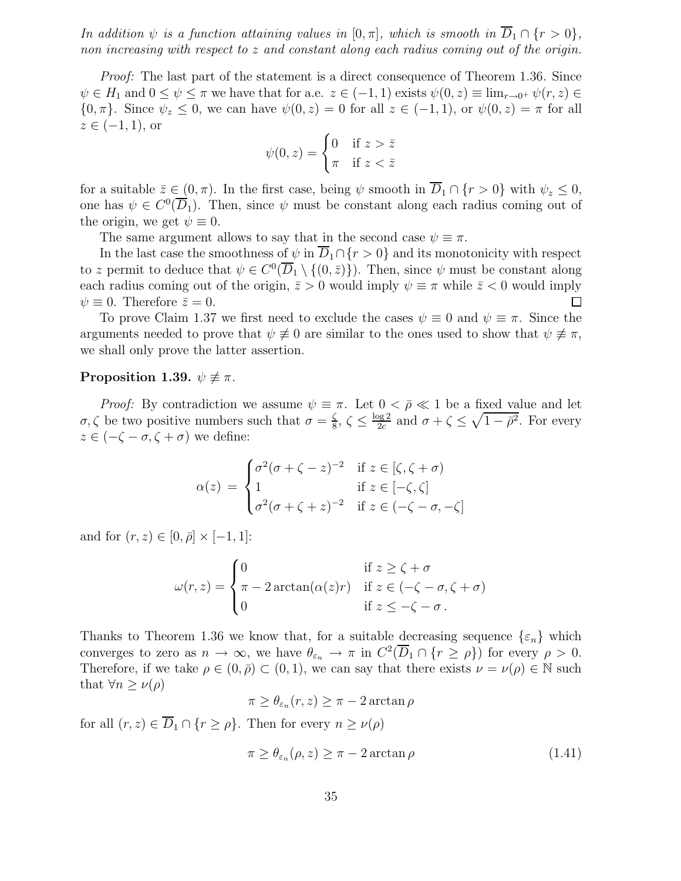*In addition $\psi$ is a function attaining values in $[0,\pi]$, which is smooth in $\overline{D}_1 \cap \{r > 0\}$, non increasing with respect to $z$ and constant along each radius coming out of the origin.*

*Proof:* The last part of the statement is a direct consequence of Theorem 1.36. Since $\psi \in H_1$ and $0 \le \psi \le \pi$ we have that for a.e. $z \in (-1,1)$ exists $\psi(0,z) \equiv \lim_{r\to 0^+} \psi(r,z) \in \{0,\pi\}$. Since $\psi_z \le 0$, we can have $\psi(0,z) = 0$ for all $z \in (-1,1)$, or $\psi(0,z) = \pi$ for all $z \in (-1,1)$, or

$$\psi(0,z) = \begin{cases} 0 & \text{if } z > \bar{z} \\ \pi & \text{if } z < \bar{z} \end{cases}$$

for a suitable $\bar{z} \in (0,\pi)$. In the first case, being $\psi$ smooth in $\overline{D}_1 \cap \{r > 0\}$ with $\psi_z \le 0$, one has $\psi \in C^0(\overline{D}_1)$. Then, since $\psi$ must be constant along each radius coming out of the origin, we get $\psi \equiv 0$.

The same argument allows to say that in the second case $\psi \equiv \pi$.

In the last case the smoothness of $\psi$ in $\overline{D}_1 \cap \{r > 0\}$ and its monotonicity with respect to $z$ permit to deduce that $\psi \in C^0(\overline{D}_1 \setminus \{(0,\bar{z})\})$. Then, since $\psi$ must be constant along each radius coming out of the origin, $\bar{z} > 0$ would imply $\psi \equiv \pi$ while $\bar{z} < 0$ would imply $\psi \equiv 0$. Therefore $\bar{z} = 0$. □

To prove Claim 1.37 we first need to exclude the cases $\psi \equiv 0$ and $\psi \equiv \pi$. Since the arguments needed to prove that $\psi \not\equiv 0$ are similar to the ones used to show that $\psi \not\equiv \pi$, we shall only prove the latter assertion.

**Proposition 1.39.** *$\psi \not\equiv \pi$.*

*Proof:* By contradiction we assume $\psi \equiv \pi$. Let $0 < \bar{\rho} \ll 1$ be a fixed value and let $\sigma, \zeta$ be two positive numbers such that $\sigma = \frac{\zeta}{8}$, $\zeta \le \frac{\log 2}{2c}$ and $\sigma + \zeta \le \sqrt{1 - \bar{\rho}^2}$. For every $z \in (-\zeta - \sigma, \zeta + \sigma)$ we define:

$$\alpha(z) = \begin{cases} \sigma^2(\sigma + \zeta - z)^{-2} & \text{if } z \in [\zeta, \zeta + \sigma) \\ 1 & \text{if } z \in [-\zeta, \zeta] \\ \sigma^2(\sigma + \zeta + z)^{-2} & \text{if } z \in (-\zeta - \sigma, -\zeta] \end{cases}$$

and for $(r,z) \in [0,\bar{\rho}] \times [-1,1]$:

$$\omega(r,z) = \begin{cases} 0 & \text{if } z \ge \zeta + \sigma \\ \pi - 2\arctan(\alpha(z) r) & \text{if } z \in (-\zeta - \sigma, \zeta + \sigma) \\ 0 & \text{if } z \le -\zeta - \sigma\,. \end{cases}$$

Thanks to Theorem 1.36 we know that, for a suitable decreasing sequence $\{\varepsilon_n\}$ which converges to zero as $n \to \infty$, we have $\theta_{\varepsilon_n} \to \pi$ in $C^2(\overline{D}_1 \cap \{r \ge \rho\})$ for every $\rho > 0$. Therefore, if we take $\rho \in (0,\bar{\rho}) \subset (0,1)$, we can say that there exists $\nu = \nu(\rho) \in \mathbb{N}$ such that $\forall n \ge \nu(\rho)$

$$\pi \ge \theta_{\varepsilon_n}(r,z) \ge \pi - 2\arctan\rho$$

for all $(r,z) \in \overline{D}_1 \cap \{r \ge \rho\}$. Then for every $n \ge \nu(\rho)$

$$\pi \ge \theta_{\varepsilon_n}(\rho, z) \ge \pi - 2\arctan\rho \tag{1.41}$$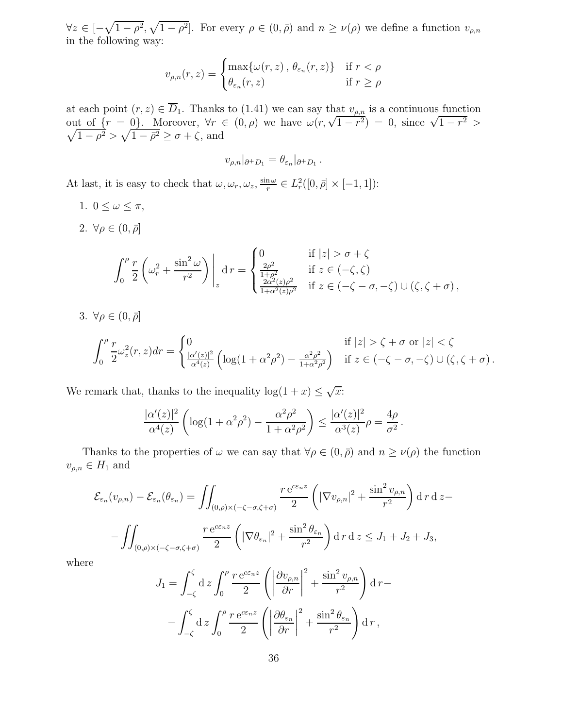$\forall z \in [-\sqrt{1-\rho^2}, \sqrt{1-\rho^2}]$. For every $\rho \in (0, \bar{\rho})$ and $n \geq \nu(\rho)$ we define a function $v_{\rho,n}$ in the following way:

$$
v_{\rho,n}(r,z) = \begin{cases} \max\{\omega(r,z)\,,\, \theta_{\varepsilon_n}(r,z)\} & \text{if } r < \rho \\ \theta_{\varepsilon_n}(r,z) & \text{if } r \geq \rho \end{cases}
$$

at each point $(r,z) \in \overline{D}_1$. Thanks to (1.41) we can say that $v_{\rho,n}$ is a continuous function out of $\{r = 0\}$. Moreover, $\forall r \in (0,\rho)$ we have $\omega(r, \sqrt{1-r^2}) = 0$, since $\sqrt{1-r^2} > \sqrt{1-\rho^2} > \sqrt{1-\bar{\rho}^2} \geq \sigma + \zeta$, and

$$
v_{\rho,n}|_{\partial^+ D_1} = \theta_{\varepsilon_n}|_{\partial^+ D_1}\,.
$$

At last, it is easy to check that $\omega, \omega_r, \omega_z, \frac{\sin\omega}{r} \in L^2_r([0,\bar{\rho}] \times [-1,1])$:

1. $0 \leq \omega \leq \pi$,
2. $\forall \rho \in (0, \bar{\rho}]$

$$
\int_0^\rho \frac{r}{2}\left(\omega_r^2 + \frac{\sin^2\omega}{r^2}\right)\Bigg|_z \mathrm{d}\,r = \begin{cases} 0 & \text{if } |z| > \sigma + \zeta \\ \frac{2\rho^2}{1+\rho^2} & \text{if } z \in (-\zeta, \zeta) \\ \frac{2\alpha^2(z)\rho^2}{1+\alpha^2(z)\rho^2} & \text{if } z \in (-\zeta-\sigma, -\zeta) \cup (\zeta, \zeta+\sigma)\,, \end{cases}
$$

3. $\forall \rho \in (0, \bar{\rho}]$

$$
\int_0^\rho \frac{r}{2}\omega_z^2(r,z)dr = \begin{cases} 0 & \text{if } |z| > \zeta + \sigma \text{ or } |z| < \zeta \\ \frac{|\alpha'(z)|^2}{\alpha^4(z)}\left(\log(1+\alpha^2\rho^2) - \frac{\alpha^2\rho^2}{1+\alpha^2\rho^2}\right) & \text{if } z \in (-\zeta-\sigma, -\zeta) \cup (\zeta, \zeta+\sigma)\,. \end{cases}
$$

We remark that, thanks to the inequality $\log(1+x) \leq \sqrt{x}$:

$$
\frac{|\alpha'(z)|^2}{\alpha^4(z)}\left(\log(1+\alpha^2\rho^2) - \frac{\alpha^2\rho^2}{1+\alpha^2\rho^2}\right) \leq \frac{|\alpha'(z)|^2}{\alpha^3(z)}\rho = \frac{4\rho}{\sigma^2}\,.
$$

Thanks to the properties of $\omega$ we can say that $\forall \rho \in (0,\bar{\rho})$ and $n \geq \nu(\rho)$ the function $v_{\rho,n} \in H_1$ and

$$
\mathcal{E}_{\varepsilon_n}(v_{\rho,n}) - \mathcal{E}_{\varepsilon_n}(\theta_{\varepsilon_n}) = \iint_{(0,\rho)\times(-\zeta-\sigma,\zeta+\sigma)} \frac{r\,\mathrm{e}^{c\varepsilon_n z}}{2}\left(|\nabla v_{\rho,n}|^2 + \frac{\sin^2 v_{\rho,n}}{r^2}\right)\mathrm{d}\,r\,\mathrm{d}\,z -
$$

$$
-\iint_{(0,\rho)\times(-\zeta-\sigma,\zeta+\sigma)} \frac{r\,\mathrm{e}^{c\varepsilon_n z}}{2}\left(|\nabla \theta_{\varepsilon_n}|^2 + \frac{\sin^2 \theta_{\varepsilon_n}}{r^2}\right)\mathrm{d}\,r\,\mathrm{d}\,z \leq J_1 + J_2 + J_3,
$$

where

$$
J_1 = \int_{-\zeta}^{\zeta}\mathrm{d}\,z\int_0^\rho \frac{r\,\mathrm{e}^{c\varepsilon_n z}}{2}\left(\left|\frac{\partial v_{\rho,n}}{\partial r}\right|^2 + \frac{\sin^2 v_{\rho,n}}{r^2}\right)\mathrm{d}\,r -
$$

$$
-\int_{-\zeta}^{\zeta}\mathrm{d}\,z\int_0^\rho \frac{r\,\mathrm{e}^{c\varepsilon_n z}}{2}\left(\left|\frac{\partial \theta_{\varepsilon_n}}{\partial r}\right|^2 + \frac{\sin^2 \theta_{\varepsilon_n}}{r^2}\right)\mathrm{d}\,r\,,
$$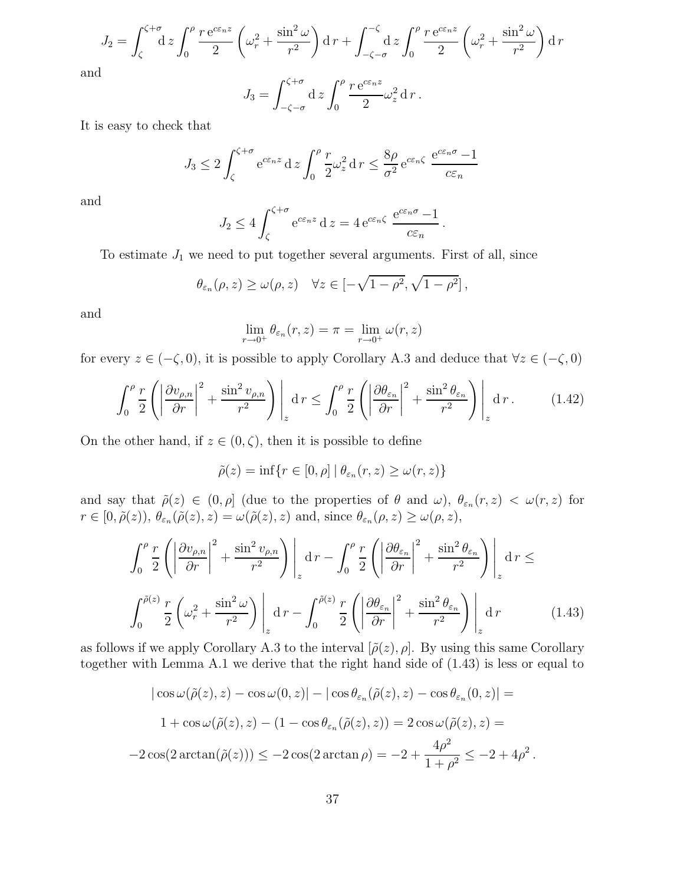$$J_2 = \int_{\zeta}^{\zeta+\sigma} \mathrm{d}\, z \int_0^{\rho} \frac{r\, \mathrm{e}^{c\varepsilon_n z}}{2} \left( \omega_r^2 + \frac{\sin^2 \omega}{r^2} \right) \mathrm{d}\, r + \int_{-\zeta-\sigma}^{-\zeta} \mathrm{d}\, z \int_0^{\rho} \frac{r\, \mathrm{e}^{c\varepsilon_n z}}{2} \left( \omega_r^2 + \frac{\sin^2 \omega}{r^2} \right) \mathrm{d}\, r$$

and

$$J_3 = \int_{-\zeta-\sigma}^{\zeta+\sigma} \mathrm{d}\, z \int_0^{\rho} \frac{r\, \mathrm{e}^{c\varepsilon_n z}}{2} \omega_z^2 \,\mathrm{d}\, r\,.$$

It is easy to check that

$$J_3 \leq 2 \int_{\zeta}^{\zeta+\sigma} \mathrm{e}^{c\varepsilon_n z}\, \mathrm{d}\, z \int_0^{\rho} \frac{r}{2} \omega_z^2 \,\mathrm{d}\, r \leq \frac{8\rho}{\sigma^2}\, \mathrm{e}^{c\varepsilon_n \zeta}\, \frac{\mathrm{e}^{c\varepsilon_n \sigma} - 1}{c\varepsilon_n}$$

and

$$J_2 \leq 4 \int_{\zeta}^{\zeta+\sigma} \mathrm{e}^{c\varepsilon_n z}\, \mathrm{d}\, z = 4\, \mathrm{e}^{c\varepsilon_n \zeta}\, \frac{\mathrm{e}^{c\varepsilon_n \sigma} - 1}{c\varepsilon_n}\,.$$

To estimate $J_1$ we need to put together several arguments. First of all, since

$$\theta_{\varepsilon_n}(\rho, z) \geq \omega(\rho, z) \quad \forall z \in [-\sqrt{1-\rho^2}, \sqrt{1-\rho^2}]\,,$$

and

$$\lim_{r \to 0^+} \theta_{\varepsilon_n}(r, z) = \pi = \lim_{r \to 0^+} \omega(r, z)$$

for every $z \in (-\zeta, 0)$, it is possible to apply Corollary A.3 and deduce that $\forall z \in (-\zeta, 0)$

$$\int_0^{\rho} \frac{r}{2} \left( \left| \frac{\partial v_{\rho,n}}{\partial r} \right|^2 + \frac{\sin^2 v_{\rho,n}}{r^2} \right) \Bigg|_z \mathrm{d}\, r \leq \int_0^{\rho} \frac{r}{2} \left( \left| \frac{\partial \theta_{\varepsilon_n}}{\partial r} \right|^2 + \frac{\sin^2 \theta_{\varepsilon_n}}{r^2} \right) \Bigg|_z \mathrm{d}\, r\,. \tag{1.42}$$

On the other hand, if $z \in (0, \zeta)$, then it is possible to define

$$\tilde{\rho}(z) = \inf\{ r \in [0, \rho] \mid \theta_{\varepsilon_n}(r, z) \geq \omega(r, z) \}$$

and say that $\tilde{\rho}(z) \in (0, \rho]$ (due to the properties of $\theta$ and $\omega$), $\theta_{\varepsilon_n}(r, z) < \omega(r, z)$ for $r \in [0, \tilde{\rho}(z))$, $\theta_{\varepsilon_n}(\tilde{\rho}(z), z) = \omega(\tilde{\rho}(z), z)$ and, since $\theta_{\varepsilon_n}(\rho, z) \geq \omega(\rho, z)$,

$$\int_0^{\rho} \frac{r}{2} \left( \left| \frac{\partial v_{\rho,n}}{\partial r} \right|^2 + \frac{\sin^2 v_{\rho,n}}{r^2} \right) \Bigg|_z \mathrm{d}\, r - \int_0^{\rho} \frac{r}{2} \left( \left| \frac{\partial \theta_{\varepsilon_n}}{\partial r} \right|^2 + \frac{\sin^2 \theta_{\varepsilon_n}}{r^2} \right) \Bigg|_z \mathrm{d}\, r \leq$$

$$\int_0^{\tilde{\rho}(z)} \frac{r}{2} \left( \omega_r^2 + \frac{\sin^2 \omega}{r^2} \right) \Bigg|_z \mathrm{d}\, r - \int_0^{\tilde{\rho}(z)} \frac{r}{2} \left( \left| \frac{\partial \theta_{\varepsilon_n}}{\partial r} \right|^2 + \frac{\sin^2 \theta_{\varepsilon_n}}{r^2} \right) \Bigg|_z \mathrm{d}\, r \tag{1.43}$$

as follows if we apply Corollary A.3 to the interval $[\tilde{\rho}(z), \rho]$. By using this same Corollary together with Lemma A.1 we derive that the right hand side of (1.43) is less or equal to

$$|\cos \omega(\tilde{\rho}(z), z) - \cos \omega(0, z)| - |\cos \theta_{\varepsilon_n}(\tilde{\rho}(z), z) - \cos \theta_{\varepsilon_n}(0, z)| =$$

$$1 + \cos \omega(\tilde{\rho}(z), z) - (1 - \cos \theta_{\varepsilon_n}(\tilde{\rho}(z), z)) = 2 \cos \omega(\tilde{\rho}(z), z) =$$

$$-2 \cos(2 \arctan(\tilde{\rho}(z))) \leq -2 \cos(2 \arctan \rho) = -2 + \frac{4\rho^2}{1+\rho^2} \leq -2 + 4\rho^2\,.$$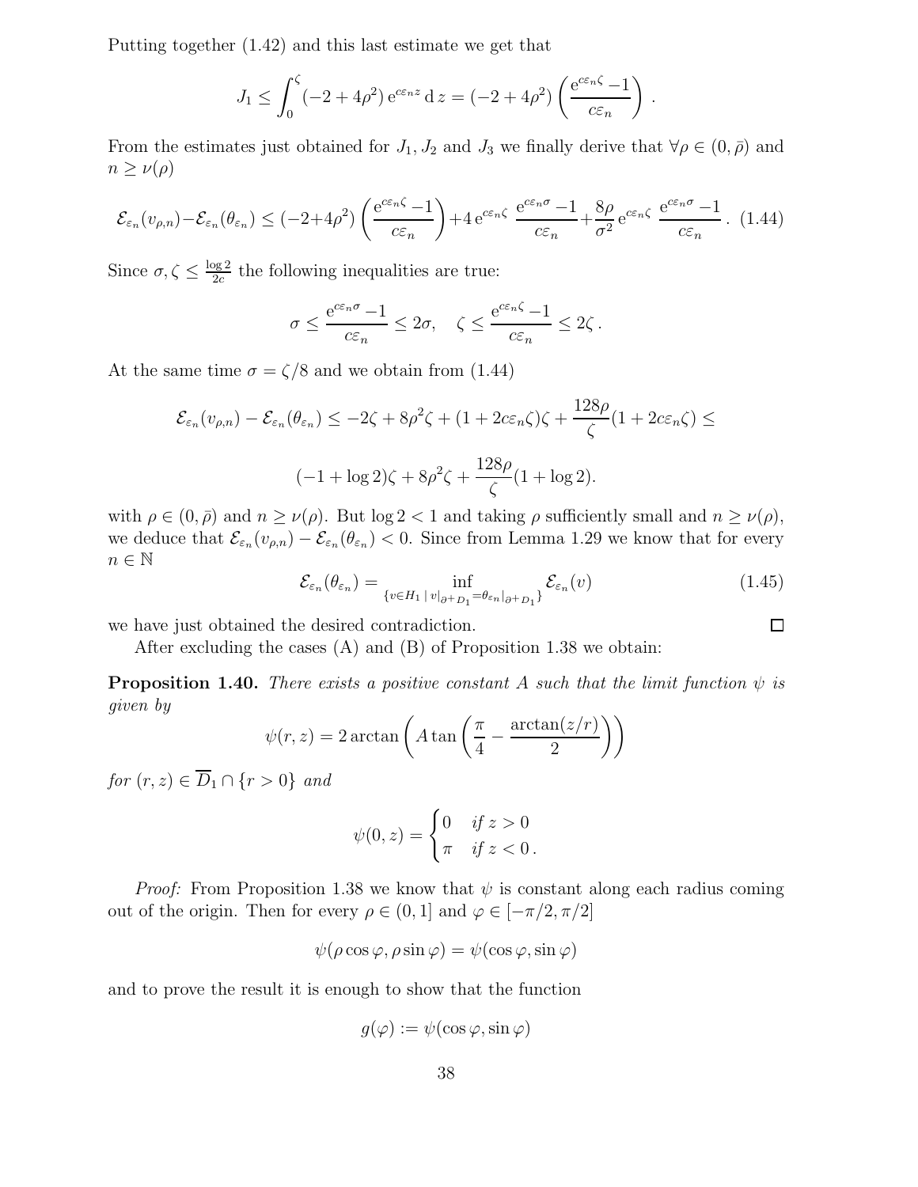Putting together (1.42) and this last estimate we get that

$$J_1 \leq \int_0^\zeta (-2+4\rho^2)\,\mathrm{e}^{c\varepsilon_n z}\,\mathrm{d}\,z = (-2+4\rho^2)\left(\frac{\mathrm{e}^{c\varepsilon_n \zeta}-1}{c\varepsilon_n}\right).$$

From the estimates just obtained for $J_1$, $J_2$ and $J_3$ we finally derive that $\forall \rho \in (0,\bar{\rho})$ and $n \geq \nu(\rho)$

$$\mathcal{E}_{\varepsilon_n}(v_{\rho,n}) - \mathcal{E}_{\varepsilon_n}(\theta_{\varepsilon_n}) \leq (-2+4\rho^2)\left(\frac{\mathrm{e}^{c\varepsilon_n\zeta}-1}{c\varepsilon_n}\right) + 4\,\mathrm{e}^{c\varepsilon_n\zeta}\ \frac{\mathrm{e}^{c\varepsilon_n\sigma}-1}{c\varepsilon_n} + \frac{8\rho}{\sigma^2}\,\mathrm{e}^{c\varepsilon_n\zeta}\ \frac{\mathrm{e}^{c\varepsilon_n\sigma}-1}{c\varepsilon_n}. \quad (1.44)$$

Since $\sigma, \zeta \leq \frac{\log 2}{2c}$ the following inequalities are true:

$$\sigma \leq \frac{\mathrm{e}^{c\varepsilon_n\sigma}-1}{c\varepsilon_n} \leq 2\sigma, \quad \zeta \leq \frac{\mathrm{e}^{c\varepsilon_n\zeta}-1}{c\varepsilon_n} \leq 2\zeta\,.$$

At the same time $\sigma = \zeta/8$ and we obtain from (1.44)

$$\mathcal{E}_{\varepsilon_n}(v_{\rho,n}) - \mathcal{E}_{\varepsilon_n}(\theta_{\varepsilon_n}) \leq -2\zeta + 8\rho^2\zeta + (1+2c\varepsilon_n\zeta)\zeta + \frac{128\rho}{\zeta}(1+2c\varepsilon_n\zeta) \leq$$

$$(-1+\log 2)\zeta + 8\rho^2\zeta + \frac{128\rho}{\zeta}(1+\log 2).$$

with $\rho \in (0,\bar{\rho})$ and $n \geq \nu(\rho)$. But $\log 2 < 1$ and taking $\rho$ sufficiently small and $n \geq \nu(\rho)$, we deduce that $\mathcal{E}_{\varepsilon_n}(v_{\rho,n}) - \mathcal{E}_{\varepsilon_n}(\theta_{\varepsilon_n}) < 0$. Since from Lemma 1.29 we know that for every $n \in \mathbb{N}$

$$\mathcal{E}_{\varepsilon_n}(\theta_{\varepsilon_n}) = \inf_{\{v \in H_1 \,|\, v|_{\partial^+ D_1} = \theta_{\varepsilon_n}|_{\partial^+ D_1}\}} \mathcal{E}_{\varepsilon_n}(v) \quad (1.45)$$

we have just obtained the desired contradiction. $\square$

After excluding the cases (A) and (B) of Proposition 1.38 we obtain:

**Proposition 1.40.** *There exists a positive constant $A$ such that the limit function $\psi$ is given by*

$$\psi(r,z) = 2\arctan\left(A\tan\left(\frac{\pi}{4} - \frac{\arctan(z/r)}{2}\right)\right)$$

*for $(r,z) \in \overline{D}_1 \cap \{r > 0\}$ and*

$$\psi(0,z) = \begin{cases} 0 & \text{if } z > 0 \\ \pi & \text{if } z < 0\,. \end{cases}$$

*Proof:* From Proposition 1.38 we know that $\psi$ is constant along each radius coming out of the origin. Then for every $\rho \in (0,1]$ and $\varphi \in [-\pi/2, \pi/2]$

$$\psi(\rho\cos\varphi, \rho\sin\varphi) = \psi(\cos\varphi, \sin\varphi)$$

and to prove the result it is enough to show that the function

$$g(\varphi) := \psi(\cos\varphi, \sin\varphi)$$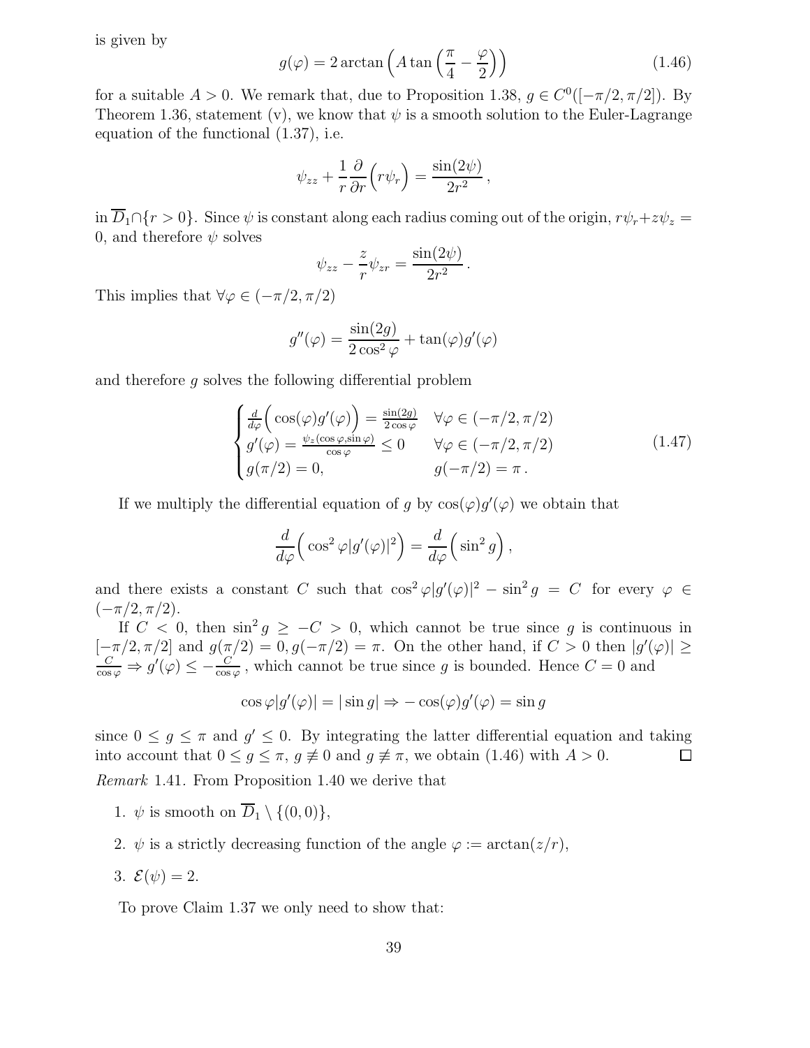is given by

$$g(\varphi) = 2\arctan\left(A\tan\left(\frac{\pi}{4} - \frac{\varphi}{2}\right)\right) \tag{1.46}$$

for a suitable $A > 0$. We remark that, due to Proposition 1.38, $g \in C^0([-\pi/2, \pi/2])$. By Theorem 1.36, statement (v), we know that $\psi$ is a smooth solution to the Euler-Lagrange equation of the functional (1.37), i.e.

$$\psi_{zz} + \frac{1}{r}\frac{\partial}{\partial r}\Big(r\psi_r\Big) = \frac{\sin(2\psi)}{2r^2}\,,$$

in $\overline{D}_1 \cap \{r > 0\}$. Since $\psi$ is constant along each radius coming out of the origin, $r\psi_r + z\psi_z = 0$, and therefore $\psi$ solves

$$\psi_{zz} - \frac{z}{r}\psi_{zr} = \frac{\sin(2\psi)}{2r^2}\,.$$

This implies that $\forall \varphi \in (-\pi/2, \pi/2)$

$$g''(\varphi) = \frac{\sin(2g)}{2\cos^2\varphi} + \tan(\varphi)g'(\varphi)$$

and therefore $g$ solves the following differential problem

$$\begin{cases} \frac{d}{d\varphi}\Big(\cos(\varphi)g'(\varphi)\Big) = \frac{\sin(2g)}{2\cos\varphi} & \forall \varphi \in (-\pi/2, \pi/2) \\ g'(\varphi) = \frac{\psi_z(\cos\varphi, \sin\varphi)}{\cos\varphi} \leq 0 & \forall \varphi \in (-\pi/2, \pi/2) \\ g(\pi/2) = 0, & g(-\pi/2) = \pi\,. \end{cases} \tag{1.47}$$

If we multiply the differential equation of $g$ by $\cos(\varphi)g'(\varphi)$ we obtain that

$$\frac{d}{d\varphi}\Big(\cos^2\varphi|g'(\varphi)|^2\Big) = \frac{d}{d\varphi}\Big(\sin^2 g\Big)\,,$$

and there exists a constant $C$ such that $\cos^2\varphi|g'(\varphi)|^2 - \sin^2 g = C$ for every $\varphi \in (-\pi/2, \pi/2)$.

If $C < 0$, then $\sin^2 g \geq -C > 0$, which cannot be true since $g$ is continuous in $[-\pi/2, \pi/2]$ and $g(\pi/2) = 0, g(-\pi/2) = \pi$. On the other hand, if $C > 0$ then $|g'(\varphi)| \geq \frac{C}{\cos\varphi} \Rightarrow g'(\varphi) \leq -\frac{C}{\cos\varphi}$, which cannot be true since $g$ is bounded. Hence $C = 0$ and

$$\cos\varphi|g'(\varphi)| = |\sin g| \Rightarrow -\cos(\varphi)g'(\varphi) = \sin g$$

since $0 \leq g \leq \pi$ and $g' \leq 0$. By integrating the latter differential equation and taking into account that $0 \leq g \leq \pi$, $g \not\equiv 0$ and $g \not\equiv \pi$, we obtain (1.46) with $A > 0$. □

*Remark* 1.41. From Proposition 1.40 we derive that

1. $\psi$ is smooth on $\overline{D}_1 \setminus \{(0,0)\}$,
2. $\psi$ is a strictly decreasing function of the angle $\varphi := \arctan(z/r)$,
3. $\mathcal{E}(\psi) = 2$.

To prove Claim 1.37 we only need to show that: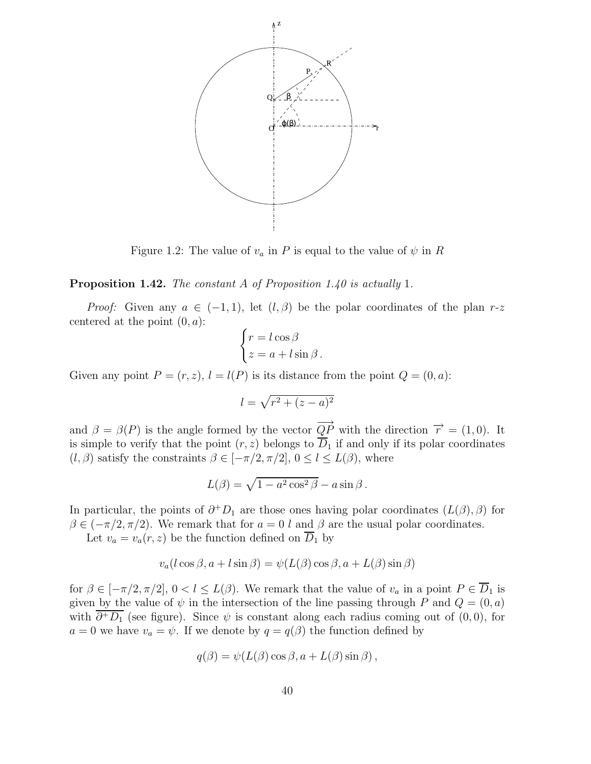Figure 1.2: The value of $v_a$ in $P$ is equal to the value of $\psi$ in $R$

**Proposition 1.42.** *The constant $A$ of Proposition 1.40 is actually* 1.

*Proof:* Given any $a \in (-1, 1)$, let $(l, \beta)$ be the polar coordinates of the plan $r$-$z$ centered at the point $(0, a)$:

$$\begin{cases} r = l \cos \beta \\ z = a + l \sin \beta \,. \end{cases}$$

Given any point $P = (r, z)$, $l = l(P)$ is its distance from the point $Q = (0, a)$:

$$l = \sqrt{r^2 + (z - a)^2}$$

and $\beta = \beta(P)$ is the angle formed by the vector $\overrightarrow{QP}$ with the direction $\overrightarrow{r} = (1, 0)$. It is simple to verify that the point $(r, z)$ belongs to $\overline{D}_1$ if and only if its polar coordinates $(l, \beta)$ satisfy the constraints $\beta \in [-\pi/2, \pi/2]$, $0 \leq l \leq L(\beta)$, where

$$L(\beta) = \sqrt{1 - a^2 \cos^2 \beta} - a \sin \beta \,.$$

In particular, the points of $\partial^+ D_1$ are those ones having polar coordinates $(L(\beta), \beta)$ for $\beta \in (-\pi/2, \pi/2)$. We remark that for $a = 0$ $l$ and $\beta$ are the usual polar coordinates.

Let $v_a = v_a(r, z)$ be the function defined on $\overline{D}_1$ by

$$v_a(l \cos \beta, a + l \sin \beta) = \psi(L(\beta) \cos \beta, a + L(\beta) \sin \beta)$$

for $\beta \in [-\pi/2, \pi/2]$, $0 < l \leq L(\beta)$. We remark that the value of $v_a$ in a point $P \in \overline{D}_1$ is given by the value of $\psi$ in the intersection of the line passing through $P$ and $Q = (0, a)$ with $\overline{\partial^+ D_1}$ (see figure). Since $\psi$ is constant along each radius coming out of $(0, 0)$, for $a = 0$ we have $v_a = \psi$. If we denote by $q = q(\beta)$ the function defined by

$$q(\beta) = \psi(L(\beta) \cos \beta, a + L(\beta) \sin \beta) \,,$$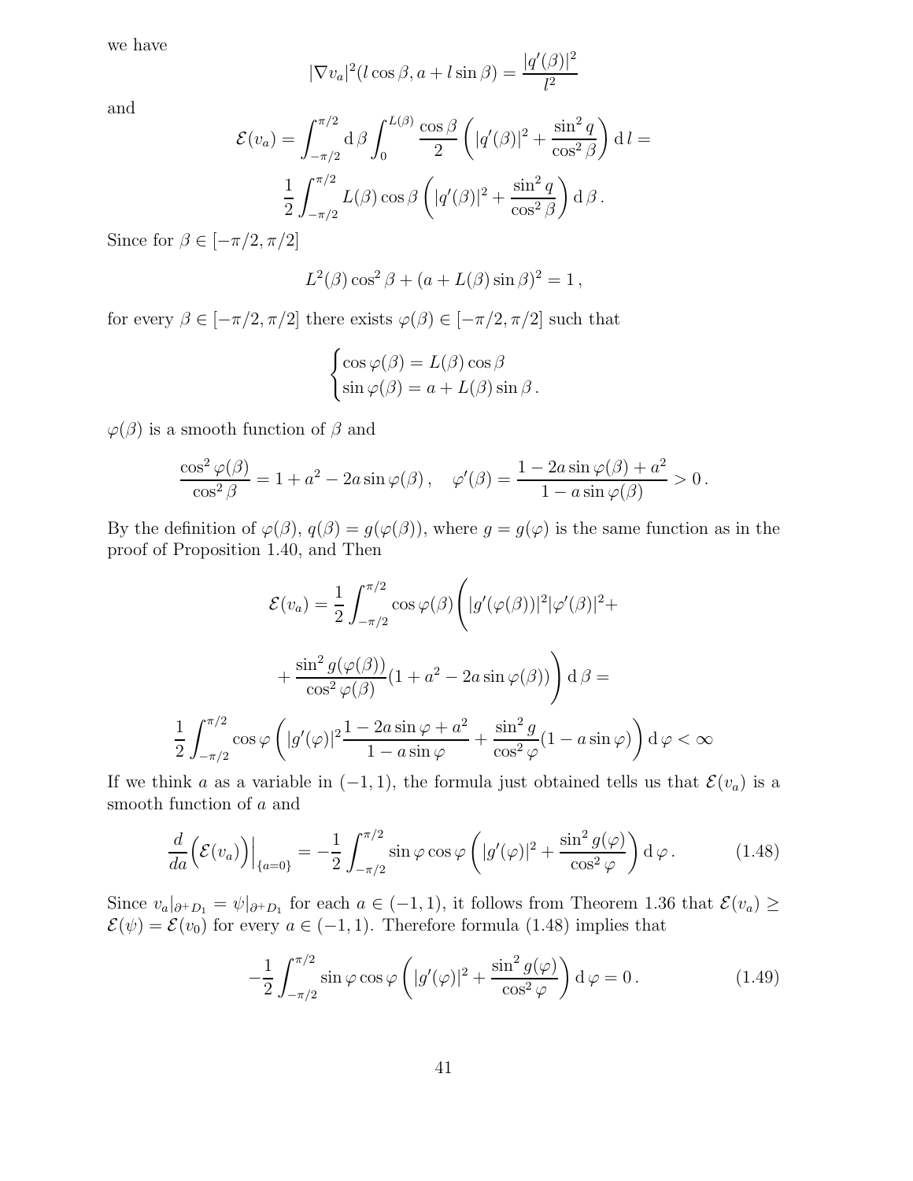we have

$$|\nabla v_a|^2(l\cos\beta, a + l\sin\beta) = \frac{|q'(\beta)|^2}{l^2}$$

and

$$\mathcal{E}(v_a) = \int_{-\pi/2}^{\pi/2} \mathrm{d}\,\beta \int_0^{L(\beta)} \frac{\cos\beta}{2}\left(|q'(\beta)|^2 + \frac{\sin^2 q}{\cos^2\beta}\right)\mathrm{d}\,l =$$

$$\frac{1}{2}\int_{-\pi/2}^{\pi/2} L(\beta)\cos\beta\left(|q'(\beta)|^2 + \frac{\sin^2 q}{\cos^2\beta}\right)\mathrm{d}\,\beta\,.$$

Since for $\beta \in [-\pi/2, \pi/2]$

$$L^2(\beta)\cos^2\beta + (a + L(\beta)\sin\beta)^2 = 1\,,$$

for every $\beta \in [-\pi/2, \pi/2]$ there exists $\varphi(\beta) \in [-\pi/2, \pi/2]$ such that

$$\begin{cases} \cos\varphi(\beta) = L(\beta)\cos\beta \\ \sin\varphi(\beta) = a + L(\beta)\sin\beta\,. \end{cases}$$

$\varphi(\beta)$ is a smooth function of $\beta$ and

$$\frac{\cos^2\varphi(\beta)}{\cos^2\beta} = 1 + a^2 - 2a\sin\varphi(\beta)\,, \quad \varphi'(\beta) = \frac{1 - 2a\sin\varphi(\beta) + a^2}{1 - a\sin\varphi(\beta)} > 0\,.$$

By the definition of $\varphi(\beta)$, $q(\beta) = g(\varphi(\beta))$, where $g = g(\varphi)$ is the same function as in the proof of Proposition 1.40, and Then

$$\mathcal{E}(v_a) = \frac{1}{2}\int_{-\pi/2}^{\pi/2} \cos\varphi(\beta)\Bigg(|g'(\varphi(\beta))|^2|\varphi'(\beta)|^2 +$$

$$+ \frac{\sin^2 g(\varphi(\beta))}{\cos^2\varphi(\beta)}(1 + a^2 - 2a\sin\varphi(\beta))\Bigg)\mathrm{d}\,\beta =$$

$$\frac{1}{2}\int_{-\pi/2}^{\pi/2} \cos\varphi\left(|g'(\varphi)|^2\frac{1 - 2a\sin\varphi + a^2}{1 - a\sin\varphi} + \frac{\sin^2 g}{\cos^2\varphi}(1 - a\sin\varphi)\right)\mathrm{d}\,\varphi < \infty$$

If we think $a$ as a variable in $(-1, 1)$, the formula just obtained tells us that $\mathcal{E}(v_a)$ is a smooth function of $a$ and

$$\frac{d}{da}\Big(\mathcal{E}(v_a)\Big)\Big|_{\{a=0\}} = -\frac{1}{2}\int_{-\pi/2}^{\pi/2} \sin\varphi\cos\varphi\left(|g'(\varphi)|^2 + \frac{\sin^2 g(\varphi)}{\cos^2\varphi}\right)\mathrm{d}\,\varphi\,. \tag{1.48}$$

Since $v_a|_{\partial^+ D_1} = \psi|_{\partial^+ D_1}$ for each $a \in (-1, 1)$, it follows from Theorem 1.36 that $\mathcal{E}(v_a) \geq \mathcal{E}(\psi) = \mathcal{E}(v_0)$ for every $a \in (-1, 1)$. Therefore formula (1.48) implies that

$$-\frac{1}{2}\int_{-\pi/2}^{\pi/2} \sin\varphi\cos\varphi\left(|g'(\varphi)|^2 + \frac{\sin^2 g(\varphi)}{\cos^2\varphi}\right)\mathrm{d}\,\varphi = 0\,. \tag{1.49}$$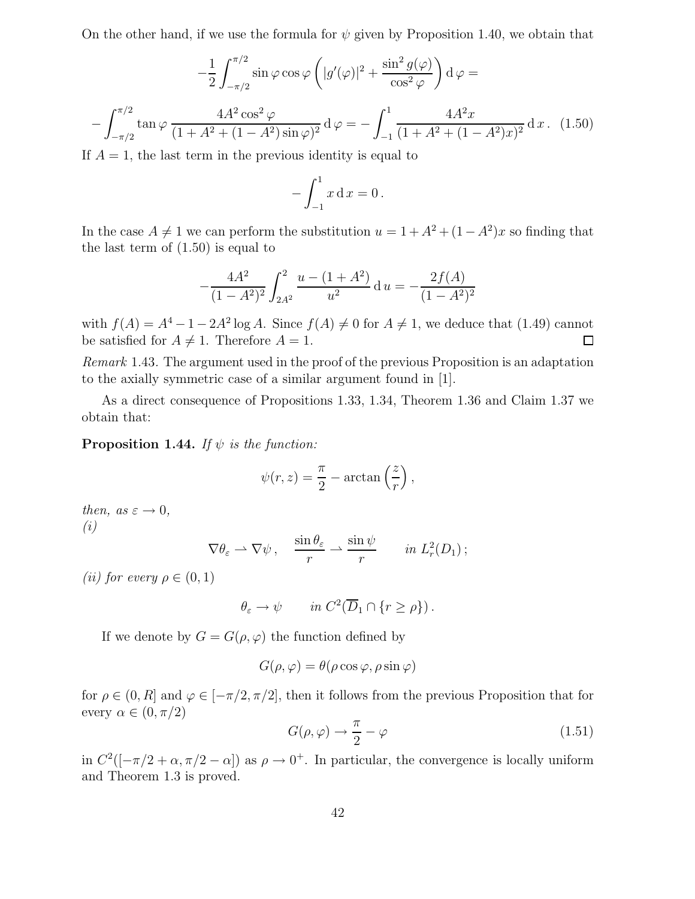On the other hand, if we use the formula for $\psi$ given by Proposition 1.40, we obtain that

$$
-\frac{1}{2}\int_{-\pi/2}^{\pi/2} \sin\varphi\cos\varphi\left(|g'(\varphi)|^2 + \frac{\sin^2 g(\varphi)}{\cos^2\varphi}\right)\mathrm{d}\,\varphi =
$$

$$
-\int_{-\pi/2}^{\pi/2} \tan\varphi\,\frac{4A^2\cos^2\varphi}{(1+A^2+(1-A^2)\sin\varphi)^2}\,\mathrm{d}\,\varphi = -\int_{-1}^{1}\frac{4A^2 x}{(1+A^2+(1-A^2)x)^2}\,\mathrm{d}\,x\,. \quad (1.50)
$$

If $A = 1$, the last term in the previous identity is equal to

$$
-\int_{-1}^{1} x\,\mathrm{d}\,x = 0\,.
$$

In the case $A \neq 1$ we can perform the substitution $u = 1 + A^2 + (1-A^2)x$ so finding that the last term of (1.50) is equal to

$$
-\frac{4A^2}{(1-A^2)^2}\int_{2A^2}^{2}\frac{u-(1+A^2)}{u^2}\,\mathrm{d}\,u = -\frac{2f(A)}{(1-A^2)^2}
$$

with $f(A) = A^4 - 1 - 2A^2\log A$. Since $f(A) \neq 0$ for $A \neq 1$, we deduce that (1.49) cannot be satisfied for $A \neq 1$. Therefore $A = 1$. ☐

*Remark* 1.43. The argument used in the proof of the previous Proposition is an adaptation to the axially symmetric case of a similar argument found in [1].

As a direct consequence of Propositions 1.33, 1.34, Theorem 1.36 and Claim 1.37 we obtain that:

**Proposition 1.44.** *If $\psi$ is the function:*

$$
\psi(r,z) = \frac{\pi}{2} - \arctan\left(\frac{z}{r}\right),
$$

*then, as $\varepsilon \to 0$,*
*(i)*

$$
\nabla\theta_\varepsilon \rightharpoonup \nabla\psi\,,\quad \frac{\sin\theta_\varepsilon}{r} \rightharpoonup \frac{\sin\psi}{r} \qquad in\ L^2_r(D_1)\,;
$$

*(ii) for every $\rho \in (0,1)$*

$$
\theta_\varepsilon \to \psi \qquad in\ C^2(\overline{D}_1 \cap \{r \geq \rho\})\,.
$$

If we denote by $G = G(\rho,\varphi)$ the function defined by

$$
G(\rho,\varphi) = \theta(\rho\cos\varphi, \rho\sin\varphi)
$$

for $\rho \in (0,R]$ and $\varphi \in [-\pi/2, \pi/2]$, then it follows from the previous Proposition that for every $\alpha \in (0,\pi/2)$

$$
G(\rho,\varphi) \to \frac{\pi}{2} - \varphi \quad (1.51)
$$

in $C^2([-\pi/2+\alpha, \pi/2-\alpha])$ as $\rho \to 0^+$. In particular, the convergence is locally uniform and Theorem 1.3 is proved.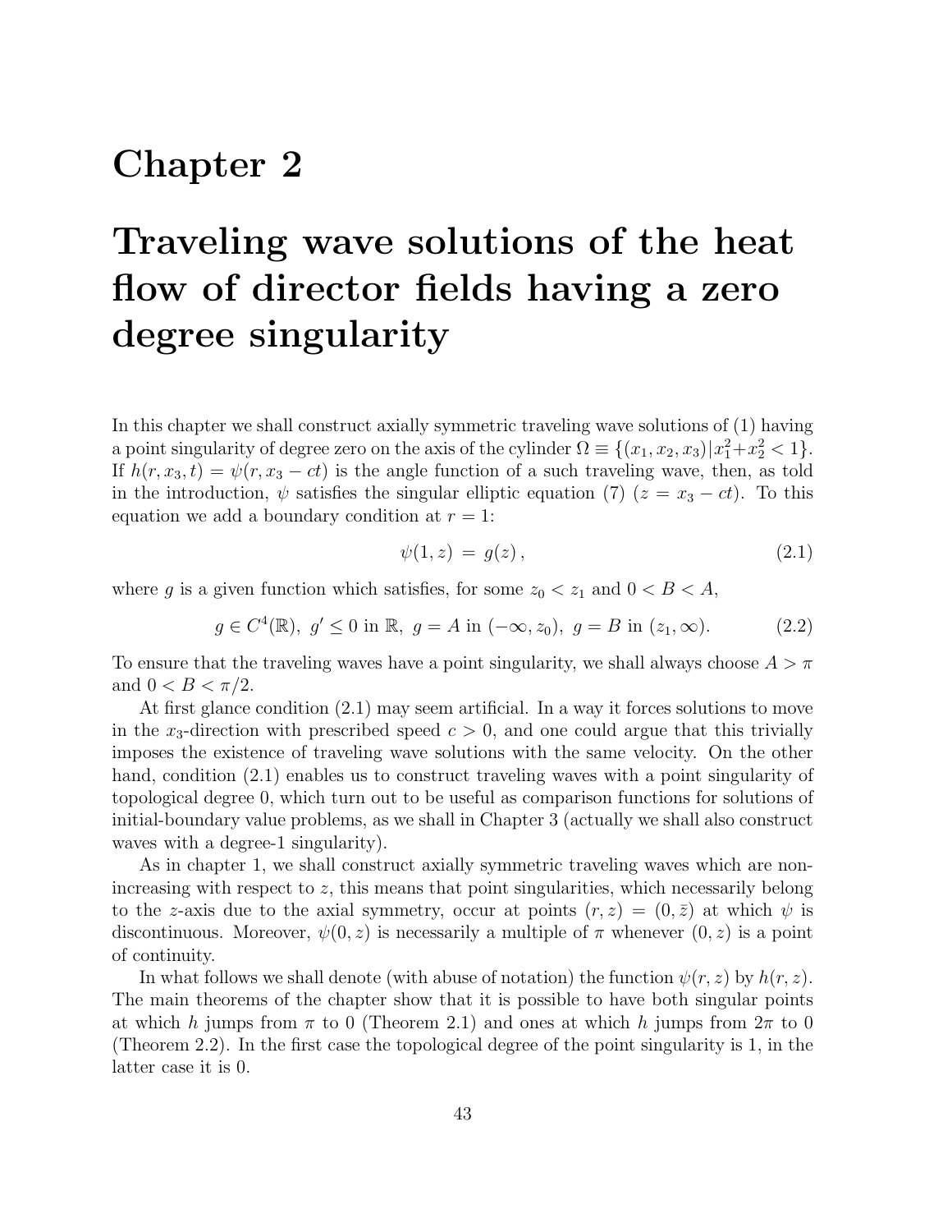# Chapter 2

# Traveling wave solutions of the heat flow of director fields having a zero degree singularity

In this chapter we shall construct axially symmetric traveling wave solutions of (1) having a point singularity of degree zero on the axis of the cylinder $\Omega \equiv \{(x_1, x_2, x_3) | x_1^2 + x_2^2 < 1\}$. If $h(r, x_3, t) = \psi(r, x_3 - ct)$ is the angle function of a such traveling wave, then, as told in the introduction, $\psi$ satisfies the singular elliptic equation (7) ($z = x_3 - ct$). To this equation we add a boundary condition at $r = 1$:

$$\psi(1, z) = g(z) , \tag{2.1}$$

where $g$ is a given function which satisfies, for some $z_0 < z_1$ and $0 < B < A$,

$$g \in C^4(\mathbb{R}),\ g' \leq 0 \text{ in } \mathbb{R},\ g = A \text{ in } (-\infty, z_0),\ g = B \text{ in } (z_1, \infty). \tag{2.2}$$

To ensure that the traveling waves have a point singularity, we shall always choose $A > \pi$ and $0 < B < \pi/2$.

At first glance condition (2.1) may seem artificial. In a way it forces solutions to move in the $x_3$-direction with prescribed speed $c > 0$, and one could argue that this trivially imposes the existence of traveling wave solutions with the same velocity. On the other hand, condition (2.1) enables us to construct traveling waves with a point singularity of topological degree 0, which turn out to be useful as comparison functions for solutions of initial-boundary value problems, as we shall in Chapter 3 (actually we shall also construct waves with a degree-1 singularity).

As in chapter 1, we shall construct axially symmetric traveling waves which are non-increasing with respect to $z$, this means that point singularities, which necessarily belong to the $z$-axis due to the axial symmetry, occur at points $(r, z) = (0, \bar{z})$ at which $\psi$ is discontinuous. Moreover, $\psi(0, z)$ is necessarily a multiple of $\pi$ whenever $(0, z)$ is a point of continuity.

In what follows we shall denote (with abuse of notation) the function $\psi(r, z)$ by $h(r, z)$. The main theorems of the chapter show that it is possible to have both singular points at which $h$ jumps from $\pi$ to 0 (Theorem 2.1) and ones at which $h$ jumps from $2\pi$ to 0 (Theorem 2.2). In the first case the topological degree of the point singularity is 1, in the latter case it is 0.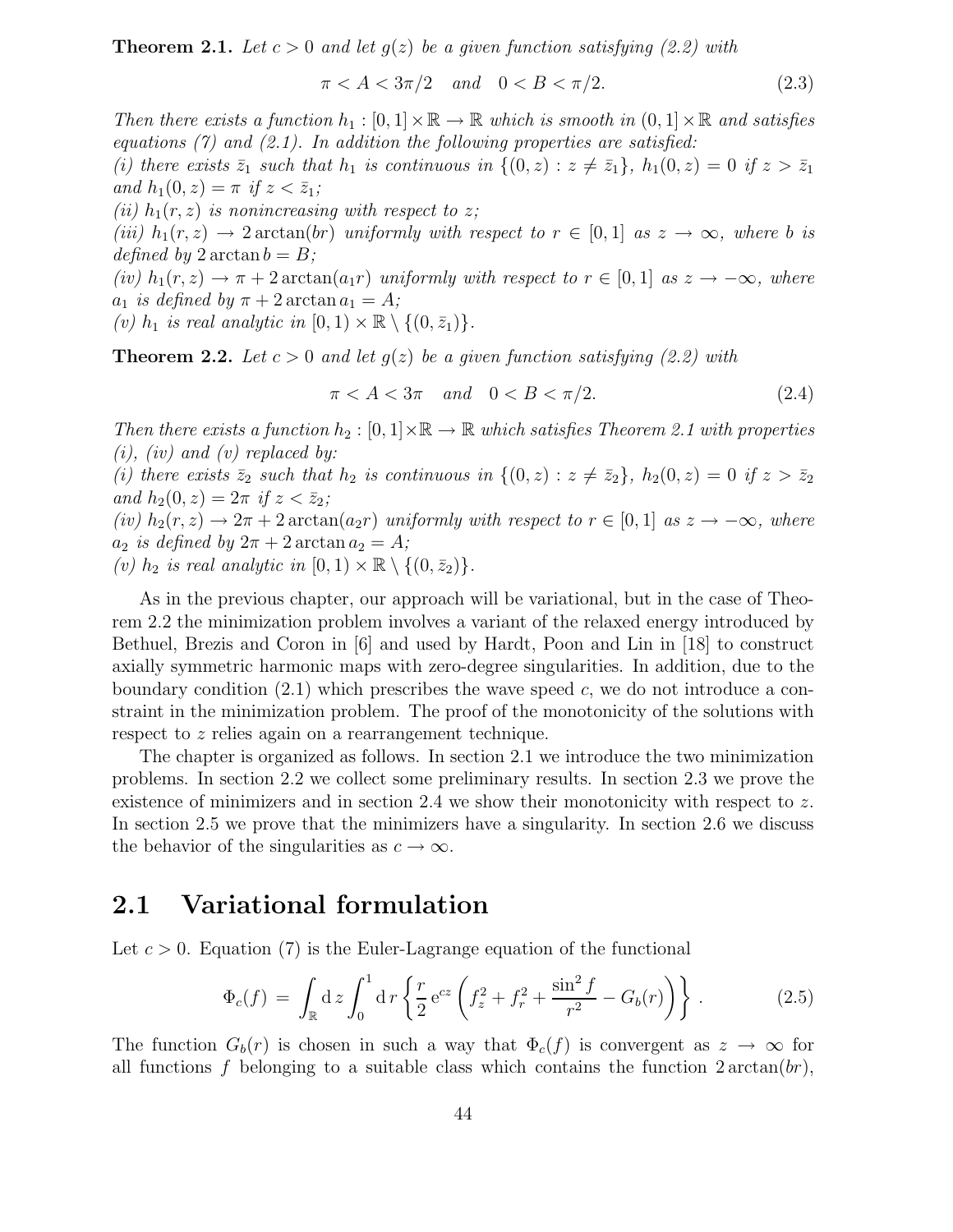**Theorem 2.1.** *Let $c > 0$ and let $g(z)$ be a given function satisfying (2.2) with*

$$\pi < A < 3\pi/2 \quad \text{and} \quad 0 < B < \pi/2. \tag{2.3}$$

*Then there exists a function $h_1 : [0,1] \times \mathbb{R} \to \mathbb{R}$ which is smooth in $(0,1] \times \mathbb{R}$ and satisfies equations (7) and (2.1). In addition the following properties are satisfied:*
*(i) there exists $\bar{z}_1$ such that $h_1$ is continuous in $\{(0,z) : z \neq \bar{z}_1\}$, $h_1(0,z) = 0$ if $z > \bar{z}_1$ and $h_1(0,z) = \pi$ if $z < \bar{z}_1$;*
*(ii) $h_1(r,z)$ is nonincreasing with respect to $z$;*
*(iii) $h_1(r,z) \to 2\arctan(br)$ uniformly with respect to $r \in [0,1]$ as $z \to \infty$, where $b$ is defined by $2\arctan b = B$;*
*(iv) $h_1(r,z) \to \pi + 2\arctan(a_1 r)$ uniformly with respect to $r \in [0,1]$ as $z \to -\infty$, where $a_1$ is defined by $\pi + 2\arctan a_1 = A$;*
*(v) $h_1$ is real analytic in $[0,1) \times \mathbb{R} \setminus \{(0,\bar{z}_1)\}$.*

**Theorem 2.2.** *Let $c > 0$ and let $g(z)$ be a given function satisfying (2.2) with*

$$\pi < A < 3\pi \quad \text{and} \quad 0 < B < \pi/2. \tag{2.4}$$

*Then there exists a function $h_2 : [0,1] \times \mathbb{R} \to \mathbb{R}$ which satisfies Theorem 2.1 with properties (i), (iv) and (v) replaced by:*
*(i) there exists $\bar{z}_2$ such that $h_2$ is continuous in $\{(0,z) : z \neq \bar{z}_2\}$, $h_2(0,z) = 0$ if $z > \bar{z}_2$ and $h_2(0,z) = 2\pi$ if $z < \bar{z}_2$;*
*(iv) $h_2(r,z) \to 2\pi + 2\arctan(a_2 r)$ uniformly with respect to $r \in [0,1]$ as $z \to -\infty$, where $a_2$ is defined by $2\pi + 2\arctan a_2 = A$;*
*(v) $h_2$ is real analytic in $[0,1) \times \mathbb{R} \setminus \{(0,\bar{z}_2)\}$.*

As in the previous chapter, our approach will be variational, but in the case of Theorem 2.2 the minimization problem involves a variant of the relaxed energy introduced by Bethuel, Brezis and Coron in [6] and used by Hardt, Poon and Lin in [18] to construct axially symmetric harmonic maps with zero-degree singularities. In addition, due to the boundary condition (2.1) which prescribes the wave speed $c$, we do not introduce a constraint in the minimization problem. The proof of the monotonicity of the solutions with respect to $z$ relies again on a rearrangement technique.

The chapter is organized as follows. In section 2.1 we introduce the two minimization problems. In section 2.2 we collect some preliminary results. In section 2.3 we prove the existence of minimizers and in section 2.4 we show their monotonicity with respect to $z$. In section 2.5 we prove that the minimizers have a singularity. In section 2.6 we discuss the behavior of the singularities as $c \to \infty$.

## 2.1 Variational formulation

Let $c > 0$. Equation (7) is the Euler-Lagrange equation of the functional

$$\Phi_c(f) = \int_{\mathbb{R}} \mathrm{d}\, z \int_0^1 \mathrm{d}\, r \left\{ \frac{r}{2} \, \mathrm{e}^{cz} \left( f_z^2 + f_r^2 + \frac{\sin^2 f}{r^2} - G_b(r) \right) \right\} . \tag{2.5}$$

The function $G_b(r)$ is chosen in such a way that $\Phi_c(f)$ is convergent as $z \to \infty$ for all functions $f$ belonging to a suitable class which contains the function $2\arctan(br)$,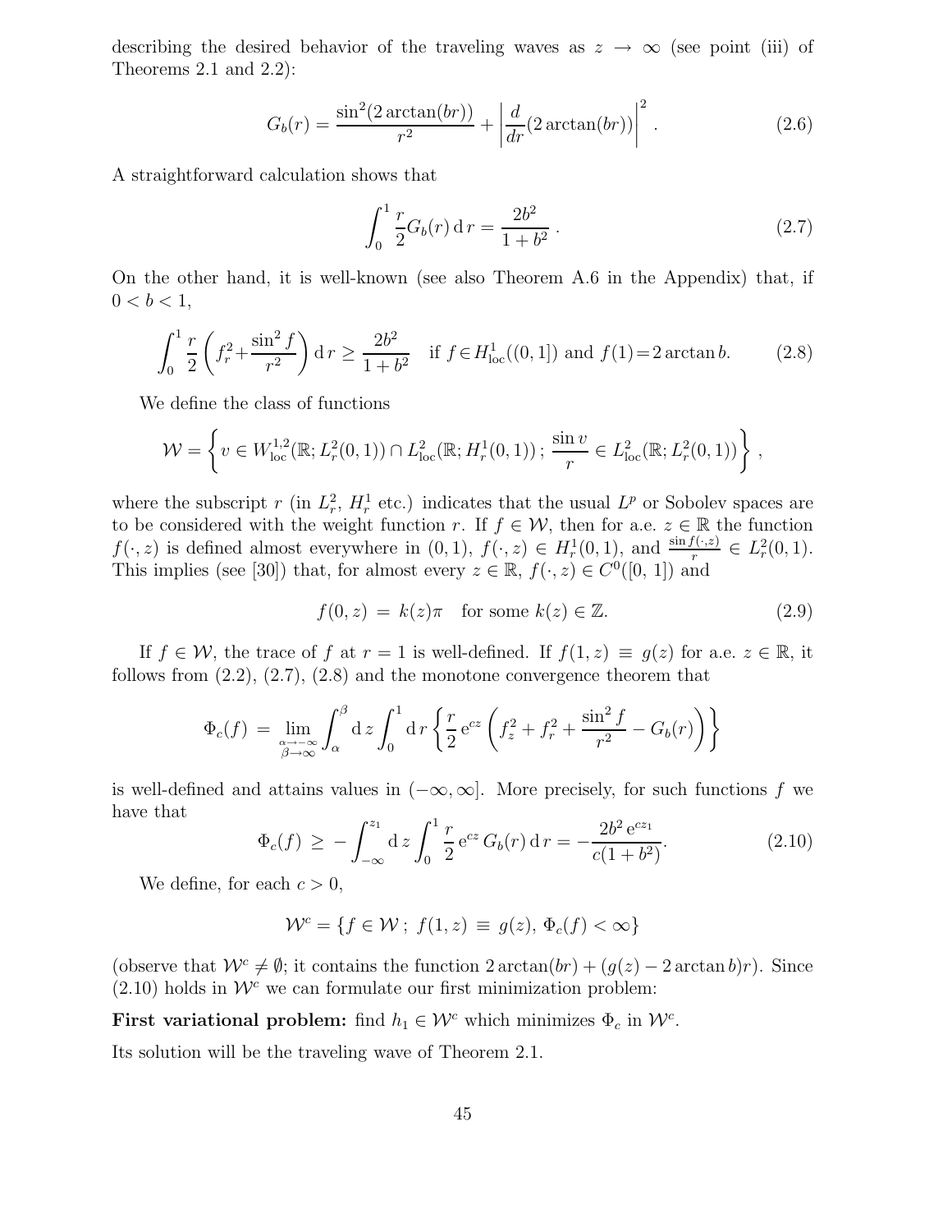describing the desired behavior of the traveling waves as $z \to \infty$ (see point (iii) of Theorems 2.1 and 2.2):

$$G_b(r) = \frac{\sin^2(2\arctan(br))}{r^2} + \left|\frac{d}{dr}(2\arctan(br))\right|^2 . \tag{2.6}$$

A straightforward calculation shows that

$$\int_0^1 \frac{r}{2} G_b(r)\,\mathrm{d}\,r = \frac{2b^2}{1+b^2} . \tag{2.7}$$

On the other hand, it is well-known (see also Theorem A.6 in the Appendix) that, if $0 < b < 1$,

$$\int_0^1 \frac{r}{2}\left(f_r^2 + \frac{\sin^2 f}{r^2}\right)\mathrm{d}\,r \geq \frac{2b^2}{1+b^2} \quad \text{if } f \in H^1_{\text{loc}}((0,1]) \text{ and } f(1) = 2\arctan b. \tag{2.8}$$

We define the class of functions

$$\mathcal{W} = \left\{ v \in W^{1,2}_{\text{loc}}(\mathbb{R}; L^2_r(0,1)) \cap L^2_{\text{loc}}(\mathbb{R}; H^1_r(0,1))\,;\, \frac{\sin v}{r} \in L^2_{\text{loc}}(\mathbb{R}; L^2_r(0,1)) \right\} ,$$

where the subscript $r$ (in $L^2_r$, $H^1_r$ etc.) indicates that the usual $L^p$ or Sobolev spaces are to be considered with the weight function $r$. If $f \in \mathcal{W}$, then for a.e. $z \in \mathbb{R}$ the function $f(\cdot, z)$ is defined almost everywhere in $(0,1)$, $f(\cdot, z) \in H^1_r(0,1)$, and $\frac{\sin f(\cdot,z)}{r} \in L^2_r(0,1)$. This implies (see [30]) that, for almost every $z \in \mathbb{R}$, $f(\cdot, z) \in C^0([0,1])$ and

$$f(0,z) = k(z)\pi \quad \text{for some } k(z) \in \mathbb{Z}. \tag{2.9}$$

If $f \in \mathcal{W}$, the trace of $f$ at $r = 1$ is well-defined. If $f(1,z) \equiv g(z)$ for a.e. $z \in \mathbb{R}$, it follows from (2.2), (2.7), (2.8) and the monotone convergence theorem that

$$\Phi_c(f) = \lim_{\substack{\alpha \to -\infty \\ \beta \to \infty}} \int_\alpha^\beta \mathrm{d}\,z \int_0^1 \mathrm{d}\,r \left\{ \frac{r}{2}\,\mathrm{e}^{cz}\left(f_z^2 + f_r^2 + \frac{\sin^2 f}{r^2} - G_b(r)\right)\right\}$$

is well-defined and attains values in $(-\infty, \infty]$. More precisely, for such functions $f$ we have that

$$\Phi_c(f) \geq -\int_{-\infty}^{z_1} \mathrm{d}\,z \int_0^1 \frac{r}{2}\,\mathrm{e}^{cz}\, G_b(r)\,\mathrm{d}\,r = -\frac{2b^2\,\mathrm{e}^{cz_1}}{c(1+b^2)}. \tag{2.10}$$

We define, for each $c > 0$,

$$\mathcal{W}^c = \{ f \in \mathcal{W}\,;\, f(1,z) \equiv g(z),\, \Phi_c(f) < \infty \}$$

(observe that $\mathcal{W}^c \neq \emptyset$; it contains the function $2\arctan(br) + (g(z) - 2\arctan b)r$). Since (2.10) holds in $\mathcal{W}^c$ we can formulate our first minimization problem:

**First variational problem:** find $h_1 \in \mathcal{W}^c$ which minimizes $\Phi_c$ in $\mathcal{W}^c$.

Its solution will be the traveling wave of Theorem 2.1.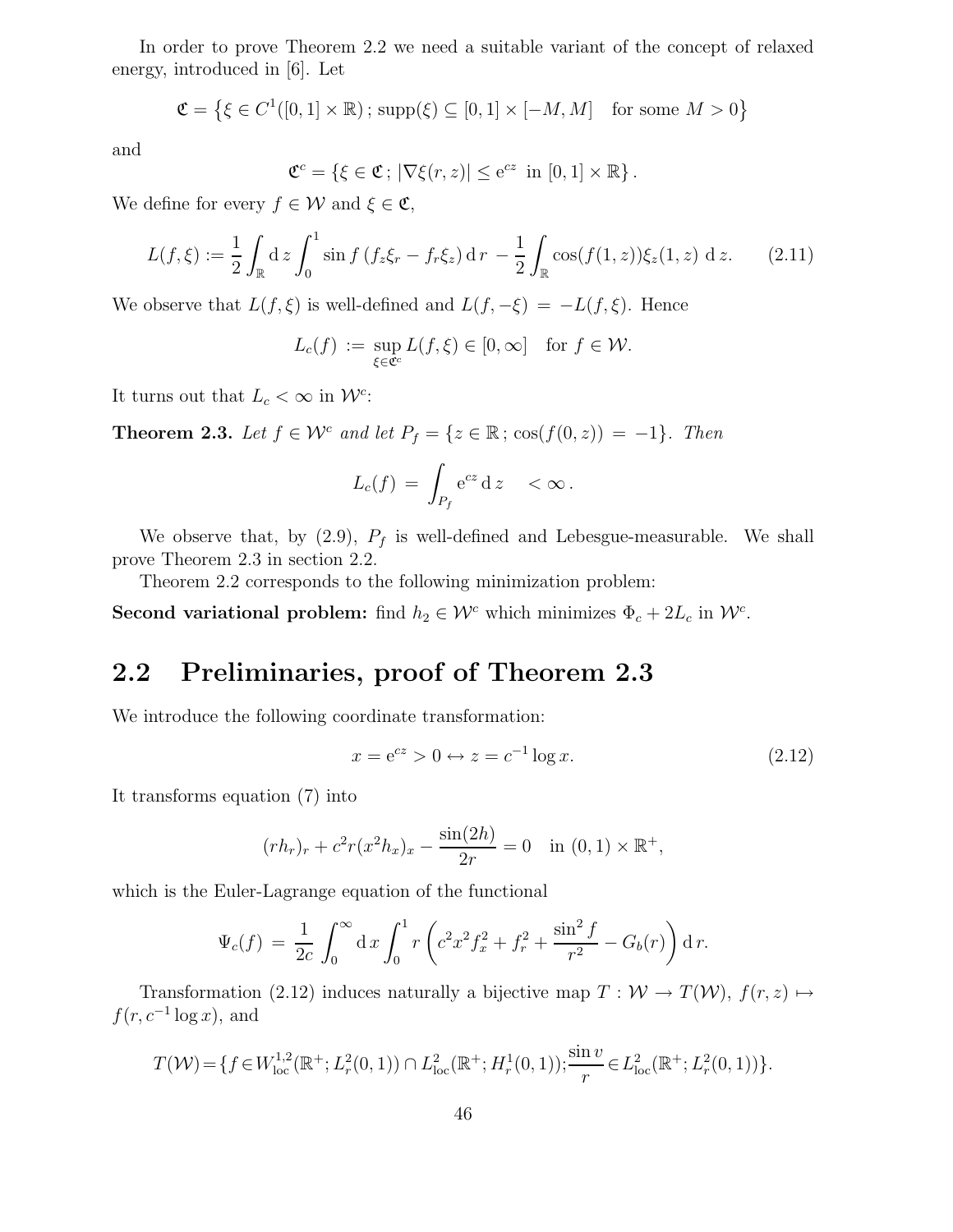In order to prove Theorem 2.2 we need a suitable variant of the concept of relaxed energy, introduced in [6]. Let

$$\mathfrak{C} = \left\{\xi \in C^1([0,1]\times\mathbb{R})\,;\, \mathrm{supp}(\xi) \subseteq [0,1]\times[-M,M] \quad \text{for some } M>0\right\}$$

and

$$\mathfrak{C}^c = \left\{\xi \in \mathfrak{C}\,;\, |\nabla\xi(r,z)| \le \mathrm{e}^{cz} \ \text{ in } [0,1]\times\mathbb{R}\right\}.$$

We define for every $f \in \mathcal{W}$ and $\xi \in \mathfrak{C}$,

$$L(f,\xi) := \frac{1}{2}\int_{\mathbb{R}} \mathrm{d}\,z \int_0^1 \sin f\,(f_z\xi_r - f_r\xi_z)\,\mathrm{d}\,r \,-\, \frac{1}{2}\int_{\mathbb{R}} \cos(f(1,z))\xi_z(1,z)\ \mathrm{d}\,z. \tag{2.11}$$

We observe that $L(f,\xi)$ is well-defined and $L(f,-\xi) = -L(f,\xi)$. Hence

$$L_c(f) \,:=\, \sup_{\xi\in\mathfrak{C}^c} L(f,\xi) \in [0,\infty] \quad \text{for } f\in\mathcal{W}.$$

It turns out that $L_c < \infty$ in $\mathcal{W}^c$:

**Theorem 2.3.** *Let $f \in \mathcal{W}^c$ and let $P_f = \{z\in\mathbb{R}\,;\, \cos(f(0,z)) = -1\}$. Then*

$$L_c(f) \,=\, \int_{P_f} \mathrm{e}^{cz}\,\mathrm{d}\,z \quad < \infty\,.$$

We observe that, by (2.9), $P_f$ is well-defined and Lebesgue-measurable. We shall prove Theorem 2.3 in section 2.2.

Theorem 2.2 corresponds to the following minimization problem:

**Second variational problem:** find $h_2 \in \mathcal{W}^c$ which minimizes $\Phi_c + 2L_c$ in $\mathcal{W}^c$.

## 2.2 Preliminaries, proof of Theorem 2.3

We introduce the following coordinate transformation:

$$x = \mathrm{e}^{cz} > 0 \leftrightarrow z = c^{-1}\log x. \tag{2.12}$$

It transforms equation (7) into

$$(rh_r)_r + c^2 r(x^2h_x)_x - \frac{\sin(2h)}{2r} = 0 \quad \text{in } (0,1)\times\mathbb{R}^+,$$

which is the Euler-Lagrange equation of the functional

$$\Psi_c(f) \,=\, \frac{1}{2c}\int_0^\infty \mathrm{d}\,x \int_0^1 r\left(c^2x^2f_x^2 + f_r^2 + \frac{\sin^2 f}{r^2} - G_b(r)\right)\mathrm{d}\,r.$$

Transformation (2.12) induces naturally a bijective map $T:\mathcal{W}\to T(\mathcal{W})$, $f(r,z)\mapsto f(r,c^{-1}\log x)$, and

$$T(\mathcal{W}) = \{f \in W^{1,2}_{\mathrm{loc}}(\mathbb{R}^+;L^2_r(0,1)) \cap L^2_{\mathrm{loc}}(\mathbb{R}^+;H^1_r(0,1)); \frac{\sin v}{r} \in L^2_{\mathrm{loc}}(\mathbb{R}^+;L^2_r(0,1))\}.$$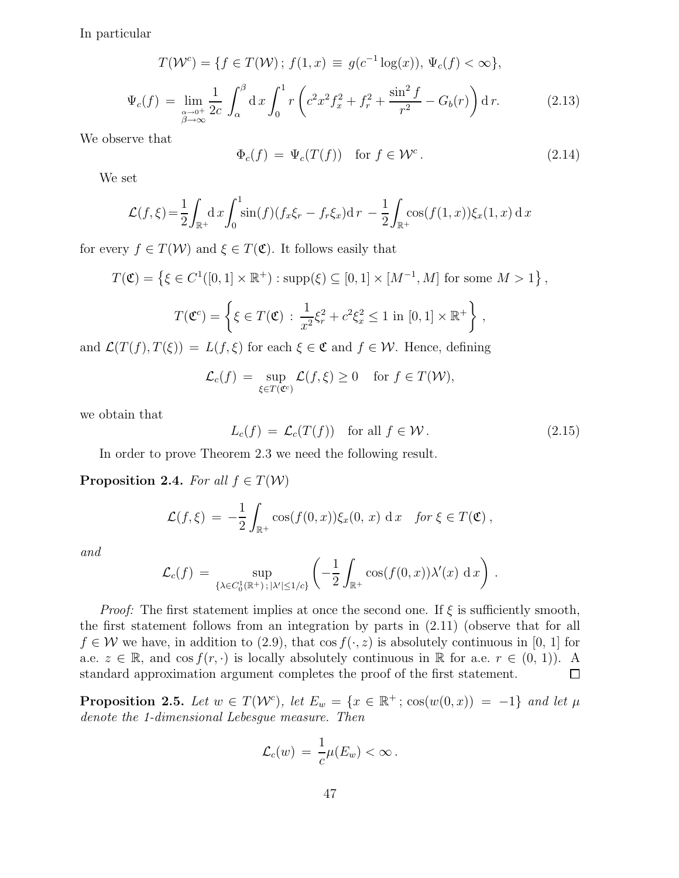In particular

$$T(\mathcal{W}^c) = \{f \in T(\mathcal{W})\,;\, f(1,x) \,\equiv\, g(c^{-1}\log(x)),\ \Psi_c(f) < \infty\},$$

$$\Psi_c(f) \,=\, \lim_{\substack{\alpha\to 0^+\\ \beta\to\infty}} \frac{1}{2c}\int_\alpha^\beta \mathrm{d}\,x \int_0^1 r\left(c^2x^2f_x^2 + f_r^2 + \frac{\sin^2 f}{r^2} - G_b(r)\right)\mathrm{d}\,r. \tag{2.13}$$

We observe that

$$\Phi_c(f) \,=\, \Psi_c(T(f)) \quad \text{for } f \in \mathcal{W}^c\,. \tag{2.14}$$

We set

$$\mathcal{L}(f,\xi) = \frac{1}{2}\int_{\mathbb{R}^+}\mathrm{d}\,x\int_0^1 \sin(f)(f_x\xi_r - f_r\xi_x)\mathrm{d}\,r \,-\frac{1}{2}\int_{\mathbb{R}^+}\cos(f(1,x))\xi_x(1,x)\,\mathrm{d}\,x$$

for every $f \in T(\mathcal{W})$ and $\xi \in T(\mathfrak{C})$. It follows easily that

$$T(\mathfrak{C}) = \left\{\xi \in C^1([0,1]\times\mathbb{R}^+) : \mathrm{supp}(\xi) \subseteq [0,1]\times[M^{-1},M] \text{ for some } M>1\right\},$$

$$T(\mathfrak{C}^c) = \left\{\xi \in T(\mathfrak{C})\,:\, \frac{1}{x^2}\xi_r^2 + c^2\xi_x^2 \le 1 \text{ in } [0,1]\times\mathbb{R}^+\right\},$$

and $\mathcal{L}(T(f),T(\xi)) \,=\, L(f,\xi)$ for each $\xi \in \mathfrak{C}$ and $f \in \mathcal{W}$. Hence, defining

$$\mathcal{L}_c(f) \,=\, \sup_{\xi \in T(\mathfrak{C}^c)} \mathcal{L}(f,\xi) \ge 0 \quad \text{for } f \in T(\mathcal{W}),$$

we obtain that

$$L_c(f) \,=\, \mathcal{L}_c(T(f)) \quad \text{for all } f \in \mathcal{W}\,. \tag{2.15}$$

In order to prove Theorem 2.3 we need the following result.

**Proposition 2.4.** *For all* $f \in T(\mathcal{W})$

$$\mathcal{L}(f,\xi) \,=\, -\frac{1}{2}\int_{\mathbb{R}^+}\cos(f(0,x))\xi_x(0,\,x)\,\mathrm{d}\,x \quad \textit{for } \xi \in T(\mathfrak{C})\,,$$

*and*

$$\mathcal{L}_c(f) \,=\, \sup_{\{\lambda \in C_0^1(\mathbb{R}^+)\,;\, |\lambda'|\le 1/c\}}\left(-\frac{1}{2}\int_{\mathbb{R}^+}\cos(f(0,x))\lambda'(x)\,\mathrm{d}\,x\right).$$

*Proof:* The first statement implies at once the second one. If $\xi$ is sufficiently smooth, the first statement follows from an integration by parts in (2.11) (observe that for all $f \in \mathcal{W}$ we have, in addition to (2.9), that $\cos f(\cdot,z)$ is absolutely continuous in [0, 1] for a.e. $z \in \mathbb{R}$, and $\cos f(r,\cdot)$ is locally absolutely continuous in $\mathbb{R}$ for a.e. $r \in (0,\,1)$). A standard approximation argument completes the proof of the first statement. $\square$

**Proposition 2.5.** *Let* $w \in T(\mathcal{W}^c)$*, let* $E_w = \{x \in \mathbb{R}^+\,;\, \cos(w(0,x)) \,=\, -1\}$ *and let* $\mu$ *denote the 1-dimensional Lebesgue measure. Then*

$$\mathcal{L}_c(w) \,=\, \frac{1}{c}\mu(E_w) < \infty\,.$$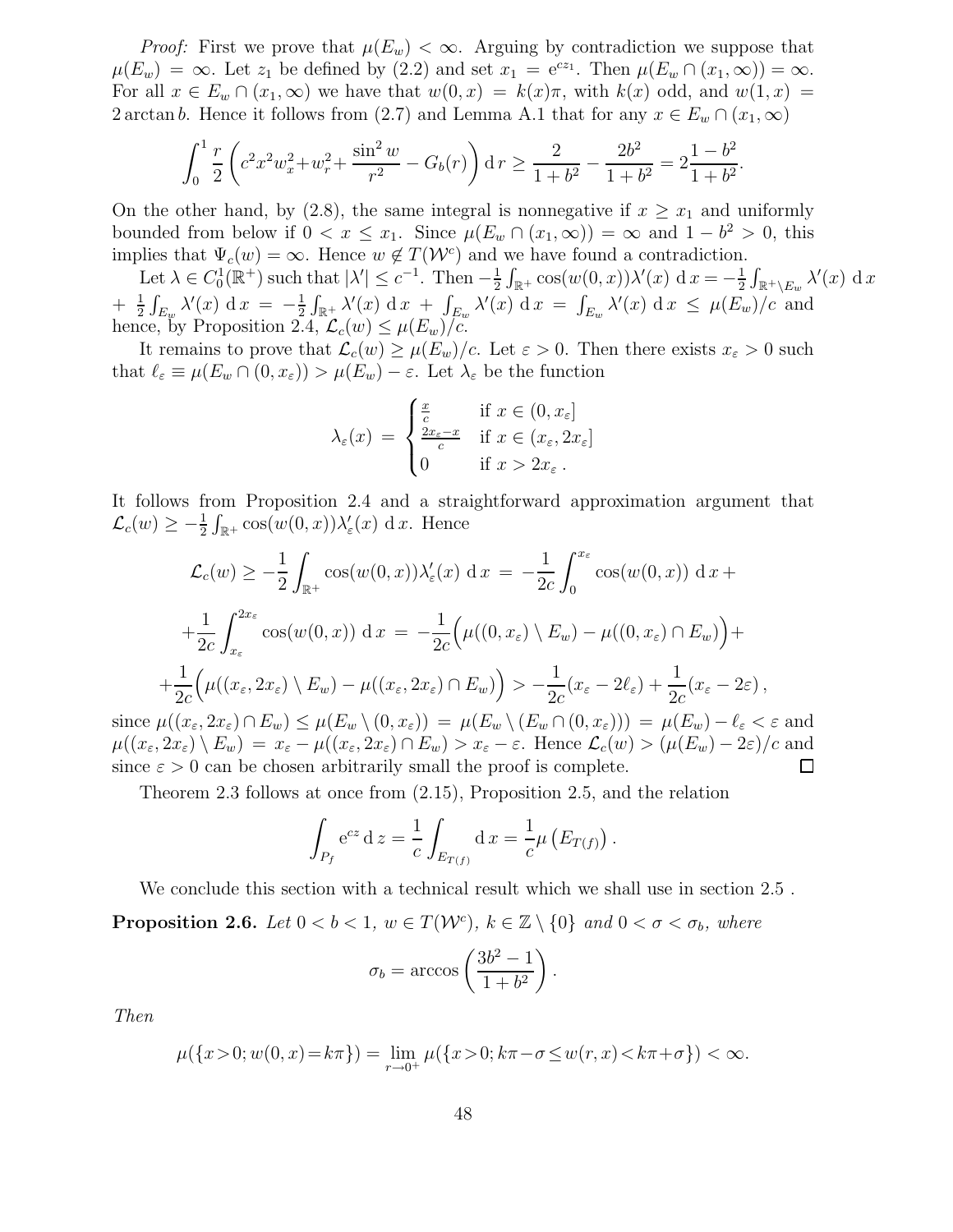*Proof:* First we prove that $\mu(E_w) < \infty$. Arguing by contradiction we suppose that $\mu(E_w) = \infty$. Let $z_1$ be defined by (2.2) and set $x_1 = \mathrm{e}^{cz_1}$. Then $\mu(E_w \cap (x_1, \infty)) = \infty$. For all $x \in E_w \cap (x_1, \infty)$ we have that $w(0, x) = k(x)\pi$, with $k(x)$ odd, and $w(1, x) = 2 \arctan b$. Hence it follows from (2.7) and Lemma A.1 that for any $x \in E_w \cap (x_1, \infty)$

$$\int_0^1 \frac{r}{2} \left( c^2 x^2 w_x^2 + w_r^2 + \frac{\sin^2 w}{r^2} - G_b(r) \right) \mathrm{d}\, r \geq \frac{2}{1+b^2} - \frac{2b^2}{1+b^2} = 2\frac{1-b^2}{1+b^2}.$$

On the other hand, by (2.8), the same integral is nonnegative if $x \geq x_1$ and uniformly bounded from below if $0 < x \leq x_1$. Since $\mu(E_w \cap (x_1, \infty)) = \infty$ and $1 - b^2 > 0$, this implies that $\Psi_c(w) = \infty$. Hence $w \notin T(\mathcal{W}^c)$ and we have found a contradiction.

Let $\lambda \in C_0^1(\mathbb{R}^+)$ such that $|\lambda'| \leq c^{-1}$. Then $-\frac{1}{2}\int_{\mathbb{R}^+} \cos(w(0,x))\lambda'(x)\ \mathrm{d}\, x = -\frac{1}{2}\int_{\mathbb{R}^+ \setminus E_w} \lambda'(x)\ \mathrm{d}\, x + \frac{1}{2}\int_{E_w} \lambda'(x)\ \mathrm{d}\, x = -\frac{1}{2}\int_{\mathbb{R}^+} \lambda'(x)\ \mathrm{d}\, x + \int_{E_w} \lambda'(x)\ \mathrm{d}\, x = \int_{E_w} \lambda'(x)\ \mathrm{d}\, x \leq \mu(E_w)/c$ and hence, by Proposition 2.4, $\mathcal{L}_c(w) \leq \mu(E_w)/c$.

It remains to prove that $\mathcal{L}_c(w) \geq \mu(E_w)/c$. Let $\varepsilon > 0$. Then there exists $x_\varepsilon > 0$ such that $\ell_\varepsilon \equiv \mu(E_w \cap (0, x_\varepsilon)) > \mu(E_w) - \varepsilon$. Let $\lambda_\varepsilon$ be the function

$$\lambda_\varepsilon(x) \;=\; \begin{cases} \frac{x}{c} & \text{if } x \in (0, x_\varepsilon] \\ \frac{2x_\varepsilon - x}{c} & \text{if } x \in (x_\varepsilon, 2x_\varepsilon] \\ 0 & \text{if } x > 2x_\varepsilon\,. \end{cases}$$

It follows from Proposition 2.4 and a straightforward approximation argument that $\mathcal{L}_c(w) \geq -\frac{1}{2}\int_{\mathbb{R}^+} \cos(w(0,x))\lambda_\varepsilon'(x)\ \mathrm{d}\, x$. Hence

$$\begin{aligned} \mathcal{L}_c(w) &\geq -\frac{1}{2}\int_{\mathbb{R}^+} \cos(w(0,x))\lambda_\varepsilon'(x)\ \mathrm{d}\, x \;=\; -\frac{1}{2c}\int_0^{x_\varepsilon} \cos(w(0,x))\ \mathrm{d}\, x + \\ &+ \frac{1}{2c}\int_{x_\varepsilon}^{2x_\varepsilon} \cos(w(0,x))\ \mathrm{d}\, x \;=\; -\frac{1}{2c}\Big(\mu((0,x_\varepsilon) \setminus E_w) - \mu((0,x_\varepsilon) \cap E_w)\Big) + \\ &+ \frac{1}{2c}\Big(\mu((x_\varepsilon, 2x_\varepsilon) \setminus E_w) - \mu((x_\varepsilon, 2x_\varepsilon) \cap E_w)\Big) > -\frac{1}{2c}(x_\varepsilon - 2\ell_\varepsilon) + \frac{1}{2c}(x_\varepsilon - 2\varepsilon)\,, \end{aligned}$$

since $\mu((x_\varepsilon, 2x_\varepsilon) \cap E_w) \leq \mu(E_w \setminus (0, x_\varepsilon)) = \mu(E_w \setminus (E_w \cap (0, x_\varepsilon))) = \mu(E_w) - \ell_\varepsilon < \varepsilon$ and $\mu((x_\varepsilon, 2x_\varepsilon) \setminus E_w) = x_\varepsilon - \mu((x_\varepsilon, 2x_\varepsilon) \cap E_w) > x_\varepsilon - \varepsilon$. Hence $\mathcal{L}_c(w) > (\mu(E_w) - 2\varepsilon)/c$ and since $\varepsilon > 0$ can be chosen arbitrarily small the proof is complete. $\square$

Theorem 2.3 follows at once from (2.15), Proposition 2.5, and the relation

$$\int_{P_f} \mathrm{e}^{cz}\,\mathrm{d}\, z = \frac{1}{c}\int_{E_{T(f)}} \mathrm{d}\, x = \frac{1}{c}\mu\left(E_{T(f)}\right).$$

We conclude this section with a technical result which we shall use in section 2.5 .

**Proposition 2.6.** *Let $0 < b < 1$, $w \in T(\mathcal{W}^c)$, $k \in \mathbb{Z} \setminus \{0\}$ and $0 < \sigma < \sigma_b$, where*

$$\sigma_b = \arccos\left(\frac{3b^2 - 1}{1 + b^2}\right).$$

*Then*

$$\mu(\{x > 0; w(0,x) = k\pi\}) = \lim_{r \to 0^+} \mu(\{x > 0; k\pi - \sigma \leq w(r,x) < k\pi + \sigma\}) < \infty.$$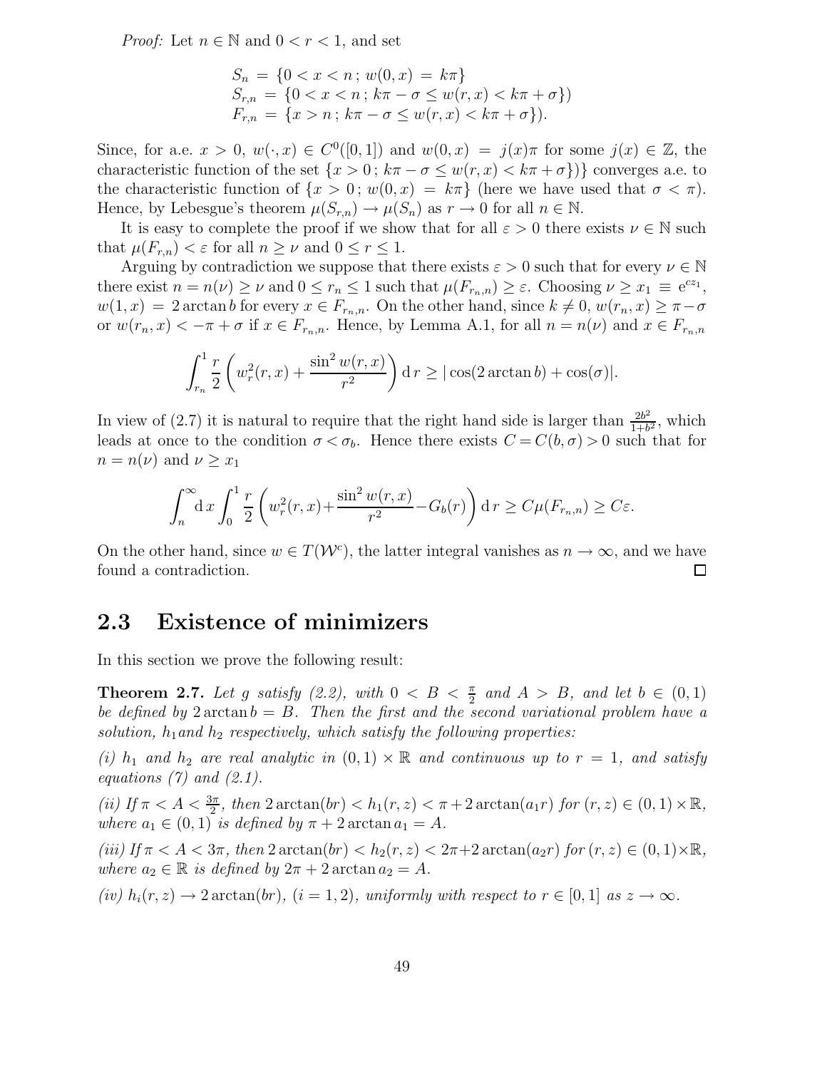*Proof:* Let $n \in \mathbb{N}$ and $0 < r < 1$, and set

$$
\begin{aligned}
S_n &= \{0 < x < n\,;\, w(0,x) = k\pi\} \\
S_{r,n} &= \{0 < x < n\,;\, k\pi - \sigma \le w(r,x) < k\pi + \sigma\}) \\
F_{r,n} &= \{x > n\,;\, k\pi - \sigma \le w(r,x) < k\pi + \sigma\}).
\end{aligned}
$$

Since, for a.e. $x > 0$, $w(\cdot, x) \in C^0([0,1])$ and $w(0,x) = j(x)\pi$ for some $j(x) \in \mathbb{Z}$, the characteristic function of the set $\{x > 0\,;\, k\pi - \sigma \le w(r,x) < k\pi + \sigma\})\}$ converges a.e. to the characteristic function of $\{x > 0\,;\, w(0,x) = k\pi\}$ (here we have used that $\sigma < \pi$). Hence, by Lebesgue's theorem $\mu(S_{r,n}) \to \mu(S_n)$ as $r \to 0$ for all $n \in \mathbb{N}$.

It is easy to complete the proof if we show that for all $\varepsilon > 0$ there exists $\nu \in \mathbb{N}$ such that $\mu(F_{r,n}) < \varepsilon$ for all $n \ge \nu$ and $0 \le r \le 1$.

Arguing by contradiction we suppose that there exists $\varepsilon > 0$ such that for every $\nu \in \mathbb{N}$ there exist $n = n(\nu) \ge \nu$ and $0 \le r_n \le 1$ such that $\mu(F_{r_n,n}) \ge \varepsilon$. Choosing $\nu \ge x_1 \equiv \mathrm{e}^{cz_1}$, $w(1,x) = 2\arctan b$ for every $x \in F_{r_n,n}$. On the other hand, since $k \neq 0$, $w(r_n,x) \ge \pi - \sigma$ or $w(r_n,x) < -\pi + \sigma$ if $x \in F_{r_n,n}$. Hence, by Lemma A.1, for all $n = n(\nu)$ and $x \in F_{r_n,n}$

$$
\int_{r_n}^1 \frac{r}{2}\left(w_r^2(r,x) + \frac{\sin^2 w(r,x)}{r^2}\right) \mathrm{d}\,r \ge |\cos(2\arctan b) + \cos(\sigma)|.
$$

In view of (2.7) it is natural to require that the right hand side is larger than $\frac{2b^2}{1+b^2}$, which leads at once to the condition $\sigma < \sigma_b$. Hence there exists $C = C(b,\sigma) > 0$ such that for $n = n(\nu)$ and $\nu \ge x_1$

$$
\int_n^\infty \mathrm{d}\,x \int_0^1 \frac{r}{2}\left(w_r^2(r,x) + \frac{\sin^2 w(r,x)}{r^2} - G_b(r)\right) \mathrm{d}\,r \ge C\mu(F_{r_n,n}) \ge C\varepsilon.
$$

On the other hand, since $w \in T(\mathcal{W}^c)$, the latter integral vanishes as $n \to \infty$, and we have found a contradiction. □

## 2.3 Existence of minimizers

In this section we prove the following result:

**Theorem 2.7.** *Let $g$ satisfy (2.2), with $0 < B < \frac{\pi}{2}$ and $A > B$, and let $b \in (0,1)$ be defined by $2\arctan b = B$. Then the first and the second variational problem have a solution, $h_1$ and $h_2$ respectively, which satisfy the following properties:*

*(i) $h_1$ and $h_2$ are real analytic in $(0,1) \times \mathbb{R}$ and continuous up to $r = 1$, and satisfy equations (7) and (2.1).*

*(ii) If $\pi < A < \frac{3\pi}{2}$, then $2\arctan(br) < h_1(r,z) < \pi + 2\arctan(a_1 r)$ for $(r,z) \in (0,1) \times \mathbb{R}$, where $a_1 \in (0,1)$ is defined by $\pi + 2\arctan a_1 = A$.*

*(iii) If $\pi < A < 3\pi$, then $2\arctan(br) < h_2(r,z) < 2\pi + 2\arctan(a_2 r)$ for $(r,z) \in (0,1) \times \mathbb{R}$, where $a_2 \in \mathbb{R}$ is defined by $2\pi + 2\arctan a_2 = A$.*

*(iv) $h_i(r,z) \to 2\arctan(br)$, $(i = 1,2)$, uniformly with respect to $r \in [0,1]$ as $z \to \infty$.*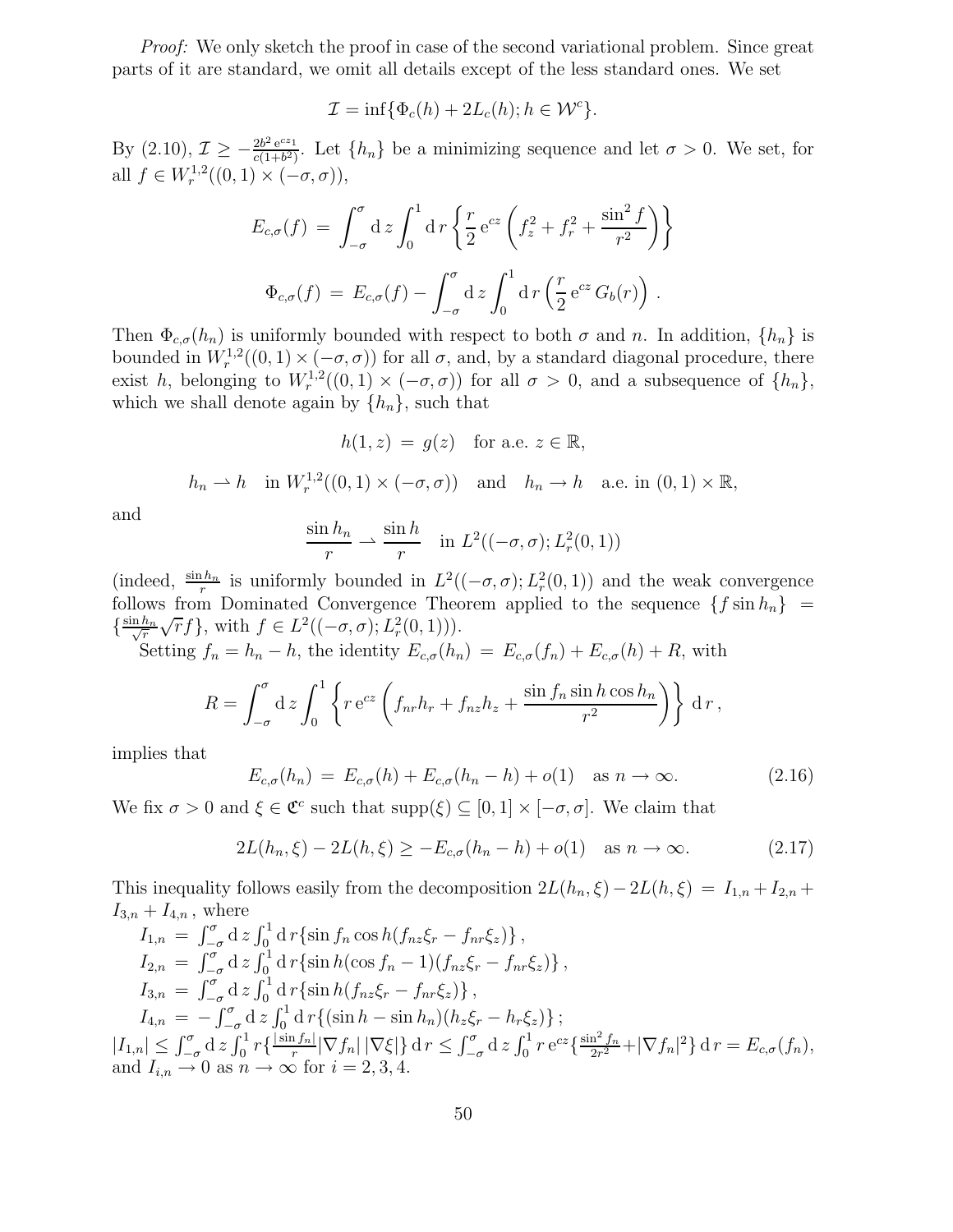*Proof:* We only sketch the proof in case of the second variational problem. Since great parts of it are standard, we omit all details except of the less standard ones. We set

$$\mathcal{I} = \inf\{\Phi_c(h) + 2L_c(h); h \in \mathcal{W}^c\}.$$

By (2.10), $\mathcal{I} \geq -\frac{2b^2 \mathrm{e}^{cz_1}}{c(1+b^2)}$. Let $\{h_n\}$ be a minimizing sequence and let $\sigma > 0$. We set, for all $f \in W_r^{1,2}((0,1)\times(-\sigma,\sigma))$,

$$E_{c,\sigma}(f) = \int_{-\sigma}^{\sigma} \mathrm{d}\, z \int_0^1 \mathrm{d}\, r \left\{ \frac{r}{2}\, \mathrm{e}^{cz} \left( f_z^2 + f_r^2 + \frac{\sin^2 f}{r^2} \right) \right\}$$

$$\Phi_{c,\sigma}(f) = E_{c,\sigma}(f) - \int_{-\sigma}^{\sigma} \mathrm{d}\, z \int_0^1 \mathrm{d}\, r \left( \frac{r}{2}\, \mathrm{e}^{cz}\, G_b(r) \right).$$

Then $\Phi_{c,\sigma}(h_n)$ is uniformly bounded with respect to both $\sigma$ and $n$. In addition, $\{h_n\}$ is bounded in $W_r^{1,2}((0,1)\times(-\sigma,\sigma))$ for all $\sigma$, and, by a standard diagonal procedure, there exist $h$, belonging to $W_r^{1,2}((0,1)\times(-\sigma,\sigma))$ for all $\sigma > 0$, and a subsequence of $\{h_n\}$, which we shall denote again by $\{h_n\}$, such that

$$h(1,z) = g(z) \quad \text{for a.e. } z \in \mathbb{R},$$

$$h_n \rightharpoonup h \quad \text{in } W_r^{1,2}((0,1)\times(-\sigma,\sigma)) \quad \text{and} \quad h_n \to h \quad \text{a.e. in } (0,1)\times\mathbb{R},$$

and

$$\frac{\sin h_n}{r} \rightharpoonup \frac{\sin h}{r} \quad \text{in } L^2((-\sigma,\sigma); L_r^2(0,1))$$

(indeed, $\frac{\sin h_n}{r}$ is uniformly bounded in $L^2((-\sigma,\sigma); L_r^2(0,1))$ and the weak convergence follows from Dominated Convergence Theorem applied to the sequence $\{f \sin h_n\} = \{\frac{\sin h_n}{\sqrt{r}} \sqrt{r} f\}$, with $f \in L^2((-\sigma,\sigma); L_r^2(0,1))$).

Setting $f_n = h_n - h$, the identity $E_{c,\sigma}(h_n) = E_{c,\sigma}(f_n) + E_{c,\sigma}(h) + R$, with

$$R = \int_{-\sigma}^{\sigma} \mathrm{d}\, z \int_0^1 \left\{ r\, \mathrm{e}^{cz} \left( f_{nr} h_r + f_{nz} h_z + \frac{\sin f_n \sin h \cos h_n}{r^2} \right) \right\} \mathrm{d}\, r\,,$$

implies that

$$E_{c,\sigma}(h_n) = E_{c,\sigma}(h) + E_{c,\sigma}(h_n - h) + o(1) \quad \text{as } n \to \infty. \tag{2.16}$$

We fix $\sigma > 0$ and $\xi \in \mathfrak{C}^c$ such that $\mathrm{supp}(\xi) \subseteq [0,1]\times[-\sigma,\sigma]$. We claim that

$$2L(h_n,\xi) - 2L(h,\xi) \geq -E_{c,\sigma}(h_n - h) + o(1) \quad \text{as } n \to \infty. \tag{2.17}$$

This inequality follows easily from the decomposition $2L(h_n,\xi) - 2L(h,\xi) = I_{1,n} + I_{2,n} + I_{3,n} + I_{4,n}$, where

$I_{1,n} = \int_{-\sigma}^{\sigma} \mathrm{d}\, z \int_0^1 \mathrm{d}\, r \{\sin f_n \cos h (f_{nz}\xi_r - f_{nr}\xi_z)\}$,
$I_{2,n} = \int_{-\sigma}^{\sigma} \mathrm{d}\, z \int_0^1 \mathrm{d}\, r \{\sin h (\cos f_n - 1)(f_{nz}\xi_r - f_{nr}\xi_z)\}$,
$I_{3,n} = \int_{-\sigma}^{\sigma} \mathrm{d}\, z \int_0^1 \mathrm{d}\, r \{\sin h (f_{nz}\xi_r - f_{nr}\xi_z)\}$,
$I_{4,n} = -\int_{-\sigma}^{\sigma} \mathrm{d}\, z \int_0^1 \mathrm{d}\, r \{(\sin h - \sin h_n)(h_z\xi_r - h_r\xi_z)\}$;
$|I_{1,n}| \leq \int_{-\sigma}^{\sigma} \mathrm{d}\, z \int_0^1 r \{\frac{|\sin f_n|}{r} |\nabla f_n|\, |\nabla \xi|\} \,\mathrm{d}\, r \leq \int_{-\sigma}^{\sigma} \mathrm{d}\, z \int_0^1 r\, \mathrm{e}^{cz} \{\frac{\sin^2 f_n}{2r^2} + |\nabla f_n|^2\} \,\mathrm{d}\, r = E_{c,\sigma}(f_n)$,
and $I_{i,n} \to 0$ as $n \to \infty$ for $i = 2,3,4$.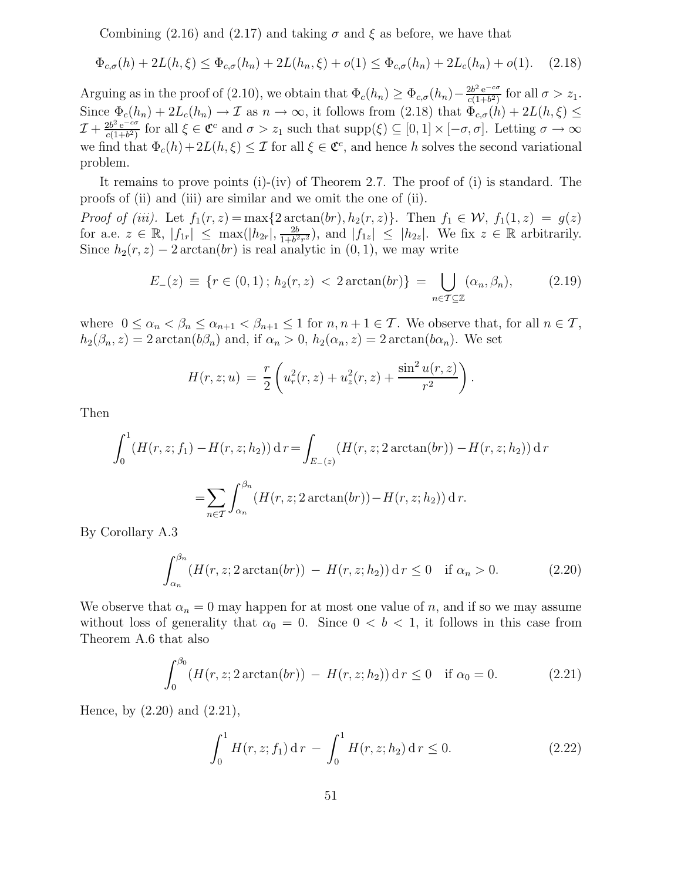Combining (2.16) and (2.17) and taking $\sigma$ and $\xi$ as before, we have that

$$\Phi_{c,\sigma}(h) + 2L(h,\xi) \leq \Phi_{c,\sigma}(h_n) + 2L(h_n,\xi) + o(1) \leq \Phi_{c,\sigma}(h_n) + 2L_c(h_n) + o(1). \quad (2.18)$$

Arguing as in the proof of (2.10), we obtain that $\Phi_c(h_n) \geq \Phi_{c,\sigma}(h_n) - \frac{2b^2 \mathrm{e}^{-c\sigma}}{c(1+b^2)}$ for all $\sigma > z_1$. Since $\Phi_c(h_n) + 2L_c(h_n) \to \mathcal{I}$ as $n \to \infty$, it follows from (2.18) that $\Phi_{c,\sigma}(h) + 2L(h,\xi) \leq \mathcal{I} + \frac{2b^2 \mathrm{e}^{-c\sigma}}{c(1+b^2)}$ for all $\xi \in \mathfrak{C}^c$ and $\sigma > z_1$ such that $\mathrm{supp}(\xi) \subseteq [0,1] \times [-\sigma,\sigma]$. Letting $\sigma \to \infty$ we find that $\Phi_c(h) + 2L(h,\xi) \leq \mathcal{I}$ for all $\xi \in \mathfrak{C}^c$, and hence $h$ solves the second variational problem.

It remains to prove points (i)-(iv) of Theorem 2.7. The proof of (i) is standard. The proofs of (ii) and (iii) are similar and we omit the one of (ii).

*Proof of (iii).* Let $f_1(r,z) = \max\{2\arctan(br), h_2(r,z)\}$. Then $f_1 \in \mathcal{W}$, $f_1(1,z) = g(z)$ for a.e. $z \in \mathbb{R}$, $|f_{1r}| \leq \max(|h_{2r}|, \frac{2b}{1+b^2r^2})$, and $|f_{1z}| \leq |h_{2z}|$. We fix $z \in \mathbb{R}$ arbitrarily. Since $h_2(r,z) - 2\arctan(br)$ is real analytic in $(0,1)$, we may write

$$E_-(z) \;\equiv\; \{r \in (0,1)\,;\, h_2(r,z) \;<\; 2\arctan(br)\} \;=\; \bigcup_{n \in \mathcal{T} \subseteq \mathbb{Z}} (\alpha_n, \beta_n), \quad (2.19)$$

where $0 \leq \alpha_n < \beta_n \leq \alpha_{n+1} < \beta_{n+1} \leq 1$ for $n, n+1 \in \mathcal{T}$. We observe that, for all $n \in \mathcal{T}$, $h_2(\beta_n, z) = 2\arctan(b\beta_n)$ and, if $\alpha_n > 0$, $h_2(\alpha_n, z) = 2\arctan(b\alpha_n)$. We set

$$H(r,z;u) \;=\; \frac{r}{2}\left(u_r^2(r,z) + u_z^2(r,z) + \frac{\sin^2 u(r,z)}{r^2}\right).$$

Then

$$\int_0^1 (H(r,z;f_1) - H(r,z;h_2))\,\mathrm{d}\,r = \int_{E_-(z)} (H(r,z;2\arctan(br)) - H(r,z;h_2))\,\mathrm{d}\,r$$

$$= \sum_{n \in \mathcal{T}} \int_{\alpha_n}^{\beta_n} (H(r,z;2\arctan(br)) - H(r,z;h_2))\,\mathrm{d}\,r.$$

By Corollary A.3

$$\int_{\alpha_n}^{\beta_n} (H(r,z;2\arctan(br)) \;-\; H(r,z;h_2))\,\mathrm{d}\,r \leq 0 \quad \text{if } \alpha_n > 0. \quad (2.20)$$

We observe that $\alpha_n = 0$ may happen for at most one value of $n$, and if so we may assume without loss of generality that $\alpha_0 = 0$. Since $0 < b < 1$, it follows in this case from Theorem A.6 that also

$$\int_0^{\beta_0} (H(r,z;2\arctan(br)) \;-\; H(r,z;h_2))\,\mathrm{d}\,r \leq 0 \quad \text{if } \alpha_0 = 0. \quad (2.21)$$

Hence, by (2.20) and (2.21),

$$\int_0^1 H(r,z;f_1)\,\mathrm{d}\,r \;-\; \int_0^1 H(r,z;h_2)\,\mathrm{d}\,r \leq 0. \quad (2.22)$$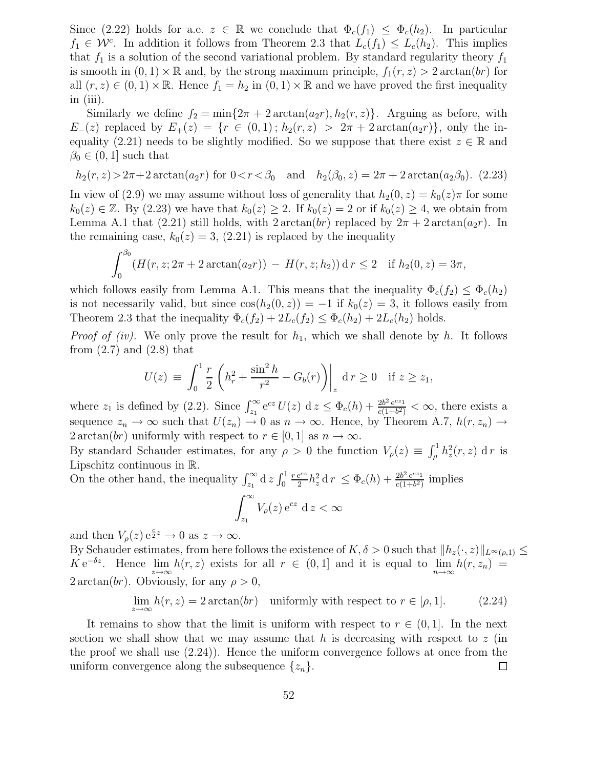Since (2.22) holds for a.e. $z \in \mathbb{R}$ we conclude that $\Phi_c(f_1) \le \Phi_c(h_2)$. In particular $f_1 \in \mathcal{W}^c$. In addition it follows from Theorem 2.3 that $L_c(f_1) \le L_c(h_2)$. This implies that $f_1$ is a solution of the second variational problem. By standard regularity theory $f_1$ is smooth in $(0,1)\times\mathbb{R}$ and, by the strong maximum principle, $f_1(r,z) > 2\arctan(br)$ for all $(r,z) \in (0,1)\times\mathbb{R}$. Hence $f_1 = h_2$ in $(0,1)\times\mathbb{R}$ and we have proved the first inequality in (iii).

Similarly we define $f_2 = \min\{2\pi + 2\arctan(a_2 r), h_2(r,z)\}$. Arguing as before, with $E_-(z)$ replaced by $E_+(z) = \{r \in (0,1)\,;\, h_2(r,z) > 2\pi + 2\arctan(a_2 r)\}$, only the inequality (2.21) needs to be slightly modified. So we suppose that there exist $z \in \mathbb{R}$ and $\beta_0 \in (0,1]$ such that

$$h_2(r,z) > 2\pi + 2\arctan(a_2 r) \text{ for } 0<r<\beta_0 \quad \text{and} \quad h_2(\beta_0, z) = 2\pi + 2\arctan(a_2\beta_0). \quad (2.23)$$

In view of (2.9) we may assume without loss of generality that $h_2(0,z) = k_0(z)\pi$ for some $k_0(z) \in \mathbb{Z}$. By (2.23) we have that $k_0(z) \ge 2$. If $k_0(z) = 2$ or if $k_0(z) \ge 4$, we obtain from Lemma A.1 that (2.21) still holds, with $2\arctan(br)$ replaced by $2\pi + 2\arctan(a_2 r)$. In the remaining case, $k_0(z) = 3$, (2.21) is replaced by the inequality

$$\int_0^{\beta_0} \left(H(r,z;2\pi + 2\arctan(a_2 r)) \;-\; H(r,z;h_2)\right) \mathrm{d}\, r \le 2 \quad \text{if } h_2(0,z) = 3\pi,$$

which follows easily from Lemma A.1. This means that the inequality $\Phi_c(f_2) \le \Phi_c(h_2)$ is not necessarily valid, but since $\cos(h_2(0,z)) = -1$ if $k_0(z) = 3$, it follows easily from Theorem 2.3 that the inequality $\Phi_c(f_2) + 2L_c(f_2) \le \Phi_c(h_2) + 2L_c(h_2)$ holds.

*Proof of (iv).* We only prove the result for $h_1$, which we shall denote by $h$. It follows from (2.7) and (2.8) that

$$U(z) \;\equiv\; \int_0^1 \frac{r}{2}\left(h_r^2 + \frac{\sin^2 h}{r^2} - G_b(r)\right)\bigg|_z \,\mathrm{d}\, r \ge 0 \quad \text{if } z \ge z_1,$$

where $z_1$ is defined by (2.2). Since $\int_{z_1}^\infty \mathrm{e}^{cz}\, U(z)\;\mathrm{d}\, z \le \Phi_c(h) + \frac{2b^2\,\mathrm{e}^{cz_1}}{c(1+b^2)} < \infty$, there exists a sequence $z_n \to \infty$ such that $U(z_n) \to 0$ as $n \to \infty$. Hence, by Theorem A.7, $h(r, z_n) \to 2\arctan(br)$ uniformly with respect to $r \in [0,1]$ as $n \to \infty$.

By standard Schauder estimates, for any $\rho > 0$ the function $V_\rho(z) \equiv \int_\rho^1 h_z^2(r,z)\;\mathrm{d}\, r$ is Lipschitz continuous in $\mathbb{R}$.

On the other hand, the inequality $\int_{z_1}^\infty \mathrm{d}\, z \int_0^1 \frac{r\,\mathrm{e}^{cz}}{2} h_z^2 \,\mathrm{d}\, r \le \Phi_c(h) + \frac{2b^2\,\mathrm{e}^{cz_1}}{c(1+b^2)}$ implies

$$\int_{z_1}^\infty V_\rho(z)\,\mathrm{e}^{cz}\;\mathrm{d}\, z < \infty$$

and then $V_\rho(z)\,\mathrm{e}^{\frac{c}{2}z} \to 0$ as $z \to \infty$.

By Schauder estimates, from here follows the existence of $K, \delta > 0$ such that $\|h_z(\cdot,z)\|_{L^\infty(\rho,1)} \le K\,\mathrm{e}^{-\delta z}$. Hence $\lim\limits_{z\to\infty} h(r,z)$ exists for all $r \in (0,1]$ and it is equal to $\lim\limits_{n\to\infty} h(r,z_n) = 2\arctan(br)$. Obviously, for any $\rho > 0$,

$$\lim_{z\to\infty} h(r,z) = 2\arctan(br) \quad \text{uniformly with respect to } r \in [\rho, 1]. \qquad (2.24)$$

It remains to show that the limit is uniform with respect to $r \in (0,1]$. In the next section we shall show that we may assume that $h$ is decreasing with respect to $z$ (in the proof we shall use (2.24)). Hence the uniform convergence follows at once from the uniform convergence along the subsequence $\{z_n\}$. $\square$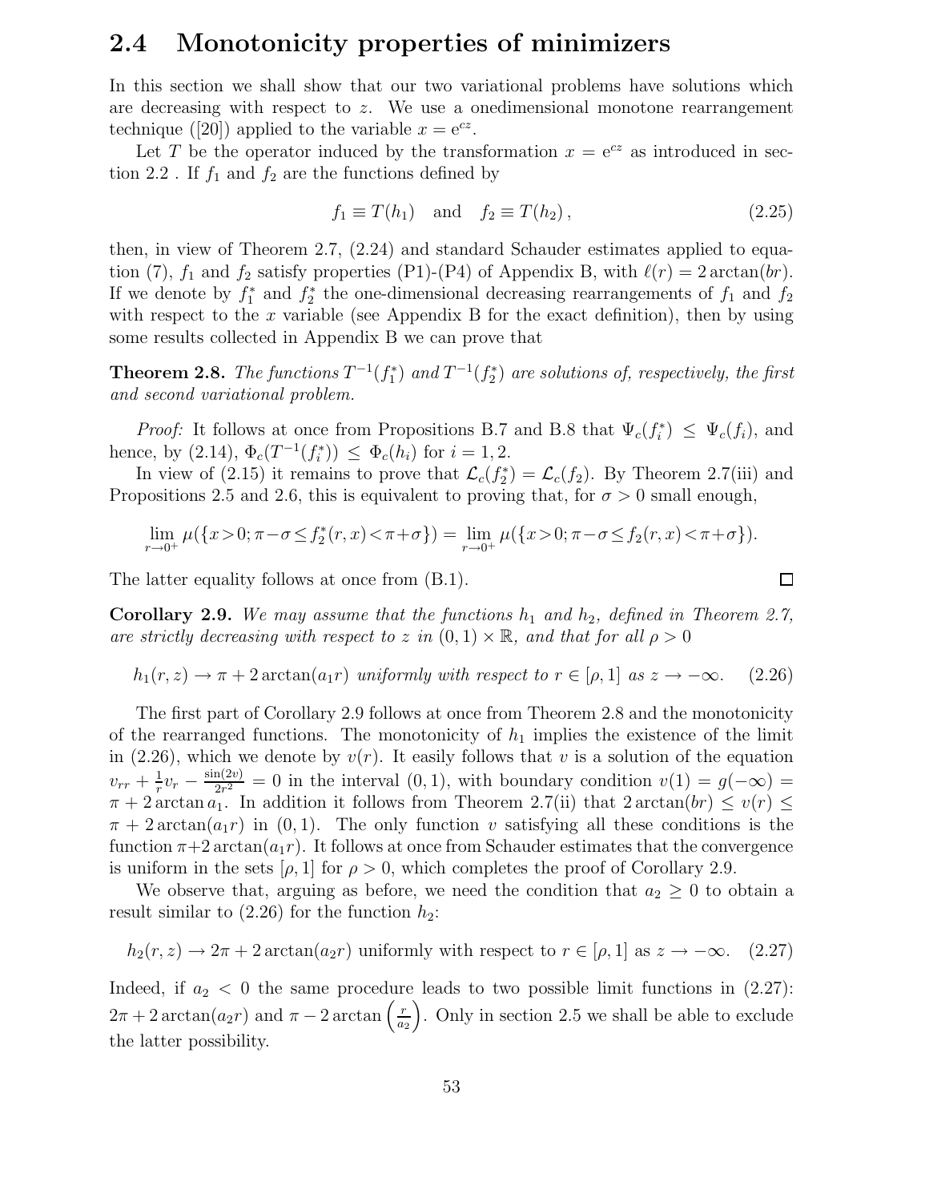## 2.4 Monotonicity properties of minimizers

In this section we shall show that our two variational problems have solutions which are decreasing with respect to $z$. We use a onedimensional monotone rearrangement technique ([20]) applied to the variable $x = \mathrm{e}^{cz}$.

Let $T$ be the operator induced by the transformation $x = \mathrm{e}^{cz}$ as introduced in section 2.2 . If $f_1$ and $f_2$ are the functions defined by

$$f_1 \equiv T(h_1) \quad \text{and} \quad f_2 \equiv T(h_2)\,, \tag{2.25}$$

then, in view of Theorem 2.7, (2.24) and standard Schauder estimates applied to equation (7), $f_1$ and $f_2$ satisfy properties (P1)-(P4) of Appendix B, with $\ell(r) = 2\arctan(br)$. If we denote by $f_1^*$ and $f_2^*$ the one-dimensional decreasing rearrangements of $f_1$ and $f_2$ with respect to the $x$ variable (see Appendix B for the exact definition), then by using some results collected in Appendix B we can prove that

**Theorem 2.8.** *The functions $T^{-1}(f_1^*)$ and $T^{-1}(f_2^*)$ are solutions of, respectively, the first and second variational problem.*

*Proof:* It follows at once from Propositions B.7 and B.8 that $\Psi_c(f_i^*) \leq \Psi_c(f_i)$, and hence, by (2.14), $\Phi_c(T^{-1}(f_i^*)) \leq \Phi_c(h_i)$ for $i = 1, 2$.

In view of (2.15) it remains to prove that $\mathcal{L}_c(f_2^*) = \mathcal{L}_c(f_2)$. By Theorem 2.7(iii) and Propositions 2.5 and 2.6, this is equivalent to proving that, for $\sigma > 0$ small enough,

$$\lim_{r\to 0^+} \mu(\{x{>}0; \pi{-}\sigma \leq f_2^*(r,x) {<} \pi{+}\sigma\}) = \lim_{r\to 0^+} \mu(\{x{>}0; \pi{-}\sigma \leq f_2(r,x) {<} \pi{+}\sigma\}).$$

The latter equality follows at once from (B.1). $\square$

**Corollary 2.9.** *We may assume that the functions $h_1$ and $h_2$, defined in Theorem 2.7, are strictly decreasing with respect to $z$ in $(0,1)\times\mathbb{R}$, and that for all $\rho > 0$*

$$h_1(r,z) \to \pi + 2\arctan(a_1 r) \text{ uniformly with respect to } r \in [\rho, 1] \text{ as } z \to -\infty. \tag{2.26}$$

The first part of Corollary 2.9 follows at once from Theorem 2.8 and the monotonicity of the rearranged functions. The monotonicity of $h_1$ implies the existence of the limit in (2.26), which we denote by $v(r)$. It easily follows that $v$ is a solution of the equation $v_{rr} + \frac{1}{r}v_r - \frac{\sin(2v)}{2r^2} = 0$ in the interval $(0,1)$, with boundary condition $v(1) = g(-\infty) = \pi + 2\arctan a_1$. In addition it follows from Theorem 2.7(ii) that $2\arctan(br) \leq v(r) \leq \pi + 2\arctan(a_1 r)$ in $(0,1)$. The only function $v$ satisfying all these conditions is the function $\pi{+}2\arctan(a_1 r)$. It follows at once from Schauder estimates that the convergence is uniform in the sets $[\rho, 1]$ for $\rho > 0$, which completes the proof of Corollary 2.9.

We observe that, arguing as before, we need the condition that $a_2 \geq 0$ to obtain a result similar to (2.26) for the function $h_2$:

$$h_2(r,z) \to 2\pi + 2\arctan(a_2 r) \text{ uniformly with respect to } r \in [\rho, 1] \text{ as } z \to -\infty. \tag{2.27}$$

Indeed, if $a_2 < 0$ the same procedure leads to two possible limit functions in (2.27): $2\pi + 2\arctan(a_2 r)$ and $\pi - 2\arctan\left(\frac{r}{a_2}\right)$. Only in section 2.5 we shall be able to exclude the latter possibility.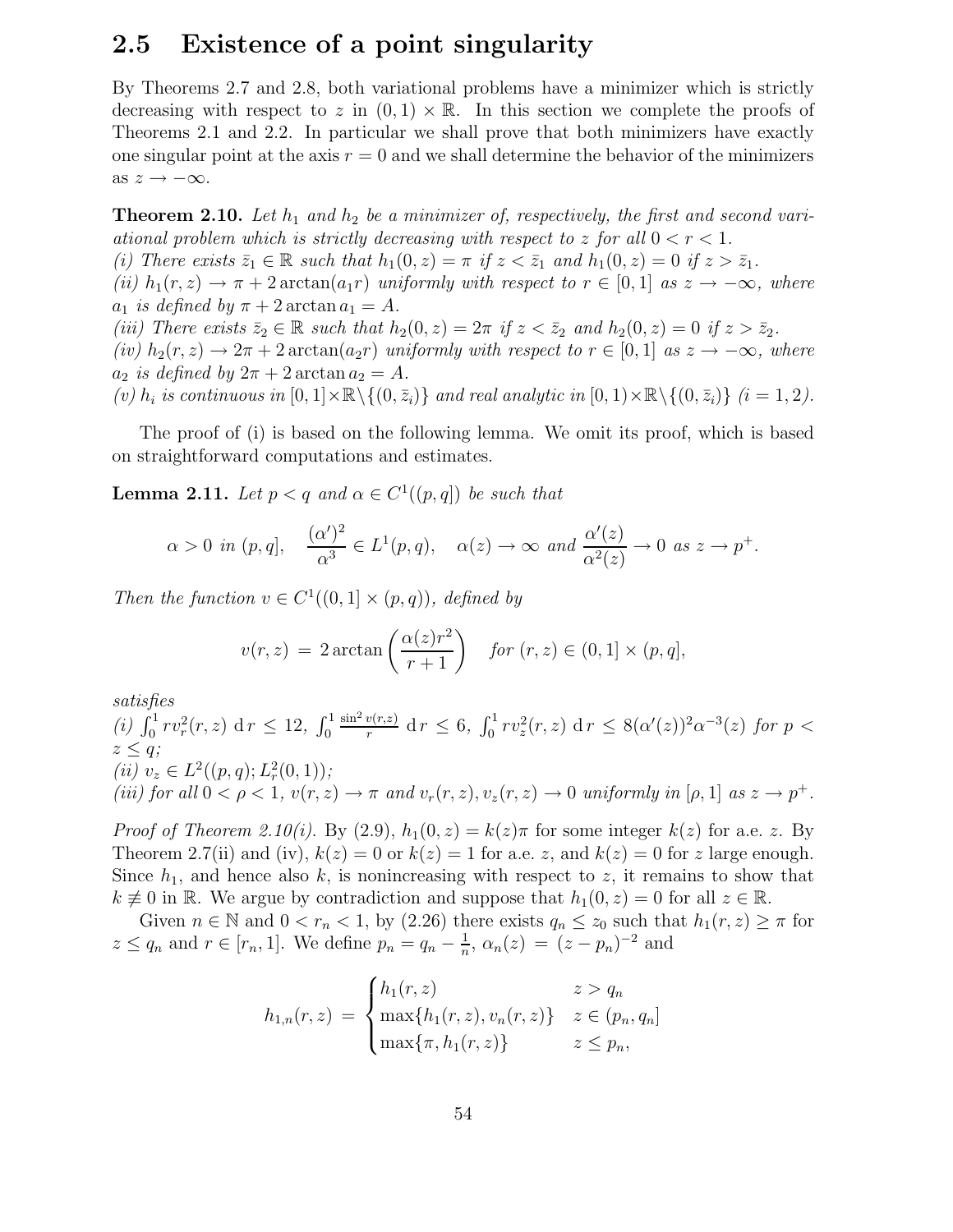## 2.5 Existence of a point singularity

By Theorems 2.7 and 2.8, both variational problems have a minimizer which is strictly decreasing with respect to $z$ in $(0,1) \times \mathbb{R}$. In this section we complete the proofs of Theorems 2.1 and 2.2. In particular we shall prove that both minimizers have exactly one singular point at the axis $r = 0$ and we shall determine the behavior of the minimizers as $z \to -\infty$.

**Theorem 2.10.** *Let $h_1$ and $h_2$ be a minimizer of, respectively, the first and second variational problem which is strictly decreasing with respect to $z$ for all $0 < r < 1$.*
*(i) There exists $\bar{z}_1 \in \mathbb{R}$ such that $h_1(0,z) = \pi$ if $z < \bar{z}_1$ and $h_1(0,z) = 0$ if $z > \bar{z}_1$.*
*(ii) $h_1(r,z) \to \pi + 2\arctan(a_1 r)$ uniformly with respect to $r \in [0,1]$ as $z \to -\infty$, where $a_1$ is defined by $\pi + 2\arctan a_1 = A$.*
*(iii) There exists $\bar{z}_2 \in \mathbb{R}$ such that $h_2(0,z) = 2\pi$ if $z < \bar{z}_2$ and $h_2(0,z) = 0$ if $z > \bar{z}_2$.*
*(iv) $h_2(r,z) \to 2\pi + 2\arctan(a_2 r)$ uniformly with respect to $r \in [0,1]$ as $z \to -\infty$, where $a_2$ is defined by $2\pi + 2\arctan a_2 = A$.*
*(v) $h_i$ is continuous in $[0,1]\times\mathbb{R}\backslash\{(0,\bar{z}_i)\}$ and real analytic in $[0,1)\times\mathbb{R}\backslash\{(0,\bar{z}_i)\}$ ($i = 1,2$).*

The proof of (i) is based on the following lemma. We omit its proof, which is based on straightforward computations and estimates.

**Lemma 2.11.** *Let $p < q$ and $\alpha \in C^1((p,q])$ be such that*

$$\alpha > 0 \text{ in } (p,q], \quad \frac{(\alpha')^2}{\alpha^3} \in L^1(p,q), \quad \alpha(z) \to \infty \text{ and } \frac{\alpha'(z)}{\alpha^2(z)} \to 0 \text{ as } z \to p^+.$$

*Then the function $v \in C^1((0,1]\times(p,q))$, defined by*

$$v(r,z) \;=\; 2\arctan\left(\frac{\alpha(z)r^2}{r+1}\right) \quad \text{for } (r,z) \in (0,1]\times(p,q],$$

*satisfies*
*(i) $\int_0^1 r v_r^2(r,z)\,\mathrm{d}\,r \le 12$, $\int_0^1 \frac{\sin^2 v(r,z)}{r}\,\mathrm{d}\,r \le 6$, $\int_0^1 r v_z^2(r,z)\,\mathrm{d}\,r \le 8(\alpha'(z))^2\alpha^{-3}(z)$ for $p < z \le q$;*
*(ii) $v_z \in L^2((p,q);L_r^2(0,1))$;*
*(iii) for all $0 < \rho < 1$, $v(r,z) \to \pi$ and $v_r(r,z), v_z(r,z) \to 0$ uniformly in $[\rho,1]$ as $z \to p^+$.*

*Proof of Theorem 2.10(i).* By (2.9), $h_1(0,z) = k(z)\pi$ for some integer $k(z)$ for a.e. $z$. By Theorem 2.7(ii) and (iv), $k(z) = 0$ or $k(z) = 1$ for a.e. $z$, and $k(z) = 0$ for $z$ large enough. Since $h_1$, and hence also $k$, is nonincreasing with respect to $z$, it remains to show that $k \not\equiv 0$ in $\mathbb{R}$. We argue by contradiction and suppose that $h_1(0,z) = 0$ for all $z \in \mathbb{R}$.

Given $n \in \mathbb{N}$ and $0 < r_n < 1$, by (2.26) there exists $q_n \le z_0$ such that $h_1(r,z) \ge \pi$ for $z \le q_n$ and $r \in [r_n,1]$. We define $p_n = q_n - \frac{1}{n}$, $\alpha_n(z) \;=\; (z-p_n)^{-2}$ and

$$h_{1,n}(r,z) \;=\; \begin{cases} h_1(r,z) & z > q_n \\ \max\{h_1(r,z), v_n(r,z)\} & z \in (p_n,q_n] \\ \max\{\pi, h_1(r,z)\} & z \le p_n, \end{cases}$$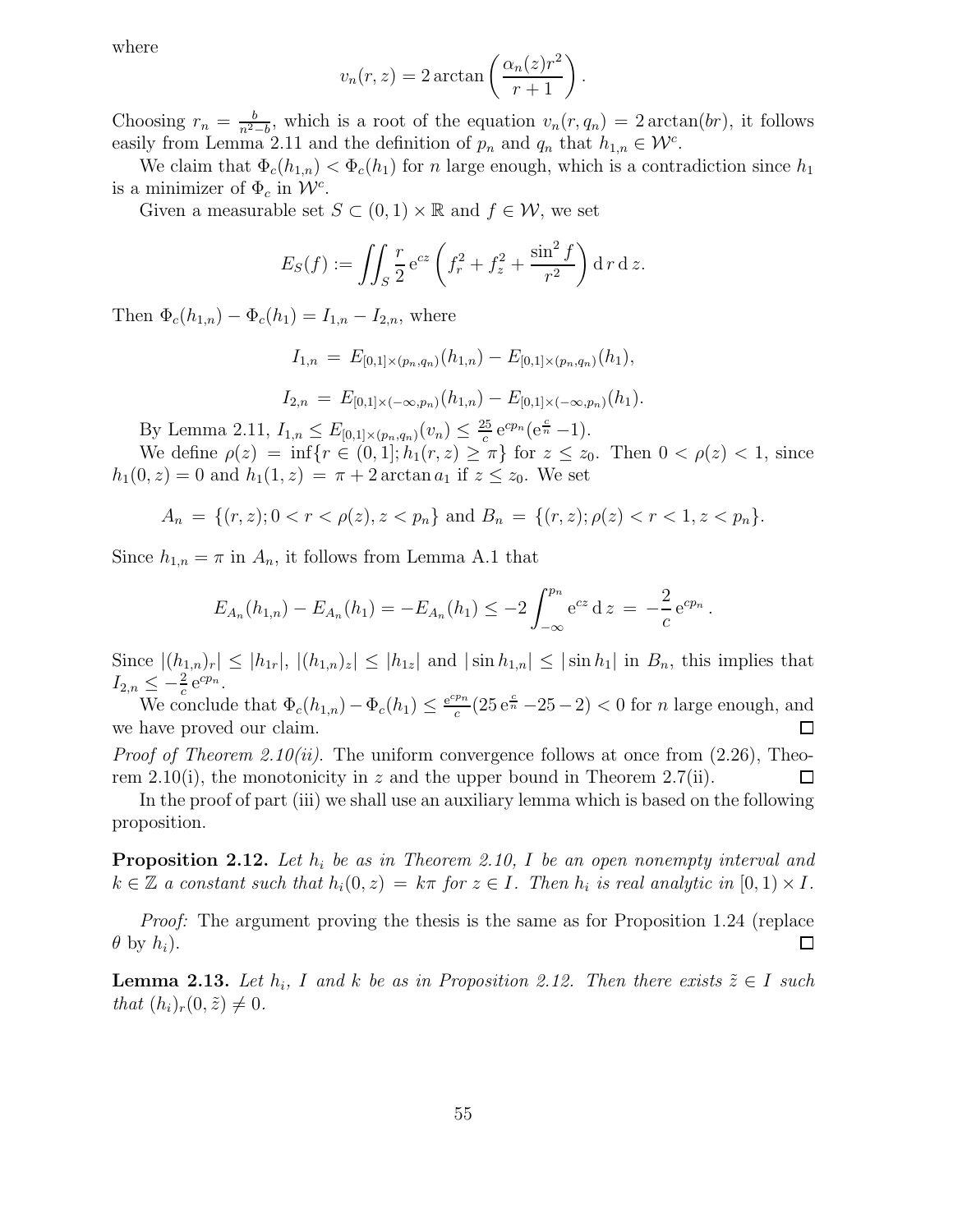where

$$v_n(r,z) = 2\arctan\left(\frac{\alpha_n(z)r^2}{r+1}\right).$$

Choosing $r_n = \frac{b}{n^2-b}$, which is a root of the equation $v_n(r,q_n) = 2\arctan(br)$, it follows easily from Lemma 2.11 and the definition of $p_n$ and $q_n$ that $h_{1,n} \in \mathcal{W}^c$.

We claim that $\Phi_c(h_{1,n}) < \Phi_c(h_1)$ for $n$ large enough, which is a contradiction since $h_1$ is a minimizer of $\Phi_c$ in $\mathcal{W}^c$.

Given a measurable set $S \subset (0,1) \times \mathbb{R}$ and $f \in \mathcal{W}$, we set

$$E_S(f) := \iint_S \frac{r}{2}\,\mathrm{e}^{cz}\left(f_r^2 + f_z^2 + \frac{\sin^2 f}{r^2}\right)\mathrm{d}\,r\,\mathrm{d}\,z.$$

Then $\Phi_c(h_{1,n}) - \Phi_c(h_1) = I_{1,n} - I_{2,n}$, where

$$I_{1,n} \;=\; E_{[0,1]\times(p_n,q_n)}(h_{1,n}) - E_{[0,1]\times(p_n,q_n)}(h_1),$$

$$I_{2,n} \;=\; E_{[0,1]\times(-\infty,p_n)}(h_{1,n}) - E_{[0,1]\times(-\infty,p_n)}(h_1).$$

By Lemma 2.11, $I_{1,n} \le E_{[0,1]\times(p_n,q_n)}(v_n) \le \frac{25}{c}\,\mathrm{e}^{cp_n}(\mathrm{e}^{\frac{c}{n}} - 1)$.

We define $\rho(z) = \inf\{r \in (0,1]; h_1(r,z) \ge \pi\}$ for $z \le z_0$. Then $0 < \rho(z) < 1$, since $h_1(0,z) = 0$ and $h_1(1,z) = \pi + 2\arctan a_1$ if $z \le z_0$. We set

$$A_n \;=\; \{(r,z); 0 < r < \rho(z), z < p_n\} \text{ and } B_n \;=\; \{(r,z); \rho(z) < r < 1, z < p_n\}.$$

Since $h_{1,n} = \pi$ in $A_n$, it follows from Lemma A.1 that

$$E_{A_n}(h_{1,n}) - E_{A_n}(h_1) = -E_{A_n}(h_1) \le -2\int_{-\infty}^{p_n} \mathrm{e}^{cz}\,\mathrm{d}\,z \;=\; -\frac{2}{c}\,\mathrm{e}^{cp_n}.$$

Since $|(h_{1,n})_r| \le |h_{1r}|$, $|(h_{1,n})_z| \le |h_{1z}|$ and $|\sin h_{1,n}| \le |\sin h_1|$ in $B_n$, this implies that $I_{2,n} \le -\frac{2}{c}\,\mathrm{e}^{cp_n}$.

We conclude that $\Phi_c(h_{1,n}) - \Phi_c(h_1) \le \frac{\mathrm{e}^{cp_n}}{c}(25\,\mathrm{e}^{\frac{c}{n}} - 25 - 2) < 0$ for $n$ large enough, and we have proved our claim. □

*Proof of Theorem 2.10(ii).* The uniform convergence follows at once from (2.26), Theorem 2.10(i), the monotonicity in $z$ and the upper bound in Theorem 2.7(ii). □

In the proof of part (iii) we shall use an auxiliary lemma which is based on the following proposition.

**Proposition 2.12.** *Let $h_i$ be as in Theorem 2.10, $I$ be an open nonempty interval and $k \in \mathbb{Z}$ a constant such that $h_i(0,z) = k\pi$ for $z \in I$. Then $h_i$ is real analytic in $[0,1) \times I$.*

*Proof:* The argument proving the thesis is the same as for Proposition 1.24 (replace $\theta$ by $h_i$). □

**Lemma 2.13.** *Let $h_i$, $I$ and $k$ be as in Proposition 2.12. Then there exists $\tilde{z} \in I$ such that $(h_i)_r(0,\tilde{z}) \neq 0$.*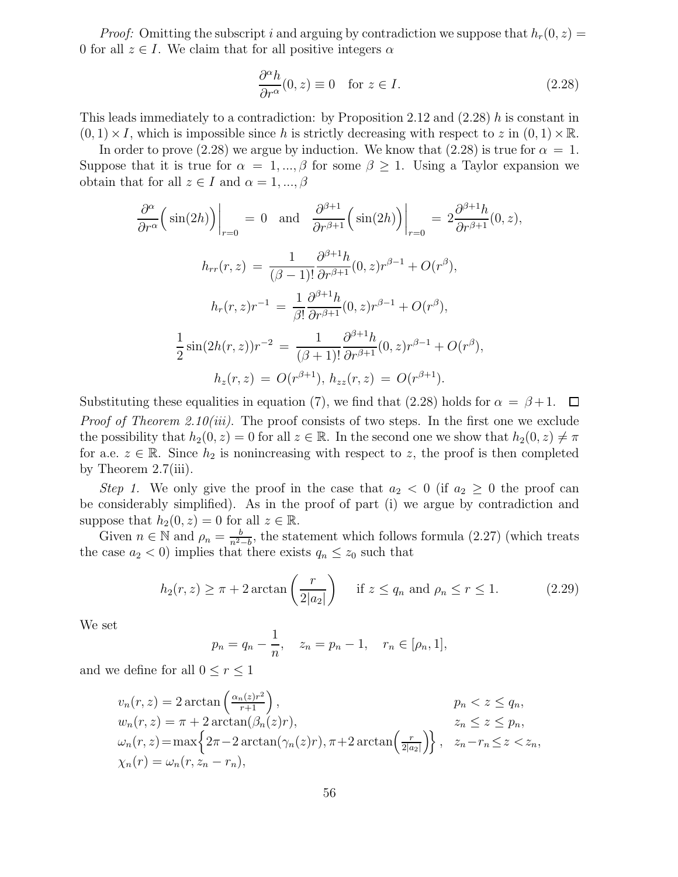*Proof:* Omitting the subscript $i$ and arguing by contradiction we suppose that $h_r(0,z) = 0$ for all $z \in I$. We claim that for all positive integers $\alpha$

$$\frac{\partial^\alpha h}{\partial r^\alpha}(0,z) \equiv 0 \quad \text{for } z \in I. \tag{2.28}$$

This leads immediately to a contradiction: by Proposition 2.12 and (2.28) $h$ is constant in $(0,1) \times I$, which is impossible since $h$ is strictly decreasing with respect to $z$ in $(0,1) \times \mathbb{R}$.

In order to prove (2.28) we argue by induction. We know that (2.28) is true for $\alpha = 1$. Suppose that it is true for $\alpha = 1, ..., \beta$ for some $\beta \geq 1$. Using a Taylor expansion we obtain that for all $z \in I$ and $\alpha = 1, ..., \beta$

$$\frac{\partial^\alpha}{\partial r^\alpha}\Big(\sin(2h)\Big)\Big|_{r=0} = 0 \quad \text{and} \quad \frac{\partial^{\beta+1}}{\partial r^{\beta+1}}\Big(\sin(2h)\Big)\Big|_{r=0} = 2\frac{\partial^{\beta+1} h}{\partial r^{\beta+1}}(0,z),$$

$$h_{rr}(r,z) = \frac{1}{(\beta-1)!}\frac{\partial^{\beta+1} h}{\partial r^{\beta+1}}(0,z) r^{\beta-1} + O(r^\beta),$$

$$h_r(r,z)r^{-1} = \frac{1}{\beta!}\frac{\partial^{\beta+1} h}{\partial r^{\beta+1}}(0,z) r^{\beta-1} + O(r^\beta),$$

$$\frac{1}{2}\sin(2h(r,z))r^{-2} = \frac{1}{(\beta+1)!}\frac{\partial^{\beta+1} h}{\partial r^{\beta+1}}(0,z) r^{\beta-1} + O(r^\beta),$$

$$h_z(r,z) = O(r^{\beta+1}),\ h_{zz}(r,z) = O(r^{\beta+1}).$$

Substituting these equalities in equation (7), we find that (2.28) holds for $\alpha = \beta+1$. $\square$

*Proof of Theorem 2.10(iii).* The proof consists of two steps. In the first one we exclude the possibility that $h_2(0,z) = 0$ for all $z \in \mathbb{R}$. In the second one we show that $h_2(0,z) \neq \pi$ for a.e. $z \in \mathbb{R}$. Since $h_2$ is nonincreasing with respect to $z$, the proof is then completed by Theorem 2.7(iii).

*Step 1.* We only give the proof in the case that $a_2 < 0$ (if $a_2 \geq 0$ the proof can be considerably simplified). As in the proof of part (i) we argue by contradiction and suppose that $h_2(0,z) = 0$ for all $z \in \mathbb{R}$.

Given $n \in \mathbb{N}$ and $\rho_n = \frac{b}{n^2-b}$, the statement which follows formula (2.27) (which treats the case $a_2 < 0$) implies that there exists $q_n \leq z_0$ such that

$$h_2(r,z) \geq \pi + 2\arctan\left(\frac{r}{2|a_2|}\right) \quad \text{ if } z \leq q_n \text{ and } \rho_n \leq r \leq 1. \tag{2.29}$$

We set

$$p_n = q_n - \frac{1}{n}, \quad z_n = p_n - 1, \quad r_n \in [\rho_n, 1],$$

and we define for all $0 \leq r \leq 1$

$$\begin{array}{ll}
v_n(r,z) = 2\arctan\left(\frac{\alpha_n(z)r^2}{r+1}\right), & p_n < z \leq q_n, \\
w_n(r,z) = \pi + 2\arctan(\beta_n(z)r), & z_n \leq z \leq p_n, \\
\omega_n(r,z) = \max\left\{2\pi - 2\arctan(\gamma_n(z)r), \pi + 2\arctan\left(\frac{r}{2|a_2|}\right)\right\}, & z_n - r_n \leq z < z_n, \\
\chi_n(r) = \omega_n(r, z_n - r_n), &
\end{array}$$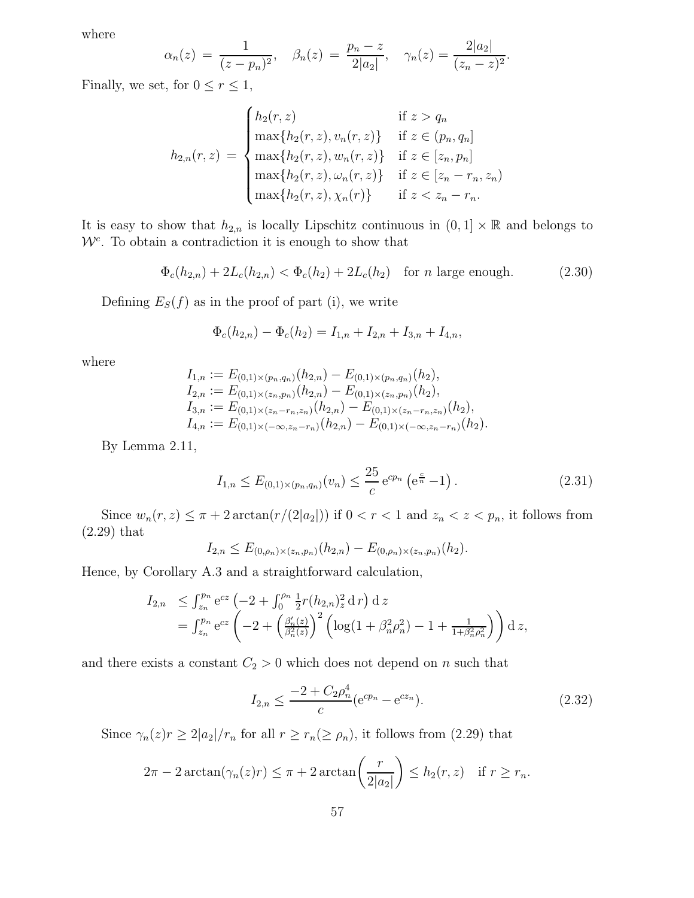where

$$\alpha_n(z) = \frac{1}{(z-p_n)^2}, \quad \beta_n(z) = \frac{p_n - z}{2|a_2|}, \quad \gamma_n(z) = \frac{2|a_2|}{(z_n - z)^2}.$$

Finally, we set, for $0 \le r \le 1$,

$$h_{2,n}(r,z) = \begin{cases} h_2(r,z) & \text{if } z > q_n \\ \max\{h_2(r,z), v_n(r,z)\} & \text{if } z \in (p_n, q_n] \\ \max\{h_2(r,z), w_n(r,z)\} & \text{if } z \in [z_n, p_n] \\ \max\{h_2(r,z), \omega_n(r,z)\} & \text{if } z \in [z_n - r_n, z_n) \\ \max\{h_2(r,z), \chi_n(r)\} & \text{if } z < z_n - r_n. \end{cases}$$

It is easy to show that $h_{2,n}$ is locally Lipschitz continuous in $(0,1] \times \mathbb{R}$ and belongs to $\mathcal{W}^c$. To obtain a contradiction it is enough to show that

$$\Phi_c(h_{2,n}) + 2L_c(h_{2,n}) < \Phi_c(h_2) + 2L_c(h_2) \quad \text{for } n \text{ large enough.} \tag{2.30}$$

Defining $E_S(f)$ as in the proof of part (i), we write

$$\Phi_c(h_{2,n}) - \Phi_c(h_2) = I_{1,n} + I_{2,n} + I_{3,n} + I_{4,n},$$

where

$$\begin{aligned} I_{1,n} &:= E_{(0,1)\times(p_n,q_n)}(h_{2,n}) - E_{(0,1)\times(p_n,q_n)}(h_2), \\ I_{2,n} &:= E_{(0,1)\times(z_n,p_n)}(h_{2,n}) - E_{(0,1)\times(z_n,p_n)}(h_2), \\ I_{3,n} &:= E_{(0,1)\times(z_n-r_n,z_n)}(h_{2,n}) - E_{(0,1)\times(z_n-r_n,z_n)}(h_2), \\ I_{4,n} &:= E_{(0,1)\times(-\infty,z_n-r_n)}(h_{2,n}) - E_{(0,1)\times(-\infty,z_n-r_n)}(h_2). \end{aligned}$$

By Lemma 2.11,

$$I_{1,n} \le E_{(0,1)\times(p_n,q_n)}(v_n) \le \frac{25}{c}\,\mathrm{e}^{cp_n}\left(\mathrm{e}^{\frac{c}{n}} - 1\right). \tag{2.31}$$

Since $w_n(r,z) \le \pi + 2\arctan(r/(2|a_2|))$ if $0 < r < 1$ and $z_n < z < p_n$, it follows from (2.29) that

$$I_{2,n} \le E_{(0,\rho_n)\times(z_n,p_n)}(h_{2,n}) - E_{(0,\rho_n)\times(z_n,p_n)}(h_2).$$

Hence, by Corollary A.3 and a straightforward calculation,

$$\begin{aligned} I_{2,n} &\le \int_{z_n}^{p_n} \mathrm{e}^{cz}\left(-2 + \int_0^{\rho_n} \tfrac{1}{2} r (h_{2,n})_z^2 \,\mathrm{d}\, r\right)\mathrm{d}\, z \\ &= \int_{z_n}^{p_n} \mathrm{e}^{cz}\left(-2 + \left(\frac{\beta_n'(z)}{\beta_n^2(z)}\right)^2\left(\log(1+\beta_n^2\rho_n^2) - 1 + \tfrac{1}{1+\beta_n^2\rho_n^2}\right)\right)\mathrm{d}\, z, \end{aligned}$$

and there exists a constant $C_2 > 0$ which does not depend on $n$ such that

$$I_{2,n} \le \frac{-2 + C_2\rho_n^4}{c}(\mathrm{e}^{cp_n} - \mathrm{e}^{cz_n}). \tag{2.32}$$

Since $\gamma_n(z) r \ge 2|a_2|/r_n$ for all $r \ge r_n (\ge \rho_n)$, it follows from (2.29) that

$$2\pi - 2\arctan(\gamma_n(z) r) \le \pi + 2\arctan\!\left(\frac{r}{2|a_2|}\right) \le h_2(r,z) \quad \text{if } r \ge r_n.$$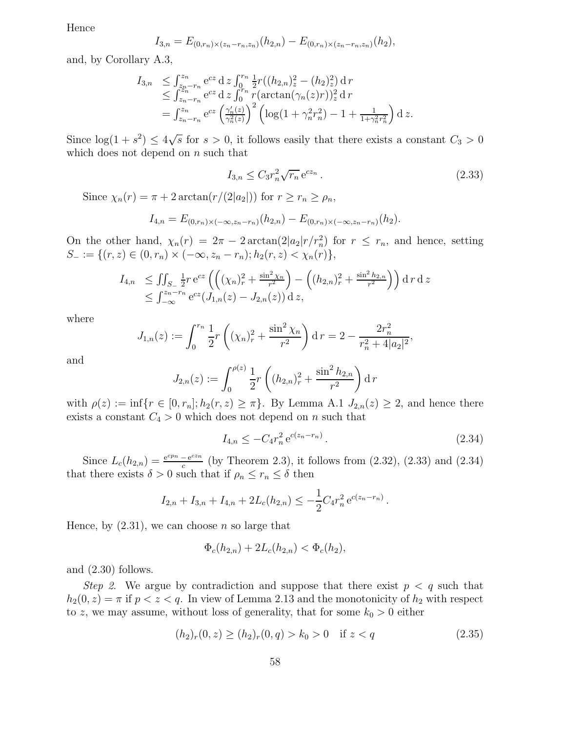Hence

$$I_{3,n} = E_{(0,r_n)\times(z_n-r_n,z_n)}(h_{2,n}) - E_{(0,r_n)\times(z_n-r_n,z_n)}(h_2),$$

and, by Corollary A.3,

$$\begin{aligned} I_{3,n} &\leq \int_{z_n-r_n}^{z_n} \mathrm{e}^{cz}\,\mathrm{d}\,z \int_0^{r_n} \tfrac{1}{2}r((h_{2,n})_z^2 - (h_2)_z^2)\,\mathrm{d}\,r \\ &\leq \int_{z_n-r_n}^{z_n} \mathrm{e}^{cz}\,\mathrm{d}\,z \int_0^{r_n} r(\arctan(\gamma_n(z)r))_z^2\,\mathrm{d}\,r \\ &= \int_{z_n-r_n}^{z_n} \mathrm{e}^{cz} \left(\frac{\gamma_n'(z)}{\gamma_n^2(z)}\right)^2 \left(\log(1+\gamma_n^2 r_n^2) - 1 + \frac{1}{1+\gamma_n^2 r_n^2}\right)\mathrm{d}\,z. \end{aligned}$$

Since $\log(1+s^2) \leq 4\sqrt{s}$ for $s > 0$, it follows easily that there exists a constant $C_3 > 0$ which does not depend on $n$ such that

$$I_{3,n} \leq C_3 r_n^2 \sqrt{r_n}\,\mathrm{e}^{cz_n}\,. \tag{2.33}$$

Since $\chi_n(r) = \pi + 2\arctan(r/(2|a_2|))$ for $r \geq r_n \geq \rho_n$,

$$I_{4,n} = E_{(0,r_n)\times(-\infty,z_n-r_n)}(h_{2,n}) - E_{(0,r_n)\times(-\infty,z_n-r_n)}(h_2).$$

On the other hand, $\chi_n(r) = 2\pi - 2\arctan(2|a_2|r/r_n^2)$ for $r \leq r_n$, and hence, setting $S_- := \{(r,z) \in (0,r_n)\times(-\infty,z_n-r_n); h_2(r,z) < \chi_n(r)\}$,

$$\begin{aligned} I_{4,n} &\leq \iint_{S_-} \tfrac{1}{2}r\,\mathrm{e}^{cz}\left(\left((\chi_n)_r^2 + \tfrac{\sin^2\chi_n}{r^2}\right) - \left((h_{2,n})_r^2 + \tfrac{\sin^2 h_{2,n}}{r^2}\right)\right)\mathrm{d}\,r\,\mathrm{d}\,z \\ &\leq \int_{-\infty}^{z_n-r_n} \mathrm{e}^{cz}(J_{1,n}(z) - J_{2,n}(z))\,\mathrm{d}\,z, \end{aligned}$$

where

$$J_{1,n}(z) := \int_0^{r_n} \frac{1}{2}r\left((\chi_n)_r^2 + \frac{\sin^2\chi_n}{r^2}\right)\mathrm{d}\,r = 2 - \frac{2r_n^2}{r_n^2 + 4|a_2|^2},$$

and

$$J_{2,n}(z) := \int_0^{\rho(z)} \frac{1}{2}r\left((h_{2,n})_r^2 + \frac{\sin^2 h_{2,n}}{r^2}\right)\mathrm{d}\,r$$

with $\rho(z) := \inf\{r \in [0,r_n]; h_2(r,z) \geq \pi\}$. By Lemma A.1 $J_{2,n}(z) \geq 2$, and hence there exists a constant $C_4 > 0$ which does not depend on $n$ such that

$$I_{4,n} \leq -C_4 r_n^2\,\mathrm{e}^{c(z_n-r_n)}\,. \tag{2.34}$$

Since $L_c(h_{2,n}) = \frac{\mathrm{e}^{cp_n} - \mathrm{e}^{cz_n}}{c}$ (by Theorem 2.3), it follows from (2.32), (2.33) and (2.34) that there exists $\delta > 0$ such that if $\rho_n \leq r_n \leq \delta$ then

$$I_{2,n} + I_{3,n} + I_{4,n} + 2L_c(h_{2,n}) \leq -\frac{1}{2}C_4 r_n^2\,\mathrm{e}^{c(z_n-r_n)}\,.$$

Hence, by (2.31), we can choose $n$ so large that

$$\Phi_c(h_{2,n}) + 2L_c(h_{2,n}) < \Phi_c(h_2),$$

and (2.30) follows.

*Step 2.* We argue by contradiction and suppose that there exist $p < q$ such that $h_2(0,z) = \pi$ if $p < z < q$. In view of Lemma 2.13 and the monotonicity of $h_2$ with respect to $z$, we may assume, without loss of generality, that for some $k_0 > 0$ either

$$(h_2)_r(0,z) \geq (h_2)_r(0,q) > k_0 > 0 \quad \text{if } z < q \tag{2.35}$$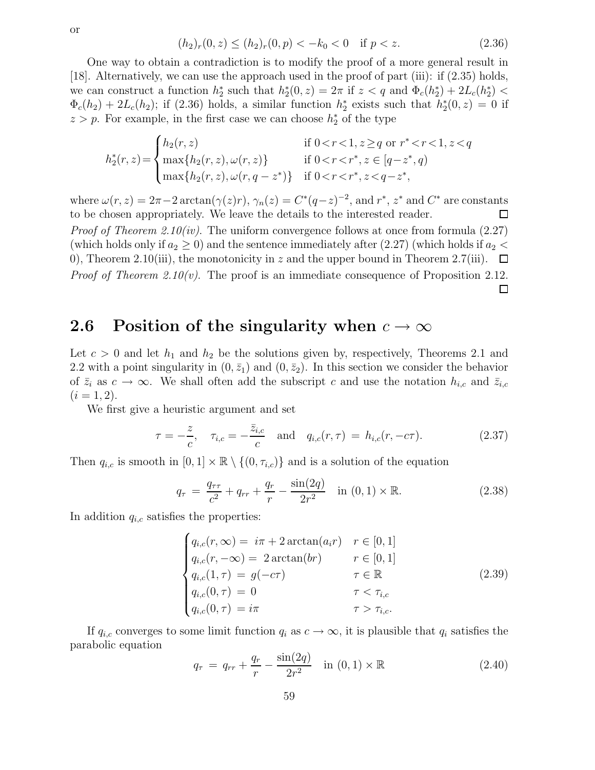or

$$(h_2)_r(0,z) \le (h_2)_r(0,p) < -k_0 < 0 \quad \text{if } p < z. \tag{2.36}$$

One way to obtain a contradiction is to modify the proof of a more general result in [18]. Alternatively, we can use the approach used in the proof of part (iii): if (2.35) holds, we can construct a function $h_2^*$ such that $h_2^*(0,z) = 2\pi$ if $z < q$ and $\Phi_c(h_2^*) + 2L_c(h_2^*) < \Phi_c(h_2) + 2L_c(h_2)$; if (2.36) holds, a similar function $h_2^*$ exists such that $h_2^*(0,z) = 0$ if $z > p$. For example, in the first case we can choose $h_2^*$ of the type

$$h_2^*(r,z) = \begin{cases} h_2(r,z) & \text{if } 0<r<1, z \ge q \text{ or } r^*<r<1, z<q \\ \max\{h_2(r,z), \omega(r,z)\} & \text{if } 0<r<r^*, z \in [q-z^*, q) \\ \max\{h_2(r,z), \omega(r, q-z^*)\} & \text{if } 0<r<r^*, z<q-z^*, \end{cases}$$

where $\omega(r,z) = 2\pi - 2\arctan(\gamma(z)r)$, $\gamma_n(z) = C^*(q-z)^{-2}$, and $r^*$, $z^*$ and $C^*$ are constants to be chosen appropriately. We leave the details to the interested reader. □

*Proof of Theorem 2.10(iv).* The uniform convergence follows at once from formula (2.27) (which holds only if $a_2 \ge 0$) and the sentence immediately after (2.27) (which holds if $a_2 < 0$), Theorem 2.10(iii), the monotonicity in $z$ and the upper bound in Theorem 2.7(iii). □

*Proof of Theorem 2.10(v).* The proof is an immediate consequence of Proposition 2.12. □

## 2.6 Position of the singularity when $c \to \infty$

Let $c > 0$ and let $h_1$ and $h_2$ be the solutions given by, respectively, Theorems 2.1 and 2.2 with a point singularity in $(0, \bar{z}_1)$ and $(0, \bar{z}_2)$. In this section we consider the behavior of $\bar{z}_i$ as $c \to \infty$. We shall often add the subscript $c$ and use the notation $h_{i,c}$ and $\bar{z}_{i,c}$ $(i = 1, 2)$.

We first give a heuristic argument and set

$$\tau = -\frac{z}{c}, \quad \tau_{i,c} = -\frac{\bar{z}_{i,c}}{c} \quad \text{and} \quad q_{i,c}(r,\tau) = h_{i,c}(r, -c\tau). \tag{2.37}$$

Then $q_{i,c}$ is smooth in $[0,1] \times \mathbb{R} \setminus \{(0, \tau_{i,c})\}$ and is a solution of the equation

$$q_\tau = \frac{q_{\tau\tau}}{c^2} + q_{rr} + \frac{q_r}{r} - \frac{\sin(2q)}{2r^2} \quad \text{in } (0,1) \times \mathbb{R}. \tag{2.38}$$

In addition $q_{i,c}$ satisfies the properties:

$$\begin{cases} q_{i,c}(r,\infty) = i\pi + 2\arctan(a_i r) & r \in [0,1] \\ q_{i,c}(r,-\infty) = 2\arctan(br) & r \in [0,1] \\ q_{i,c}(1,\tau) = g(-c\tau) & \tau \in \mathbb{R} \\ q_{i,c}(0,\tau) = 0 & \tau < \tau_{i,c} \\ q_{i,c}(0,\tau) = i\pi & \tau > \tau_{i,c}. \end{cases} \tag{2.39}$$

If $q_{i,c}$ converges to some limit function $q_i$ as $c \to \infty$, it is plausible that $q_i$ satisfies the parabolic equation

$$q_\tau = q_{rr} + \frac{q_r}{r} - \frac{\sin(2q)}{2r^2} \quad \text{in } (0,1) \times \mathbb{R} \tag{2.40}$$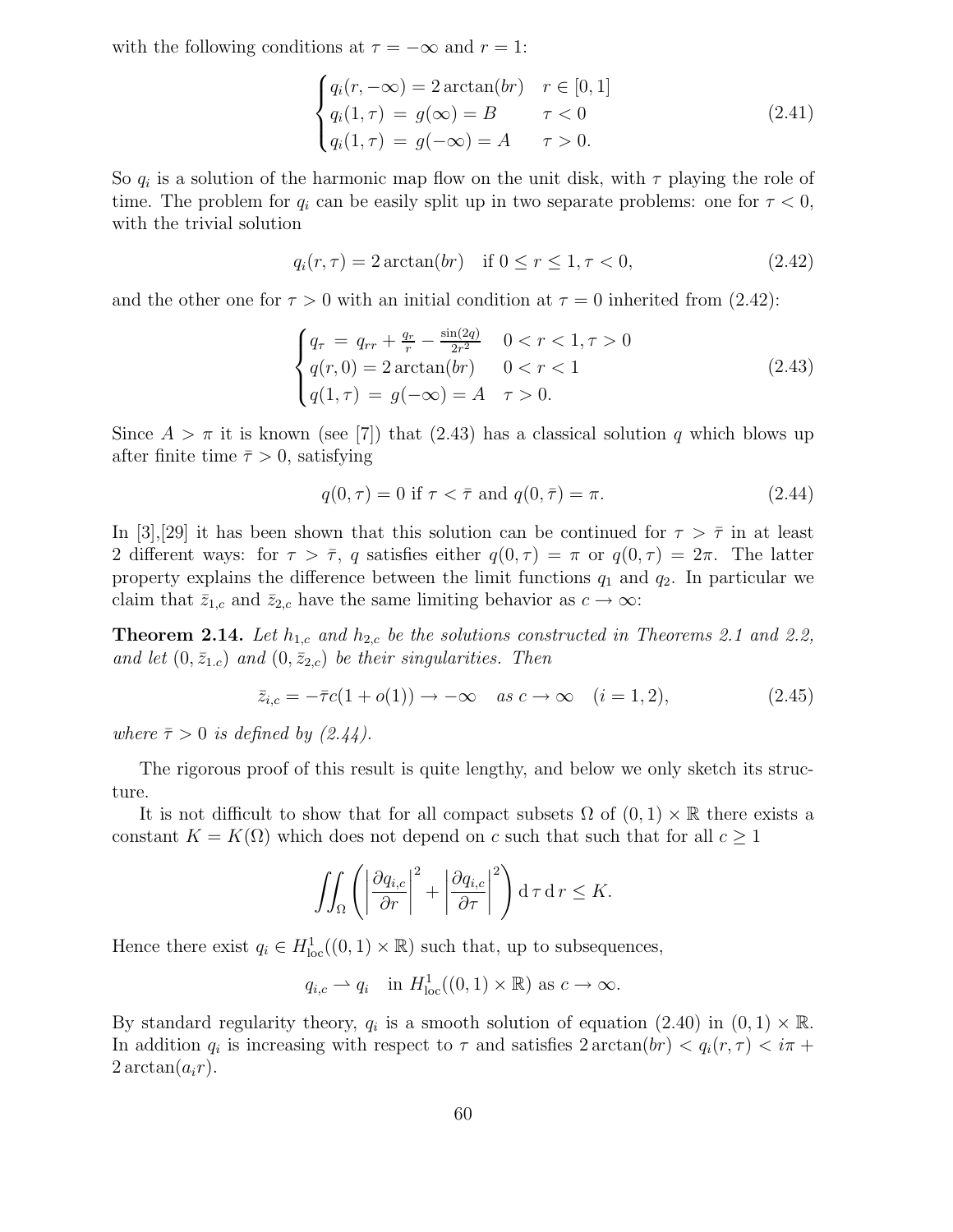with the following conditions at $\tau = -\infty$ and $r = 1$:

$$
\begin{cases}
q_i(r, -\infty) = 2\arctan(br) & r \in [0,1] \\
q_i(1,\tau) \;=\; g(\infty) = B & \tau < 0 \\
q_i(1,\tau) \;=\; g(-\infty) = A & \tau > 0.
\end{cases}
\tag{2.41}
$$

So $q_i$ is a solution of the harmonic map flow on the unit disk, with $\tau$ playing the role of time. The problem for $q_i$ can be easily split up in two separate problems: one for $\tau < 0$, with the trivial solution

$$
q_i(r,\tau) = 2\arctan(br) \quad \text{if } 0 \le r \le 1, \tau < 0,
\tag{2.42}
$$

and the other one for $\tau > 0$ with an initial condition at $\tau = 0$ inherited from (2.42):

$$
\begin{cases}
q_\tau \;=\; q_{rr} + \frac{q_r}{r} - \frac{\sin(2q)}{2r^2} & 0 < r < 1, \tau > 0 \\
q(r,0) = 2\arctan(br) & 0 < r < 1 \\
q(1,\tau) \;=\; g(-\infty) = A & \tau > 0.
\end{cases}
\tag{2.43}
$$

Since $A > \pi$ it is known (see [7]) that (2.43) has a classical solution $q$ which blows up after finite time $\bar{\tau} > 0$, satisfying

$$
q(0,\tau) = 0 \text{ if } \tau < \bar{\tau} \text{ and } q(0,\bar{\tau}) = \pi.
\tag{2.44}
$$

In [3],[29] it has been shown that this solution can be continued for $\tau > \bar{\tau}$ in at least 2 different ways: for $\tau > \bar{\tau}$, $q$ satisfies either $q(0,\tau) = \pi$ or $q(0,\tau) = 2\pi$. The latter property explains the difference between the limit functions $q_1$ and $q_2$. In particular we claim that $\bar{z}_{1,c}$ and $\bar{z}_{2,c}$ have the same limiting behavior as $c \to \infty$:

**Theorem 2.14.** *Let $h_{1,c}$ and $h_{2,c}$ be the solutions constructed in Theorems 2.1 and 2.2, and let $(0, \bar{z}_{1.c})$ and $(0, \bar{z}_{2,c})$ be their singularities. Then*

$$
\bar{z}_{i,c} = -\bar{\tau} c(1 + o(1)) \to -\infty \quad \text{as } c \to \infty \quad (i = 1,2),
\tag{2.45}
$$

*where $\bar{\tau} > 0$ is defined by (2.44).*

The rigorous proof of this result is quite lengthy, and below we only sketch its structure.

It is not difficult to show that for all compact subsets $\Omega$ of $(0,1) \times \mathbb{R}$ there exists a constant $K = K(\Omega)$ which does not depend on $c$ such that such that for all $c \ge 1$

$$
\iint_\Omega \left( \left| \frac{\partial q_{i,c}}{\partial r} \right|^2 + \left| \frac{\partial q_{i,c}}{\partial \tau} \right|^2 \right) \mathrm{d}\,\tau \,\mathrm{d}\,r \le K.
$$

Hence there exist $q_i \in H^1_{\mathrm{loc}}((0,1) \times \mathbb{R})$ such that, up to subsequences,

$$
q_{i,c} \rightharpoonup q_i \quad \text{in } H^1_{\mathrm{loc}}((0,1) \times \mathbb{R}) \text{ as } c \to \infty.
$$

By standard regularity theory, $q_i$ is a smooth solution of equation (2.40) in $(0,1) \times \mathbb{R}$. In addition $q_i$ is increasing with respect to $\tau$ and satisfies $2\arctan(br) < q_i(r,\tau) < i\pi + 2\arctan(a_i r)$.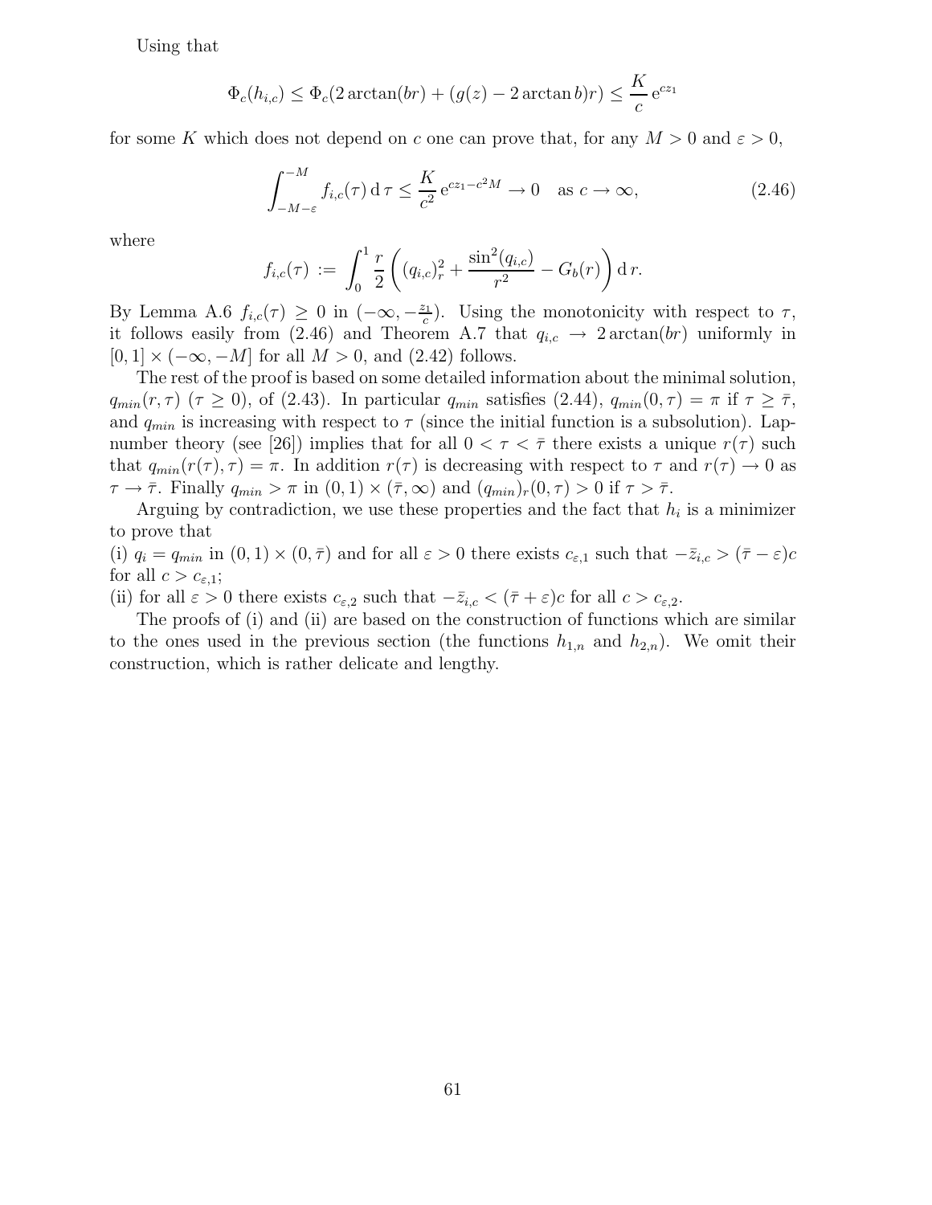Using that

$$\Phi_c(h_{i,c}) \le \Phi_c(2\arctan(br) + (g(z) - 2\arctan b)r) \le \frac{K}{c}\,\mathrm{e}^{cz_1}$$

for some $K$ which does not depend on $c$ one can prove that, for any $M > 0$ and $\varepsilon > 0$,

$$\int_{-M-\varepsilon}^{-M} f_{i,c}(\tau)\,\mathrm{d}\,\tau \le \frac{K}{c^2}\,\mathrm{e}^{cz_1 - c^2 M} \to 0 \quad \text{as } c \to \infty, \tag{2.46}$$

where

$$f_{i,c}(\tau) := \int_0^1 \frac{r}{2}\left((q_{i,c})_r^2 + \frac{\sin^2(q_{i,c})}{r^2} - G_b(r)\right)\mathrm{d}\,r.$$

By Lemma A.6 $f_{i,c}(\tau) \ge 0$ in $(-\infty, -\frac{z_1}{c})$. Using the monotonicity with respect to $\tau$, it follows easily from (2.46) and Theorem A.7 that $q_{i,c} \to 2\arctan(br)$ uniformly in $[0,1] \times (-\infty, -M]$ for all $M > 0$, and (2.42) follows.

The rest of the proof is based on some detailed information about the minimal solution, $q_{min}(r,\tau)$ ($\tau \ge 0$), of (2.43). In particular $q_{min}$ satisfies (2.44), $q_{min}(0,\tau) = \pi$ if $\tau \ge \bar{\tau}$, and $q_{min}$ is increasing with respect to $\tau$ (since the initial function is a subsolution). Lap-number theory (see [26]) implies that for all $0 < \tau < \bar{\tau}$ there exists a unique $r(\tau)$ such that $q_{min}(r(\tau),\tau) = \pi$. In addition $r(\tau)$ is decreasing with respect to $\tau$ and $r(\tau) \to 0$ as $\tau \to \bar{\tau}$. Finally $q_{min} > \pi$ in $(0,1) \times (\bar{\tau}, \infty)$ and $(q_{min})_r(0,\tau) > 0$ if $\tau > \bar{\tau}$.

Arguing by contradiction, we use these properties and the fact that $h_i$ is a minimizer to prove that

(i) $q_i = q_{min}$ in $(0,1) \times (0,\bar{\tau})$ and for all $\varepsilon > 0$ there exists $c_{\varepsilon,1}$ such that $-\bar{z}_{i,c} > (\bar{\tau} - \varepsilon)c$ for all $c > c_{\varepsilon,1}$;

(ii) for all $\varepsilon > 0$ there exists $c_{\varepsilon,2}$ such that $-\bar{z}_{i,c} < (\bar{\tau} + \varepsilon)c$ for $c > c_{\varepsilon,2}$.

The proofs of (i) and (ii) are based on the construction of functions which are similar to the ones used in the previous section (the functions $h_{1,n}$ and $h_{2,n}$). We omit their construction, which is rather delicate and lengthy.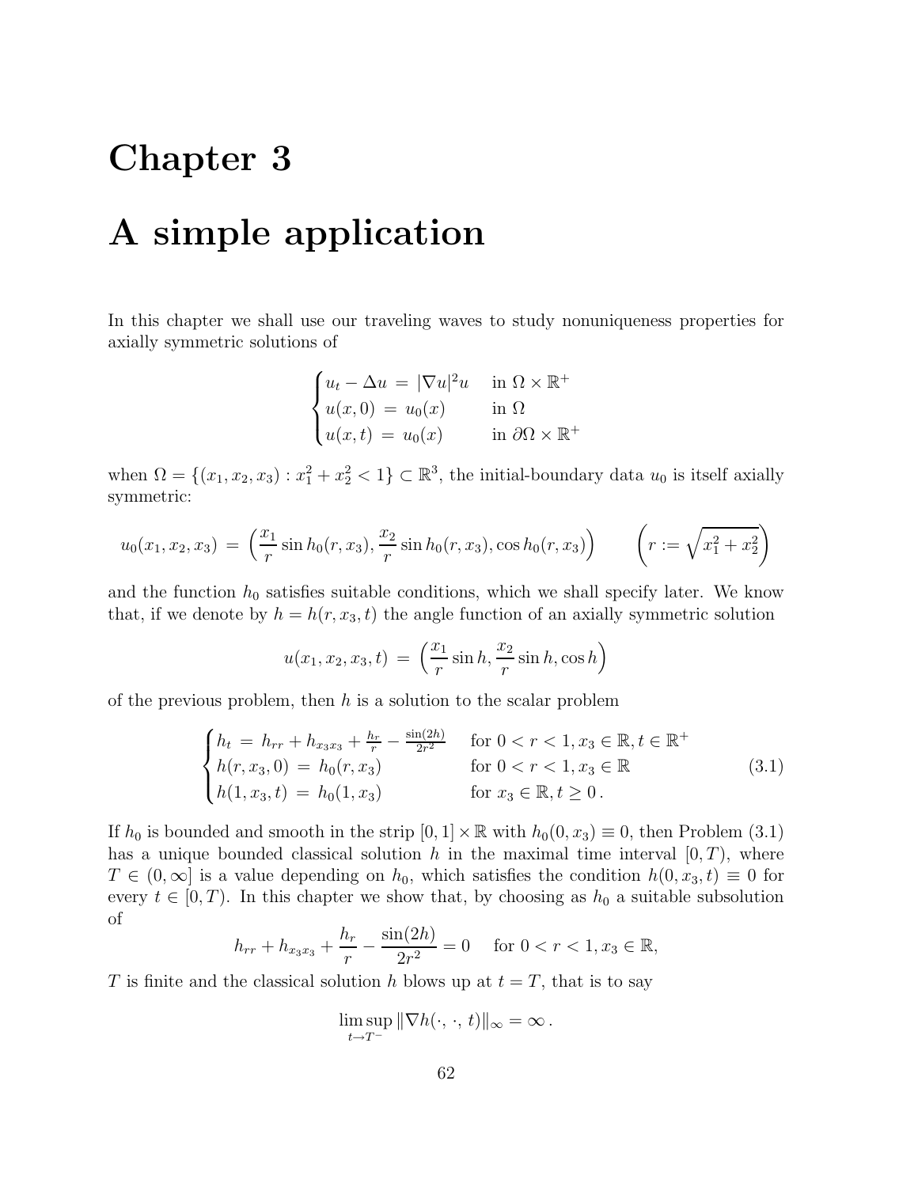# Chapter 3

# A simple application

In this chapter we shall use our traveling waves to study nonuniqueness properties for axially symmetric solutions of

$$\begin{cases} u_t - \Delta u \;=\; |\nabla u|^2 u & \text{in } \Omega \times \mathbb{R}^+ \\ u(x,0) \;=\; u_0(x) & \text{in } \Omega \\ u(x,t) \;=\; u_0(x) & \text{in } \partial\Omega \times \mathbb{R}^+ \end{cases}$$

when $\Omega = \{(x_1, x_2, x_3) : x_1^2 + x_2^2 < 1\} \subset \mathbb{R}^3$, the initial-boundary data $u_0$ is itself axially symmetric:

$$u_0(x_1, x_2, x_3) \;=\; \Big(\frac{x_1}{r}\sin h_0(r, x_3), \frac{x_2}{r}\sin h_0(r, x_3), \cos h_0(r, x_3)\Big) \qquad \Big(r := \sqrt{x_1^2 + x_2^2}\Big)$$

and the function $h_0$ satisfies suitable conditions, which we shall specify later. We know that, if we denote by $h = h(r, x_3, t)$ the angle function of an axially symmetric solution

$$u(x_1, x_2, x_3, t) \;=\; \Big(\frac{x_1}{r}\sin h, \frac{x_2}{r}\sin h, \cos h\Big)$$

of the previous problem, then $h$ is a solution to the scalar problem

$$\begin{cases} h_t \;=\; h_{rr} + h_{x_3x_3} + \frac{h_r}{r} - \frac{\sin(2h)}{2r^2} & \text{for } 0 < r < 1, x_3 \in \mathbb{R}, t \in \mathbb{R}^+ \\ h(r, x_3, 0) \;=\; h_0(r, x_3) & \text{for } 0 < r < 1, x_3 \in \mathbb{R} \\ h(1, x_3, t) \;=\; h_0(1, x_3) & \text{for } x_3 \in \mathbb{R}, t \geq 0\,. \end{cases} \tag{3.1}$$

If $h_0$ is bounded and smooth in the strip $[0,1] \times \mathbb{R}$ with $h_0(0, x_3) \equiv 0$, then Problem (3.1) has a unique bounded classical solution $h$ in the maximal time interval $[0, T)$, where $T \in (0, \infty]$ is a value depending on $h_0$, which satisfies the condition $h(0, x_3, t) \equiv 0$ for every $t \in [0, T)$. In this chapter we show that, by choosing as $h_0$ a suitable subsolution of

$$h_{rr} + h_{x_3x_3} + \frac{h_r}{r} - \frac{\sin(2h)}{2r^2} = 0 \quad \text{ for } 0 < r < 1, x_3 \in \mathbb{R},$$

$T$ is finite and the classical solution $h$ blows up at $t = T$, that is to say

$$\limsup_{t \to T^-} \|\nabla h(\cdot,\, \cdot,\, t)\|_\infty = \infty\,.$$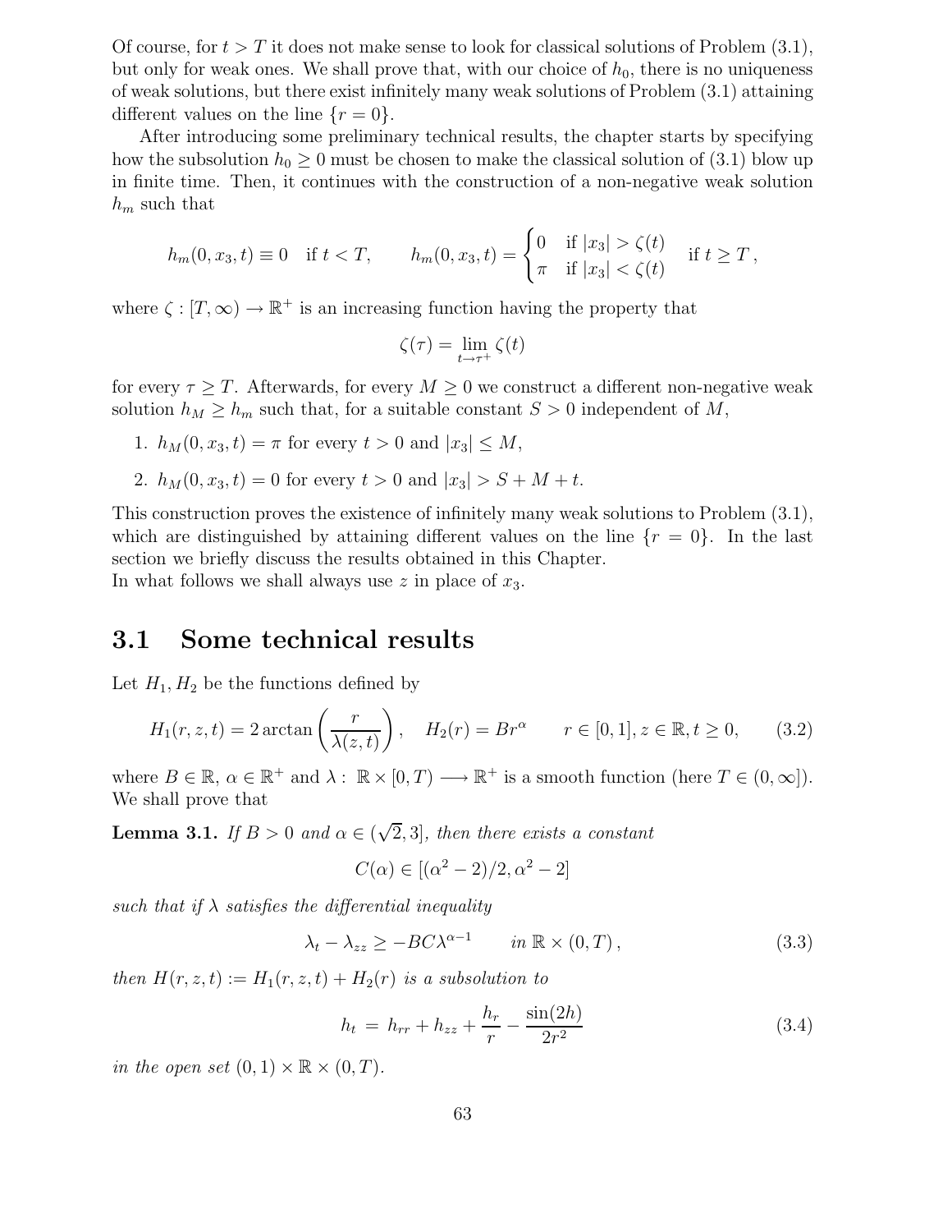Of course, for $t > T$ it does not make sense to look for classical solutions of Problem (3.1), but only for weak ones. We shall prove that, with our choice of $h_0$, there is no uniqueness of weak solutions, but there exist infinitely many weak solutions of Problem (3.1) attaining different values on the line $\{r = 0\}$.

After introducing some preliminary technical results, the chapter starts by specifying how the subsolution $h_0 \geq 0$ must be chosen to make the classical solution of (3.1) blow up in finite time. Then, it continues with the construction of a non-negative weak solution $h_m$ such that

$$h_m(0, x_3, t) \equiv 0 \quad \text{if } t < T, \qquad h_m(0, x_3, t) = \begin{cases} 0 & \text{if } |x_3| > \zeta(t) \\ \pi & \text{if } |x_3| < \zeta(t) \end{cases} \quad \text{if } t \geq T\,,$$

where $\zeta : [T, \infty) \to \mathbb{R}^+$ is an increasing function having the property that

$$\zeta(\tau) = \lim_{t \to \tau^+} \zeta(t)$$

for every $\tau \geq T$. Afterwards, for every $M \geq 0$ we construct a different non-negative weak solution $h_M \geq h_m$ such that, for a suitable constant $S > 0$ independent of $M$,

1. $h_M(0, x_3, t) = \pi$ for every $t > 0$ and $|x_3| \leq M$,
2. $h_M(0, x_3, t) = 0$ for every $t > 0$ and $|x_3| > S + M + t$.

This construction proves the existence of infinitely many weak solutions to Problem (3.1), which are distinguished by attaining different values on the line $\{r = 0\}$. In the last section we briefly discuss the results obtained in this Chapter.
In what follows we shall always use $z$ in place of $x_3$.

## 3.1 Some technical results

Let $H_1, H_2$ be the functions defined by

$$H_1(r, z, t) = 2 \arctan\left(\frac{r}{\lambda(z, t)}\right), \quad H_2(r) = B r^{\alpha} \qquad r \in [0, 1], z \in \mathbb{R}, t \geq 0, \tag{3.2}$$

where $B \in \mathbb{R}$, $\alpha \in \mathbb{R}^+$ and $\lambda : \mathbb{R} \times [0, T) \longrightarrow \mathbb{R}^+$ is a smooth function (here $T \in (0, \infty]$). We shall prove that

**Lemma 3.1.** *If $B > 0$ and $\alpha \in (\sqrt{2}, 3]$, then there exists a constant*

$$C(\alpha) \in [(\alpha^2 - 2)/2, \alpha^2 - 2]$$

*such that if $\lambda$ satisfies the differential inequality*

$$\lambda_t - \lambda_{zz} \geq -BC\lambda^{\alpha - 1} \qquad \text{in } \mathbb{R} \times (0, T)\,, \tag{3.3}$$

*then $H(r, z, t) := H_1(r, z, t) + H_2(r)$ is a subsolution to*

$$h_t \,=\, h_{rr} + h_{zz} + \frac{h_r}{r} - \frac{\sin(2h)}{2r^2} \tag{3.4}$$

*in the open set $(0, 1) \times \mathbb{R} \times (0, T)$.*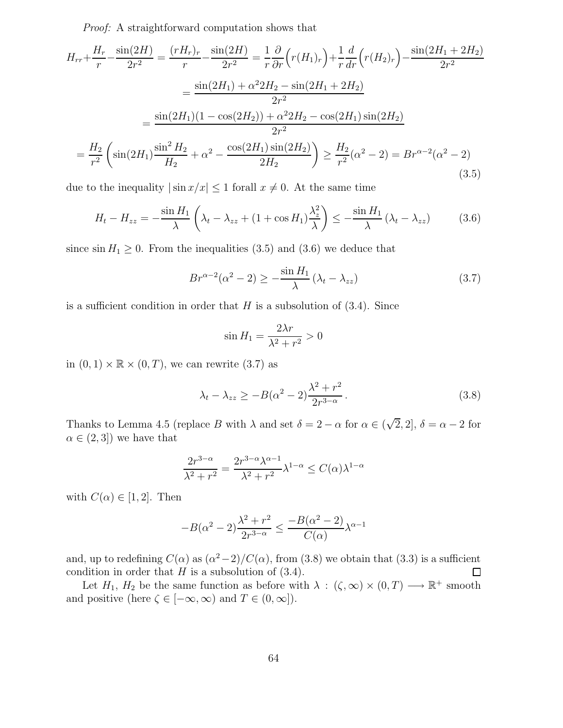*Proof:* A straightforward computation shows that

$$
\begin{aligned}
H_{rr}+\frac{H_r}{r}-\frac{\sin(2H)}{2r^2} &= \frac{(rH_r)_r}{r}-\frac{\sin(2H)}{2r^2} = \frac{1}{r}\frac{\partial}{\partial r}\Big(r(H_1)_r\Big)+\frac{1}{r}\frac{d}{dr}\Big(r(H_2)_r\Big)-\frac{\sin(2H_1+2H_2)}{2r^2} \\
&= \frac{\sin(2H_1)+\alpha^2 2H_2-\sin(2H_1+2H_2)}{2r^2} \\
&= \frac{\sin(2H_1)(1-\cos(2H_2))+\alpha^2 2H_2-\cos(2H_1)\sin(2H_2)}{2r^2} \\
&= \frac{H_2}{r^2}\left(\sin(2H_1)\frac{\sin^2 H_2}{H_2}+\alpha^2-\frac{\cos(2H_1)\sin(2H_2)}{2H_2}\right) \geq \frac{H_2}{r^2}(\alpha^2-2) = Br^{\alpha-2}(\alpha^2-2)
\end{aligned}
\tag{3.5}
$$

due to the inequality $|\sin x/x| \leq 1$ forall $x \neq 0$. At the same time

$$
H_t - H_{zz} = -\frac{\sin H_1}{\lambda}\left(\lambda_t - \lambda_{zz} + (1+\cos H_1)\frac{\lambda_z^2}{\lambda}\right) \leq -\frac{\sin H_1}{\lambda}\left(\lambda_t - \lambda_{zz}\right) \tag{3.6}
$$

since $\sin H_1 \geq 0$. From the inequalities (3.5) and (3.6) we deduce that

$$
Br^{\alpha-2}(\alpha^2-2) \geq -\frac{\sin H_1}{\lambda}\left(\lambda_t - \lambda_{zz}\right) \tag{3.7}
$$

is a sufficient condition in order that $H$ is a subsolution of (3.4). Since

$$
\sin H_1 = \frac{2\lambda r}{\lambda^2 + r^2} > 0
$$

in $(0,1)\times\mathbb{R}\times(0,T)$, we can rewrite (3.7) as

$$
\lambda_t - \lambda_{zz} \geq -B(\alpha^2-2)\frac{\lambda^2+r^2}{2r^{3-\alpha}}. \tag{3.8}
$$

Thanks to Lemma 4.5 (replace $B$ with $\lambda$ and set $\delta = 2-\alpha$ for $\alpha \in (\sqrt{2}, 2]$, $\delta = \alpha - 2$ for $\alpha \in (2,3]$) we have that

$$
\frac{2r^{3-\alpha}}{\lambda^2+r^2} = \frac{2r^{3-\alpha}\lambda^{\alpha-1}}{\lambda^2+r^2}\lambda^{1-\alpha} \leq C(\alpha)\lambda^{1-\alpha}
$$

with $C(\alpha) \in [1,2]$. Then

$$
-B(\alpha^2-2)\frac{\lambda^2+r^2}{2r^{3-\alpha}} \leq \frac{-B(\alpha^2-2)}{C(\alpha)}\lambda^{\alpha-1}
$$

and, up to redefining $C(\alpha)$ as $(\alpha^2-2)/C(\alpha)$, from (3.8) we obtain that (3.3) is a sufficient condition in order that $H$ is a subsolution of (3.4). $\square$

Let $H_1$, $H_2$ be the same function as before with $\lambda : (\zeta, \infty) \times (0,T) \longrightarrow \mathbb{R}^+$ smooth and positive (here $\zeta \in [-\infty, \infty)$ and $T \in (0, \infty]$).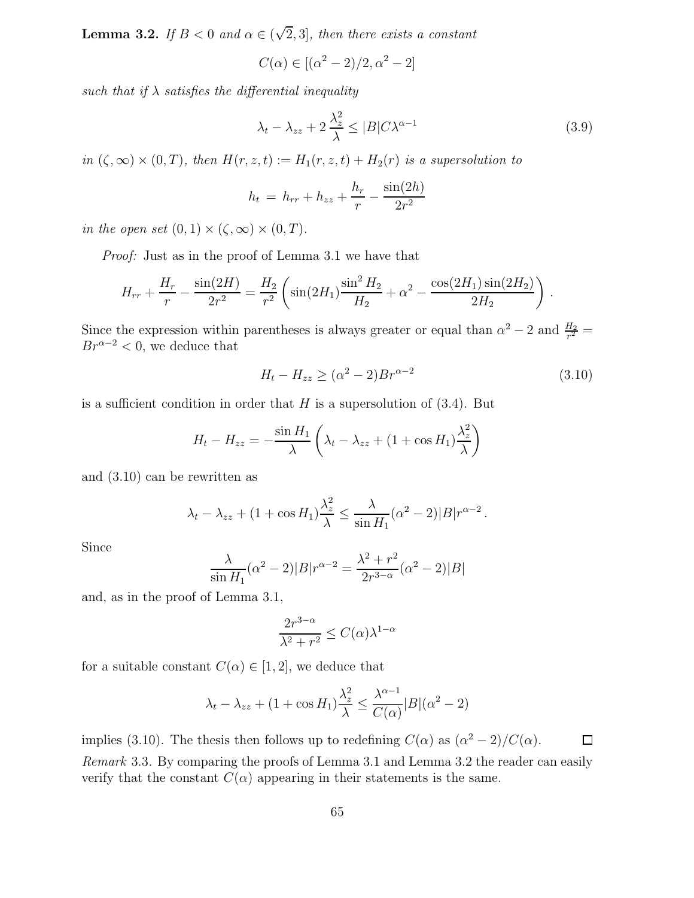**Lemma 3.2.** *If $B < 0$ and $\alpha \in (\sqrt{2}, 3]$, then there exists a constant*

$$C(\alpha) \in [(\alpha^2 - 2)/2, \alpha^2 - 2]$$

*such that if $\lambda$ satisfies the differential inequality*

$$\lambda_t - \lambda_{zz} + 2\,\frac{\lambda_z^2}{\lambda} \leq |B| C \lambda^{\alpha - 1} \tag{3.9}$$

*in $(\zeta, \infty) \times (0, T)$, then $H(r, z, t) := H_1(r, z, t) + H_2(r)$ is a supersolution to*

$$h_t \, = \, h_{rr} + h_{zz} + \frac{h_r}{r} - \frac{\sin(2h)}{2r^2}$$

*in the open set $(0, 1) \times (\zeta, \infty) \times (0, T)$.*

*Proof:* Just as in the proof of Lemma 3.1 we have that

$$H_{rr} + \frac{H_r}{r} - \frac{\sin(2H)}{2r^2} = \frac{H_2}{r^2}\left(\sin(2H_1)\frac{\sin^2 H_2}{H_2} + \alpha^2 - \frac{\cos(2H_1)\sin(2H_2)}{2H_2}\right).$$

Since the expression within parentheses is always greater or equal than $\alpha^2 - 2$ and $\frac{H_2}{r^2} = B r^{\alpha - 2} < 0$, we deduce that

$$H_t - H_{zz} \geq (\alpha^2 - 2) B r^{\alpha - 2} \tag{3.10}$$

is a sufficient condition in order that $H$ is a supersolution of (3.4). But

$$H_t - H_{zz} = -\frac{\sin H_1}{\lambda}\left(\lambda_t - \lambda_{zz} + (1 + \cos H_1)\frac{\lambda_z^2}{\lambda}\right)$$

and (3.10) can be rewritten as

$$\lambda_t - \lambda_{zz} + (1 + \cos H_1)\frac{\lambda_z^2}{\lambda} \leq \frac{\lambda}{\sin H_1}(\alpha^2 - 2)|B| r^{\alpha - 2}.$$

Since

$$\frac{\lambda}{\sin H_1}(\alpha^2 - 2)|B| r^{\alpha - 2} = \frac{\lambda^2 + r^2}{2r^{3 - \alpha}}(\alpha^2 - 2)|B|$$

and, as in the proof of Lemma 3.1,

$$\frac{2r^{3 - \alpha}}{\lambda^2 + r^2} \leq C(\alpha)\lambda^{1 - \alpha}$$

for a suitable constant $C(\alpha) \in [1, 2]$, we deduce that

$$\lambda_t - \lambda_{zz} + (1 + \cos H_1)\frac{\lambda_z^2}{\lambda} \leq \frac{\lambda^{\alpha - 1}}{C(\alpha)}|B|(\alpha^2 - 2)$$

implies (3.10). The thesis then follows up to redefining $C(\alpha)$ as $(\alpha^2 - 2)/C(\alpha)$. $\square$

*Remark* 3.3. By comparing the proofs of Lemma 3.1 and Lemma 3.2 the reader can easily verify that the constant $C(\alpha)$ appearing in their statements is the same.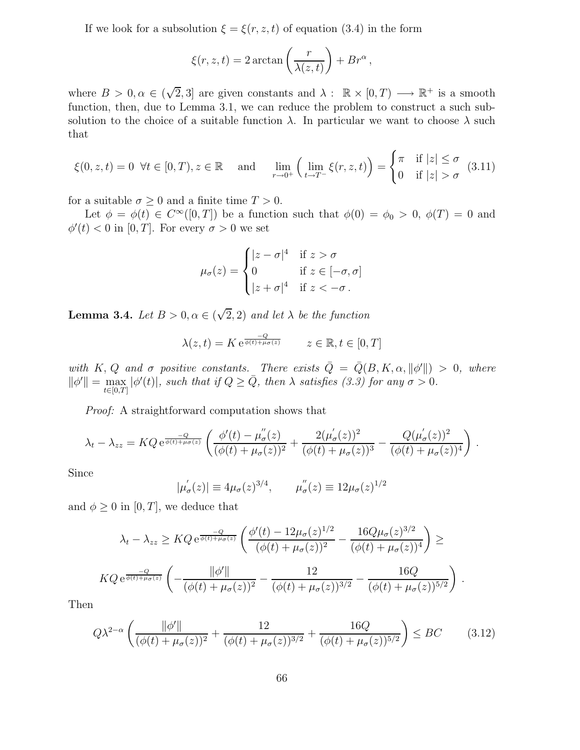If we look for a subsolution $\xi = \xi(r, z, t)$ of equation (3.4) in the form

$$\xi(r, z, t) = 2 \arctan\left(\frac{r}{\lambda(z, t)}\right) + Br^{\alpha},$$

where $B > 0, \alpha \in (\sqrt{2}, 3]$ are given constants and $\lambda : \mathbb{R} \times [0, T) \longrightarrow \mathbb{R}^+$ is a smooth function, then, due to Lemma 3.1, we can reduce the problem to construct a such subsolution to the choice of a suitable function $\lambda$. In particular we want to choose $\lambda$ such that

$$\xi(0, z, t) = 0 \;\; \forall t \in [0, T), z \in \mathbb{R} \quad \text{ and } \quad \lim_{r \to 0^+} \Big( \lim_{t \to T^-} \xi(r, z, t) \Big) = \begin{cases} \pi & \text{if } |z| \leq \sigma \\ 0 & \text{if } |z| > \sigma \end{cases} \tag{3.11}$$

for a suitable $\sigma \geq 0$ and a finite time $T > 0$.

Let $\phi = \phi(t) \in C^{\infty}([0, T])$ be a function such that $\phi(0) = \phi_0 > 0$, $\phi(T) = 0$ and $\phi'(t) < 0$ in $[0, T]$. For every $\sigma > 0$ we set

$$\mu_{\sigma}(z) = \begin{cases} |z - \sigma|^4 & \text{if } z > \sigma \\ 0 & \text{if } z \in [-\sigma, \sigma] \\ |z + \sigma|^4 & \text{if } z < -\sigma \, . \end{cases}$$

**Lemma 3.4.** *Let $B > 0, \alpha \in (\sqrt{2}, 2)$ and let $\lambda$ be the function*

$$\lambda(z, t) = K \, \mathrm{e}^{\frac{-Q}{\phi(t) + \mu_{\sigma}(z)}} \qquad z \in \mathbb{R}, t \in [0, T]$$

*with $K$, $Q$ and $\sigma$ positive constants. There exists $\bar{Q} = \bar{Q}(B, K, \alpha, \|\phi'\|) > 0$, where $\|\phi'\| = \max_{t \in [0,T]} |\phi'(t)|$, such that if $Q \geq \bar{Q}$, then $\lambda$ satisfies (3.3) for any $\sigma > 0$.*

*Proof:* A straightforward computation shows that

$$\lambda_t - \lambda_{zz} = KQ \, \mathrm{e}^{\frac{-Q}{\phi(t) + \mu_{\sigma}(z)}} \left( \frac{\phi'(t) - \mu_{\sigma}''(z)}{(\phi(t) + \mu_{\sigma}(z))^2} + \frac{2(\mu_{\sigma}'(z))^2}{(\phi(t) + \mu_{\sigma}(z))^3} - \frac{Q(\mu_{\sigma}'(z))^2}{(\phi(t) + \mu_{\sigma}(z))^4} \right).$$

Since

$$|\mu_{\sigma}'(z)| \equiv 4\mu_{\sigma}(z)^{3/4}, \qquad \mu_{\sigma}''(z) \equiv 12\mu_{\sigma}(z)^{1/2}$$

and $\phi \geq 0$ in $[0, T]$, we deduce that

$$\lambda_t - \lambda_{zz} \geq KQ \, \mathrm{e}^{\frac{-Q}{\phi(t) + \mu_{\sigma}(z)}} \left( \frac{\phi'(t) - 12\mu_{\sigma}(z)^{1/2}}{(\phi(t) + \mu_{\sigma}(z))^2} - \frac{16Q\mu_{\sigma}(z)^{3/2}}{(\phi(t) + \mu_{\sigma}(z))^4} \right) \geq$$

$$KQ \, \mathrm{e}^{\frac{-Q}{\phi(t) + \mu_{\sigma}(z)}} \left( -\frac{\|\phi'\|}{(\phi(t) + \mu_{\sigma}(z))^2} - \frac{12}{(\phi(t) + \mu_{\sigma}(z))^{3/2}} - \frac{16Q}{(\phi(t) + \mu_{\sigma}(z))^{5/2}} \right).$$

Then

$$Q\lambda^{2-\alpha} \left( \frac{\|\phi'\|}{(\phi(t) + \mu_{\sigma}(z))^2} + \frac{12}{(\phi(t) + \mu_{\sigma}(z))^{3/2}} + \frac{16Q}{(\phi(t) + \mu_{\sigma}(z))^{5/2}} \right) \leq BC \tag{3.12}$$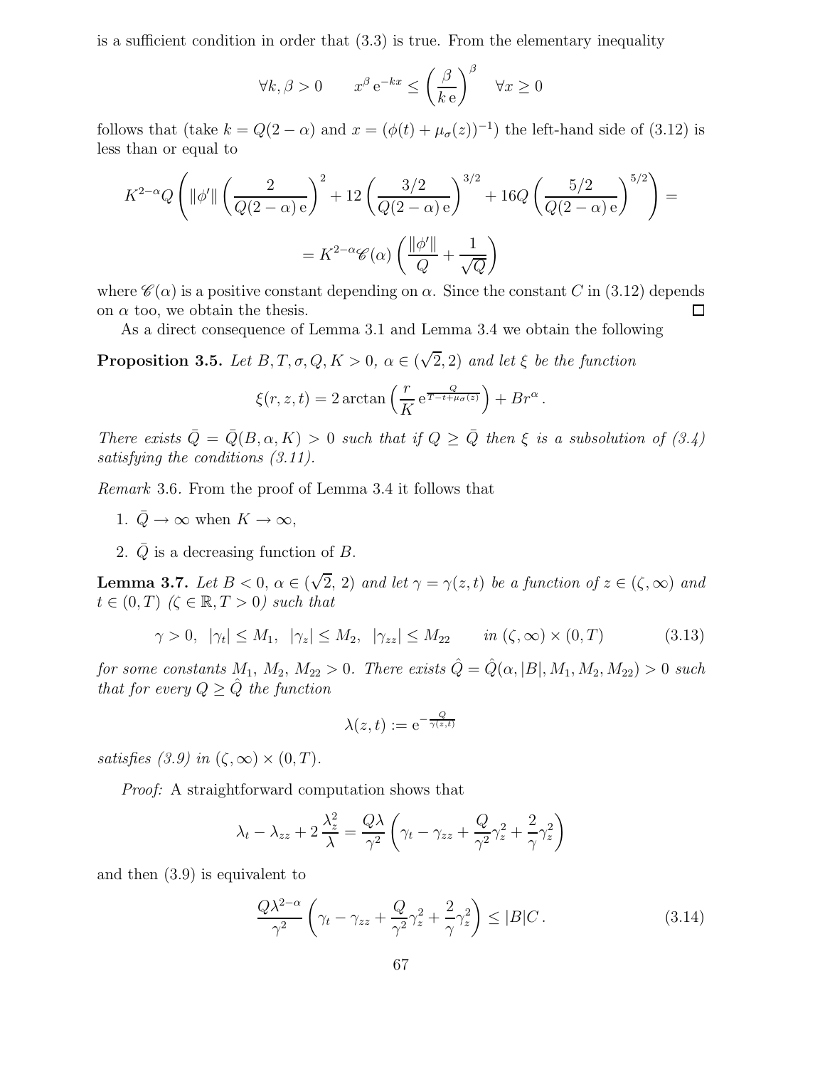is a sufficient condition in order that (3.3) is true. From the elementary inequality

$$\forall k, \beta > 0 \qquad x^\beta \,\mathrm{e}^{-kx} \leq \left(\frac{\beta}{k\,\mathrm{e}}\right)^\beta \quad \forall x \geq 0$$

follows that (take $k = Q(2-\alpha)$ and $x = (\phi(t) + \mu_\sigma(z))^{-1}$) the left-hand side of (3.12) is less than or equal to

$$K^{2-\alpha} Q \left( \|\phi'\| \left(\frac{2}{Q(2-\alpha)\,\mathrm{e}}\right)^2 + 12\left(\frac{3/2}{Q(2-\alpha)\,\mathrm{e}}\right)^{3/2} + 16Q\left(\frac{5/2}{Q(2-\alpha)\,\mathrm{e}}\right)^{5/2}\right) =$$

$$= K^{2-\alpha}\mathscr{C}(\alpha)\left(\frac{\|\phi'\|}{Q} + \frac{1}{\sqrt{Q}}\right)$$

where $\mathscr{C}(\alpha)$ is a positive constant depending on $\alpha$. Since the constant $C$ in (3.12) depends on $\alpha$ too, we obtain the thesis. □

As a direct consequence of Lemma 3.1 and Lemma 3.4 we obtain the following

**Proposition 3.5.** *Let $B, T, \sigma, Q, K > 0$, $\alpha \in (\sqrt{2}, 2)$ and let $\xi$ be the function*

$$\xi(r,z,t) = 2\arctan\left(\frac{r}{K}\,\mathrm{e}^{\frac{Q}{T-t+\mu_\sigma(z)}}\right) + Br^\alpha\,.$$

*There exists $\bar{Q} = \bar{Q}(B, \alpha, K) > 0$ such that if $Q \geq \bar{Q}$ then $\xi$ is a subsolution of (3.4) satisfying the conditions (3.11).*

*Remark* 3.6. From the proof of Lemma 3.4 it follows that

1. $\bar{Q} \to \infty$ when $K \to \infty$,
2. $\bar{Q}$ is a decreasing function of $B$.

**Lemma 3.7.** *Let $B < 0$, $\alpha \in (\sqrt{2}, 2)$ and let $\gamma = \gamma(z,t)$ be a function of $z \in (\zeta, \infty)$ and $t \in (0,T)$ ($\zeta \in \mathbb{R}, T > 0$) such that*

$$\gamma > 0,\ \ |\gamma_t| \leq M_1,\ \ |\gamma_z| \leq M_2,\ \ |\gamma_{zz}| \leq M_{22} \qquad \textit{in } (\zeta,\infty)\times(0,T) \tag{3.13}$$

*for some constants $M_1$, $M_2$, $M_{22} > 0$. There exists $\hat{Q} = \hat{Q}(\alpha, |B|, M_1, M_2, M_{22}) > 0$ such that for every $Q \geq \hat{Q}$ the function*

$$\lambda(z,t) := \mathrm{e}^{-\frac{Q}{\gamma(z,t)}}$$

*satisfies (3.9) in $(\zeta,\infty)\times(0,T)$.*

*Proof:* A straightforward computation shows that

$$\lambda_t - \lambda_{zz} + 2\,\frac{\lambda_z^2}{\lambda} = \frac{Q\lambda}{\gamma^2}\left(\gamma_t - \gamma_{zz} + \frac{Q}{\gamma^2}\gamma_z^2 + \frac{2}{\gamma}\gamma_z^2\right)$$

and then (3.9) is equivalent to

$$\frac{Q\lambda^{2-\alpha}}{\gamma^2}\left(\gamma_t - \gamma_{zz} + \frac{Q}{\gamma^2}\gamma_z^2 + \frac{2}{\gamma}\gamma_z^2\right) \leq |B| C\,. \tag{3.14}$$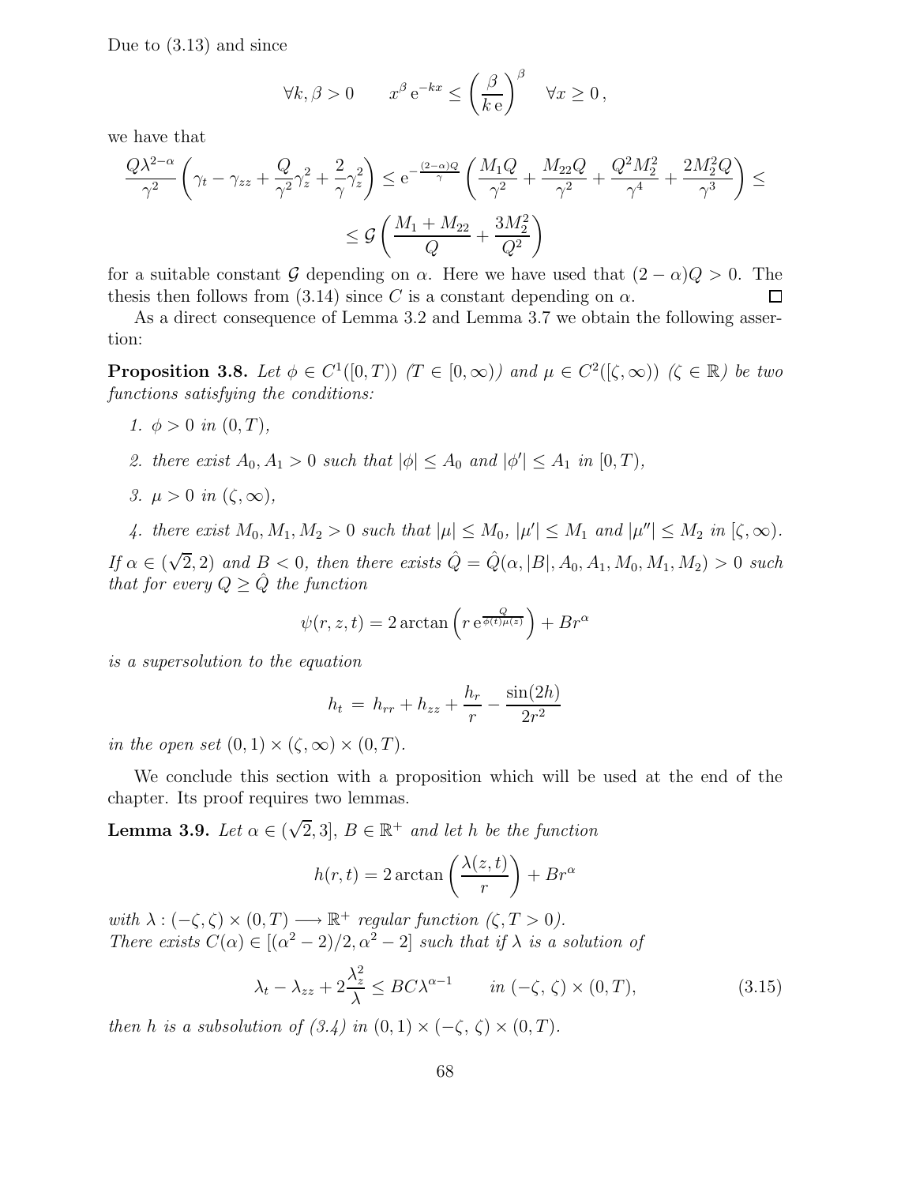Due to (3.13) and since

$$\forall k, \beta > 0 \qquad x^{\beta}\, \mathrm{e}^{-kx} \le \left(\frac{\beta}{k\,\mathrm{e}}\right)^{\beta} \quad \forall x \ge 0\,,$$

we have that

$$\frac{Q\lambda^{2-\alpha}}{\gamma^2}\left(\gamma_t - \gamma_{zz} + \frac{Q}{\gamma^2}\gamma_z^2 + \frac{2}{\gamma}\gamma_z^2\right) \le \mathrm{e}^{-\frac{(2-\alpha)Q}{\gamma}}\left(\frac{M_1 Q}{\gamma^2} + \frac{M_{22} Q}{\gamma^2} + \frac{Q^2 M_2^2}{\gamma^4} + \frac{2M_2^2 Q}{\gamma^3}\right) \le$$
$$\le \mathcal{G}\left(\frac{M_1 + M_{22}}{Q} + \frac{3M_2^2}{Q^2}\right)$$

for a suitable constant $\mathcal{G}$ depending on $\alpha$. Here we have used that $(2-\alpha)Q > 0$. The thesis then follows from (3.14) since $C$ is a constant depending on $\alpha$. $\square$

As a direct consequence of Lemma 3.2 and Lemma 3.7 we obtain the following assertion:

**Proposition 3.8.** *Let $\phi \in C^1([0,T))$ ($T \in [0,\infty)$) and $\mu \in C^2([\zeta,\infty))$ ($\zeta \in \mathbb{R}$) be two functions satisfying the conditions:*

1. *$\phi > 0$ in $(0,T)$,*
2. *there exist $A_0, A_1 > 0$ such that $|\phi| \le A_0$ and $|\phi'| \le A_1$ in $[0,T)$,*
3. *$\mu > 0$ in $(\zeta,\infty)$,*
4. *there exist $M_0, M_1, M_2 > 0$ such that $|\mu| \le M_0$, $|\mu'| \le M_1$ and $|\mu''| \le M_2$ in $[\zeta,\infty)$.*

*If $\alpha \in (\sqrt{2}, 2)$ and $B < 0$, then there exists $\hat{Q} = \hat{Q}(\alpha, |B|, A_0, A_1, M_0, M_1, M_2) > 0$ such that for every $Q \ge \hat{Q}$ the function*

$$\psi(r,z,t) = 2\arctan\left(r\,\mathrm{e}^{\frac{Q}{\phi(t)\mu(z)}}\right) + Br^{\alpha}$$

*is a supersolution to the equation*

$$h_t \,=\, h_{rr} + h_{zz} + \frac{h_r}{r} - \frac{\sin(2h)}{2r^2}$$

*in the open set $(0,1) \times (\zeta,\infty) \times (0,T)$.*

We conclude this section with a proposition which will be used at the end of the chapter. Its proof requires two lemmas.

**Lemma 3.9.** *Let $\alpha \in (\sqrt{2}, 3]$, $B \in \mathbb{R}^+$ and let $h$ be the function*

$$h(r,t) = 2\arctan\left(\frac{\lambda(z,t)}{r}\right) + Br^{\alpha}$$

*with $\lambda : (-\zeta,\zeta) \times (0,T) \longrightarrow \mathbb{R}^+$ regular function ($\zeta, T > 0$).*
*There exists $C(\alpha) \in [(\alpha^2-2)/2, \alpha^2-2]$ such that if $\lambda$ is a solution of*

$$\lambda_t - \lambda_{zz} + 2\frac{\lambda_z^2}{\lambda} \le BC\lambda^{\alpha-1} \qquad \text{in } (-\zeta,\,\zeta) \times (0,T), \tag{3.15}$$

*then $h$ is a subsolution of (3.4) in $(0,1) \times (-\zeta,\,\zeta) \times (0,T)$.*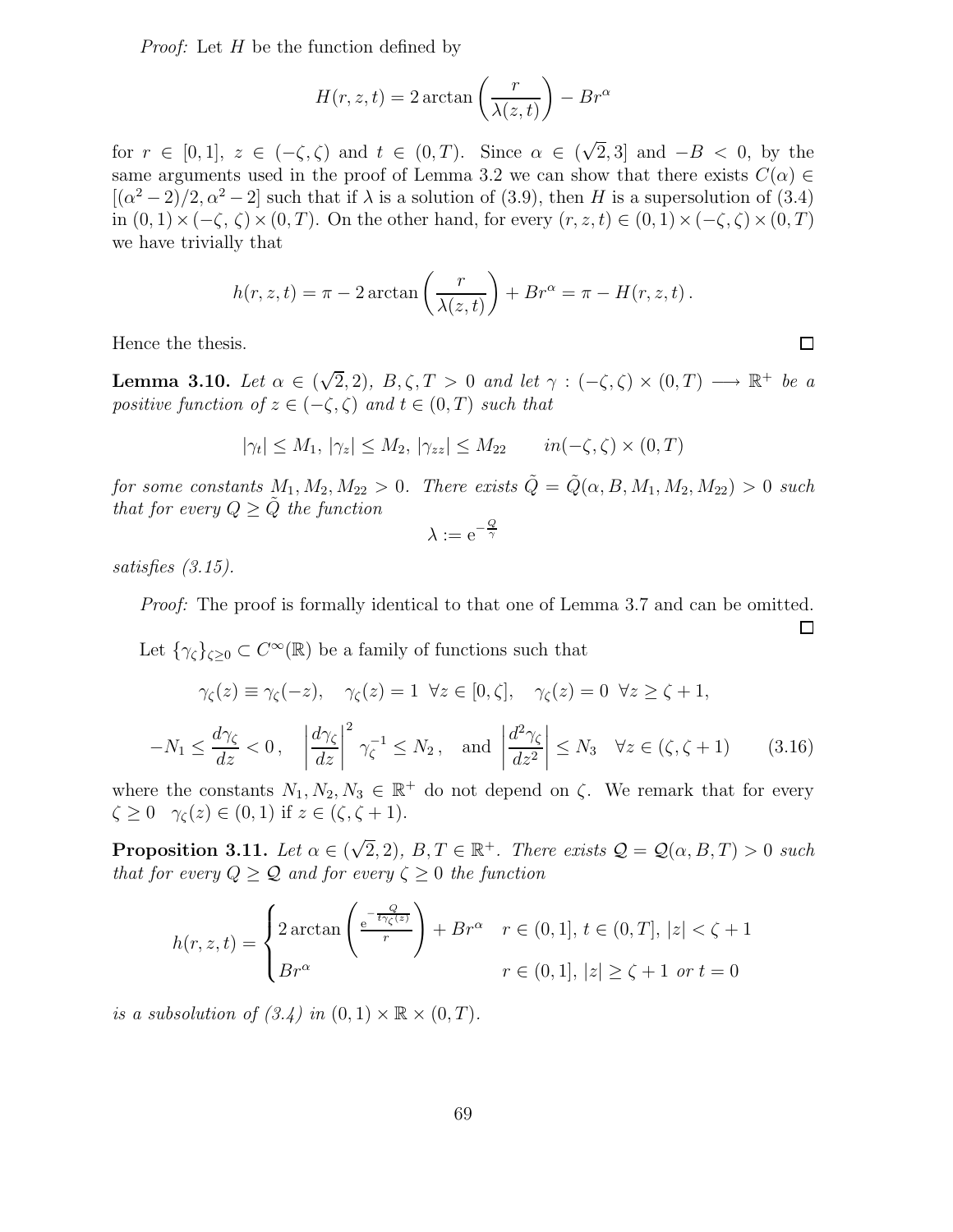*Proof:* Let $H$ be the function defined by

$$H(r,z,t) = 2\arctan\left(\frac{r}{\lambda(z,t)}\right) - Br^{\alpha}$$

for $r \in [0,1]$, $z \in (-\zeta, \zeta)$ and $t \in (0,T)$. Since $\alpha \in (\sqrt{2}, 3]$ and $-B < 0$, by the same arguments used in the proof of Lemma 3.2 we can show that there exists $C(\alpha) \in [(\alpha^2-2)/2, \alpha^2-2]$ such that if $\lambda$ is a solution of (3.9), then $H$ is a supersolution of (3.4) in $(0,1)\times(-\zeta,\,\zeta)\times(0,T)$. On the other hand, for every $(r,z,t) \in (0,1)\times(-\zeta,\zeta)\times(0,T)$ we have trivially that

$$h(r,z,t) = \pi - 2\arctan\left(\frac{r}{\lambda(z,t)}\right) + Br^{\alpha} = \pi - H(r,z,t)\,.$$

Hence the thesis. $\square$

**Lemma 3.10.** *Let $\alpha \in (\sqrt{2}, 2)$, $B, \zeta, T > 0$ and let $\gamma : (-\zeta,\zeta)\times(0,T) \longrightarrow \mathbb{R}^+$ be a positive function of $z \in (-\zeta,\zeta)$ and $t \in (0,T)$ such that*

$$|\gamma_t| \le M_1,\ |\gamma_z| \le M_2,\ |\gamma_{zz}| \le M_{22} \qquad in(-\zeta,\zeta)\times(0,T)$$

*for some constants $M_1, M_2, M_{22} > 0$. There exists $\tilde{Q} = \tilde{Q}(\alpha, B, M_1, M_2, M_{22}) > 0$ such that for every $Q \ge \tilde{Q}$ the function*

$$\lambda := \mathrm{e}^{-\frac{Q}{\gamma}}$$

*satisfies (3.15).*

*Proof:* The proof is formally identical to that one of Lemma 3.7 and can be omitted. $\square$

Let $\{\gamma_\zeta\}_{\zeta \ge 0} \subset C^\infty(\mathbb{R})$ be a family of functions such that

$$\gamma_\zeta(z) \equiv \gamma_\zeta(-z), \quad \gamma_\zeta(z) = 1 \ \ \forall z \in [0,\zeta], \quad \gamma_\zeta(z) = 0 \ \ \forall z \ge \zeta + 1,$$

$$-N_1 \le \frac{d\gamma_\zeta}{dz} < 0\,, \quad \left|\frac{d\gamma_\zeta}{dz}\right|^2 \gamma_\zeta^{-1} \le N_2\,, \quad \text{and } \left|\frac{d^2\gamma_\zeta}{dz^2}\right| \le N_3 \quad \forall z \in (\zeta, \zeta+1) \tag{3.16}$$

where the constants $N_1, N_2, N_3 \in \mathbb{R}^+$ do not depend on $\zeta$. We remark that for every $\zeta \ge 0 \quad \gamma_\zeta(z) \in (0,1)$ if $z \in (\zeta, \zeta+1)$.

**Proposition 3.11.** *Let $\alpha \in (\sqrt{2}, 2)$, $B, T \in \mathbb{R}^+$. There exists $\mathcal{Q} = \mathcal{Q}(\alpha, B, T) > 0$ such that for every $Q \ge \mathcal{Q}$ and for every $\zeta \ge 0$ the function*

$$h(r,z,t) = \begin{cases} 2\arctan\left(\dfrac{\mathrm{e}^{-\frac{Q}{t\gamma_\zeta(z)}}}{r}\right) + Br^{\alpha} & r \in (0,1],\ t \in (0,T],\ |z| < \zeta + 1 \\ Br^{\alpha} & r \in (0,1],\ |z| \ge \zeta + 1 \ \textit{or}\ t = 0 \end{cases}$$

*is a subsolution of (3.4) in $(0,1)\times\mathbb{R}\times(0,T)$.*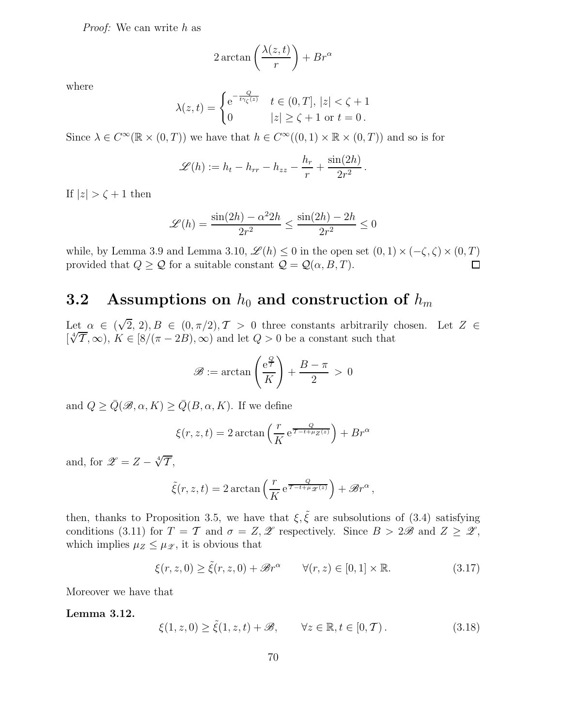*Proof:* We can write $h$ as

$$2\arctan\left(\frac{\lambda(z,t)}{r}\right) + Br^{\alpha}$$

where

$$\lambda(z,t) = \begin{cases} \mathrm{e}^{-\frac{Q}{t\gamma_{\zeta}(z)}} & t \in (0,T],\ |z| < \zeta + 1 \\ 0 & |z| \geq \zeta + 1 \text{ or } t = 0\,. \end{cases}$$

Since $\lambda \in C^{\infty}(\mathbb{R} \times (0,T))$ we have that $h \in C^{\infty}((0,1) \times \mathbb{R} \times (0,T))$ and so is for

$$\mathscr{L}(h) := h_t - h_{rr} - h_{zz} - \frac{h_r}{r} + \frac{\sin(2h)}{2r^2}\,.$$

If $|z| > \zeta + 1$ then

$$\mathscr{L}(h) = \frac{\sin(2h) - \alpha^2 2h}{2r^2} \leq \frac{\sin(2h) - 2h}{2r^2} \leq 0$$

while, by Lemma 3.9 and Lemma 3.10, $\mathscr{L}(h) \leq 0$ in the open set $(0,1) \times (-\zeta, \zeta) \times (0,T)$ provided that $Q \geq \mathcal{Q}$ for a suitable constant $\mathcal{Q} = \mathcal{Q}(\alpha, B, T)$. $\square$

## 3.2 Assumptions on $h_0$ and construction of $h_m$

Let $\alpha \in (\sqrt{2}, 2), B \in (0, \pi/2), \mathcal{T} > 0$ three constants arbitrarily chosen. Let $Z \in [\sqrt[4]{\mathcal{T}}, \infty)$, $K \in [8/(\pi - 2B), \infty)$ and let $Q > 0$ be a constant such that

$$\mathscr{B} := \arctan\left(\frac{\mathrm{e}^{\frac{Q}{\mathcal{T}}}}{K}\right) + \frac{B - \pi}{2} \ > \ 0$$

and $Q \geq \bar{Q}(\mathscr{B}, \alpha, K) \geq \bar{Q}(B, \alpha, K)$. If we define

$$\xi(r,z,t) = 2\arctan\left(\frac{r}{K}\,\mathrm{e}^{\frac{Q}{\mathcal{T} - t + \mu_Z(z)}}\right) + Br^{\alpha}$$

and, for $\mathscr{Z} = Z - \sqrt[4]{\mathcal{T}}$,

$$\tilde{\xi}(r,z,t) = 2\arctan\left(\frac{r}{K}\,\mathrm{e}^{\frac{Q}{\mathcal{T} - t + \mu_{\mathscr{Z}}(z)}}\right) + \mathscr{B}r^{\alpha}\,,$$

then, thanks to Proposition 3.5, we have that $\xi, \tilde{\xi}$ are subsolutions of (3.4) satisfying conditions (3.11) for $T = \mathcal{T}$ and $\sigma = Z, \mathscr{Z}$ respectively. Since $B > 2\mathscr{B}$ and $Z \geq \mathscr{Z}$, which implies $\mu_Z \leq \mu_{\mathscr{Z}}$, it is obvious that

$$\xi(r,z,0) \geq \tilde{\xi}(r,z,0) + \mathscr{B}r^{\alpha} \qquad \forall (r,z) \in [0,1] \times \mathbb{R}. \tag{3.17}$$

Moreover we have that

**Lemma 3.12.**

$$\xi(1,z,0) \geq \tilde{\xi}(1,z,t) + \mathscr{B}, \qquad \forall z \in \mathbb{R}, t \in [0, \mathcal{T})\,. \tag{3.18}$$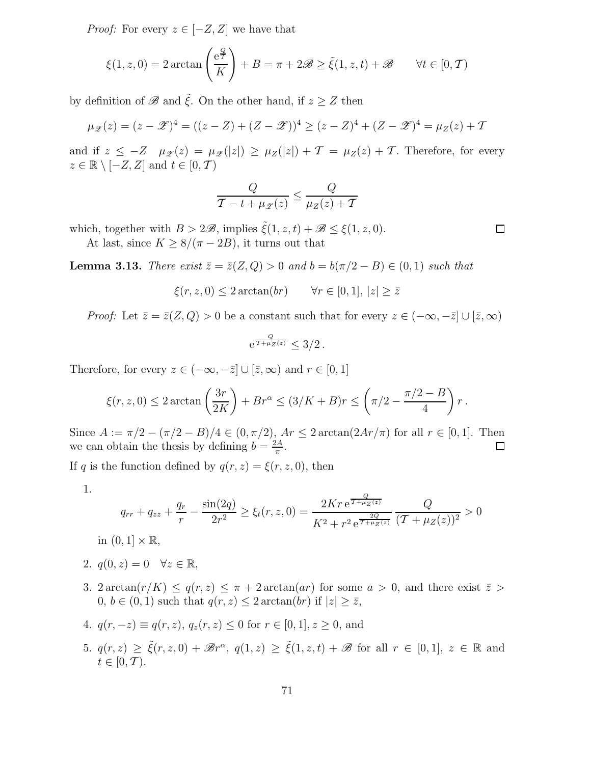*Proof:* For every $z \in [-Z, Z]$ we have that

$$\xi(1, z, 0) = 2\arctan\left(\frac{e^{\frac{Q}{\mathcal{T}}}}{K}\right) + B = \pi + 2\mathscr{B} \geq \tilde{\xi}(1, z, t) + \mathscr{B} \qquad \forall t \in [0, \mathcal{T})$$

by definition of $\mathscr{B}$ and $\tilde{\xi}$. On the other hand, if $z \geq Z$ then

$$\mu_{\mathscr{Z}}(z) = (z - \mathscr{Z})^4 = ((z - Z) + (Z - \mathscr{Z}))^4 \geq (z - Z)^4 + (Z - \mathscr{Z})^4 = \mu_Z(z) + \mathcal{T}$$

and if $z \leq -Z \quad \mu_{\mathscr{Z}}(z) = \mu_{\mathscr{Z}}(|z|) \geq \mu_Z(|z|) + \mathcal{T} = \mu_Z(z) + \mathcal{T}$. Therefore, for every $z \in \mathbb{R} \setminus [-Z, Z]$ and $t \in [0, \mathcal{T})$

$$\frac{Q}{\mathcal{T} - t + \mu_{\mathscr{Z}}(z)} \leq \frac{Q}{\mu_Z(z) + \mathcal{T}}$$

which, together with $B > 2\mathscr{B}$, implies $\tilde{\xi}(1, z, t) + \mathscr{B} \leq \xi(1, z, 0)$. $\square$

At last, since $K \geq 8/(\pi - 2B)$, it turns out that

**Lemma 3.13.** *There exist $\bar{z} = \bar{z}(Z, Q) > 0$ and $b = b(\pi/2 - B) \in (0, 1)$ such that*

$$\xi(r, z, 0) \leq 2\arctan(br) \qquad \forall r \in [0, 1],\ |z| \geq \bar{z}$$

*Proof:* Let $\bar{z} = \bar{z}(Z, Q) > 0$ be a constant such that for every $z \in (-\infty, -\bar{z}] \cup [\bar{z}, \infty)$

$$e^{\frac{Q}{\mathcal{T} + \mu_Z(z)}} \leq 3/2\,.$$

Therefore, for every $z \in (-\infty, -\bar{z}] \cup [\bar{z}, \infty)$ and $r \in [0, 1]$

$$\xi(r, z, 0) \leq 2\arctan\left(\frac{3r}{2K}\right) + Br^{\alpha} \leq (3/K + B)r \leq \left(\pi/2 - \frac{\pi/2 - B}{4}\right) r\,.$$

Since $A := \pi/2 - (\pi/2 - B)/4 \in (0, \pi/2)$, $Ar \leq 2\arctan(2Ar/\pi)$ for all $r \in [0, 1]$. Then we can obtain the thesis by defining $b = \frac{2A}{\pi}$. $\square$

If $q$ is the function defined by $q(r, z) = \xi(r, z, 0)$, then

1. $$q_{rr} + q_{zz} + \frac{q_r}{r} - \frac{\sin(2q)}{2r^2} \geq \xi_t(r, z, 0) = \frac{2Kr\, e^{\frac{Q}{\mathcal{T} + \mu_Z(z)}}}{K^2 + r^2\, e^{\frac{2Q}{\mathcal{T} + \mu_Z(z)}}}\, \frac{Q}{(\mathcal{T} + \mu_Z(z))^2} > 0$$
   in $(0, 1] \times \mathbb{R}$,

2. $q(0, z) = 0 \quad \forall z \in \mathbb{R}$,

3. $2\arctan(r/K) \leq q(r, z) \leq \pi + 2\arctan(ar)$ for some $a > 0$, and there exist $\bar{z} > 0$, $b \in (0, 1)$ such that $q(r, z) \leq 2\arctan(br)$ if $|z| \geq \bar{z}$,

4. $q(r, -z) \equiv q(r, z)$, $q_z(r, z) \leq 0$ for $r \in [0, 1], z \geq 0$, and

5. $q(r, z) \geq \tilde{\xi}(r, z, 0) + \mathscr{B}r^{\alpha}$, $q(1, z) \geq \tilde{\xi}(1, z, t) + \mathscr{B}$ for all $r \in [0, 1]$, $z \in \mathbb{R}$ and $t \in [0, \mathcal{T})$.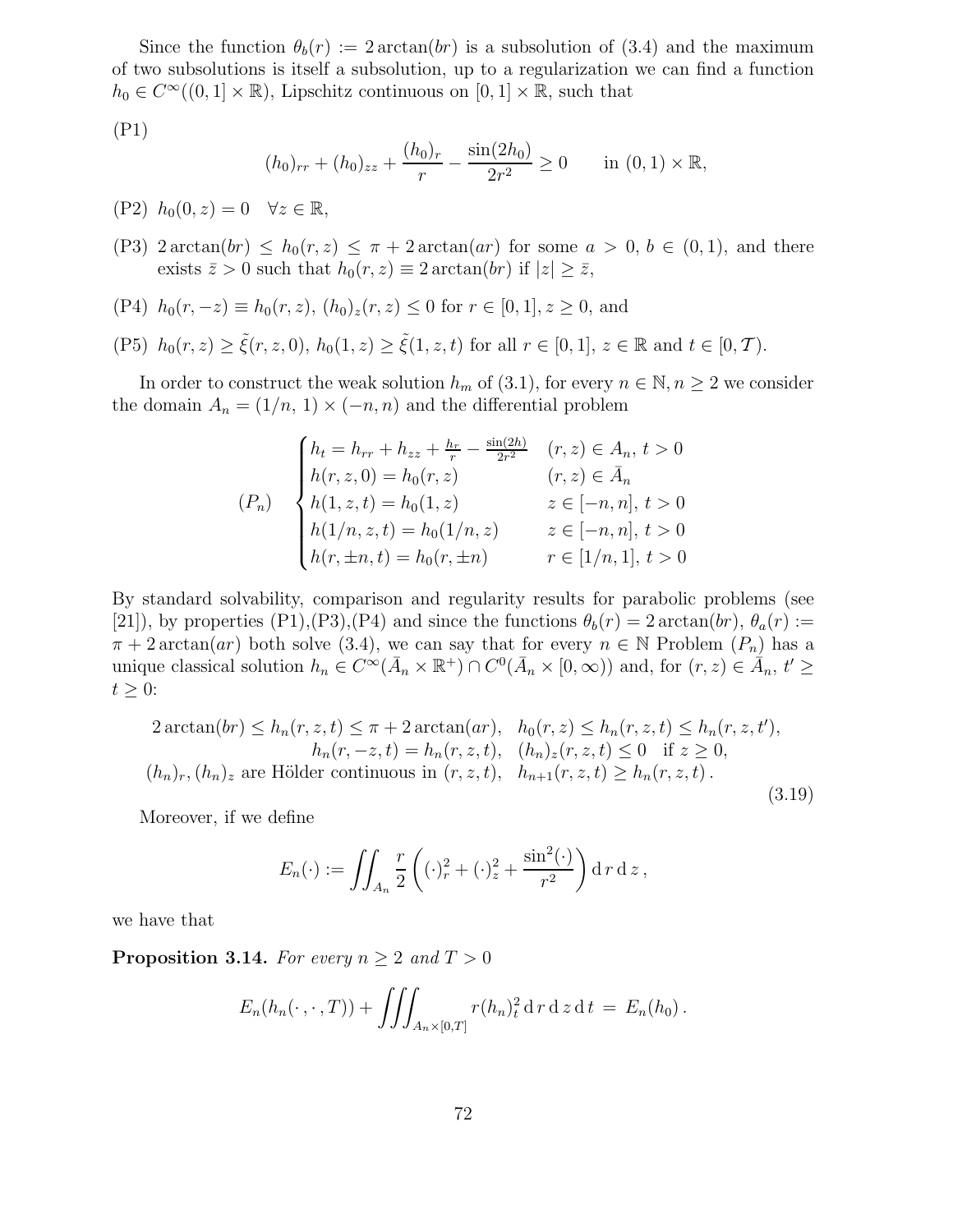Since the function $\theta_b(r) := 2\arctan(br)$ is a subsolution of (3.4) and the maximum of two subsolutions is itself a subsolution, up to a regularization we can find a function $h_0 \in C^\infty((0,1]\times\mathbb{R})$, Lipschitz continuous on $[0,1]\times\mathbb{R}$, such that

(P1)

$$(h_0)_{rr} + (h_0)_{zz} + \frac{(h_0)_r}{r} - \frac{\sin(2h_0)}{2r^2} \geq 0 \qquad \text{in } (0,1)\times\mathbb{R},$$

(P2) $h_0(0,z) = 0 \quad \forall z \in \mathbb{R}$,

(P3) $2\arctan(br) \leq h_0(r,z) \leq \pi + 2\arctan(ar)$ for some $a > 0$, $b \in (0,1)$, and there exists $\bar{z} > 0$ such that $h_0(r,z) \equiv 2\arctan(br)$ if $|z| \geq \bar{z}$,

(P4) $h_0(r,-z) \equiv h_0(r,z)$, $(h_0)_z(r,z) \leq 0$ for $r \in [0,1]$, $z \geq 0$, and

(P5) $h_0(r,z) \geq \tilde{\xi}(r,z,0)$, $h_0(1,z) \geq \tilde{\xi}(1,z,t)$ for all $r \in [0,1]$, $z \in \mathbb{R}$ and $t \in [0,\mathcal{T})$.

In order to construct the weak solution $h_m$ of (3.1), for every $n \in \mathbb{N}$, $n \geq 2$ we consider the domain $A_n = (1/n,\, 1) \times (-n,n)$ and the differential problem

$$(P_n) \quad \begin{cases} h_t = h_{rr} + h_{zz} + \frac{h_r}{r} - \frac{\sin(2h)}{2r^2} & (r,z) \in A_n,\ t > 0 \\ h(r,z,0) = h_0(r,z) & (r,z) \in \bar{A}_n \\ h(1,z,t) = h_0(1,z) & z \in [-n,n],\ t > 0 \\ h(1/n,z,t) = h_0(1/n,z) & z \in [-n,n],\ t > 0 \\ h(r,\pm n,t) = h_0(r,\pm n) & r \in [1/n,1],\ t > 0 \end{cases}$$

By standard solvability, comparison and regularity results for parabolic problems (see [21]), by properties (P1),(P3),(P4) and since the functions $\theta_b(r) = 2\arctan(br)$, $\theta_a(r) := \pi + 2\arctan(ar)$ both solve (3.4), we can say that for every $n \in \mathbb{N}$ Problem $(P_n)$ has a unique classical solution $h_n \in C^\infty(\bar{A}_n \times \mathbb{R}^+) \cap C^0(\bar{A}_n \times [0,\infty))$ and, for $(r,z) \in \bar{A}_n$, $t' \geq t \geq 0$:

$$\begin{gathered} 2\arctan(br) \leq h_n(r,z,t) \leq \pi + 2\arctan(ar), \quad h_0(r,z) \leq h_n(r,z,t) \leq h_n(r,z,t'), \\ h_n(r,-z,t) = h_n(r,z,t), \quad (h_n)_z(r,z,t) \leq 0 \quad \text{if } z \geq 0, \\ (h_n)_r, (h_n)_z \text{ are Hölder continuous in } (r,z,t), \quad h_{n+1}(r,z,t) \geq h_n(r,z,t)\,. \end{gathered} \tag{3.19}$$

Moreover, if we define

$$E_n(\cdot) := \iint_{A_n} \frac{r}{2}\left((\cdot)_r^2 + (\cdot)_z^2 + \frac{\sin^2(\cdot)}{r^2}\right) \mathrm{d}\,r\,\mathrm{d}\,z\,,$$

we have that

**Proposition 3.14.** *For every $n \geq 2$ and $T > 0$*

$$E_n(h_n(\cdot\,,\cdot\,,T)) + \iiint_{A_n\times[0,T]} r(h_n)_t^2 \,\mathrm{d}\,r\,\mathrm{d}\,z\,\mathrm{d}\,t \,=\, E_n(h_0)\,.$$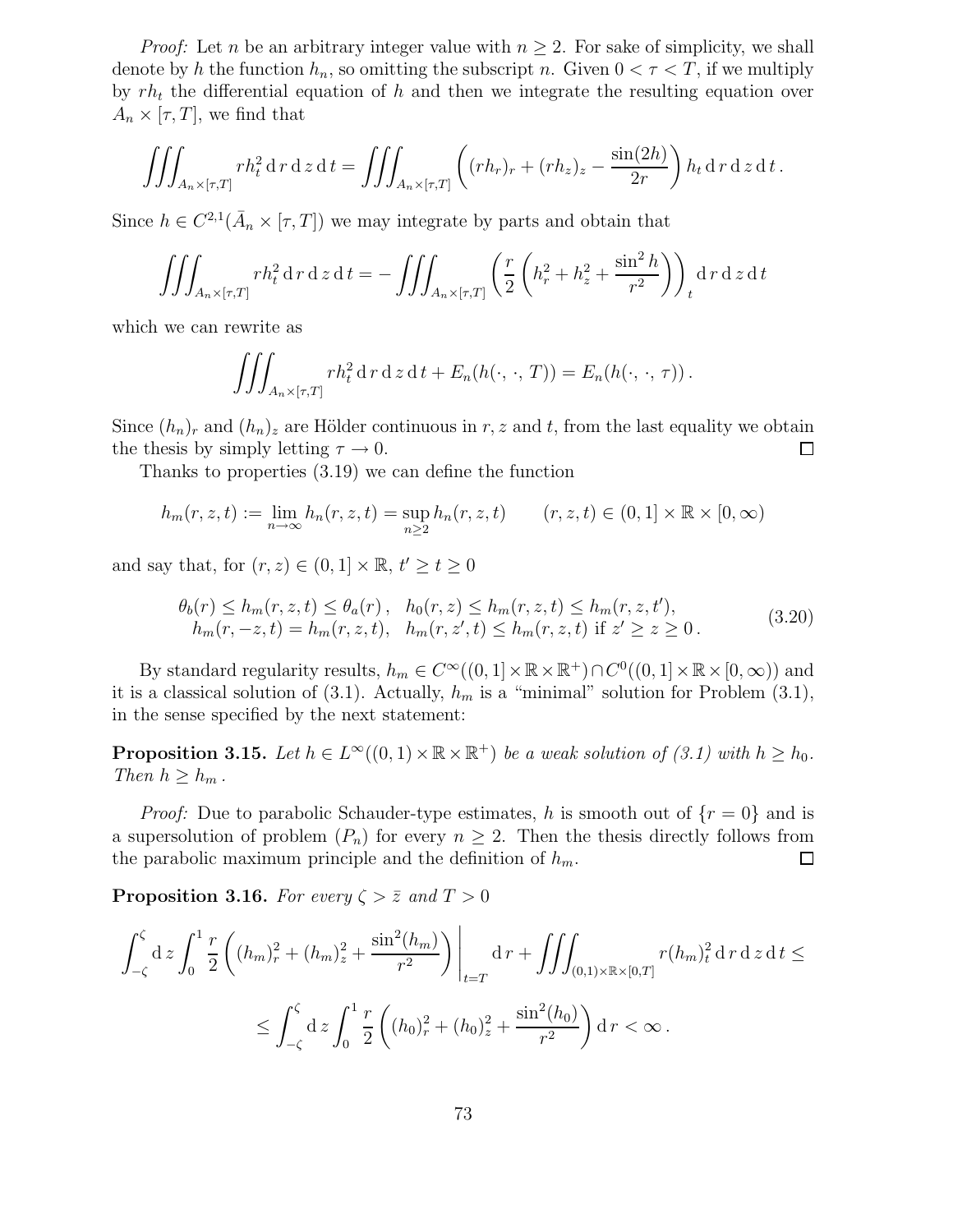*Proof:* Let $n$ be an arbitrary integer value with $n \geq 2$. For sake of simplicity, we shall denote by $h$ the function $h_n$, so omitting the subscript $n$. Given $0 < \tau < T$, if we multiply by $rh_t$ the differential equation of $h$ and then we integrate the resulting equation over $A_n \times [\tau, T]$, we find that

$$\iiint_{A_n \times [\tau,T]} r h_t^2 \,\mathrm{d}\, r \,\mathrm{d}\, z \,\mathrm{d}\, t = \iiint_{A_n \times [\tau,T]} \left( (rh_r)_r + (rh_z)_z - \frac{\sin(2h)}{2r} \right) h_t \,\mathrm{d}\, r \,\mathrm{d}\, z \,\mathrm{d}\, t \,.$$

Since $h \in C^{2,1}(\bar{A}_n \times [\tau, T])$ we may integrate by parts and obtain that

$$\iiint_{A_n \times [\tau,T]} r h_t^2 \,\mathrm{d}\, r \,\mathrm{d}\, z \,\mathrm{d}\, t = - \iiint_{A_n \times [\tau,T]} \left( \frac{r}{2} \left( h_r^2 + h_z^2 + \frac{\sin^2 h}{r^2} \right) \right)_t \mathrm{d}\, r \,\mathrm{d}\, z \,\mathrm{d}\, t$$

which we can rewrite as

$$\iiint_{A_n \times [\tau,T]} r h_t^2 \,\mathrm{d}\, r \,\mathrm{d}\, z \,\mathrm{d}\, t + E_n(h(\cdot,\, \cdot,\, T)) = E_n(h(\cdot,\, \cdot,\, \tau)) \,.$$

Since $(h_n)_r$ and $(h_n)_z$ are Hölder continuous in $r, z$ and $t$, from the last equality we obtain the thesis by simply letting $\tau \to 0$. $\square$

Thanks to properties (3.19) we can define the function

$$h_m(r,z,t) := \lim_{n \to \infty} h_n(r,z,t) = \sup_{n \geq 2} h_n(r,z,t) \qquad (r,z,t) \in (0,1] \times \mathbb{R} \times [0,\infty)$$

and say that, for $(r, z) \in (0, 1] \times \mathbb{R}$, $t' \geq t \geq 0$

$$\begin{array}{c} \theta_b(r) \leq h_m(r,z,t) \leq \theta_a(r)\,, \quad h_0(r,z) \leq h_m(r,z,t) \leq h_m(r,z,t'), \\ h_m(r,-z,t) = h_m(r,z,t), \quad h_m(r,z',t) \leq h_m(r,z,t) \text{ if } z' \geq z \geq 0 \,. \end{array} \tag{3.20}$$

By standard regularity results, $h_m \in C^\infty((0,1] \times \mathbb{R} \times \mathbb{R}^+) \cap C^0((0,1] \times \mathbb{R} \times [0,\infty))$ and it is a classical solution of (3.1). Actually, $h_m$ is a "minimal" solution for Problem (3.1), in the sense specified by the next statement:

**Proposition 3.15.** *Let $h \in L^\infty((0,1) \times \mathbb{R} \times \mathbb{R}^+)$ be a weak solution of (3.1) with $h \geq h_0$. Then $h \geq h_m$ .*

*Proof:* Due to parabolic Schauder-type estimates, $h$ is smooth out of $\{r = 0\}$ and is a supersolution of problem $(P_n)$ for every $n \geq 2$. Then the thesis directly follows from the parabolic maximum principle and the definition of $h_m$. $\square$

**Proposition 3.16.** *For every $\zeta > \bar{z}$ and $T > 0$*

$$\int_{-\zeta}^{\zeta} \mathrm{d}\, z \int_0^1 \frac{r}{2} \left( (h_m)_r^2 + (h_m)_z^2 + \frac{\sin^2(h_m)}{r^2} \right) \Bigg|_{t=T} \mathrm{d}\, r + \iiint_{(0,1) \times \mathbb{R} \times [0,T]} r (h_m)_t^2 \,\mathrm{d}\, r \,\mathrm{d}\, z \,\mathrm{d}\, t \leq$$

$$\leq \int_{-\zeta}^{\zeta} \mathrm{d}\, z \int_0^1 \frac{r}{2} \left( (h_0)_r^2 + (h_0)_z^2 + \frac{\sin^2(h_0)}{r^2} \right) \mathrm{d}\, r < \infty \,.$$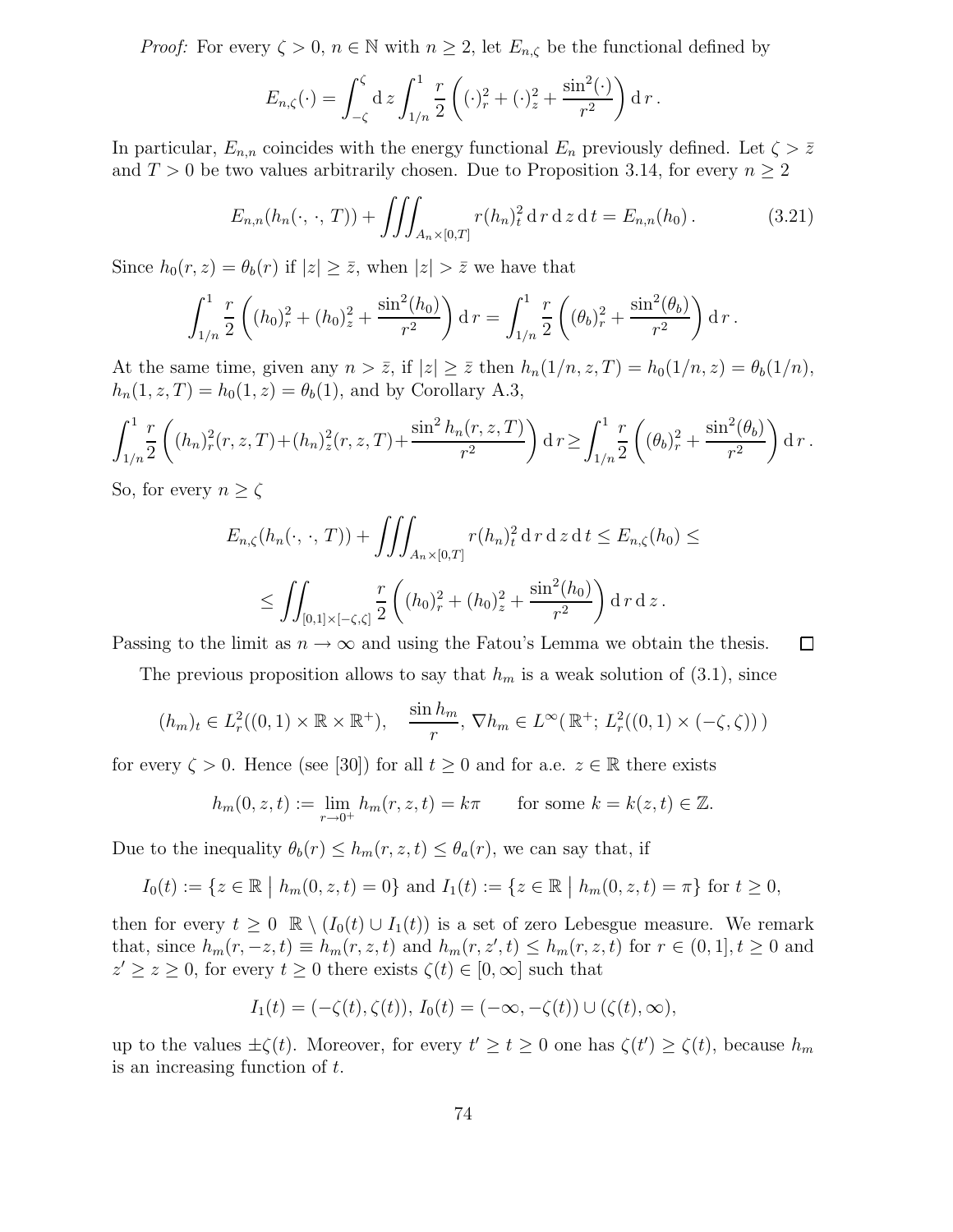*Proof:* For every $\zeta > 0$, $n \in \mathbb{N}$ with $n \geq 2$, let $E_{n,\zeta}$ be the functional defined by

$$E_{n,\zeta}(\cdot) = \int_{-\zeta}^{\zeta} \mathrm{d}\, z \int_{1/n}^{1} \frac{r}{2} \left( (\cdot)_r^2 + (\cdot)_z^2 + \frac{\sin^2(\cdot)}{r^2} \right) \mathrm{d}\, r\,.$$

In particular, $E_{n,n}$ coincides with the energy functional $E_n$ previously defined. Let $\zeta > \bar{z}$ and $T > 0$ be two values arbitrarily chosen. Due to Proposition 3.14, for every $n \geq 2$

$$E_{n,n}(h_n(\cdot,\,\cdot,\,T)) + \iiint_{A_n \times [0,T]} r(h_n)_t^2 \,\mathrm{d}\, r\, \mathrm{d}\, z\, \mathrm{d}\, t = E_{n,n}(h_0)\,. \tag{3.21}$$

Since $h_0(r,z) = \theta_b(r)$ if $|z| \geq \bar{z}$, when $|z| > \bar{z}$ we have that

$$\int_{1/n}^{1} \frac{r}{2} \left( (h_0)_r^2 + (h_0)_z^2 + \frac{\sin^2(h_0)}{r^2} \right) \mathrm{d}\, r = \int_{1/n}^{1} \frac{r}{2} \left( (\theta_b)_r^2 + \frac{\sin^2(\theta_b)}{r^2} \right) \mathrm{d}\, r\,.$$

At the same time, given any $n > \bar{z}$, if $|z| \geq \bar{z}$ then $h_n(1/n, z, T) = h_0(1/n, z) = \theta_b(1/n)$, $h_n(1, z, T) = h_0(1, z) = \theta_b(1)$, and by Corollary A.3,

$$\int_{1/n}^{1} \frac{r}{2} \left( (h_n)_r^2(r,z,T) + (h_n)_z^2(r,z,T) + \frac{\sin^2 h_n(r,z,T)}{r^2} \right) \mathrm{d}\, r \geq \int_{1/n}^{1} \frac{r}{2} \left( (\theta_b)_r^2 + \frac{\sin^2(\theta_b)}{r^2} \right) \mathrm{d}\, r\,.$$

So, for every $n \geq \zeta$

$$E_{n,\zeta}(h_n(\cdot,\,\cdot,\,T)) + \iiint_{A_n \times [0,T]} r(h_n)_t^2 \,\mathrm{d}\, r\, \mathrm{d}\, z\, \mathrm{d}\, t \leq E_{n,\zeta}(h_0) \leq$$

$$\leq \iint_{[0,1] \times [-\zeta,\zeta]} \frac{r}{2} \left( (h_0)_r^2 + (h_0)_z^2 + \frac{\sin^2(h_0)}{r^2} \right) \mathrm{d}\, r\, \mathrm{d}\, z\,.$$

Passing to the limit as $n \to \infty$ and using the Fatou's Lemma we obtain the thesis. $\square$

The previous proposition allows to say that $h_m$ is a weak solution of (3.1), since

$$(h_m)_t \in L_r^2((0,1) \times \mathbb{R} \times \mathbb{R}^+), \quad \frac{\sin h_m}{r},\, \nabla h_m \in L^\infty(\,\mathbb{R}^+;\, L_r^2((0,1) \times (-\zeta,\zeta))\,)$$

for every $\zeta > 0$. Hence (see [30]) for all $t \geq 0$ and for a.e. $z \in \mathbb{R}$ there exists

$$h_m(0,z,t) := \lim_{r \to 0^+} h_m(r,z,t) = k\pi \qquad \text{for some } k = k(z,t) \in \mathbb{Z}.$$

Due to the inequality $\theta_b(r) \leq h_m(r,z,t) \leq \theta_a(r)$, we can say that, if

$$I_0(t) := \{z \in \mathbb{R} \mid h_m(0,z,t) = 0\} \text{ and } I_1(t) := \{z \in \mathbb{R} \mid h_m(0,z,t) = \pi\} \text{ for } t \geq 0,$$

then for every $t \geq 0$ $\mathbb{R} \setminus (I_0(t) \cup I_1(t))$ is a set of zero Lebesgue measure. We remark that, since $h_m(r,-z,t) \equiv h_m(r,z,t)$ and $h_m(r,z',t) \leq h_m(r,z,t)$ for $r \in (0,1], t \geq 0$ and $z' \geq z \geq 0$, for every $t \geq 0$ there exists $\zeta(t) \in [0,\infty]$ such that

$$I_1(t) = (-\zeta(t), \zeta(t)),\, I_0(t) = (-\infty, -\zeta(t)) \cup (\zeta(t), \infty),$$

up to the values $\pm\zeta(t)$. Moreover, for every $t' \geq t \geq 0$ one has $\zeta(t') \geq \zeta(t)$, because $h_m$ is an increasing function of $t$.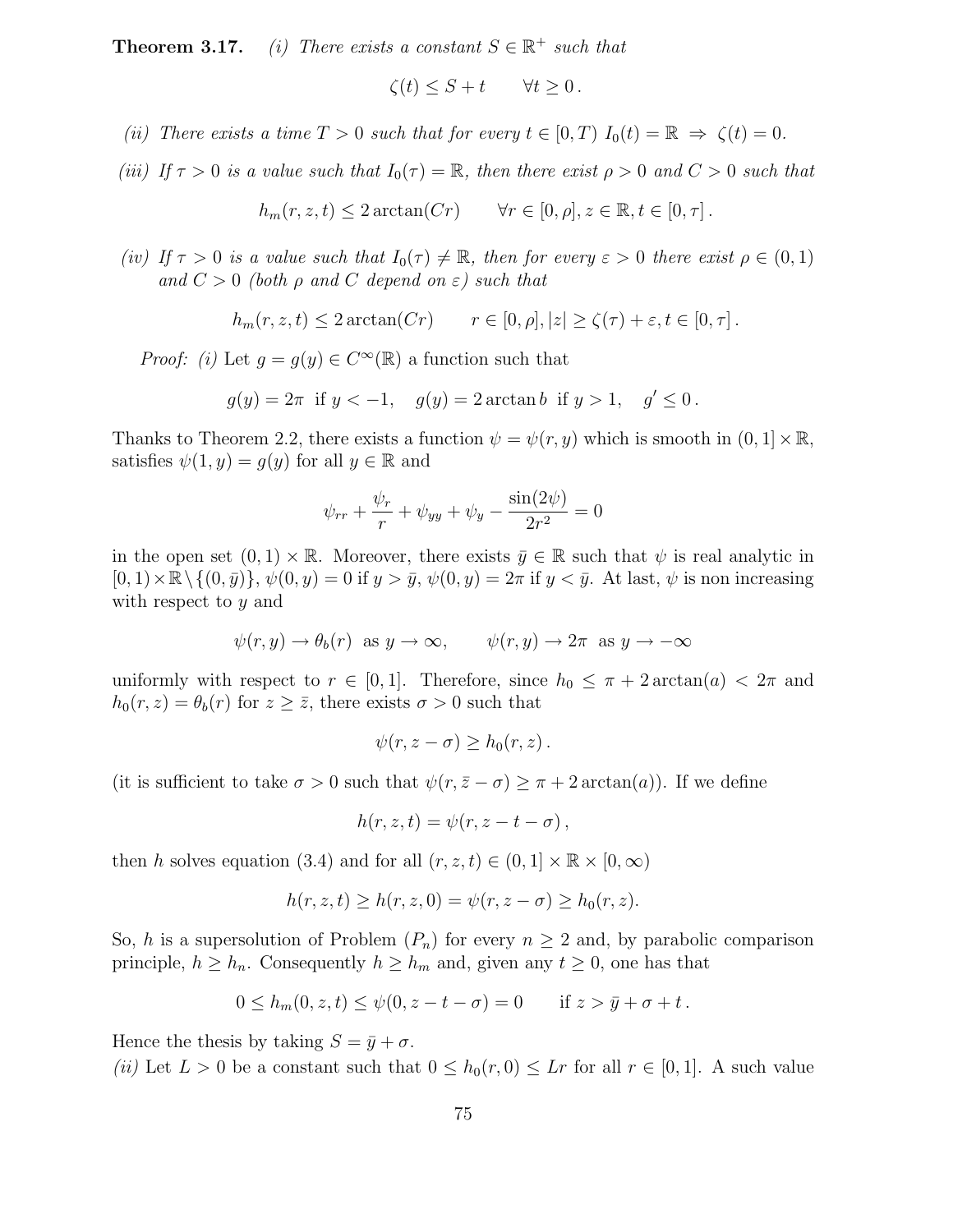**Theorem 3.17.** *(i) There exists a constant $S \in \mathbb{R}^+$ such that*

$$\zeta(t) \leq S + t \qquad \forall t \geq 0\,.$$

*(ii) There exists a time $T > 0$ such that for every $t \in [0, T)$ $I_0(t) = \mathbb{R} \Rightarrow \zeta(t) = 0$.*

*(iii) If $\tau > 0$ is a value such that $I_0(\tau) = \mathbb{R}$, then there exist $\rho > 0$ and $C > 0$ such that*

$$h_m(r, z, t) \leq 2\arctan(Cr) \qquad \forall r \in [0, \rho], z \in \mathbb{R}, t \in [0, \tau]\,.$$

*(iv) If $\tau > 0$ is a value such that $I_0(\tau) \neq \mathbb{R}$, then for every $\varepsilon > 0$ there exist $\rho \in (0, 1)$ and $C > 0$ (both $\rho$ and $C$ depend on $\varepsilon$) such that*

$$h_m(r, z, t) \leq 2\arctan(Cr) \qquad r \in [0, \rho], |z| \geq \zeta(\tau) + \varepsilon, t \in [0, \tau]\,.$$

*Proof:* *(i)* Let $g = g(y) \in C^\infty(\mathbb{R})$ a function such that

$$g(y) = 2\pi \;\text{ if } y < -1, \quad g(y) = 2\arctan b \;\text{ if } y > 1, \quad g' \leq 0\,.$$

Thanks to Theorem 2.2, there exists a function $\psi = \psi(r, y)$ which is smooth in $(0, 1] \times \mathbb{R}$, satisfies $\psi(1, y) = g(y)$ for all $y \in \mathbb{R}$ and

$$\psi_{rr} + \frac{\psi_r}{r} + \psi_{yy} + \psi_y - \frac{\sin(2\psi)}{2r^2} = 0$$

in the open set $(0, 1) \times \mathbb{R}$. Moreover, there exists $\bar{y} \in \mathbb{R}$ such that $\psi$ is real analytic in $[0, 1) \times \mathbb{R} \setminus \{(0, \bar{y})\}$, $\psi(0, y) = 0$ if $y > \bar{y}$, $\psi(0, y) = 2\pi$ if $y < \bar{y}$. At last, $\psi$ is non increasing with respect to $y$ and

$$\psi(r, y) \to \theta_b(r) \;\text{ as } y \to \infty, \qquad \psi(r, y) \to 2\pi \;\text{ as } y \to -\infty$$

uniformly with respect to $r \in [0, 1]$. Therefore, since $h_0 \leq \pi + 2\arctan(a) < 2\pi$ and $h_0(r, z) = \theta_b(r)$ for $z \geq \bar{z}$, there exists $\sigma > 0$ such that

$$\psi(r, z - \sigma) \geq h_0(r, z)\,.$$

(it is sufficient to take $\sigma > 0$ such that $\psi(r, \bar{z} - \sigma) \geq \pi + 2\arctan(a)$). If we define

$$h(r, z, t) = \psi(r, z - t - \sigma)\,,$$

then $h$ solves equation (3.4) and for all $(r, z, t) \in (0, 1] \times \mathbb{R} \times [0, \infty)$

$$h(r, z, t) \geq h(r, z, 0) = \psi(r, z - \sigma) \geq h_0(r, z).$$

So, $h$ is a supersolution of Problem $(P_n)$ for every $n \geq 2$ and, by parabolic comparison principle, $h \geq h_n$. Consequently $h \geq h_m$ and, given any $t \geq 0$, one has that

$$0 \leq h_m(0, z, t) \leq \psi(0, z - t - \sigma) = 0 \qquad \text{if } z > \bar{y} + \sigma + t\,.$$

Hence the thesis by taking $S = \bar{y} + \sigma$.

*(ii)* Let $L > 0$ be a constant such that $0 \leq h_0(r, 0) \leq Lr$ for all $r \in [0, 1]$. A such value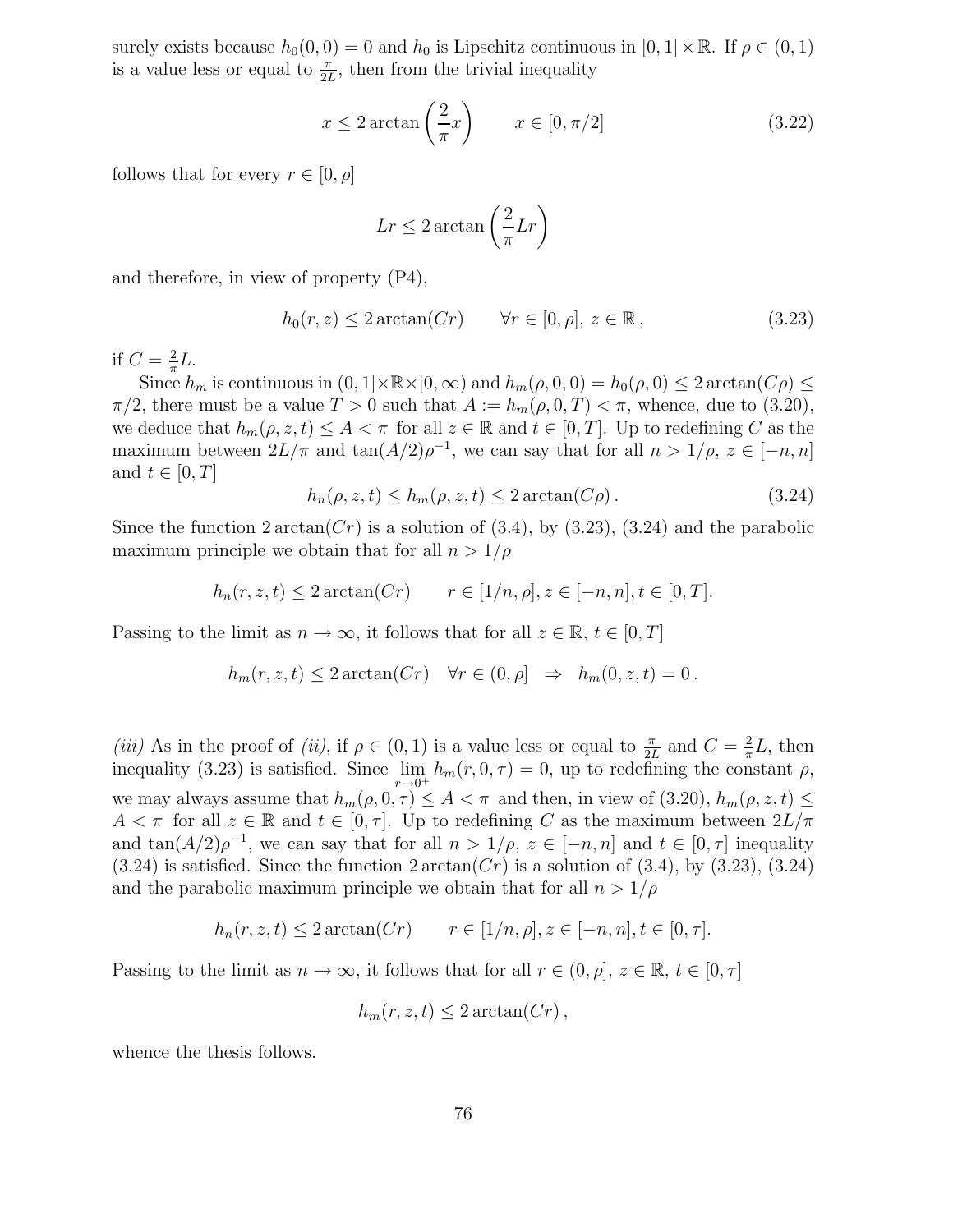surely exists because $h_0(0,0) = 0$ and $h_0$ is Lipschitz continuous in $[0,1] \times \mathbb{R}$. If $\rho \in (0,1)$ is a value less or equal to $\frac{\pi}{2L}$, then from the trivial inequality

$$x \leq 2 \arctan\left(\frac{2}{\pi}x\right) \qquad x \in [0, \pi/2] \tag{3.22}$$

follows that for every $r \in [0, \rho]$

$$Lr \leq 2 \arctan\left(\frac{2}{\pi}Lr\right)$$

and therefore, in view of property (P4),

$$h_0(r,z) \leq 2 \arctan(Cr) \qquad \forall r \in [0,\rho],\ z \in \mathbb{R}\,, \tag{3.23}$$

if $C = \frac{2}{\pi}L$.

Since $h_m$ is continuous in $(0,1] \times \mathbb{R} \times [0,\infty)$ and $h_m(\rho,0,0) = h_0(\rho,0) \leq 2\arctan(C\rho) \leq \pi/2$, there must be a value $T > 0$ such that $A := h_m(\rho,0,T) < \pi$, whence, due to (3.20), we deduce that $h_m(\rho,z,t) \leq A < \pi$ for all $z \in \mathbb{R}$ and $t \in [0,T]$. Up to redefining $C$ as the maximum between $2L/\pi$ and $\tan(A/2)\rho^{-1}$, we can say that for all $n > 1/\rho$, $z \in [-n,n]$ and $t \in [0,T]$

$$h_n(\rho,z,t) \leq h_m(\rho,z,t) \leq 2\arctan(C\rho)\,. \tag{3.24}$$

Since the function $2\arctan(Cr)$ is a solution of (3.4), by (3.23), (3.24) and the parabolic maximum principle we obtain that for all $n > 1/\rho$

$$h_n(r,z,t) \leq 2\arctan(Cr) \qquad r \in [1/n, \rho], z \in [-n,n], t \in [0,T].$$

Passing to the limit as $n \to \infty$, it follows that for all $z \in \mathbb{R}$, $t \in [0,T]$

$$h_m(r,z,t) \leq 2\arctan(Cr) \quad \forall r \in (0,\rho] \quad \Rightarrow \quad h_m(0,z,t) = 0\,.$$

*(iii)* As in the proof of *(ii)*, if $\rho \in (0,1)$ is a value less or equal to $\frac{\pi}{2L}$ and $C = \frac{2}{\pi}L$, then inequality (3.23) is satisfied. Since $\lim_{r \to 0^+} h_m(r,0,\tau) = 0$, up to redefining the constant $\rho$, we may always assume that $h_m(\rho,0,\tau) \leq A < \pi$ and then, in view of (3.20), $h_m(\rho,z,t) \leq A < \pi$ for all $z \in \mathbb{R}$ and $t \in [0,\tau]$. Up to redefining $C$ as the maximum between $2L/\pi$ and $\tan(A/2)\rho^{-1}$, we can say that for all $n > 1/\rho$, $z \in [-n,n]$ and $t \in [0,\tau]$ inequality (3.24) is satisfied. Since the function $2\arctan(Cr)$ is a solution of (3.4), by (3.23), (3.24) and the parabolic maximum principle we obtain that for all $n > 1/\rho$

$$h_n(r,z,t) \leq 2\arctan(Cr) \qquad r \in [1/n, \rho], z \in [-n,n], t \in [0,\tau].$$

Passing to the limit as $n \to \infty$, it follows that for all $r \in (0,\rho]$, $z \in \mathbb{R}$, $t \in [0,\tau]$

$$h_m(r,z,t) \leq 2\arctan(Cr)\,,$$

whence the thesis follows.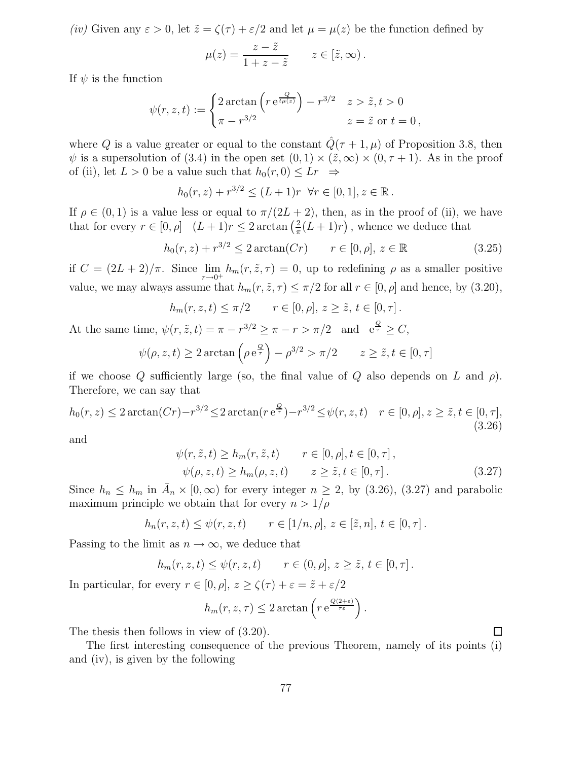*(iv)* Given any $\varepsilon > 0$, let $\tilde{z} = \zeta(\tau) + \varepsilon/2$ and let $\mu = \mu(z)$ be the function defined by

$$\mu(z) = \frac{z - \tilde{z}}{1 + z - \tilde{z}} \qquad z \in [\tilde{z}, \infty)\,.$$

If $\psi$ is the function

$$\psi(r, z, t) := \begin{cases} 2\arctan\left(r\,\mathrm{e}^{\frac{Q}{t\mu(z)}}\right) - r^{3/2} & z > \tilde{z}, t > 0 \\ \pi - r^{3/2} & z = \tilde{z} \text{ or } t = 0\,, \end{cases}$$

where $Q$ is a value greater or equal to the constant $\hat{Q}(\tau + 1, \mu)$ of Proposition 3.8, then $\psi$ is a supersolution of (3.4) in the open set $(0,1) \times (\tilde{z}, \infty) \times (0, \tau + 1)$. As in the proof of (ii), let $L > 0$ be a value such that $h_0(r, 0) \leq Lr \quad \Rightarrow$

$$h_0(r, z) + r^{3/2} \leq (L + 1)r \quad \forall r \in [0, 1], z \in \mathbb{R}\,.$$

If $\rho \in (0, 1)$ is a value less or equal to $\pi/(2L + 2)$, then, as in the proof of (ii), we have that for every $r \in [0, \rho] \quad (L + 1)r \leq 2\arctan\left(\frac{2}{\pi}(L + 1)r\right)$, whence we deduce that

$$h_0(r, z) + r^{3/2} \leq 2\arctan(Cr) \qquad r \in [0, \rho],\, z \in \mathbb{R} \tag{3.25}$$

if $C = (2L + 2)/\pi$. Since $\lim_{r \to 0^+} h_m(r, \tilde{z}, \tau) = 0$, up to redefining $\rho$ as a smaller positive value, we may always assume that $h_m(r, \tilde{z}, \tau) \leq \pi/2$ for all $r \in [0, \rho]$ and hence, by (3.20),

$$h_m(r, z, t) \leq \pi/2 \qquad r \in [0, \rho],\, z \geq \tilde{z},\, t \in [0, \tau]\,.$$

At the same time, $\psi(r, \tilde{z}, t) = \pi - r^{3/2} \geq \pi - r > \pi/2 \quad$ and $\quad \mathrm{e}^{\frac{Q}{\tau}} \geq C$,

$$\psi(\rho, z, t) \geq 2\arctan\left(\rho\,\mathrm{e}^{\frac{Q}{\tau}}\right) - \rho^{3/2} > \pi/2 \qquad z \geq \tilde{z}, t \in [0, \tau]$$

if we choose $Q$ sufficiently large (so, the final value of $Q$ also depends on $L$ and $\rho$). Therefore, we can say that

$$h_0(r, z) \leq 2\arctan(Cr) - r^{3/2} \leq 2\arctan(r\,\mathrm{e}^{\frac{Q}{\tau}}) - r^{3/2} \leq \psi(r, z, t) \quad r \in [0, \rho], z \geq \tilde{z}, t \in [0, \tau], \tag{3.26}$$

and

$$\begin{aligned} \psi(r, \tilde{z}, t) &\geq h_m(r, \tilde{z}, t) \qquad r \in [0, \rho], t \in [0, \tau]\,, \\ \psi(\rho, z, t) &\geq h_m(\rho, z, t) \qquad z \geq \tilde{z}, t \in [0, \tau]\,. \end{aligned} \tag{3.27}$$

Since $h_n \leq h_m$ in $\bar{A}_n \times [0, \infty)$ for every integer $n \geq 2$, by (3.26), (3.27) and parabolic maximum principle we obtain that for every $n > 1/\rho$

$$h_n(r, z, t) \leq \psi(r, z, t) \qquad r \in [1/n, \rho],\, z \in [\tilde{z}, n],\, t \in [0, \tau]\,.$$

Passing to the limit as $n \to \infty$, we deduce that

$$h_m(r, z, t) \leq \psi(r, z, t) \qquad r \in (0, \rho],\, z \geq \tilde{z},\, t \in [0, \tau]\,.$$

In particular, for every $r \in [0, \rho]$, $z \geq \zeta(\tau) + \varepsilon = \tilde{z} + \varepsilon/2$

$$h_m(r, z, \tau) \leq 2\arctan\left(r\,\mathrm{e}^{\frac{Q(2+\varepsilon)}{\tau\varepsilon}}\right).$$

The thesis then follows in view of (3.20). $\square$

The first interesting consequence of the previous Theorem, namely of its points (i) and (iv), is given by the following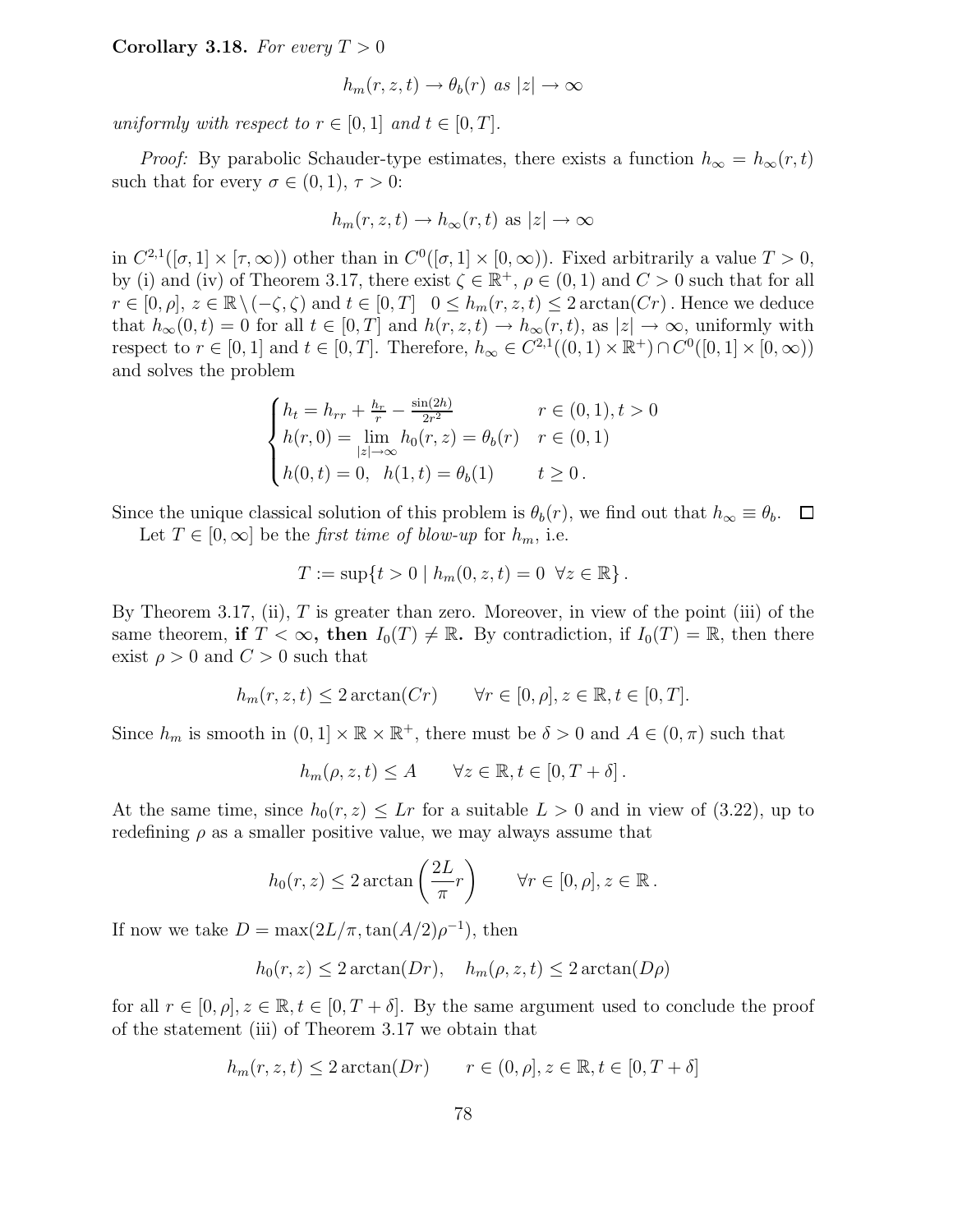**Corollary 3.18.** *For every $T > 0$*

$$h_m(r, z, t) \to \theta_b(r) \text{ as } |z| \to \infty$$

*uniformly with respect to $r \in [0, 1]$ and $t \in [0, T]$.*

*Proof:* By parabolic Schauder-type estimates, there exists a function $h_\infty = h_\infty(r, t)$ such that for every $\sigma \in (0, 1)$, $\tau > 0$:

$$h_m(r, z, t) \to h_\infty(r, t) \text{ as } |z| \to \infty$$

in $C^{2,1}([\sigma, 1] \times [\tau, \infty))$ other than in $C^0([\sigma, 1] \times [0, \infty))$. Fixed arbitrarily a value $T > 0$, by (i) and (iv) of Theorem 3.17, there exist $\zeta \in \mathbb{R}^+$, $\rho \in (0, 1)$ and $C > 0$ such that for all $r \in [0, \rho]$, $z \in \mathbb{R} \setminus (-\zeta, \zeta)$ and $t \in [0, T]$ $\quad 0 \leq h_m(r, z, t) \leq 2 \arctan(Cr)$. Hence we deduce that $h_\infty(0, t) = 0$ for all $t \in [0, T]$ and $h(r, z, t) \to h_\infty(r, t)$, as $|z| \to \infty$, uniformly with respect to $r \in [0, 1]$ and $t \in [0, T]$. Therefore, $h_\infty \in C^{2,1}((0, 1) \times \mathbb{R}^+) \cap C^0([0, 1] \times [0, \infty))$ and solves the problem

$$\begin{cases} h_t = h_{rr} + \frac{h_r}{r} - \frac{\sin(2h)}{2r^2} & r \in (0, 1), t > 0 \\ h(r, 0) = \lim\limits_{|z| \to \infty} h_0(r, z) = \theta_b(r) & r \in (0, 1) \\ h(0, t) = 0, \quad h(1, t) = \theta_b(1) & t \geq 0 \, . \end{cases}$$

Since the unique classical solution of this problem is $\theta_b(r)$, we find out that $h_\infty \equiv \theta_b$. $\square$

Let $T \in [0, \infty]$ be the *first time of blow-up* for $h_m$, i.e.

$$T := \sup\{t > 0 \mid h_m(0, z, t) = 0 \;\; \forall z \in \mathbb{R}\} \, .$$

By Theorem 3.17, (ii), $T$ is greater than zero. Moreover, in view of the point (iii) of the same theorem, **if $T < \infty$, then $I_0(T) \neq \mathbb{R}$.** By contradiction, if $I_0(T) = \mathbb{R}$, then there exist $\rho > 0$ and $C > 0$ such that

$$h_m(r, z, t) \leq 2 \arctan(Cr) \qquad \forall r \in [0, \rho], z \in \mathbb{R}, t \in [0, T].$$

Since $h_m$ is smooth in $(0, 1] \times \mathbb{R} \times \mathbb{R}^+$, there must be $\delta > 0$ and $A \in (0, \pi)$ such that

$$h_m(\rho, z, t) \leq A \qquad \forall z \in \mathbb{R}, t \in [0, T + \delta] \, .$$

At the same time, since $h_0(r, z) \leq Lr$ for a suitable $L > 0$ and in view of (3.22), up to redefining $\rho$ as a smaller positive value, we may always assume that

$$h_0(r, z) \leq 2 \arctan\left(\frac{2L}{\pi} r\right) \qquad \forall r \in [0, \rho], z \in \mathbb{R} \, .$$

If now we take $D = \max(2L/\pi, \tan(A/2)\rho^{-1})$, then

$$h_0(r, z) \leq 2 \arctan(Dr), \quad h_m(\rho, z, t) \leq 2 \arctan(D\rho)$$

for all $r \in [0, \rho], z \in \mathbb{R}, t \in [0, T + \delta]$. By the same argument used to conclude the proof of the statement (iii) of Theorem 3.17 we obtain that

$$h_m(r, z, t) \leq 2 \arctan(Dr) \qquad r \in (0, \rho], z \in \mathbb{R}, t \in [0, T + \delta]$$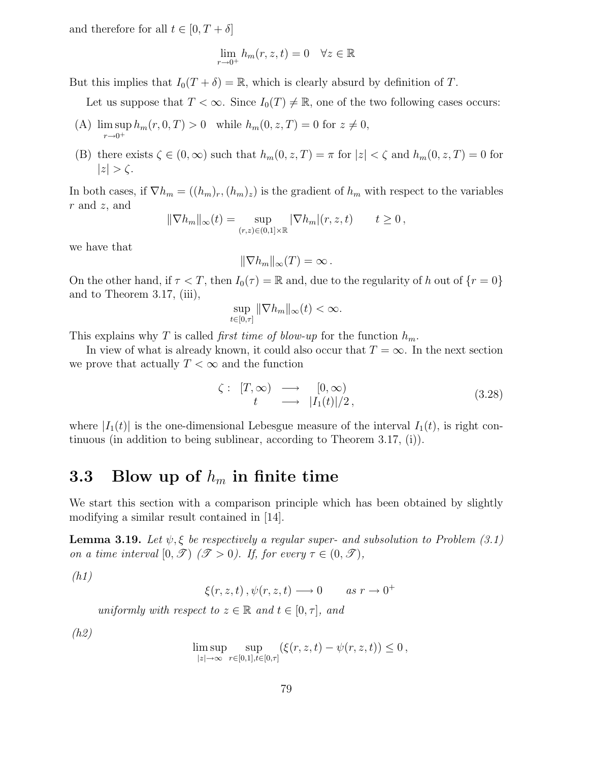and therefore for all $t \in [0, T+\delta]$

$$\lim_{r \to 0^+} h_m(r, z, t) = 0 \quad \forall z \in \mathbb{R}$$

But this implies that $I_0(T+\delta) = \mathbb{R}$, which is clearly absurd by definition of $T$.

Let us suppose that $T < \infty$. Since $I_0(T) \neq \mathbb{R}$, one of the two following cases occurs:

(A) $\limsup_{r \to 0^+} h_m(r, 0, T) > 0$ while $h_m(0, z, T) = 0$ for $z \neq 0$,

(B) there exists $\zeta \in (0, \infty)$ such that $h_m(0, z, T) = \pi$ for $|z| < \zeta$ and $h_m(0, z, T) = 0$ for $|z| > \zeta$.

In both cases, if $\nabla h_m = ((h_m)_r, (h_m)_z)$ is the gradient of $h_m$ with respect to the variables $r$ and $z$, and

$$\|\nabla h_m\|_\infty(t) = \sup_{(r,z) \in (0,1] \times \mathbb{R}} |\nabla h_m|(r, z, t) \qquad t \geq 0\,,$$

we have that

$$\|\nabla h_m\|_\infty(T) = \infty\,.$$

On the other hand, if $\tau < T$, then $I_0(\tau) = \mathbb{R}$ and, due to the regularity of $h$ out of $\{r = 0\}$ and to Theorem 3.17, (iii),

$$\sup_{t \in [0,\tau]} \|\nabla h_m\|_\infty(t) < \infty.$$

This explains why $T$ is called *first time of blow-up* for the function $h_m$.

In view of what is already known, it could also occur that $T = \infty$. In the next section we prove that actually $T < \infty$ and the function

$$\begin{array}{rccc} \zeta : & [T, \infty) & \longrightarrow & [0, \infty) \\ & t & \longrightarrow & |I_1(t)|/2\,, \end{array} \tag{3.28}$$

where $|I_1(t)|$ is the one-dimensional Lebesgue measure of the interval $I_1(t)$, is right continuous (in addition to being sublinear, according to Theorem 3.17, (i)).

## 3.3 Blow up of $h_m$ in finite time

We start this section with a comparison principle which has been obtained by slightly modifying a similar result contained in [14].

**Lemma 3.19.** *Let $\psi, \xi$ be respectively a regular super- and subsolution to Problem (3.1) on a time interval $[0, \mathscr{T})$ ($\mathscr{T} > 0$). If, for every $\tau \in (0, \mathscr{T})$,*

*(h1)*

$$\xi(r, z, t)\,, \psi(r, z, t) \longrightarrow 0 \qquad \text{as } r \to 0^+$$

*uniformly with respect to $z \in \mathbb{R}$ and $t \in [0, \tau]$, and*

*(h2)*

$$\limsup_{|z| \to \infty} \sup_{r \in [0,1], t \in [0,\tau]} (\xi(r, z, t) - \psi(r, z, t)) \leq 0\,,$$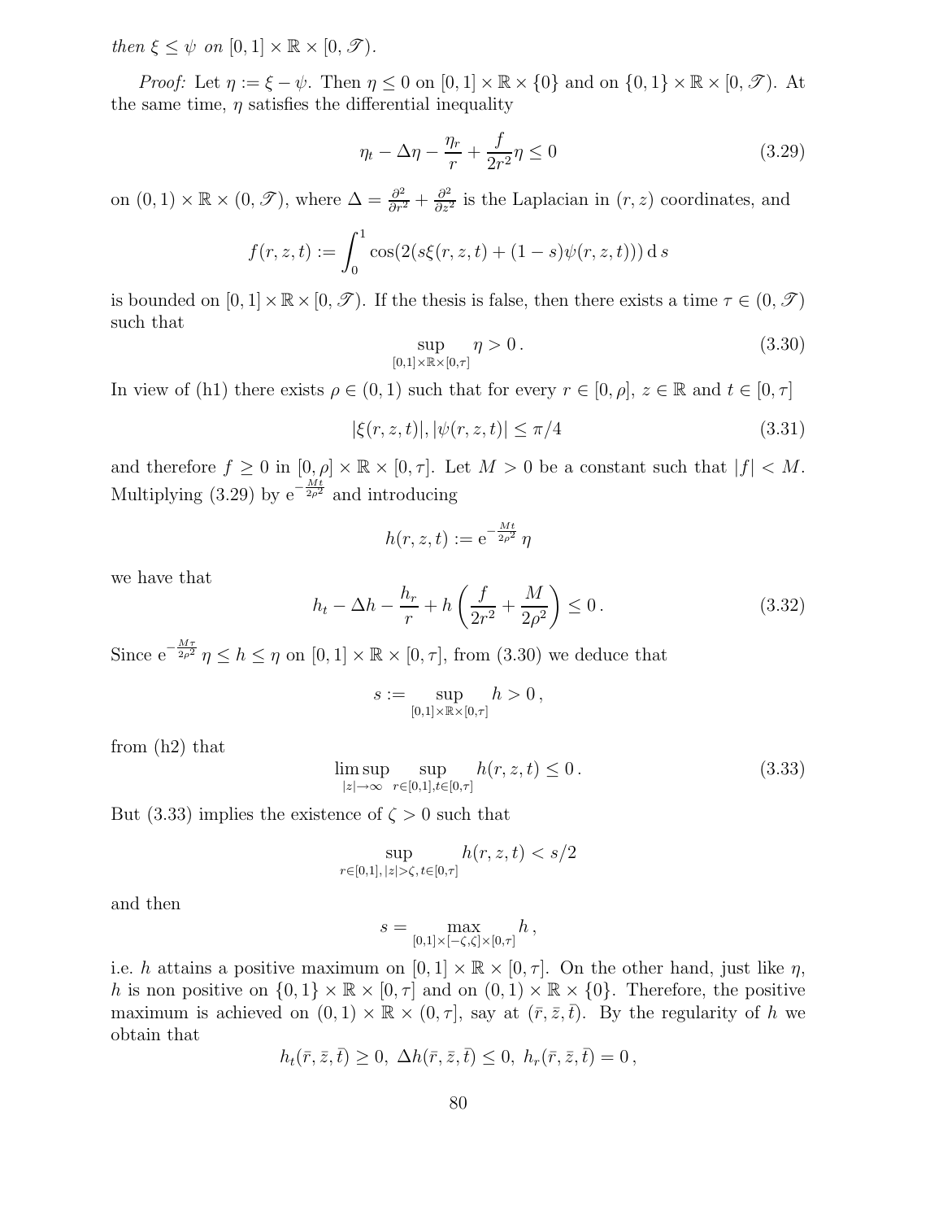*then* $\xi \le \psi$ *on* $[0,1] \times \mathbb{R} \times [0, \mathscr{T})$.

*Proof:* Let $\eta := \xi - \psi$. Then $\eta \le 0$ on $[0,1] \times \mathbb{R} \times \{0\}$ and on $\{0,1\} \times \mathbb{R} \times [0, \mathscr{T})$. At the same time, $\eta$ satisfies the differential inequality

$$\eta_t - \Delta \eta - \frac{\eta_r}{r} + \frac{f}{2r^2}\eta \le 0 \tag{3.29}$$

on $(0,1) \times \mathbb{R} \times (0, \mathscr{T})$, where $\Delta = \frac{\partial^2}{\partial r^2} + \frac{\partial^2}{\partial z^2}$ is the Laplacian in $(r,z)$ coordinates, and

$$f(r,z,t) := \int_0^1 \cos(2(s\xi(r,z,t) + (1-s)\psi(r,z,t)))\,\mathrm{d}\,s$$

is bounded on $[0,1] \times \mathbb{R} \times [0, \mathscr{T})$. If the thesis is false, then there exists a time $\tau \in (0, \mathscr{T})$ such that

$$\sup_{[0,1]\times\mathbb{R}\times[0,\tau]} \eta > 0\,. \tag{3.30}$$

In view of (h1) there exists $\rho \in (0,1)$ such that for every $r \in [0, \rho]$, $z \in \mathbb{R}$ and $t \in [0, \tau]$

$$|\xi(r,z,t)|, |\psi(r,z,t)| \le \pi/4 \tag{3.31}$$

and therefore $f \ge 0$ in $[0, \rho] \times \mathbb{R} \times [0, \tau]$. Let $M > 0$ be a constant such that $|f| < M$. Multiplying (3.29) by $\mathrm{e}^{-\frac{Mt}{2\rho^2}}$ and introducing

$$h(r,z,t) := \mathrm{e}^{-\frac{Mt}{2\rho^2}}\,\eta$$

we have that

$$h_t - \Delta h - \frac{h_r}{r} + h\left(\frac{f}{2r^2} + \frac{M}{2\rho^2}\right) \le 0\,. \tag{3.32}$$

Since $\mathrm{e}^{-\frac{M\tau}{2\rho^2}}\,\eta \le h \le \eta$ on $[0,1] \times \mathbb{R} \times [0, \tau]$, from (3.30) we deduce that

$$s := \sup_{[0,1]\times\mathbb{R}\times[0,\tau]} h > 0\,,$$

from (h2) that

$$\limsup_{|z|\to\infty} \sup_{r\in[0,1],t\in[0,\tau]} h(r,z,t) \le 0\,. \tag{3.33}$$

But (3.33) implies the existence of $\zeta > 0$ such that

$$\sup_{r\in[0,1],\,|z|>\zeta,\,t\in[0,\tau]} h(r,z,t) < s/2$$

and then

$$s = \max_{[0,1]\times[-\zeta,\zeta]\times[0,\tau]} h\,,$$

i.e. $h$ attains a positive maximum on $[0,1] \times \mathbb{R} \times [0, \tau]$. On the other hand, just like $\eta$, $h$ is non positive on $\{0,1\} \times \mathbb{R} \times [0, \tau]$ and on $(0,1) \times \mathbb{R} \times \{0\}$. Therefore, the positive maximum is achieved on $(0,1) \times \mathbb{R} \times (0, \tau]$, say at $(\bar{r}, \bar{z}, \bar{t})$. By the regularity of $h$ we obtain that

$$h_t(\bar{r}, \bar{z}, \bar{t}) \ge 0,\ \Delta h(\bar{r}, \bar{z}, \bar{t}) \le 0,\ h_r(\bar{r}, \bar{z}, \bar{t}) = 0\,,$$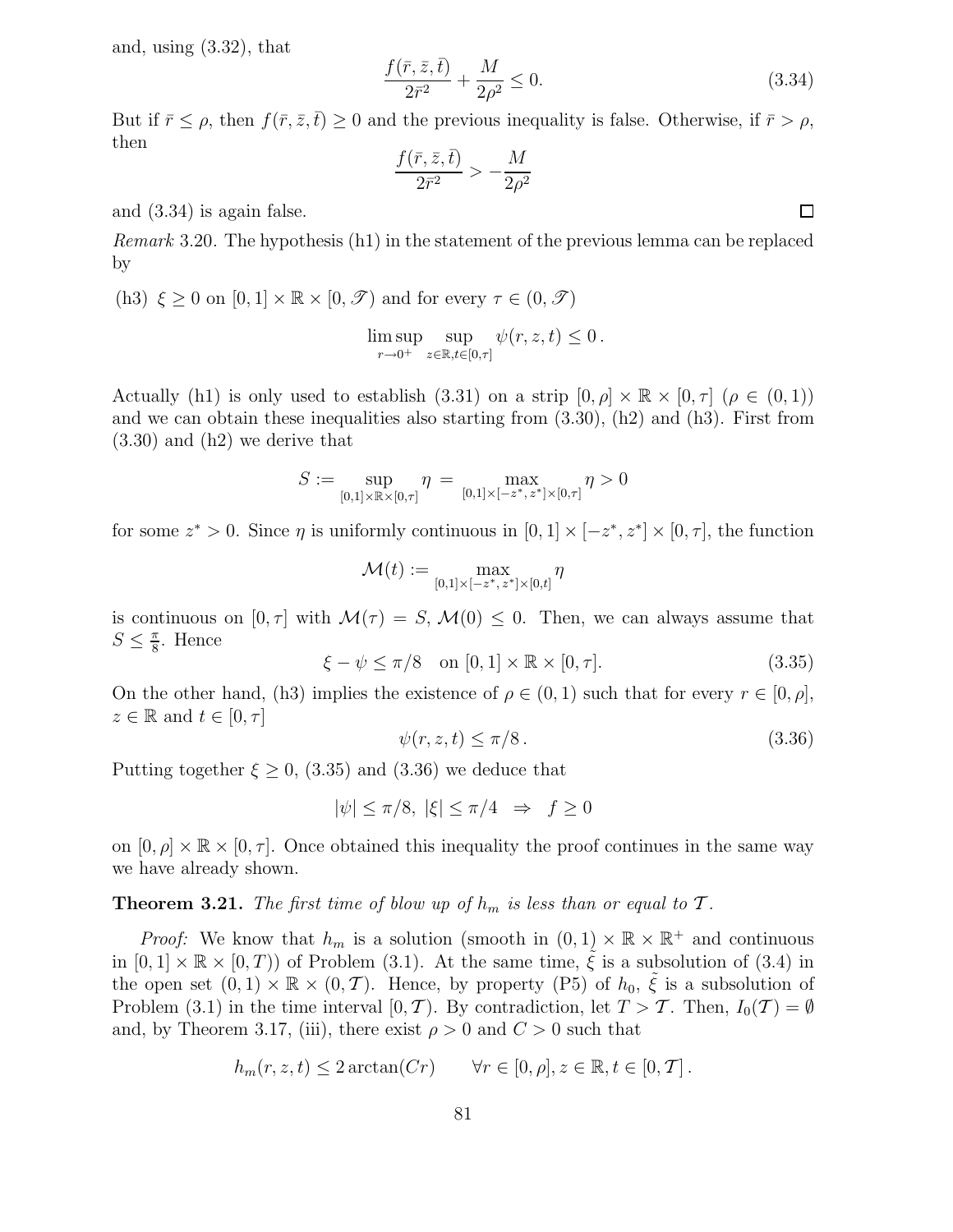and, using (3.32), that

$$\frac{f(\bar{r}, \bar{z}, \bar{t})}{2\bar{r}^2} + \frac{M}{2\rho^2} \leq 0. \tag{3.34}$$

But if $\bar{r} \leq \rho$, then $f(\bar{r}, \bar{z}, \bar{t}) \geq 0$ and the previous inequality is false. Otherwise, if $\bar{r} > \rho$, then

$$\frac{f(\bar{r}, \bar{z}, \bar{t})}{2\bar{r}^2} > -\frac{M}{2\rho^2}$$

and (3.34) is again false. $\square$

*Remark* 3.20. The hypothesis (h1) in the statement of the previous lemma can be replaced by

(h3) $\xi \geq 0$ on $[0, 1] \times \mathbb{R} \times [0, \mathscr{T})$ and for every $\tau \in (0, \mathscr{T})$

$$\limsup_{r \to 0^+} \sup_{z \in \mathbb{R}, t \in [0, \tau]} \psi(r, z, t) \leq 0\,.$$

Actually (h1) is only used to establish (3.31) on a strip $[0, \rho] \times \mathbb{R} \times [0, \tau]$ ($\rho \in (0, 1)$) and we can obtain these inequalities also starting from (3.30), (h2) and (h3). First from (3.30) and (h2) we derive that

$$S := \sup_{[0,1] \times \mathbb{R} \times [0, \tau]} \eta = \max_{[0,1] \times [-z^*, z^*] \times [0, \tau]} \eta > 0$$

for some $z^* > 0$. Since $\eta$ is uniformly continuous in $[0, 1] \times [-z^*, z^*] \times [0, \tau]$, the function

$$\mathcal{M}(t) := \max_{[0,1] \times [-z^*, z^*] \times [0, t]} \eta$$

is continuous on $[0, \tau]$ with $\mathcal{M}(\tau) = S$, $\mathcal{M}(0) \leq 0$. Then, we can always assume that $S \leq \frac{\pi}{8}$. Hence

$$\xi - \psi \leq \pi/8 \quad \text{on } [0, 1] \times \mathbb{R} \times [0, \tau]. \tag{3.35}$$

On the other hand, (h3) implies the existence of $\rho \in (0, 1)$ such that for every $r \in [0, \rho]$, $z \in \mathbb{R}$ and $t \in [0, \tau]$

$$\psi(r, z, t) \leq \pi/8\,. \tag{3.36}$$

Putting together $\xi \geq 0$, (3.35) and (3.36) we deduce that

$$|\psi| \leq \pi/8, \; |\xi| \leq \pi/4 \;\; \Rightarrow \;\; f \geq 0$$

on $[0, \rho] \times \mathbb{R} \times [0, \tau]$. Once obtained this inequality the proof continues in the same way we have already shown.

**Theorem 3.21.** *The first time of blow up of $h_m$ is less than or equal to $\mathcal{T}$.*

*Proof:* We know that $h_m$ is a solution (smooth in $(0, 1) \times \mathbb{R} \times \mathbb{R}^+$ and continuous in $[0, 1] \times \mathbb{R} \times [0, T)$) of Problem (3.1). At the same time, $\tilde{\xi}$ is a subsolution of (3.4) in the open set $(0, 1) \times \mathbb{R} \times (0, \mathcal{T})$. Hence, by property (P5) of $h_0$, $\tilde{\xi}$ is a subsolution of Problem (3.1) in the time interval $[0, \mathcal{T})$. By contradiction, let $T > \mathcal{T}$. Then, $I_0(\mathcal{T}) = \emptyset$ and, by Theorem 3.17, (iii), there exist $\rho > 0$ and $C > 0$ such that

$$h_m(r, z, t) \leq 2 \arctan(Cr) \qquad \forall r \in [0, \rho], z \in \mathbb{R}, t \in [0, \mathcal{T}]\,.$$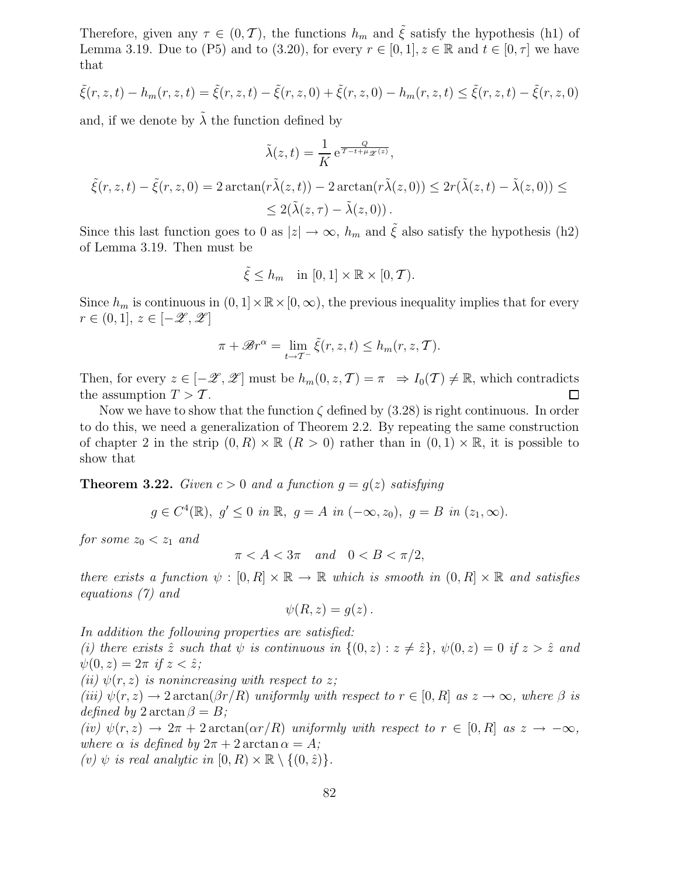Therefore, given any $\tau \in (0, \mathcal{T})$, the functions $h_m$ and $\tilde{\xi}$ satisfy the hypothesis (h1) of Lemma 3.19. Due to (P5) and to (3.20), for every $r \in [0,1], z \in \mathbb{R}$ and $t \in [0, \tau]$ we have that

$$\tilde{\xi}(r,z,t) - h_m(r,z,t) = \tilde{\xi}(r,z,t) - \tilde{\xi}(r,z,0) + \tilde{\xi}(r,z,0) - h_m(r,z,t) \leq \tilde{\xi}(r,z,t) - \tilde{\xi}(r,z,0)$$

and, if we denote by $\tilde{\lambda}$ the function defined by

$$\tilde{\lambda}(z,t) = \frac{1}{K} \, \mathrm{e}^{\frac{Q}{\mathcal{T} - t + \mu \mathscr{Z}(z)}},$$

$$\tilde{\xi}(r,z,t) - \tilde{\xi}(r,z,0) = 2\arctan(r\tilde{\lambda}(z,t)) - 2\arctan(r\tilde{\lambda}(z,0)) \leq 2r(\tilde{\lambda}(z,t) - \tilde{\lambda}(z,0)) \leq$$
$$\leq 2(\tilde{\lambda}(z,\tau) - \tilde{\lambda}(z,0)) \, .$$

Since this last function goes to 0 as $|z| \to \infty$, $h_m$ and $\tilde{\xi}$ also satisfy the hypothesis (h2) of Lemma 3.19. Then must be

$$\tilde{\xi} \leq h_m \quad \text{in } [0,1] \times \mathbb{R} \times [0, \mathcal{T}).$$

Since $h_m$ is continuous in $(0,1] \times \mathbb{R} \times [0, \infty)$, the previous inequality implies that for every $r \in (0,1]$, $z \in [-\mathscr{Z}, \mathscr{Z}]$

$$\pi + \mathscr{B} r^{\alpha} = \lim_{t \to \mathcal{T}^-} \tilde{\xi}(r,z,t) \leq h_m(r,z,\mathcal{T}).$$

Then, for every $z \in [-\mathscr{Z}, \mathscr{Z}]$ must be $h_m(0,z,\mathcal{T}) = \pi \;\Rightarrow I_0(\mathcal{T}) \neq \mathbb{R}$, which contradicts the assumption $T > \mathcal{T}$. □

Now we have to show that the function $\zeta$ defined by (3.28) is right continuous. In order to do this, we need a generalization of Theorem 2.2. By repeating the same construction of chapter 2 in the strip $(0, R) \times \mathbb{R}$ $(R > 0)$ rather than in $(0,1) \times \mathbb{R}$, it is possible to show that

**Theorem 3.22.** *Given $c > 0$ and a function $g = g(z)$ satisfying*

$$g \in C^4(\mathbb{R}), \; g' \leq 0 \text{ in } \mathbb{R}, \; g = A \text{ in } (-\infty, z_0), \; g = B \text{ in } (z_1, \infty).$$

*for some $z_0 < z_1$ and*

$$\pi < A < 3\pi \quad \text{and} \quad 0 < B < \pi/2,$$

*there exists a function $\psi : [0, R] \times \mathbb{R} \to \mathbb{R}$ which is smooth in $(0, R] \times \mathbb{R}$ and satisfies equations (7) and*

$$\psi(R, z) = g(z) \, .$$

*In addition the following properties are satisfied:*
*(i) there exists $\hat{z}$ such that $\psi$ is continuous in $\{(0,z) : z \neq \hat{z}\}$, $\psi(0,z) = 0$ if $z > \hat{z}$ and $\psi(0,z) = 2\pi$ if $z < \hat{z}$;*
*(ii) $\psi(r,z)$ is nonincreasing with respect to $z$;*
*(iii) $\psi(r,z) \to 2\arctan(\beta r/R)$ uniformly with respect to $r \in [0,R]$ as $z \to \infty$, where $\beta$ is defined by $2\arctan\beta = B$;*
*(iv) $\psi(r,z) \to 2\pi + 2\arctan(\alpha r/R)$ uniformly with respect to $r \in [0,R]$ as $z \to -\infty$, where $\alpha$ is defined by $2\pi + 2\arctan\alpha = A$;*
*(v) $\psi$ is real analytic in $[0,R) \times \mathbb{R} \setminus \{(0,\hat{z})\}$.*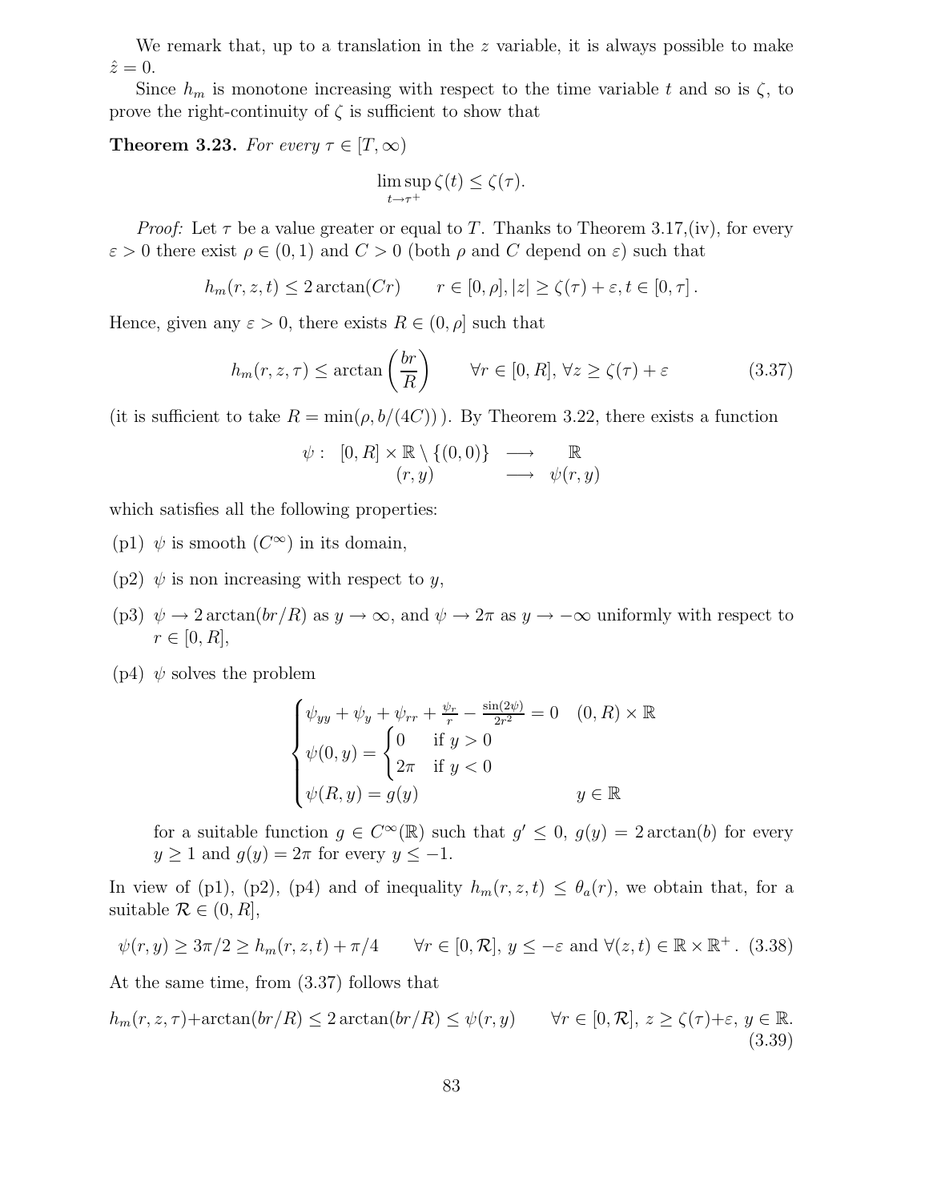We remark that, up to a translation in the $z$ variable, it is always possible to make $\hat{z} = 0$.

Since $h_m$ is monotone increasing with respect to the time variable $t$ and so is $\zeta$, to prove the right-continuity of $\zeta$ is sufficient to show that

**Theorem 3.23.** *For every $\tau \in [T, \infty)$*

$$\limsup_{t \to \tau^+} \zeta(t) \leq \zeta(\tau).$$

*Proof:* Let $\tau$ be a value greater or equal to $T$. Thanks to Theorem 3.17,(iv), for every $\varepsilon > 0$ there exist $\rho \in (0, 1)$ and $C > 0$ (both $\rho$ and $C$ depend on $\varepsilon$) such that

$$h_m(r, z, t) \leq 2 \arctan(Cr) \qquad r \in [0, \rho], |z| \geq \zeta(\tau) + \varepsilon, t \in [0, \tau]\,.$$

Hence, given any $\varepsilon > 0$, there exists $R \in (0, \rho]$ such that

$$h_m(r, z, \tau) \leq \arctan\left(\frac{br}{R}\right) \qquad \forall r \in [0, R], \forall z \geq \zeta(\tau) + \varepsilon \tag{3.37}$$

(it is sufficient to take $R = \min(\rho, b/(4C))$ ). By Theorem 3.22, there exists a function

$$\begin{array}{rccc} \psi : & [0, R] \times \mathbb{R} \setminus \{(0, 0)\} & \longrightarrow & \mathbb{R} \\ & (r, y) & \longrightarrow & \psi(r, y) \end{array}$$

which satisfies all the following properties:

(p1) $\psi$ is smooth ($C^\infty$) in its domain,

(p2) $\psi$ is non increasing with respect to $y$,

(p3) $\psi \to 2 \arctan(br/R)$ as $y \to \infty$, and $\psi \to 2\pi$ as $y \to -\infty$ uniformly with respect to $r \in [0, R]$,

(p4) $\psi$ solves the problem

$$\begin{cases} \psi_{yy} + \psi_y + \psi_{rr} + \frac{\psi_r}{r} - \frac{\sin(2\psi)}{2r^2} = 0 & (0, R) \times \mathbb{R} \\ \psi(0, y) = \begin{cases} 0 & \text{if } y > 0 \\ 2\pi & \text{if } y < 0 \end{cases} & \\ \psi(R, y) = g(y) & y \in \mathbb{R} \end{cases}$$

for a suitable function $g \in C^\infty(\mathbb{R})$ such that $g' \leq 0$, $g(y) = 2 \arctan(b)$ for every $y \geq 1$ and $g(y) = 2\pi$ for every $y \leq -1$.

In view of (p1), (p2), (p4) and of inequality $h_m(r, z, t) \leq \theta_a(r)$, we obtain that, for a suitable $\mathcal{R} \in (0, R]$,

$$\psi(r, y) \geq 3\pi/2 \geq h_m(r, z, t) + \pi/4 \qquad \forall r \in [0, \mathcal{R}],\ y \leq -\varepsilon \text{ and } \forall (z, t) \in \mathbb{R} \times \mathbb{R}^+\,. \tag{3.38}$$

At the same time, from (3.37) follows that

$$h_m(r, z, \tau) + \arctan(br/R) \leq 2 \arctan(br/R) \leq \psi(r, y) \qquad \forall r \in [0, \mathcal{R}],\ z \geq \zeta(\tau) + \varepsilon,\ y \in \mathbb{R}. \tag{3.39}$$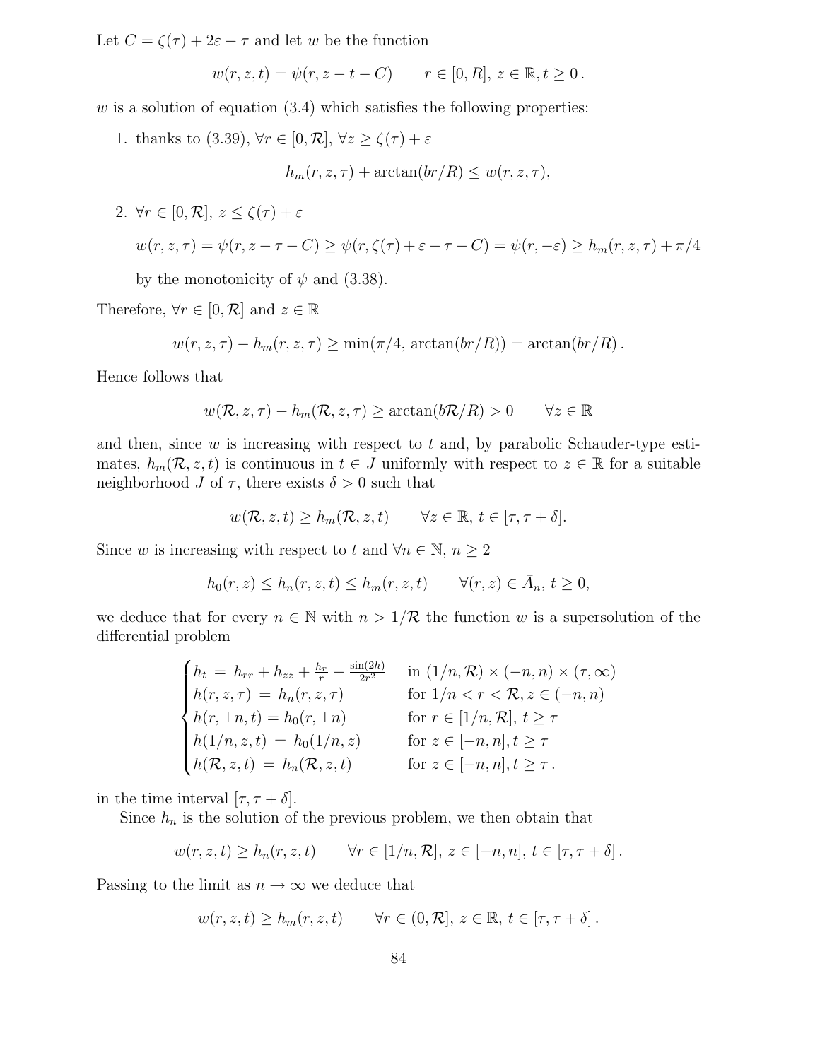Let $C = \zeta(\tau) + 2\varepsilon - \tau$ and let $w$ be the function

$$w(r, z, t) = \psi(r, z - t - C) \qquad r \in [0, R],\ z \in \mathbb{R}, t \geq 0\,.$$

$w$ is a solution of equation (3.4) which satisfies the following properties:

1. thanks to (3.39), $\forall r \in [0, \mathcal{R}]$, $\forall z \geq \zeta(\tau) + \varepsilon$

$$h_m(r, z, \tau) + \arctan(br/R) \leq w(r, z, \tau),$$

2. $\forall r \in [0, \mathcal{R}]$, $z \leq \zeta(\tau) + \varepsilon$

$$w(r, z, \tau) = \psi(r, z - \tau - C) \geq \psi(r, \zeta(\tau) + \varepsilon - \tau - C) = \psi(r, -\varepsilon) \geq h_m(r, z, \tau) + \pi/4$$

by the monotonicity of $\psi$ and (3.38).

Therefore, $\forall r \in [0, \mathcal{R}]$ and $z \in \mathbb{R}$

$$w(r, z, \tau) - h_m(r, z, \tau) \geq \min(\pi/4, \arctan(br/R)) = \arctan(br/R)\,.$$

Hence follows that

$$w(\mathcal{R}, z, \tau) - h_m(\mathcal{R}, z, \tau) \geq \arctan(b\mathcal{R}/R) > 0 \qquad \forall z \in \mathbb{R}$$

and then, since $w$ is increasing with respect to $t$ and, by parabolic Schauder-type estimates, $h_m(\mathcal{R}, z, t)$ is continuous in $t \in J$ uniformly with respect to $z \in \mathbb{R}$ for a suitable neighborhood $J$ of $\tau$, there exists $\delta > 0$ such that

$$w(\mathcal{R}, z, t) \geq h_m(\mathcal{R}, z, t) \qquad \forall z \in \mathbb{R},\ t \in [\tau, \tau + \delta].$$

Since $w$ is increasing with respect to $t$ and $\forall n \in \mathbb{N}$, $n \geq 2$

$$h_0(r, z) \leq h_n(r, z, t) \leq h_m(r, z, t) \qquad \forall (r, z) \in \bar{A}_n,\ t \geq 0,$$

we deduce that for every $n \in \mathbb{N}$ with $n > 1/\mathcal{R}$ the function $w$ is a supersolution of the differential problem

$$\begin{cases} h_t \,=\, h_{rr} + h_{zz} + \frac{h_r}{r} - \frac{\sin(2h)}{2r^2} & \text{in } (1/n, \mathcal{R}) \times (-n, n) \times (\tau, \infty) \\ h(r, z, \tau) \,=\, h_n(r, z, \tau) & \text{for } 1/n < r < \mathcal{R}, z \in (-n, n) \\ h(r, \pm n, t) = h_0(r, \pm n) & \text{for } r \in [1/n, \mathcal{R}],\ t \geq \tau \\ h(1/n, z, t) \,=\, h_0(1/n, z) & \text{for } z \in [-n, n], t \geq \tau \\ h(\mathcal{R}, z, t) \,=\, h_n(\mathcal{R}, z, t) & \text{for } z \in [-n, n], t \geq \tau\,. \end{cases}$$

in the time interval $[\tau, \tau + \delta]$.

Since $h_n$ is the solution of the previous problem, we then obtain that

$$w(r, z, t) \geq h_n(r, z, t) \qquad \forall r \in [1/n, \mathcal{R}],\ z \in [-n, n],\ t \in [\tau, \tau + \delta]\,.$$

Passing to the limit as $n \to \infty$ we deduce that

$$w(r, z, t) \geq h_m(r, z, t) \qquad \forall r \in (0, \mathcal{R}],\ z \in \mathbb{R},\ t \in [\tau, \tau + \delta]\,.$$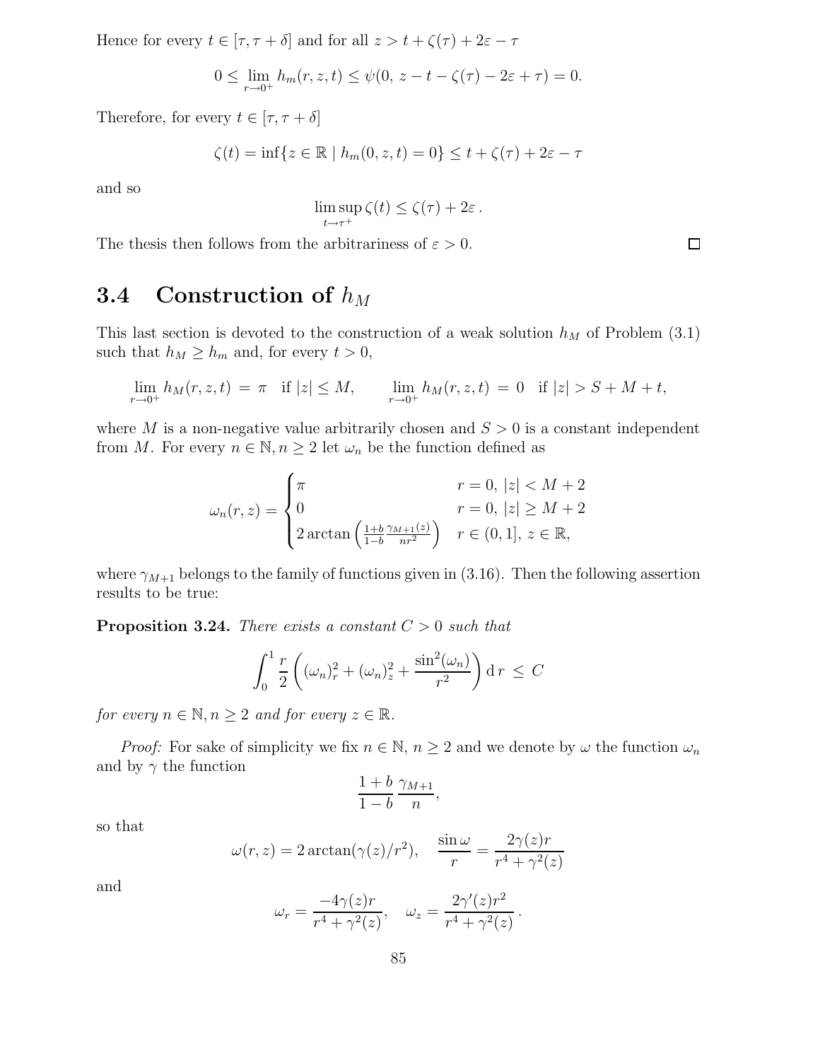Hence for every $t \in [\tau, \tau + \delta]$ and for all $z > t + \zeta(\tau) + 2\varepsilon - \tau$

$$0 \leq \lim_{r \to 0^+} h_m(r, z, t) \leq \psi(0,\, z - t - \zeta(\tau) - 2\varepsilon + \tau) = 0.$$

Therefore, for every $t \in [\tau, \tau + \delta]$

$$\zeta(t) = \inf\{z \in \mathbb{R} \mid h_m(0, z, t) = 0\} \leq t + \zeta(\tau) + 2\varepsilon - \tau$$

and so

$$\limsup_{t \to \tau^+} \zeta(t) \leq \zeta(\tau) + 2\varepsilon\,.$$

The thesis then follows from the arbitrariness of $\varepsilon > 0$. □

## 3.4 Construction of $h_M$

This last section is devoted to the construction of a weak solution $h_M$ of Problem (3.1) such that $h_M \geq h_m$ and, for every $t > 0$,

$$\lim_{r \to 0^+} h_M(r, z, t) \;=\; \pi \quad \text{if } |z| \leq M, \qquad \lim_{r \to 0^+} h_M(r, z, t) \;=\; 0 \quad \text{if } |z| > S + M + t,$$

where $M$ is a non-negative value arbitrarily chosen and $S > 0$ is a constant independent from $M$. For every $n \in \mathbb{N}, n \geq 2$ let $\omega_n$ be the function defined as

$$\omega_n(r, z) = \begin{cases} \pi & r = 0,\ |z| < M + 2 \\ 0 & r = 0,\ |z| \geq M + 2 \\ 2 \arctan\left(\frac{1+b}{1-b} \frac{\gamma_{M+1}(z)}{nr^2}\right) & r \in (0, 1],\ z \in \mathbb{R}, \end{cases}$$

where $\gamma_{M+1}$ belongs to the family of functions given in (3.16). Then the following assertion results to be true:

**Proposition 3.24.** *There exists a constant $C > 0$ such that*

$$\int_0^1 \frac{r}{2} \left( (\omega_n)_r^2 + (\omega_n)_z^2 + \frac{\sin^2(\omega_n)}{r^2} \right) \mathrm{d}\, r \;\leq\; C$$

*for every $n \in \mathbb{N}, n \geq 2$ and for every $z \in \mathbb{R}$.*

*Proof:* For sake of simplicity we fix $n \in \mathbb{N}$, $n \geq 2$ and we denote by $\omega$ the function $\omega_n$ and by $\gamma$ the function

$$\frac{1+b}{1-b} \frac{\gamma_{M+1}}{n},$$

so that

$$\omega(r, z) = 2 \arctan(\gamma(z)/r^2), \quad \frac{\sin \omega}{r} = \frac{2\gamma(z) r}{r^4 + \gamma^2(z)}$$

and

$$\omega_r = \frac{-4\gamma(z) r}{r^4 + \gamma^2(z)}, \quad \omega_z = \frac{2\gamma'(z) r^2}{r^4 + \gamma^2(z)}\,.$$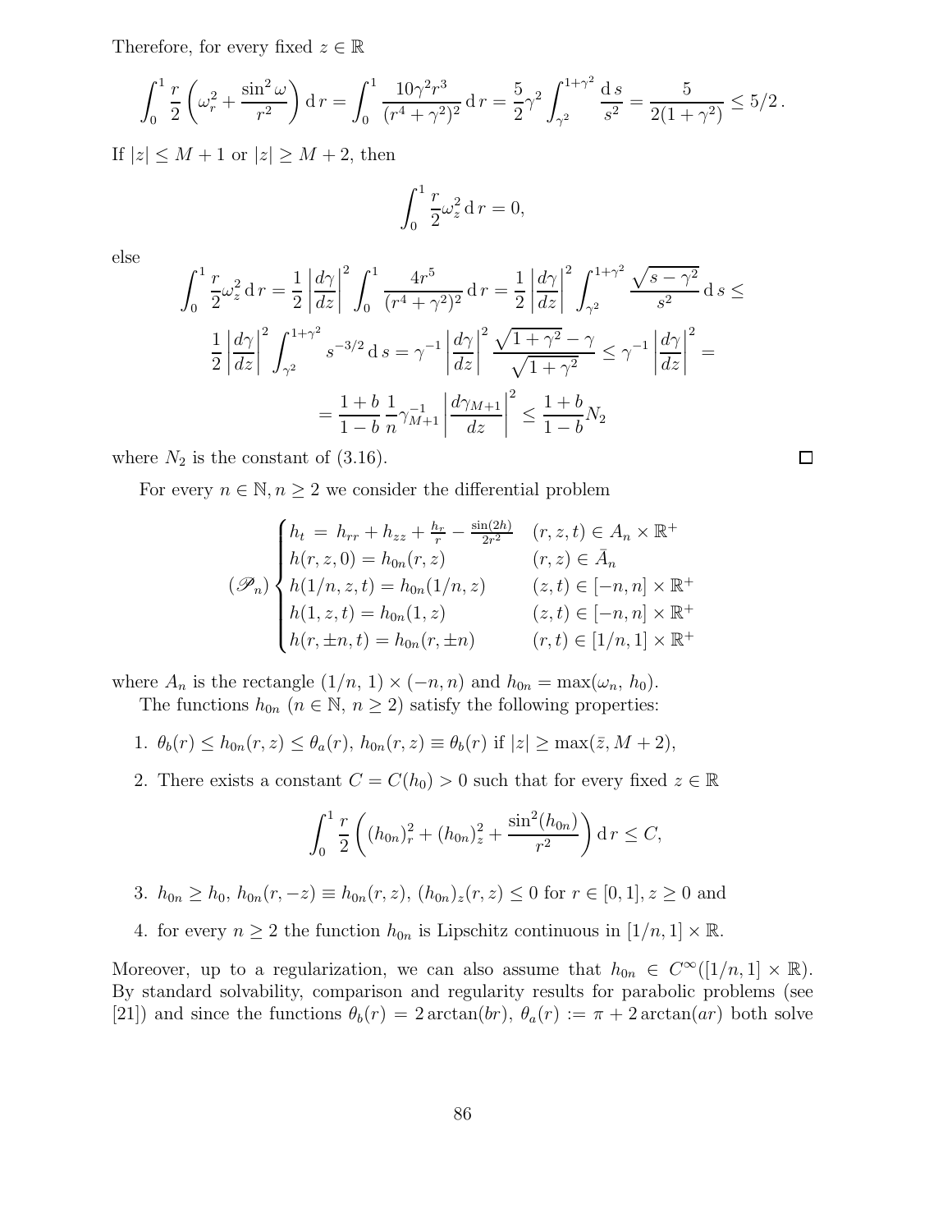Therefore, for every fixed $z \in \mathbb{R}$

$$\int_0^1 \frac{r}{2}\left(\omega_r^2 + \frac{\sin^2\omega}{r^2}\right) \mathrm{d}\, r = \int_0^1 \frac{10\gamma^2 r^3}{(r^4+\gamma^2)^2} \mathrm{d}\, r = \frac{5}{2}\gamma^2 \int_{\gamma^2}^{1+\gamma^2} \frac{\mathrm{d}\, s}{s^2} = \frac{5}{2(1+\gamma^2)} \leq 5/2\,.$$

If $|z| \leq M+1$ or $|z| \geq M+2$, then

$$\int_0^1 \frac{r}{2}\omega_z^2 \,\mathrm{d}\, r = 0,$$

else

$$\int_0^1 \frac{r}{2}\omega_z^2 \,\mathrm{d}\, r = \frac{1}{2}\left|\frac{d\gamma}{dz}\right|^2 \int_0^1 \frac{4r^5}{(r^4+\gamma^2)^2}\mathrm{d}\, r = \frac{1}{2}\left|\frac{d\gamma}{dz}\right|^2 \int_{\gamma^2}^{1+\gamma^2} \frac{\sqrt{s-\gamma^2}}{s^2}\mathrm{d}\, s \leq$$

$$\frac{1}{2}\left|\frac{d\gamma}{dz}\right|^2 \int_{\gamma^2}^{1+\gamma^2} s^{-3/2}\,\mathrm{d}\, s = \gamma^{-1}\left|\frac{d\gamma}{dz}\right|^2 \frac{\sqrt{1+\gamma^2}-\gamma}{\sqrt{1+\gamma^2}} \leq \gamma^{-1}\left|\frac{d\gamma}{dz}\right|^2 =$$

$$= \frac{1+b}{1-b}\,\frac{1}{n}\gamma_{M+1}^{-1}\left|\frac{d\gamma_{M+1}}{dz}\right|^2 \leq \frac{1+b}{1-b}N_2$$

where $N_2$ is the constant of (3.16). $\square$

For every $n \in \mathbb{N}, n \geq 2$ we consider the differential problem

$$(\mathscr{P}_n)\begin{cases} h_t \,=\, h_{rr} + h_{zz} + \frac{h_r}{r} - \frac{\sin(2h)}{2r^2} & (r,z,t) \in A_n \times \mathbb{R}^+ \\ h(r,z,0) = h_{0n}(r,z) & (r,z) \in \bar{A}_n \\ h(1/n,z,t) = h_{0n}(1/n,z) & (z,t) \in [-n,n]\times\mathbb{R}^+ \\ h(1,z,t) = h_{0n}(1,z) & (z,t) \in [-n,n]\times\mathbb{R}^+ \\ h(r,\pm n,t) = h_{0n}(r,\pm n) & (r,t) \in [1/n,1]\times\mathbb{R}^+ \end{cases}$$

where $A_n$ is the rectangle $(1/n,\,1)\times(-n,n)$ and $h_{0n} = \max(\omega_n,\, h_0)$.

The functions $h_{0n}$ ($n \in \mathbb{N},\, n \geq 2$) satisfy the following properties:

1. $\theta_b(r) \leq h_{0n}(r,z) \leq \theta_a(r)$, $h_{0n}(r,z) \equiv \theta_b(r)$ if $|z| \geq \max(\bar{z}, M+2)$,
2. There exists a constant $C = C(h_0) > 0$ such that for every fixed $z \in \mathbb{R}$

$$\int_0^1 \frac{r}{2}\left((h_{0n})_r^2 + (h_{0n})_z^2 + \frac{\sin^2(h_{0n})}{r^2}\right)\mathrm{d}\, r \leq C,$$

3. $h_{0n} \geq h_0$, $h_{0n}(r,-z) \equiv h_{0n}(r,z)$, $(h_{0n})_z(r,z) \leq 0$ for $r \in [0,1], z \geq 0$ and
4. for every $n \geq 2$ the function $h_{0n}$ is Lipschitz continuous in $[1/n,1]\times\mathbb{R}$.

Moreover, up to a regularization, we can also assume that $h_{0n} \in C^\infty([1/n,1]\times\mathbb{R})$. By standard solvability, comparison and regularity results for parabolic problems (see [21]) and since the functions $\theta_b(r) = 2\arctan(br)$, $\theta_a(r) := \pi + 2\arctan(ar)$ both solve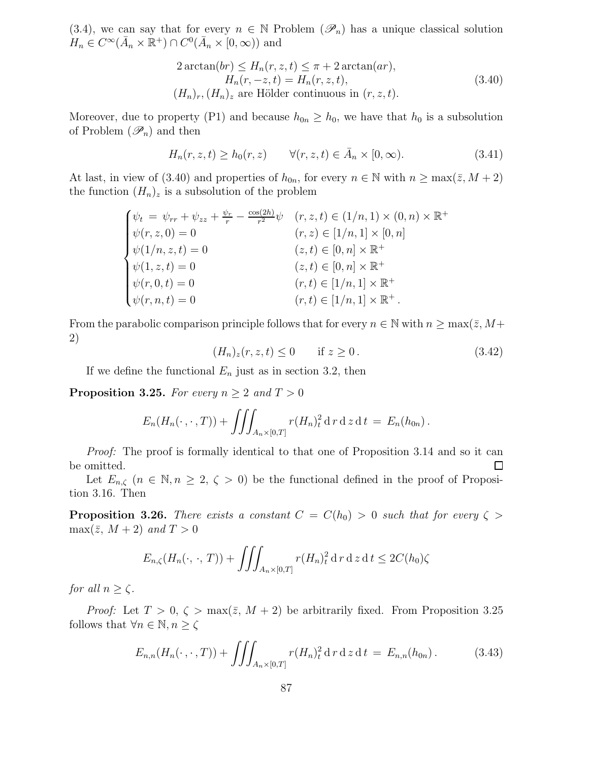(3.4), we can say that for every $n \in \mathbb{N}$ Problem $(\mathscr{P}_n)$ has a unique classical solution $H_n \in C^\infty(\bar{A}_n \times \mathbb{R}^+) \cap C^0(\bar{A}_n \times [0,\infty))$ and

$$
\begin{gathered}
2\arctan(br) \leq H_n(r,z,t) \leq \pi + 2\arctan(ar), \\
H_n(r,-z,t) = H_n(r,z,t), \\
(H_n)_r, (H_n)_z \text{ are Hölder continuous in } (r,z,t).
\end{gathered}
\tag{3.40}
$$

Moreover, due to property (P1) and because $h_{0n} \geq h_0$, we have that $h_0$ is a subsolution of Problem $(\mathscr{P}_n)$ and then

$$
H_n(r,z,t) \geq h_0(r,z) \qquad \forall (r,z,t) \in \bar{A}_n \times [0,\infty). \tag{3.41}
$$

At last, in view of (3.40) and properties of $h_{0n}$, for every $n \in \mathbb{N}$ with $n \geq \max(\bar{z}, M+2)$ the function $(H_n)_z$ is a subsolution of the problem

$$
\begin{cases}
\psi_t \, = \, \psi_{rr} + \psi_{zz} + \frac{\psi_r}{r} - \frac{\cos(2h)}{r^2}\psi & (r,z,t) \in (1/n,1) \times (0,n) \times \mathbb{R}^+ \\
\psi(r,z,0) = 0 & (r,z) \in [1/n,1] \times [0,n] \\
\psi(1/n,z,t) = 0 & (z,t) \in [0,n] \times \mathbb{R}^+ \\
\psi(1,z,t) = 0 & (z,t) \in [0,n] \times \mathbb{R}^+ \\
\psi(r,0,t) = 0 & (r,t) \in [1/n,1] \times \mathbb{R}^+ \\
\psi(r,n,t) = 0 & (r,t) \in [1/n,1] \times \mathbb{R}^+ \, .
\end{cases}
$$

From the parabolic comparison principle follows that for every $n \in \mathbb{N}$ with $n \geq \max(\bar{z}, M+2)$

$$
(H_n)_z(r,z,t) \leq 0 \qquad \text{if } z \geq 0\, . \tag{3.42}
$$

If we define the functional $E_n$ just as in section 3.2, then

**Proposition 3.25.** *For every $n \geq 2$ and $T > 0$*

$$
E_n(H_n(\cdot\,,\cdot\,,T)) + \iiint_{A_n \times [0,T]} r (H_n)_t^2 \, \mathrm{d}\, r \, \mathrm{d}\, z \, \mathrm{d}\, t \, = \, E_n(h_{0n})\, .
$$

*Proof:* The proof is formally identical to that one of Proposition 3.14 and so it can be omitted. □

Let $E_{n,\zeta}$ ($n \in \mathbb{N}, n \geq 2$, $\zeta > 0$) be the functional defined in the proof of Proposition 3.16. Then

**Proposition 3.26.** *There exists a constant $C = C(h_0) > 0$ such that for every $\zeta > \max(\bar{z},\, M+2)$ and $T > 0$*

$$
E_{n,\zeta}(H_n(\cdot,\,\cdot,\,T)) + \iiint_{A_n \times [0,T]} r (H_n)_t^2 \, \mathrm{d}\, r \, \mathrm{d}\, z \, \mathrm{d}\, t \leq 2C(h_0)\zeta
$$

*for all $n \geq \zeta$.*

*Proof:* Let $T > 0$, $\zeta > \max(\bar{z},\, M+2)$ be arbitrarily fixed. From Proposition 3.25 follows that $\forall n \in \mathbb{N}, n \geq \zeta$

$$
E_{n,n}(H_n(\cdot\,,\cdot\,,T)) + \iiint_{A_n \times [0,T]} r (H_n)_t^2 \, \mathrm{d}\, r \, \mathrm{d}\, z \, \mathrm{d}\, t \, = \, E_{n,n}(h_{0n})\, . \tag{3.43}
$$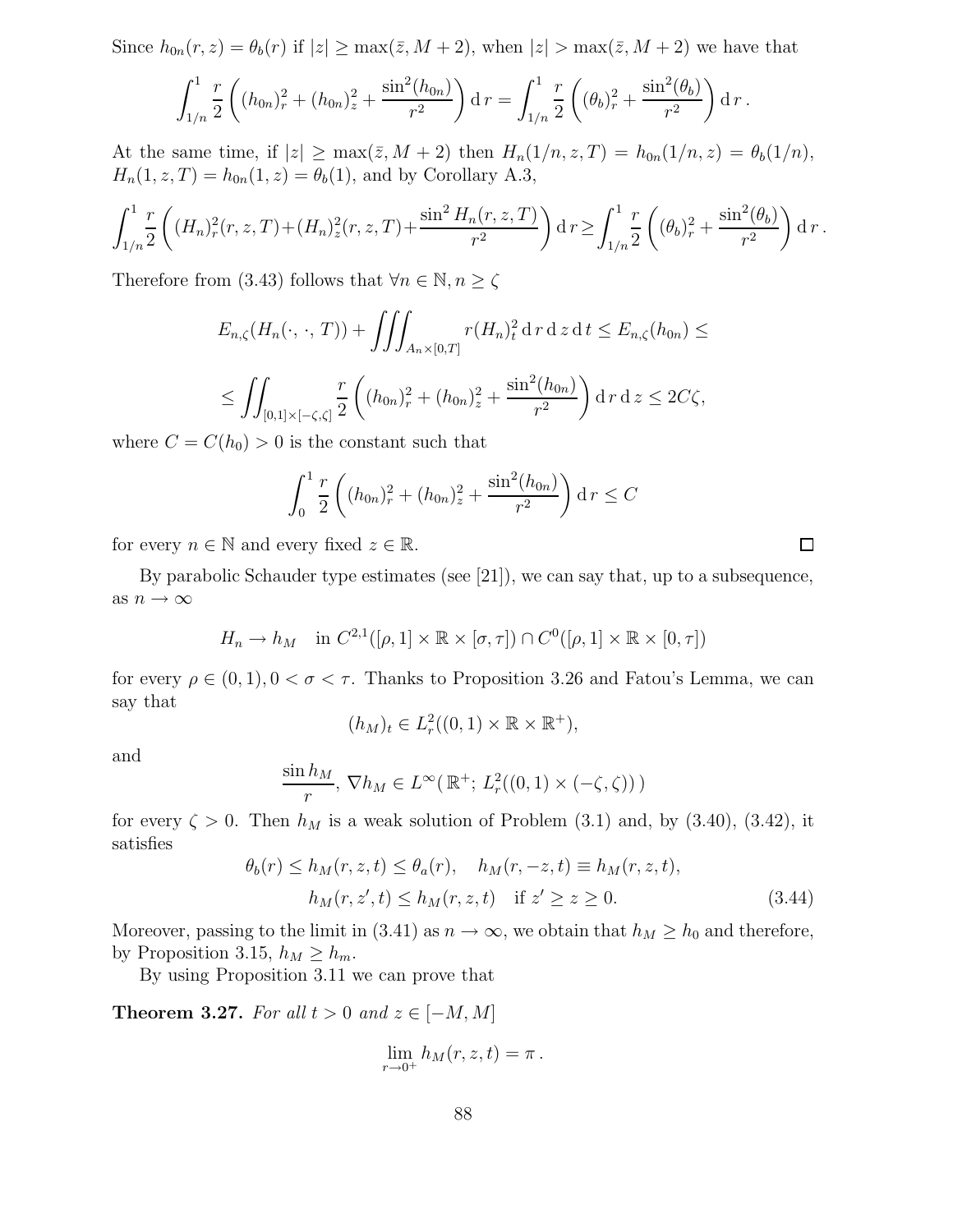Since $h_{0n}(r,z) = \theta_b(r)$ if $|z| \geq \max(\bar{z}, M+2)$, when $|z| > \max(\bar{z}, M+2)$ we have that

$$\int_{1/n}^{1} \frac{r}{2} \left( (h_{0n})_r^2 + (h_{0n})_z^2 + \frac{\sin^2(h_{0n})}{r^2} \right) \mathrm{d}\, r = \int_{1/n}^{1} \frac{r}{2} \left( (\theta_b)_r^2 + \frac{\sin^2(\theta_b)}{r^2} \right) \mathrm{d}\, r\, .$$

At the same time, if $|z| \geq \max(\bar{z}, M+2)$ then $H_n(1/n, z, T) = h_{0n}(1/n, z) = \theta_b(1/n)$, $H_n(1, z, T) = h_{0n}(1, z) = \theta_b(1)$, and by Corollary A.3,

$$\int_{1/n}^{1} \frac{r}{2} \left( (H_n)_r^2(r,z,T) + (H_n)_z^2(r,z,T) + \frac{\sin^2 H_n(r,z,T)}{r^2} \right) \mathrm{d}\, r \geq \int_{1/n}^{1} \frac{r}{2} \left( (\theta_b)_r^2 + \frac{\sin^2(\theta_b)}{r^2} \right) \mathrm{d}\, r\, .$$

Therefore from (3.43) follows that $\forall n \in \mathbb{N}, n \geq \zeta$

$$E_{n,\zeta}(H_n(\cdot\,,\cdot\,,T)) + \iiint_{A_n \times [0,T]} r (H_n)_t^2 \,\mathrm{d}\, r \,\mathrm{d}\, z \,\mathrm{d}\, t \leq E_{n,\zeta}(h_{0n}) \leq$$

$$\leq \iint_{[0,1]\times[-\zeta,\zeta]} \frac{r}{2} \left( (h_{0n})_r^2 + (h_{0n})_z^2 + \frac{\sin^2(h_{0n})}{r^2} \right) \mathrm{d}\, r \,\mathrm{d}\, z \leq 2C\zeta,$$

where $C = C(h_0) > 0$ is the constant such that

$$\int_{0}^{1} \frac{r}{2} \left( (h_{0n})_r^2 + (h_{0n})_z^2 + \frac{\sin^2(h_{0n})}{r^2} \right) \mathrm{d}\, r \leq C$$

for every $n \in \mathbb{N}$ and every fixed $z \in \mathbb{R}$. □

By parabolic Schauder type estimates (see [21]), we can say that, up to a subsequence, as $n \to \infty$

$$H_n \to h_M \quad \text{in } C^{2,1}([\rho, 1] \times \mathbb{R} \times [\sigma, \tau]) \cap C^0([\rho, 1] \times \mathbb{R} \times [0, \tau])$$

for every $\rho \in (0,1), 0 < \sigma < \tau$. Thanks to Proposition 3.26 and Fatou's Lemma, we can say that

$$(h_M)_t \in L^2_r((0,1) \times \mathbb{R} \times \mathbb{R}^+),$$

and

$$\frac{\sin h_M}{r},\ \nabla h_M \in L^\infty(\,\mathbb{R}^+;\, L^2_r((0,1) \times (-\zeta, \zeta))\,)$$

for every $\zeta > 0$. Then $h_M$ is a weak solution of Problem (3.1) and, by (3.40), (3.42), it satisfies

$$\begin{aligned} \theta_b(r) \leq h_M(r,z,t) \leq \theta_a(r), \quad h_M(r,-z,t) \equiv h_M(r,z,t), \\ h_M(r,z',t) \leq h_M(r,z,t) \quad \text{if } z' \geq z \geq 0. \end{aligned} \tag{3.44}$$

Moreover, passing to the limit in (3.41) as $n \to \infty$, we obtain that $h_M \geq h_0$ and therefore, by Proposition 3.15, $h_M \geq h_m$.

By using Proposition 3.11 we can prove that

**Theorem 3.27.** *For all $t > 0$ and $z \in [-M, M]$*

$$\lim_{r \to 0^+} h_M(r,z,t) = \pi\, .$$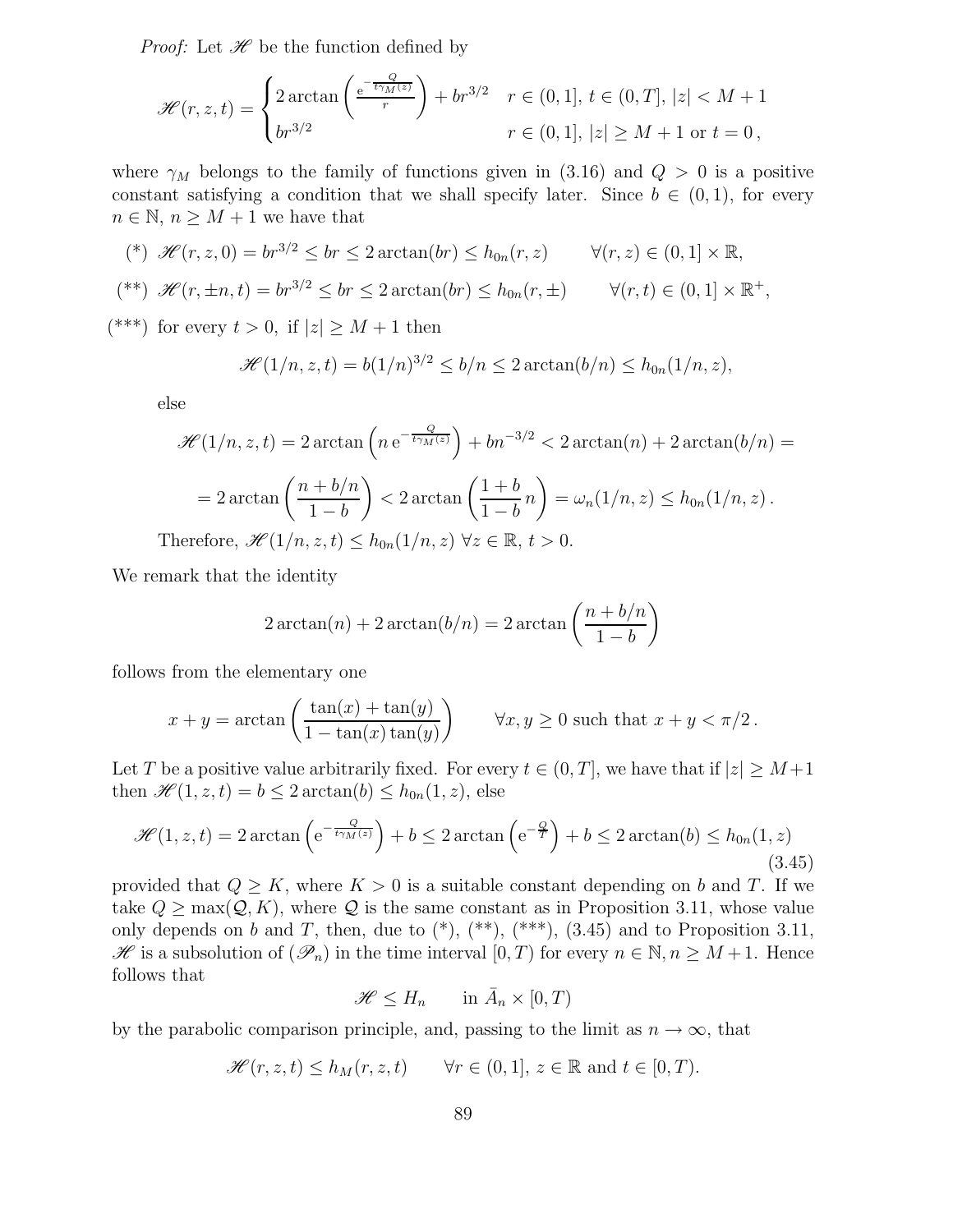*Proof:* Let $\mathscr{H}$ be the function defined by

$$\mathscr{H}(r,z,t) = \begin{cases} 2\arctan\left(\frac{\mathrm{e}^{-\frac{Q}{t\gamma_M(z)}}}{r}\right) + br^{3/2} & r \in (0,1],\, t \in (0,T],\, |z| < M+1 \\ br^{3/2} & r \in (0,1],\, |z| \geq M+1 \text{ or } t = 0\,, \end{cases}$$

where $\gamma_M$ belongs to the family of functions given in (3.16) and $Q > 0$ is a positive constant satisfying a condition that we shall specify later. Since $b \in (0,1)$, for every $n \in \mathbb{N}$, $n \geq M+1$ we have that

(\*) $\mathscr{H}(r,z,0) = br^{3/2} \leq br \leq 2\arctan(br) \leq h_{0n}(r,z) \qquad \forall (r,z) \in (0,1] \times \mathbb{R}$,

(\*\*) $\mathscr{H}(r,\pm n,t) = br^{3/2} \leq br \leq 2\arctan(br) \leq h_{0n}(r,\pm) \qquad \forall (r,t) \in (0,1] \times \mathbb{R}^+$,

(\*\*\*) for every $t > 0$, if $|z| \geq M+1$ then

$$\mathscr{H}(1/n,z,t) = b(1/n)^{3/2} \leq b/n \leq 2\arctan(b/n) \leq h_{0n}(1/n,z),$$

else

$$\mathscr{H}(1/n,z,t) = 2\arctan\left(n\,\mathrm{e}^{-\frac{Q}{t\gamma_M(z)}}\right) + bn^{-3/2} < 2\arctan(n) + 2\arctan(b/n) =$$

$$= 2\arctan\left(\frac{n+b/n}{1-b}\right) < 2\arctan\left(\frac{1+b}{1-b}\,n\right) = \omega_n(1/n,z) \leq h_{0n}(1/n,z)\,.$$

Therefore, $\mathscr{H}(1/n,z,t) \leq h_{0n}(1/n,z)$ $\forall z \in \mathbb{R}$, $t > 0$.

We remark that the identity

$$2\arctan(n) + 2\arctan(b/n) = 2\arctan\left(\frac{n+b/n}{1-b}\right)$$

follows from the elementary one

$$x + y = \arctan\left(\frac{\tan(x)+\tan(y)}{1-\tan(x)\tan(y)}\right) \qquad \forall x,y \geq 0 \text{ such that } x+y < \pi/2\,.$$

Let $T$ be a positive value arbitrarily fixed. For every $t \in (0,T]$, we have that if $|z| \geq M+1$ then $\mathscr{H}(1,z,t) = b \leq 2\arctan(b) \leq h_{0n}(1,z)$, else

$$\mathscr{H}(1,z,t) = 2\arctan\left(\mathrm{e}^{-\frac{Q}{t\gamma_M(z)}}\right) + b \leq 2\arctan\left(\mathrm{e}^{-\frac{Q}{T}}\right) + b \leq 2\arctan(b) \leq h_{0n}(1,z) \tag{3.45}$$

provided that $Q \geq K$, where $K > 0$ is a suitable constant depending on $b$ and $T$. If we take $Q \geq \max(\mathcal{Q}, K)$, where $\mathcal{Q}$ is the same constant as in Proposition 3.11, whose value only depends on $b$ and $T$, then, due to (\*), (\*\*), (\*\*\*), (3.45) and to Proposition 3.11, $\mathscr{H}$ is a subsolution of $(\mathscr{P}_n)$ in the time interval $[0,T)$ for every $n \in \mathbb{N}, n \geq M+1$. Hence follows that

$$\mathscr{H} \leq H_n \qquad \text{in } \bar{A}_n \times [0,T)$$

by the parabolic comparison principle, and, passing to the limit as $n \to \infty$, that

$$\mathscr{H}(r,z,t) \leq h_M(r,z,t) \qquad \forall r \in (0,1],\, z \in \mathbb{R} \text{ and } t \in [0,T).$$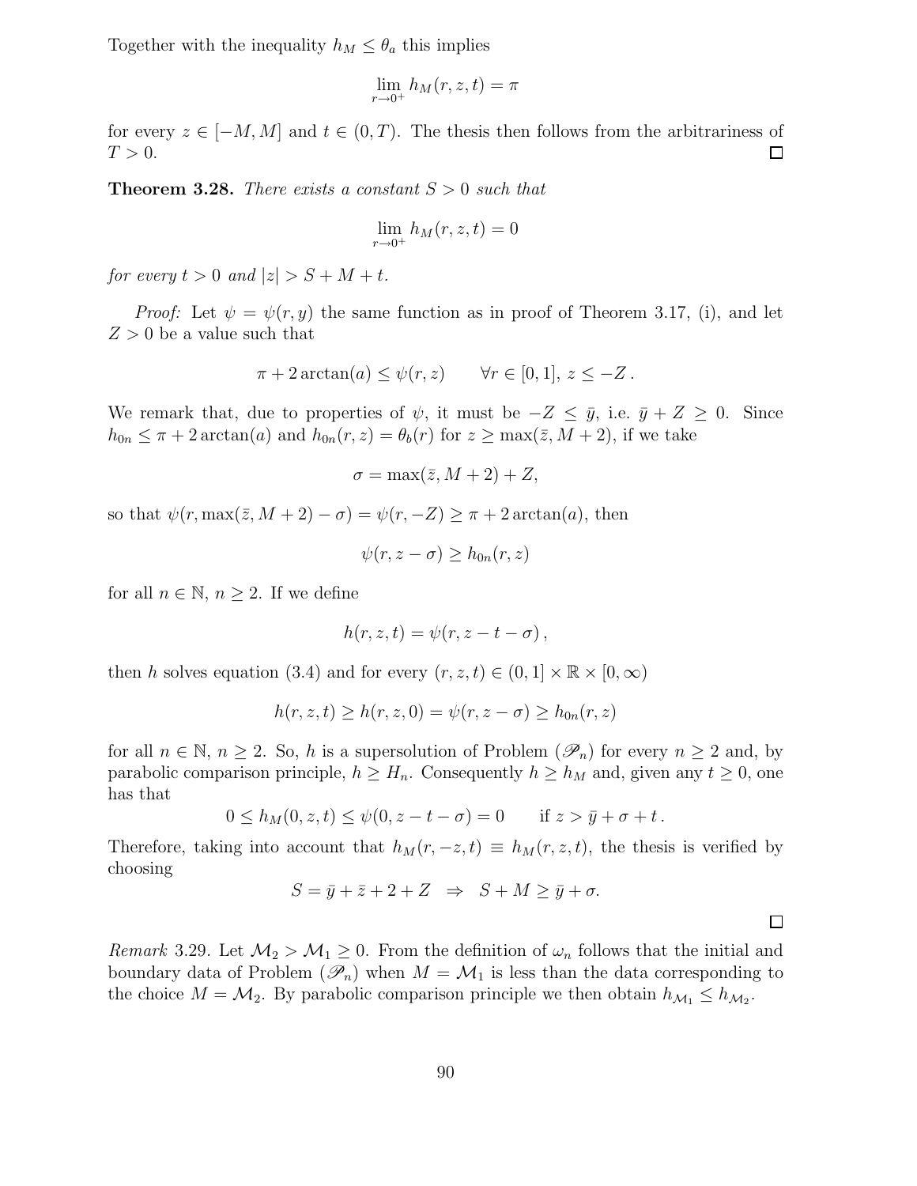Together with the inequality $h_M \leq \theta_a$ this implies

$$\lim_{r \to 0^+} h_M(r, z, t) = \pi$$

for every $z \in [-M, M]$ and $t \in (0, T)$. The thesis then follows from the arbitrariness of $T > 0$. □

**Theorem 3.28.** *There exists a constant $S > 0$ such that*

$$\lim_{r \to 0^+} h_M(r, z, t) = 0$$

*for every $t > 0$ and $|z| > S + M + t$.*

*Proof:* Let $\psi = \psi(r, y)$ the same function as in proof of Theorem 3.17, (i), and let $Z > 0$ be a value such that

$$\pi + 2\arctan(a) \leq \psi(r, z) \qquad \forall r \in [0, 1],\ z \leq -Z\,.$$

We remark that, due to properties of $\psi$, it must be $-Z \leq \bar{y}$, i.e. $\bar{y} + Z \geq 0$. Since $h_{0n} \leq \pi + 2\arctan(a)$ and $h_{0n}(r, z) = \theta_b(r)$ for $z \geq \max(\bar{z}, M + 2)$, if we take

$$\sigma = \max(\bar{z}, M + 2) + Z,$$

so that $\psi(r, \max(\bar{z}, M + 2) - \sigma) = \psi(r, -Z) \geq \pi + 2\arctan(a)$, then

$$\psi(r, z - \sigma) \geq h_{0n}(r, z)$$

for all $n \in \mathbb{N}$, $n \geq 2$. If we define

$$h(r, z, t) = \psi(r, z - t - \sigma)\,,$$

then $h$ solves equation (3.4) and for every $(r, z, t) \in (0, 1] \times \mathbb{R} \times [0, \infty)$

$$h(r, z, t) \geq h(r, z, 0) = \psi(r, z - \sigma) \geq h_{0n}(r, z)$$

for all $n \in \mathbb{N}$, $n \geq 2$. So, $h$ is a supersolution of Problem $(\mathscr{P}_n)$ for every $n \geq 2$ and, by parabolic comparison principle, $h \geq H_n$. Consequently $h \geq h_M$ and, given any $t \geq 0$, one has that

$$0 \leq h_M(0, z, t) \leq \psi(0, z - t - \sigma) = 0 \qquad \text{if } z > \bar{y} + \sigma + t\,.$$

Therefore, taking into account that $h_M(r, -z, t) \equiv h_M(r, z, t)$, the thesis is verified by choosing

$$S = \bar{y} + \bar{z} + 2 + Z \ \Rightarrow\ S + M \geq \bar{y} + \sigma.$$

□

*Remark* 3.29. Let $\mathcal{M}_2 > \mathcal{M}_1 \geq 0$. From the definition of $\omega_n$ follows that the initial and boundary data of Problem $(\mathscr{P}_n)$ when $M = \mathcal{M}_1$ is less than the data corresponding to the choice $M = \mathcal{M}_2$. By parabolic comparison principle we then obtain $h_{\mathcal{M}_1} \leq h_{\mathcal{M}_2}$.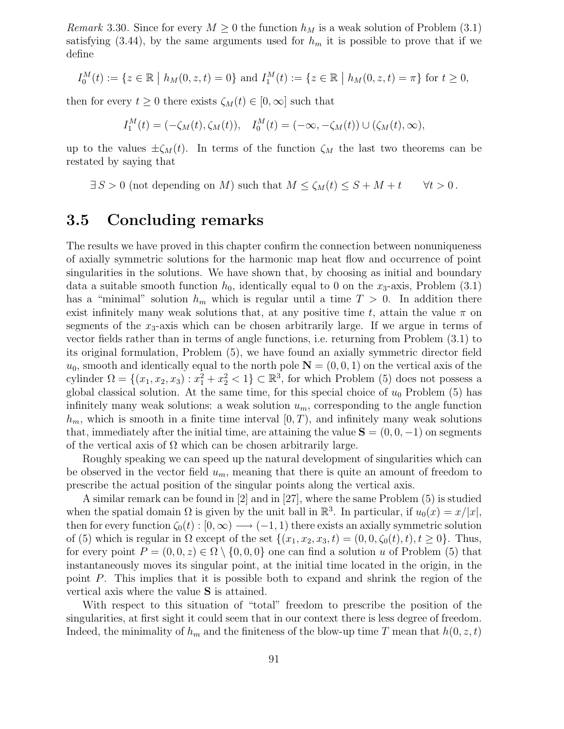*Remark* 3.30. Since for every $M \geq 0$ the function $h_M$ is a weak solution of Problem (3.1) satisfying (3.44), by the same arguments used for $h_m$ it is possible to prove that if we define

$$I_0^M(t) := \{z \in \mathbb{R} \mid h_M(0,z,t) = 0\} \text{ and } I_1^M(t) := \{z \in \mathbb{R} \mid h_M(0,z,t) = \pi\} \text{ for } t \geq 0,$$

then for every $t \geq 0$ there exists $\zeta_M(t) \in [0, \infty]$ such that

$$I_1^M(t) = (-\zeta_M(t), \zeta_M(t)), \quad I_0^M(t) = (-\infty, -\zeta_M(t)) \cup (\zeta_M(t), \infty),$$

up to the values $\pm\zeta_M(t)$. In terms of the function $\zeta_M$ the last two theorems can be restated by saying that

$$\exists\, S > 0 \text{ (not depending on } M\text{) such that } M \leq \zeta_M(t) \leq S + M + t \qquad \forall t > 0\,.$$

## 3.5 Concluding remarks

The results we have proved in this chapter confirm the connection between nonuniqueness of axially symmetric solutions for the harmonic map heat flow and occurrence of point singularities in the solutions. We have shown that, by choosing as initial and boundary data a suitable smooth function $h_0$, identically equal to 0 on the $x_3$-axis, Problem (3.1) has a "minimal" solution $h_m$ which is regular until a time $T > 0$. In addition there exist infinitely many weak solutions that, at any positive time $t$, attain the value $\pi$ on segments of the $x_3$-axis which can be chosen arbitrarily large. If we argue in terms of vector fields rather than in terms of angle functions, i.e. returning from Problem (3.1) to its original formulation, Problem (5), we have found an axially symmetric director field $u_0$, smooth and identically equal to the north pole $\mathbf{N} = (0,0,1)$ on the vertical axis of the cylinder $\Omega = \{(x_1, x_2, x_3) : x_1^2 + x_2^2 < 1\} \subset \mathbb{R}^3$, for which Problem (5) does not possess a global classical solution. At the same time, for this special choice of $u_0$ Problem (5) has infinitely many weak solutions: a weak solution $u_m$, corresponding to the angle function $h_m$, which is smooth in a finite time interval $[0, T)$, and infinitely many weak solutions that, immediately after the initial time, are attaining the value $\mathbf{S} = (0, 0, -1)$ on segments of the vertical axis of $\Omega$ which can be chosen arbitrarily large.

Roughly speaking we can speed up the natural development of singularities which can be observed in the vector field $u_m$, meaning that there is quite an amount of freedom to prescribe the actual position of the singular points along the vertical axis.

A similar remark can be found in [2] and in [27], where the same Problem (5) is studied when the spatial domain $\Omega$ is given by the unit ball in $\mathbb{R}^3$. In particular, if $u_0(x) = x/|x|$, then for every function $\zeta_0(t) : [0, \infty) \longrightarrow (-1, 1)$ there exists an axially symmetric solution of (5) which is regular in $\Omega$ except of the set $\{(x_1, x_2, x_3, t) = (0, 0, \zeta_0(t), t), t \geq 0\}$. Thus, for every point $P = (0, 0, z) \in \Omega \setminus \{0, 0, 0\}$ one can find a solution $u$ of Problem (5) that instantaneously moves its singular point, at the initial time located in the origin, in the point $P$. This implies that it is possible both to expand and shrink the region of the vertical axis where the value $\mathbf{S}$ is attained.

With respect to this situation of "total" freedom to prescribe the position of the singularities, at first sight it could seem that in our context there is less degree of freedom. Indeed, the minimality of $h_m$ and the finiteness of the blow-up time $T$ mean that $h(0, z, t)$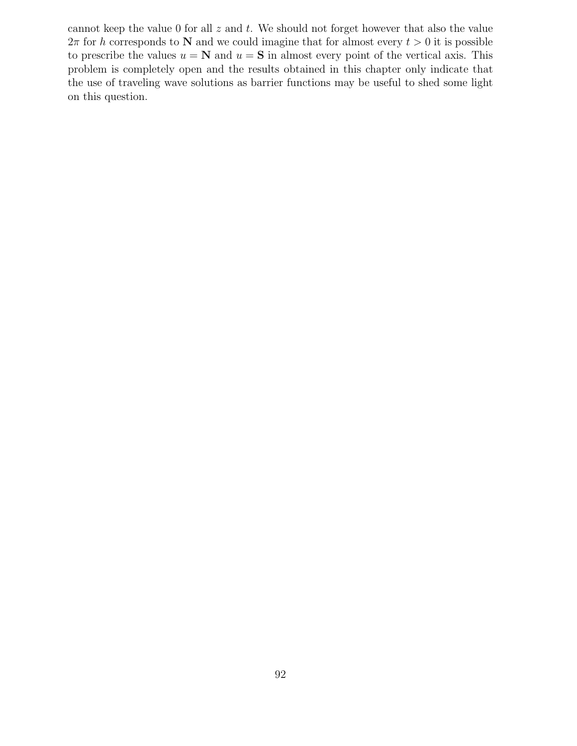cannot keep the value 0 for all $z$ and $t$. We should not forget however that also the value $2\pi$ for $h$ corresponds to $\mathbf{N}$ and we could imagine that for almost every $t > 0$ it is possible to prescribe the values $u = \mathbf{N}$ and $u = \mathbf{S}$ in almost every point of the vertical axis. This problem is completely open and the results obtained in this chapter only indicate that the use of traveling wave solutions as barrier functions may be useful to shed some light on this question.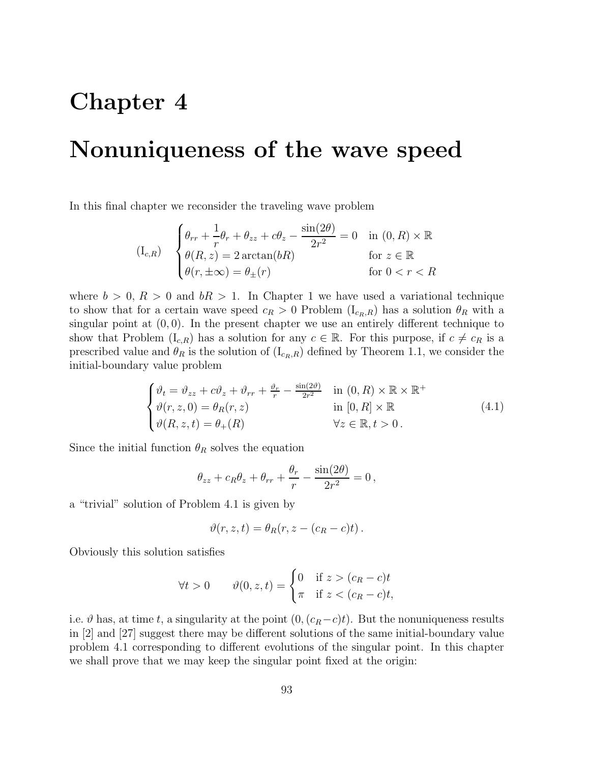# Chapter 4

# Nonuniqueness of the wave speed

In this final chapter we reconsider the traveling wave problem

$$
(\mathrm{I}_{c,R}) \quad \begin{cases} \theta_{rr} + \dfrac{1}{r}\theta_r + \theta_{zz} + c\theta_z - \dfrac{\sin(2\theta)}{2r^2} = 0 & \text{in } (0,R)\times\mathbb{R} \\ \theta(R,z) = 2\arctan(bR) & \text{for } z\in\mathbb{R} \\ \theta(r,\pm\infty) = \theta_\pm(r) & \text{for } 0<r<R \end{cases}
$$

where $b>0$, $R>0$ and $bR>1$. In Chapter 1 we have used a variational technique to show that for a certain wave speed $c_R>0$ Problem $(\mathrm{I}_{c_R,R})$ has a solution $\theta_R$ with a singular point at $(0,0)$. In the present chapter we use an entirely different technique to show that Problem $(\mathrm{I}_{c,R})$ has a solution for any $c\in\mathbb{R}$. For this purpose, if $c\neq c_R$ is a prescribed value and $\theta_R$ is the solution of $(\mathrm{I}_{c_R,R})$ defined by Theorem 1.1, we consider the initial-boundary value problem

$$
\begin{cases} \vartheta_t = \vartheta_{zz} + c\vartheta_z + \vartheta_{rr} + \frac{\vartheta_r}{r} - \frac{\sin(2\vartheta)}{2r^2} & \text{in } (0,R)\times\mathbb{R}\times\mathbb{R}^+ \\ \vartheta(r,z,0) = \theta_R(r,z) & \text{in } [0,R]\times\mathbb{R} \\ \vartheta(R,z,t) = \theta_+(R) & \forall z\in\mathbb{R}, t>0\,. \end{cases} \tag{4.1}
$$

Since the initial function $\theta_R$ solves the equation

$$
\theta_{zz} + c_R\theta_z + \theta_{rr} + \frac{\theta_r}{r} - \frac{\sin(2\theta)}{2r^2} = 0\,,
$$

a "trivial" solution of Problem 4.1 is given by

$$
\vartheta(r,z,t) = \theta_R(r, z-(c_R-c)t)\,.
$$

Obviously this solution satisfies

$$
\forall t>0 \qquad \vartheta(0,z,t) = \begin{cases} 0 & \text{if } z>(c_R-c)t \\ \pi & \text{if } z<(c_R-c)t, \end{cases}
$$

i.e. $\vartheta$ has, at time $t$, a singularity at the point $(0,(c_R-c)t)$. But the nonuniqueness results in [2] and [27] suggest there may be different solutions of the same initial-boundary value problem 4.1 corresponding to different evolutions of the singular point. In this chapter we shall prove that we may keep the singular point fixed at the origin: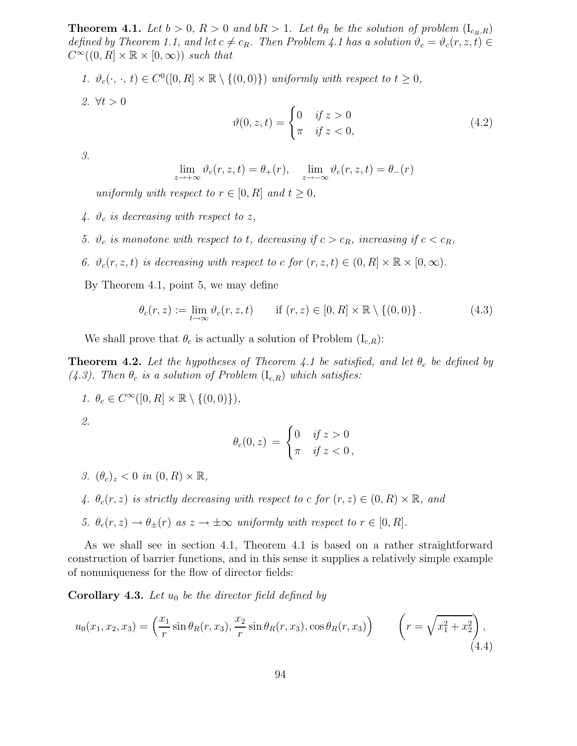**Theorem 4.1.** *Let $b > 0$, $R > 0$ and $bR > 1$. Let $\theta_R$ be the solution of problem $(\mathrm{I}_{c_R,R})$ defined by Theorem 1.1, and let $c \neq c_R$. Then Problem 4.1 has a solution $\vartheta_c = \vartheta_c(r,z,t) \in C^\infty((0,R] \times \mathbb{R} \times [0,\infty))$ such that*

1. *$\vartheta_c(\cdot,\cdot,t) \in C^0([0,R] \times \mathbb{R} \setminus \{(0,0)\})$ uniformly with respect to $t \geq 0$,*
2. *$\forall t > 0$*
$$\vartheta(0,z,t) = \begin{cases} 0 & \text{if } z > 0 \\ \pi & \text{if } z < 0, \end{cases} \tag{4.2}$$
3. 
$$\lim_{z \to +\infty} \vartheta_c(r,z,t) = \theta_+(r), \qquad \lim_{z \to -\infty} \vartheta_c(r,z,t) = \theta_-(r)$$
*uniformly with respect to $r \in [0,R]$ and $t \geq 0$,*
4. *$\vartheta_c$ is decreasing with respect to $z$,*
5. *$\vartheta_c$ is monotone with respect to $t$, decreasing if $c > c_R$, increasing if $c < c_R$,*
6. *$\vartheta_c(r,z,t)$ is decreasing with respect to $c$ for $(r,z,t) \in (0,R] \times \mathbb{R} \times [0,\infty)$.*

By Theorem 4.1, point 5, we may define

$$\theta_c(r,z) := \lim_{t \to \infty} \vartheta_c(r,z,t) \qquad \text{if } (r,z) \in [0,R] \times \mathbb{R} \setminus \{(0,0)\}. \tag{4.3}$$

We shall prove that $\theta_c$ is actually a solution of Problem $(\mathrm{I}_{c,R})$:

**Theorem 4.2.** *Let the hypotheses of Theorem 4.1 be satisfied, and let $\theta_c$ be defined by (4.3). Then $\theta_c$ is a solution of Problem $(\mathrm{I}_{c,R})$ which satisfies:*

1. *$\theta_c \in C^\infty([0,R] \times \mathbb{R} \setminus \{(0,0)\})$,*
2. 
$$\theta_c(0,z) = \begin{cases} 0 & \text{if } z > 0 \\ \pi & \text{if } z < 0, \end{cases}$$
3. *$(\theta_c)_z < 0$ in $(0,R) \times \mathbb{R}$,*
4. *$\theta_c(r,z)$ is strictly decreasing with respect to $c$ for $(r,z) \in (0,R) \times \mathbb{R}$, and*
5. *$\theta_c(r,z) \to \theta_\pm(r)$ as $z \to \pm\infty$ uniformly with respect to $r \in [0,R]$.*

As we shall see in section 4.1, Theorem 4.1 is based on a rather straightforward construction of barrier functions, and in this sense it supplies a relatively simple example of nonuniqueness for the flow of director fields:

**Corollary 4.3.** *Let $u_0$ be the director field defined by*

$$u_0(x_1,x_2,x_3) = \left(\frac{x_1}{r}\sin\theta_R(r,x_3), \frac{x_2}{r}\sin\theta_R(r,x_3), \cos\theta_R(r,x_3)\right) \qquad \left(r = \sqrt{x_1^2 + x_2^2}\right), \tag{4.4}$$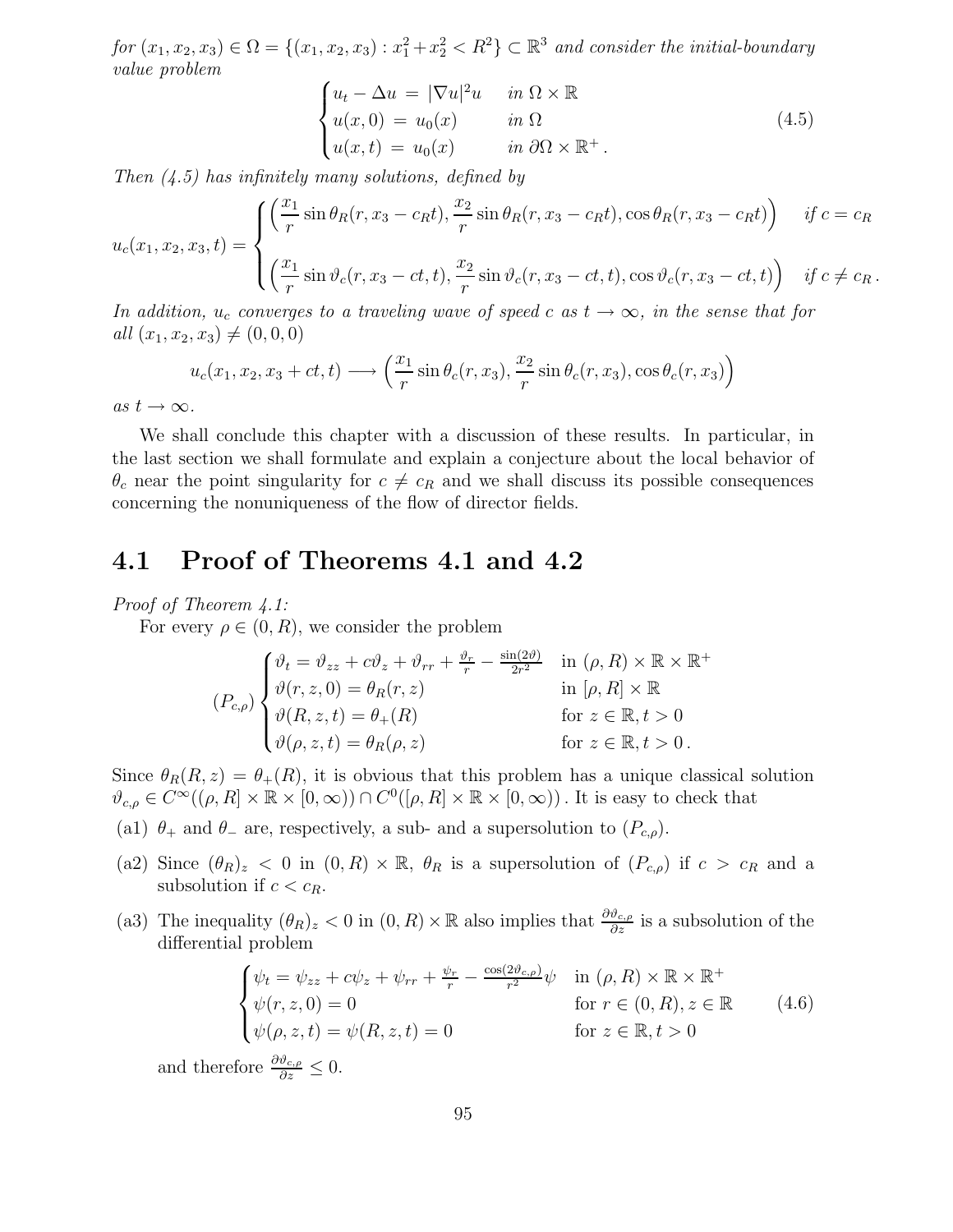*for* $(x_1, x_2, x_3) \in \Omega = \{(x_1, x_2, x_3) : x_1^2 + x_2^2 < R^2\} \subset \mathbb{R}^3$ *and consider the initial-boundary value problem*

$$\begin{cases} u_t - \Delta u \,=\, |\nabla u|^2 u & \text{in } \Omega \times \mathbb{R} \\ u(x, 0) \,=\, u_0(x) & \text{in } \Omega \\ u(x, t) \,=\, u_0(x) & \text{in } \partial\Omega \times \mathbb{R}^+ . \end{cases} \tag{4.5}$$

*Then (4.5) has infinitely many solutions, defined by*

$$u_c(x_1, x_2, x_3, t) = \begin{cases} \Big( \dfrac{x_1}{r} \sin\theta_R(r, x_3 - c_R t), \dfrac{x_2}{r} \sin\theta_R(r, x_3 - c_R t), \cos\theta_R(r, x_3 - c_R t) \Big) & \text{if } c = c_R \\[2ex] \Big( \dfrac{x_1}{r} \sin\vartheta_c(r, x_3 - ct, t), \dfrac{x_2}{r} \sin\vartheta_c(r, x_3 - ct, t), \cos\vartheta_c(r, x_3 - ct, t) \Big) & \text{if } c \neq c_R . \end{cases}$$

*In addition,* $u_c$ *converges to a traveling wave of speed* $c$ *as* $t \to \infty$*, in the sense that for all* $(x_1, x_2, x_3) \neq (0, 0, 0)$

$$u_c(x_1, x_2, x_3 + ct, t) \longrightarrow \Big( \frac{x_1}{r} \sin\theta_c(r, x_3), \frac{x_2}{r} \sin\theta_c(r, x_3), \cos\theta_c(r, x_3) \Big)$$

*as* $t \to \infty$.

We shall conclude this chapter with a discussion of these results. In particular, in the last section we shall formulate and explain a conjecture about the local behavior of $\theta_c$ near the point singularity for $c \neq c_R$ and we shall discuss its possible consequences concerning the nonuniqueness of the flow of director fields.

## 4.1 Proof of Theorems 4.1 and 4.2

*Proof of Theorem 4.1:*

For every $\rho \in (0, R)$, we consider the problem

$$(P_{c,\rho}) \begin{cases} \vartheta_t = \vartheta_{zz} + c\vartheta_z + \vartheta_{rr} + \frac{\vartheta_r}{r} - \frac{\sin(2\vartheta)}{2r^2} & \text{in } (\rho, R) \times \mathbb{R} \times \mathbb{R}^+ \\ \vartheta(r, z, 0) = \theta_R(r, z) & \text{in } [\rho, R] \times \mathbb{R} \\ \vartheta(R, z, t) = \theta_+(R) & \text{for } z \in \mathbb{R}, t > 0 \\ \vartheta(\rho, z, t) = \theta_R(\rho, z) & \text{for } z \in \mathbb{R}, t > 0 . \end{cases}$$

Since $\theta_R(R, z) = \theta_+(R)$, it is obvious that this problem has a unique classical solution $\vartheta_{c,\rho} \in C^\infty((\rho, R] \times \mathbb{R} \times [0, \infty)) \cap C^0([\rho, R] \times \mathbb{R} \times [0, \infty))$ . It is easy to check that

(a1) $\theta_+$ and $\theta_-$ are, respectively, a sub- and a supersolution to $(P_{c,\rho})$.

(a2) Since $(\theta_R)_z < 0$ in $(0, R) \times \mathbb{R}$, $\theta_R$ is a supersolution of $(P_{c,\rho})$ if $c > c_R$ and a subsolution if $c < c_R$.

(a3) The inequality $(\theta_R)_z < 0$ in $(0, R) \times \mathbb{R}$ also implies that $\frac{\partial \vartheta_{c,\rho}}{\partial z}$ is a subsolution of the differential problem

$$\begin{cases} \psi_t = \psi_{zz} + c\psi_z + \psi_{rr} + \frac{\psi_r}{r} - \frac{\cos(2\vartheta_{c,\rho})}{r^2}\psi & \text{in } (\rho, R) \times \mathbb{R} \times \mathbb{R}^+ \\ \psi(r, z, 0) = 0 & \text{for } r \in (0, R), z \in \mathbb{R} \\ \psi(\rho, z, t) = \psi(R, z, t) = 0 & \text{for } z \in \mathbb{R}, t > 0 \end{cases} \tag{4.6}$$

and therefore $\frac{\partial \vartheta_{c,\rho}}{\partial z} \leq 0$.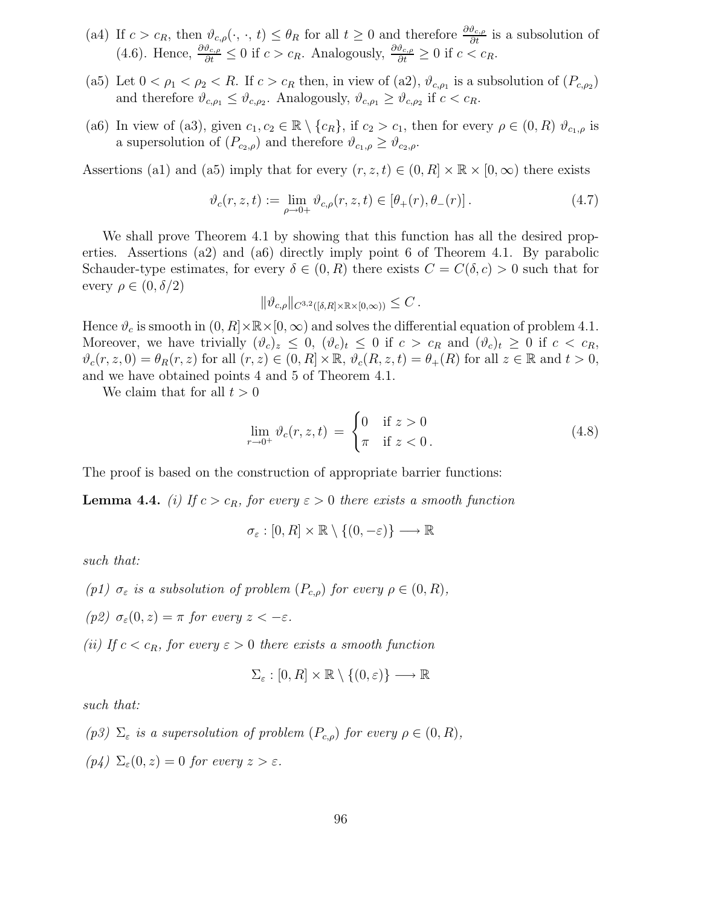(a4) If $c > c_R$, then $\vartheta_{c,\rho}(\cdot, \cdot, t) \le \theta_R$ for all $t \ge 0$ and therefore $\frac{\partial \vartheta_{c,\rho}}{\partial t}$ is a subsolution of (4.6). Hence, $\frac{\partial \vartheta_{c,\rho}}{\partial t} \le 0$ if $c > c_R$. Analogously, $\frac{\partial \vartheta_{c,\rho}}{\partial t} \ge 0$ if $c < c_R$.

(a5) Let $0 < \rho_1 < \rho_2 < R$. If $c > c_R$ then, in view of (a2), $\vartheta_{c,\rho_1}$ is a subsolution of $(P_{c,\rho_2})$ and therefore $\vartheta_{c,\rho_1} \le \vartheta_{c,\rho_2}$. Analogously, $\vartheta_{c,\rho_1} \ge \vartheta_{c,\rho_2}$ if $c < c_R$.

(a6) In view of (a3), given $c_1, c_2 \in \mathbb{R} \setminus \{c_R\}$, if $c_2 > c_1$, then for every $\rho \in (0, R)$ $\vartheta_{c_1,\rho}$ is a supersolution of $(P_{c_2,\rho})$ and therefore $\vartheta_{c_1,\rho} \ge \vartheta_{c_2,\rho}$.

Assertions (a1) and (a5) imply that for every $(r, z, t) \in (0, R] \times \mathbb{R} \times [0, \infty)$ there exists

$$\vartheta_c(r, z, t) := \lim_{\rho \to 0+} \vartheta_{c,\rho}(r, z, t) \in [\theta_+(r), \theta_-(r)] \,. \tag{4.7}$$

We shall prove Theorem 4.1 by showing that this function has all the desired properties. Assertions (a2) and (a6) directly imply point 6 of Theorem 4.1. By parabolic Schauder-type estimates, for every $\delta \in (0, R)$ there exists $C = C(\delta, c) > 0$ such that for every $\rho \in (0, \delta/2)$

$$\|\vartheta_{c,\rho}\|_{C^{3,2}([\delta,R]\times\mathbb{R}\times[0,\infty))} \le C \,.$$

Hence $\vartheta_c$ is smooth in $(0, R] \times \mathbb{R} \times [0, \infty)$ and solves the differential equation of problem 4.1. Moreover, we have trivially $(\vartheta_c)_z \le 0$, $(\vartheta_c)_t \le 0$ if $c > c_R$ and $(\vartheta_c)_t \ge 0$ if $c < c_R$, $\vartheta_c(r, z, 0) = \theta_R(r, z)$ for all $(r, z) \in (0, R] \times \mathbb{R}$, $\vartheta_c(R, z, t) = \theta_+(R)$ for all $z \in \mathbb{R}$ and $t > 0$, and we have obtained points 4 and 5 of Theorem 4.1.

We claim that for all $t > 0$

$$\lim_{r \to 0^+} \vartheta_c(r, z, t) \;=\; \begin{cases} 0 & \text{if } z > 0 \\ \pi & \text{if } z < 0 \,. \end{cases} \tag{4.8}$$

The proof is based on the construction of appropriate barrier functions:

**Lemma 4.4.** *(i) If $c > c_R$, for every $\varepsilon > 0$ there exists a smooth function*

$$\sigma_\varepsilon : [0, R] \times \mathbb{R} \setminus \{(0, -\varepsilon)\} \longrightarrow \mathbb{R}$$

*such that:*

*(p1) $\sigma_\varepsilon$ is a subsolution of problem $(P_{c,\rho})$ for every $\rho \in (0, R)$,*

*(p2) $\sigma_\varepsilon(0, z) = \pi$ for every $z < -\varepsilon$.*

*(ii) If $c < c_R$, for every $\varepsilon > 0$ there exists a smooth function*

$$\Sigma_\varepsilon : [0, R] \times \mathbb{R} \setminus \{(0, \varepsilon)\} \longrightarrow \mathbb{R}$$

*such that:*

*(p3) $\Sigma_\varepsilon$ is a supersolution of problem $(P_{c,\rho})$ for every $\rho \in (0, R)$,*

*(p4) $\Sigma_\varepsilon(0, z) = 0$ for every $z > \varepsilon$.*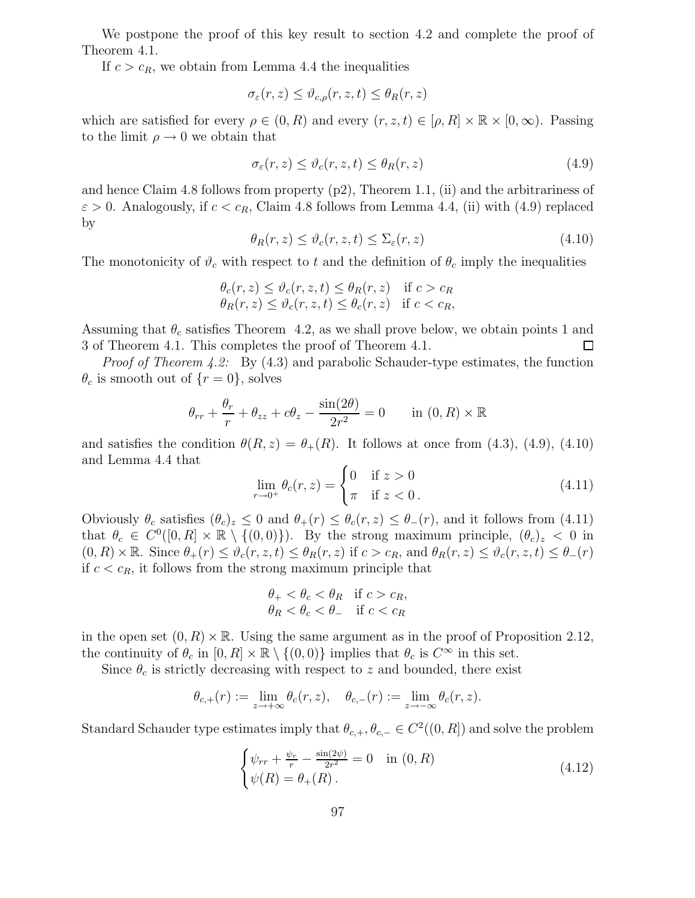We postpone the proof of this key result to section 4.2 and complete the proof of Theorem 4.1.

If $c > c_R$, we obtain from Lemma 4.4 the inequalities

$$\sigma_\varepsilon(r,z) \leq \vartheta_{c,\rho}(r,z,t) \leq \theta_R(r,z)$$

which are satisfied for every $\rho \in (0,R)$ and every $(r,z,t) \in [\rho,R] \times \mathbb{R} \times [0,\infty)$. Passing to the limit $\rho \to 0$ we obtain that

$$\sigma_\varepsilon(r,z) \leq \vartheta_c(r,z,t) \leq \theta_R(r,z) \tag{4.9}$$

and hence Claim 4.8 follows from property (p2), Theorem 1.1, (ii) and the arbitrariness of $\varepsilon > 0$. Analogously, if $c < c_R$, Claim 4.8 follows from Lemma 4.4, (ii) with (4.9) replaced by

$$\theta_R(r,z) \leq \vartheta_c(r,z,t) \leq \Sigma_\varepsilon(r,z) \tag{4.10}$$

The monotonicity of $\vartheta_c$ with respect to $t$ and the definition of $\theta_c$ imply the inequalities

$$\begin{aligned} \theta_c(r,z) \leq \vartheta_c(r,z,t) \leq \theta_R(r,z) \quad \text{if } c > c_R \\ \theta_R(r,z) \leq \vartheta_c(r,z,t) \leq \theta_c(r,z) \quad \text{if } c < c_R, \end{aligned}$$

Assuming that $\theta_c$ satisfies Theorem 4.2, as we shall prove below, we obtain points 1 and 3 of Theorem 4.1. This completes the proof of Theorem 4.1. □

*Proof of Theorem 4.2:* By (4.3) and parabolic Schauder-type estimates, the function $\theta_c$ is smooth out of $\{r = 0\}$, solves

$$\theta_{rr} + \frac{\theta_r}{r} + \theta_{zz} + c\theta_z - \frac{\sin(2\theta)}{2r^2} = 0 \qquad \text{in } (0,R) \times \mathbb{R}$$

and satisfies the condition $\theta(R,z) = \theta_+(R)$. It follows at once from (4.3), (4.9), (4.10) and Lemma 4.4 that

$$\lim_{r \to 0^+} \theta_c(r,z) = \begin{cases} 0 & \text{if } z > 0 \\ \pi & \text{if } z < 0\,. \end{cases} \tag{4.11}$$

Obviously $\theta_c$ satisfies $(\theta_c)_z \leq 0$ and $\theta_+(r) \leq \theta_c(r,z) \leq \theta_-(r)$, and it follows from (4.11) that $\theta_c \in C^0([0,R] \times \mathbb{R} \setminus \{(0,0)\})$. By the strong maximum principle, $(\theta_c)_z < 0$ in $(0,R) \times \mathbb{R}$. Since $\theta_+(r) \leq \vartheta_c(r,z,t) \leq \theta_R(r,z)$ if $c > c_R$, and $\theta_R(r,z) \leq \vartheta_c(r,z,t) \leq \theta_-(r)$ if $c < c_R$, it follows from the strong maximum principle that

$$\begin{aligned} \theta_+ < \theta_c < \theta_R \quad \text{if } c > c_R, \\ \theta_R < \theta_c < \theta_- \quad \text{if } c < c_R \end{aligned}$$

in the open set $(0,R) \times \mathbb{R}$. Using the same argument as in the proof of Proposition 2.12, the continuity of $\theta_c$ in $[0,R] \times \mathbb{R} \setminus \{(0,0)\}$ implies that $\theta_c$ is $C^\infty$ in this set.

Since $\theta_c$ is strictly decreasing with respect to $z$ and bounded, there exist

$$\theta_{c,+}(r) := \lim_{z \to +\infty} \theta_c(r,z), \quad \theta_{c,-}(r) := \lim_{z \to -\infty} \theta_c(r,z).$$

Standard Schauder type estimates imply that $\theta_{c,+}, \theta_{c,-} \in C^2((0,R])$ and solve the problem

$$\begin{cases} \psi_{rr} + \frac{\psi_r}{r} - \frac{\sin(2\psi)}{2r^2} = 0 & \text{in } (0,R) \\ \psi(R) = \theta_+(R)\,. \end{cases} \tag{4.12}$$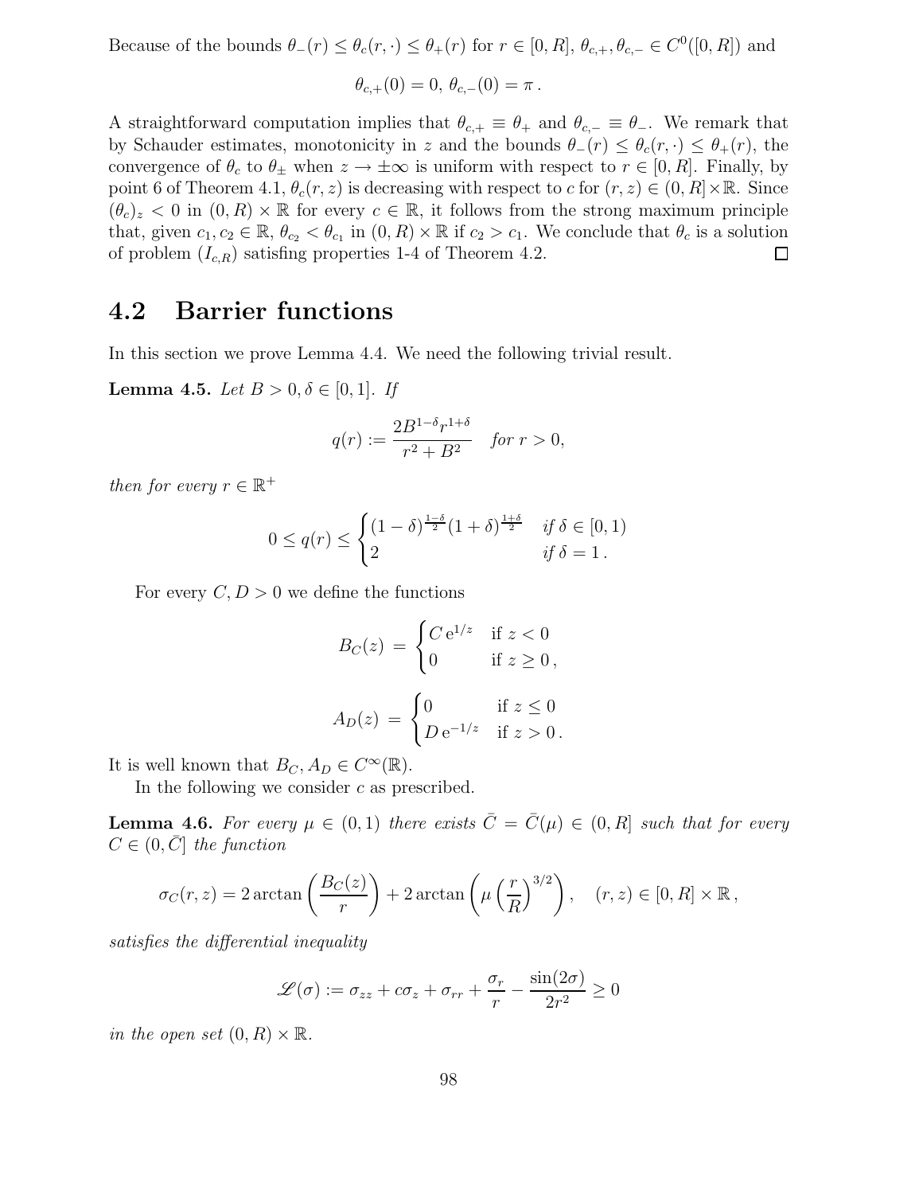Because of the bounds $\theta_-(r) \le \theta_c(r,\cdot) \le \theta_+(r)$ for $r \in [0,R]$, $\theta_{c,+}, \theta_{c,-} \in C^0([0,R])$ and

$$\theta_{c,+}(0) = 0,\ \theta_{c,-}(0) = \pi\,.$$

A straightforward computation implies that $\theta_{c,+} \equiv \theta_+$ and $\theta_{c,-} \equiv \theta_-$. We remark that by Schauder estimates, monotonicity in $z$ and the bounds $\theta_-(r) \le \theta_c(r,\cdot) \le \theta_+(r)$, the convergence of $\theta_c$ to $\theta_\pm$ when $z \to \pm\infty$ is uniform with respect to $r \in [0,R]$. Finally, by point 6 of Theorem 4.1, $\theta_c(r,z)$ is decreasing with respect to $c$ for $(r,z) \in (0,R] \times \mathbb{R}$. Since $(\theta_c)_z < 0$ in $(0,R) \times \mathbb{R}$ for every $c \in \mathbb{R}$, it follows from the strong maximum principle that, given $c_1, c_2 \in \mathbb{R}$, $\theta_{c_2} < \theta_{c_1}$ in $(0,R)\times\mathbb{R}$ if $c_2 > c_1$. We conclude that $\theta_c$ is a solution of problem $(I_{c,R})$ satisfing properties 1-4 of Theorem 4.2. □

## 4.2 Barrier functions

In this section we prove Lemma 4.4. We need the following trivial result.

**Lemma 4.5.** *Let $B > 0, \delta \in [0,1]$. If*

$$q(r) := \frac{2B^{1-\delta} r^{1+\delta}}{r^2 + B^2} \quad \textit{for } r > 0,$$

*then for every $r \in \mathbb{R}^+$*

$$0 \le q(r) \le \begin{cases} (1-\delta)^{\frac{1-\delta}{2}}(1+\delta)^{\frac{1+\delta}{2}} & \textit{if } \delta \in [0,1) \\ 2 & \textit{if } \delta = 1\,. \end{cases}$$

For every $C, D > 0$ we define the functions

$$B_C(z) \;=\; \begin{cases} C\,\mathrm{e}^{1/z} & \text{if } z < 0 \\ 0 & \text{if } z \ge 0\,, \end{cases}$$

$$A_D(z) \;=\; \begin{cases} 0 & \text{if } z \le 0 \\ D\,\mathrm{e}^{-1/z} & \text{if } z > 0\,. \end{cases}$$

It is well known that $B_C, A_D \in C^\infty(\mathbb{R})$.

In the following we consider $c$ as prescribed.

**Lemma 4.6.** *For every $\mu \in (0,1)$ there exists $\bar{C} = \bar{C}(\mu) \in (0,R]$ such that for every $C \in (0,\bar{C}]$ the function*

$$\sigma_C(r,z) = 2\arctan\left(\frac{B_C(z)}{r}\right) + 2\arctan\left(\mu\left(\frac{r}{R}\right)^{3/2}\right), \quad (r,z) \in [0,R]\times\mathbb{R}\,,$$

*satisfies the differential inequality*

$$\mathscr{L}(\sigma) := \sigma_{zz} + c\sigma_z + \sigma_{rr} + \frac{\sigma_r}{r} - \frac{\sin(2\sigma)}{2r^2} \ge 0$$

*in the open set $(0,R)\times\mathbb{R}$.*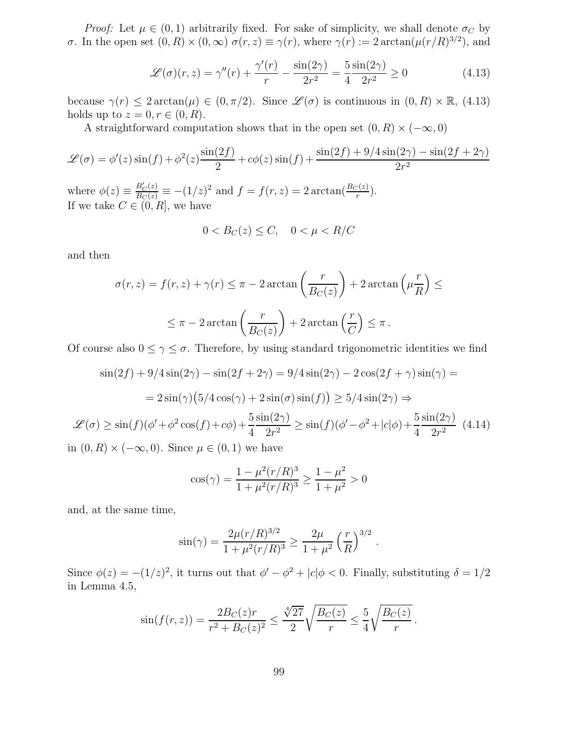*Proof:* Let $\mu \in (0,1)$ arbitrarily fixed. For sake of simplicity, we shall denote $\sigma_C$ by $\sigma$. In the open set $(0,R) \times (0,\infty)$ $\sigma(r,z) \equiv \gamma(r)$, where $\gamma(r) := 2\arctan(\mu(r/R)^{3/2})$, and

$$\mathscr{L}(\sigma)(r,z) = \gamma''(r) + \frac{\gamma'(r)}{r} - \frac{\sin(2\gamma)}{2r^2} = \frac{5}{4}\frac{\sin(2\gamma)}{2r^2} \geq 0 \tag{4.13}$$

because $\gamma(r) \leq 2\arctan(\mu) \in (0, \pi/2)$. Since $\mathscr{L}(\sigma)$ is continuous in $(0,R) \times \mathbb{R}$, (4.13) holds up to $z = 0, r \in (0,R)$.

A straightforward computation shows that in the open set $(0,R) \times (-\infty, 0)$

$$\mathscr{L}(\sigma) = \phi'(z)\sin(f) + \phi^2(z)\frac{\sin(2f)}{2} + c\phi(z)\sin(f) + \frac{\sin(2f) + 9/4\sin(2\gamma) - \sin(2f+2\gamma)}{2r^2}$$

where $\phi(z) \equiv \frac{B_C'(z)}{B_C(z)} \equiv -(1/z)^2$ and $f = f(r,z) = 2\arctan(\frac{B_C(z)}{r})$.
If we take $C \in (0,R]$, we have

$$0 < B_C(z) \leq C, \quad 0 < \mu < R/C$$

and then

$$\sigma(r,z) = f(r,z) + \gamma(r) \leq \pi - 2\arctan\left(\frac{r}{B_C(z)}\right) + 2\arctan\left(\mu\frac{r}{R}\right) \leq$$

$$\leq \pi - 2\arctan\left(\frac{r}{B_C(z)}\right) + 2\arctan\left(\frac{r}{C}\right) \leq \pi\,.$$

Of course also $0 \leq \gamma \leq \sigma$. Therefore, by using standard trigonometric identities we find

$$\sin(2f) + 9/4\sin(2\gamma) - \sin(2f+2\gamma) = 9/4\sin(2\gamma) - 2\cos(2f+\gamma)\sin(\gamma) =$$

$$= 2\sin(\gamma)\big(5/4\cos(\gamma) + 2\sin(\sigma)\sin(f)\big) \geq 5/4\sin(2\gamma) \Rightarrow$$

$$\mathscr{L}(\sigma) \geq \sin(f)(\phi' + \phi^2\cos(f) + c\phi) + \frac{5}{4}\frac{\sin(2\gamma)}{2r^2} \geq \sin(f)(\phi' - \phi^2 + |c|\phi) + \frac{5}{4}\frac{\sin(2\gamma)}{2r^2} \tag{4.14}$$

in $(0,R) \times (-\infty, 0)$. Since $\mu \in (0,1)$ we have

$$\cos(\gamma) = \frac{1 - \mu^2(r/R)^3}{1 + \mu^2(r/R)^3} \geq \frac{1-\mu^2}{1+\mu^2} > 0$$

and, at the same time,

$$\sin(\gamma) = \frac{2\mu(r/R)^{3/2}}{1 + \mu^2(r/R)^3} \geq \frac{2\mu}{1+\mu^2}\left(\frac{r}{R}\right)^{3/2}.$$

Since $\phi(z) = -(1/z)^2$, it turns out that $\phi' - \phi^2 + |c|\phi < 0$. Finally, substituting $\delta = 1/2$ in Lemma 4.5,

$$\sin(f(r,z)) = \frac{2B_C(z)r}{r^2 + B_C(z)^2} \leq \frac{\sqrt[4]{27}}{2}\sqrt{\frac{B_C(z)}{r}} \leq \frac{5}{4}\sqrt{\frac{B_C(z)}{r}}\,.$$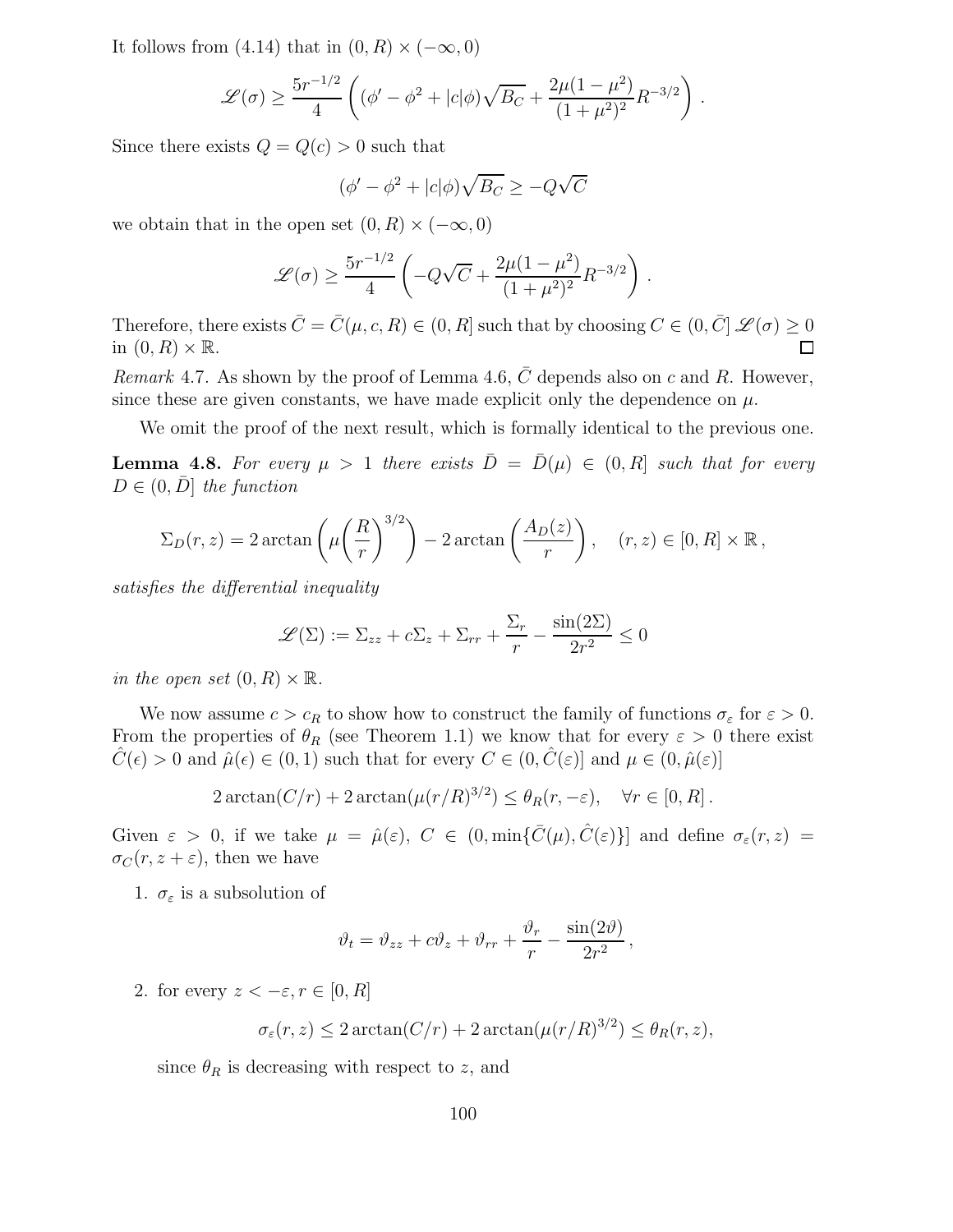It follows from (4.14) that in $(0,R)\times(-\infty,0)$

$$\mathscr{L}(\sigma) \geq \frac{5r^{-1/2}}{4}\left((\phi' - \phi^2 + |c|\phi)\sqrt{B_C} + \frac{2\mu(1-\mu^2)}{(1+\mu^2)^2}R^{-3/2}\right).$$

Since there exists $Q = Q(c) > 0$ such that

$$(\phi' - \phi^2 + |c|\phi)\sqrt{B_C} \geq -Q\sqrt{C}$$

we obtain that in the open set $(0,R)\times(-\infty,0)$

$$\mathscr{L}(\sigma) \geq \frac{5r^{-1/2}}{4}\left(-Q\sqrt{C} + \frac{2\mu(1-\mu^2)}{(1+\mu^2)^2}R^{-3/2}\right).$$

Therefore, there exists $\bar{C} = \bar{C}(\mu, c, R) \in (0,R]$ such that by choosing $C \in (0,\bar{C}]$ $\mathscr{L}(\sigma) \geq 0$ in $(0,R)\times\mathbb{R}$. □

*Remark* 4.7. As shown by the proof of Lemma 4.6, $\bar{C}$ depends also on $c$ and $R$. However, since these are given constants, we have made explicit only the dependence on $\mu$.

We omit the proof of the next result, which is formally identical to the previous one.

**Lemma 4.8.** *For every $\mu > 1$ there exists $\bar{D} = \bar{D}(\mu) \in (0,R]$ such that for every $D \in (0,\bar{D}]$ the function*

$$\Sigma_D(r,z) = 2\arctan\left(\mu\left(\frac{R}{r}\right)^{3/2}\right) - 2\arctan\left(\frac{A_D(z)}{r}\right), \quad (r,z) \in [0,R]\times\mathbb{R},$$

*satisfies the differential inequality*

$$\mathscr{L}(\Sigma) := \Sigma_{zz} + c\Sigma_z + \Sigma_{rr} + \frac{\Sigma_r}{r} - \frac{\sin(2\Sigma)}{2r^2} \leq 0$$

*in the open set $(0,R)\times\mathbb{R}$.*

We now assume $c > c_R$ to show how to construct the family of functions $\sigma_\varepsilon$ for $\varepsilon > 0$. From the properties of $\theta_R$ (see Theorem 1.1) we know that for every $\varepsilon > 0$ there exist $\hat{C}(\epsilon) > 0$ and $\hat{\mu}(\epsilon) \in (0,1)$ such that for every $C \in (0,\hat{C}(\varepsilon)]$ and $\mu \in (0,\hat{\mu}(\varepsilon)]$

$$2\arctan(C/r) + 2\arctan(\mu(r/R)^{3/2}) \leq \theta_R(r,-\varepsilon), \quad \forall r \in [0,R].$$

Given $\varepsilon > 0$, if we take $\mu = \hat{\mu}(\varepsilon)$, $C \in (0,\min\{\bar{C}(\mu),\hat{C}(\varepsilon)\}]$ and define $\sigma_\varepsilon(r,z) = \sigma_C(r,z+\varepsilon)$, then we have

1. $\sigma_\varepsilon$ is a subsolution of

$$\vartheta_t = \vartheta_{zz} + c\vartheta_z + \vartheta_{rr} + \frac{\vartheta_r}{r} - \frac{\sin(2\vartheta)}{2r^2},$$

2. for every $z < -\varepsilon, r \in [0,R]$

$$\sigma_\varepsilon(r,z) \leq 2\arctan(C/r) + 2\arctan(\mu(r/R)^{3/2}) \leq \theta_R(r,z),$$

since $\theta_R$ is decreasing with respect to $z$, and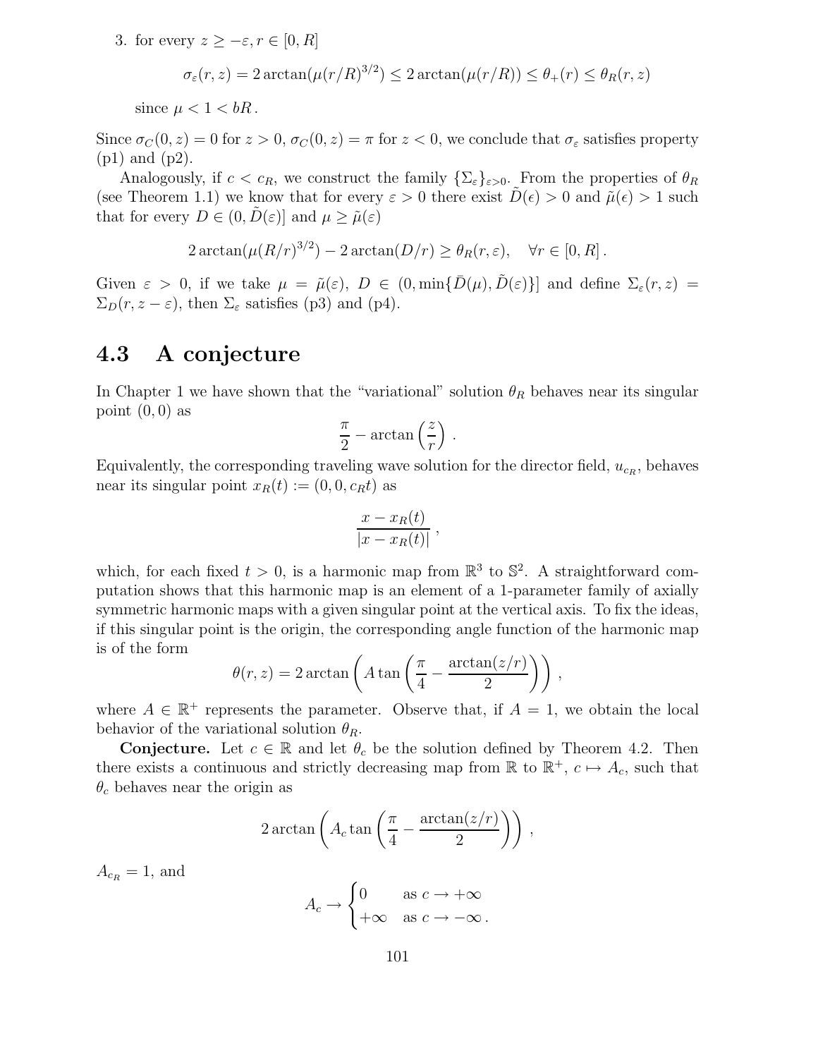3. for every $z \geq -\varepsilon, r \in [0, R]$

$$\sigma_\varepsilon(r, z) = 2\arctan(\mu(r/R)^{3/2}) \leq 2\arctan(\mu(r/R)) \leq \theta_+(r) \leq \theta_R(r, z)$$

since $\mu < 1 < bR$.

Since $\sigma_C(0, z) = 0$ for $z > 0$, $\sigma_C(0, z) = \pi$ for $z < 0$, we conclude that $\sigma_\varepsilon$ satisfies property (p1) and (p2).

Analogously, if $c < c_R$, we construct the family $\{\Sigma_\varepsilon\}_{\varepsilon > 0}$. From the properties of $\theta_R$ (see Theorem 1.1) we know that for every $\varepsilon > 0$ there exist $\tilde{D}(\epsilon) > 0$ and $\tilde{\mu}(\epsilon) > 1$ such that for every $D \in (0, \tilde{D}(\varepsilon)]$ and $\mu \geq \tilde{\mu}(\varepsilon)$

$$2\arctan(\mu(R/r)^{3/2}) - 2\arctan(D/r) \geq \theta_R(r, \varepsilon), \quad \forall r \in [0, R]\,.$$

Given $\varepsilon > 0$, if we take $\mu = \tilde{\mu}(\varepsilon)$, $D \in (0, \min\{\bar{D}(\mu), \tilde{D}(\varepsilon)\}]$ and define $\Sigma_\varepsilon(r, z) = \Sigma_D(r, z - \varepsilon)$, then $\Sigma_\varepsilon$ satisfies (p3) and (p4).

## 4.3 A conjecture

In Chapter 1 we have shown that the "variational" solution $\theta_R$ behaves near its singular point $(0, 0)$ as

$$\frac{\pi}{2} - \arctan\left(\frac{z}{r}\right)\,.$$

Equivalently, the corresponding traveling wave solution for the director field, $u_{c_R}$, behaves near its singular point $x_R(t) := (0, 0, c_R t)$ as

$$\frac{x - x_R(t)}{|x - x_R(t)|}\,,$$

which, for each fixed $t > 0$, is a harmonic map from $\mathbb{R}^3$ to $\mathbb{S}^2$. A straightforward computation shows that this harmonic map is an element of a 1-parameter family of axially symmetric harmonic maps with a given singular point at the vertical axis. To fix the ideas, if this singular point is the origin, the corresponding angle function of the harmonic map is of the form

$$\theta(r, z) = 2\arctan\left(A\tan\left(\frac{\pi}{4} - \frac{\arctan(z/r)}{2}\right)\right)\,,$$

where $A \in \mathbb{R}^+$ represents the parameter. Observe that, if $A = 1$, we obtain the local behavior of the variational solution $\theta_R$.

**Conjecture.** Let $c \in \mathbb{R}$ and let $\theta_c$ be the solution defined by Theorem 4.2. Then there exists a continuous and strictly decreasing map from $\mathbb{R}$ to $\mathbb{R}^+$, $c \mapsto A_c$, such that $\theta_c$ behaves near the origin as

$$2\arctan\left(A_c\tan\left(\frac{\pi}{4} - \frac{\arctan(z/r)}{2}\right)\right)\,,$$

$A_{c_R} = 1$, and

$$A_c \to \begin{cases} 0 & \text{as } c \to +\infty \\ +\infty & \text{as } c \to -\infty\,. \end{cases}$$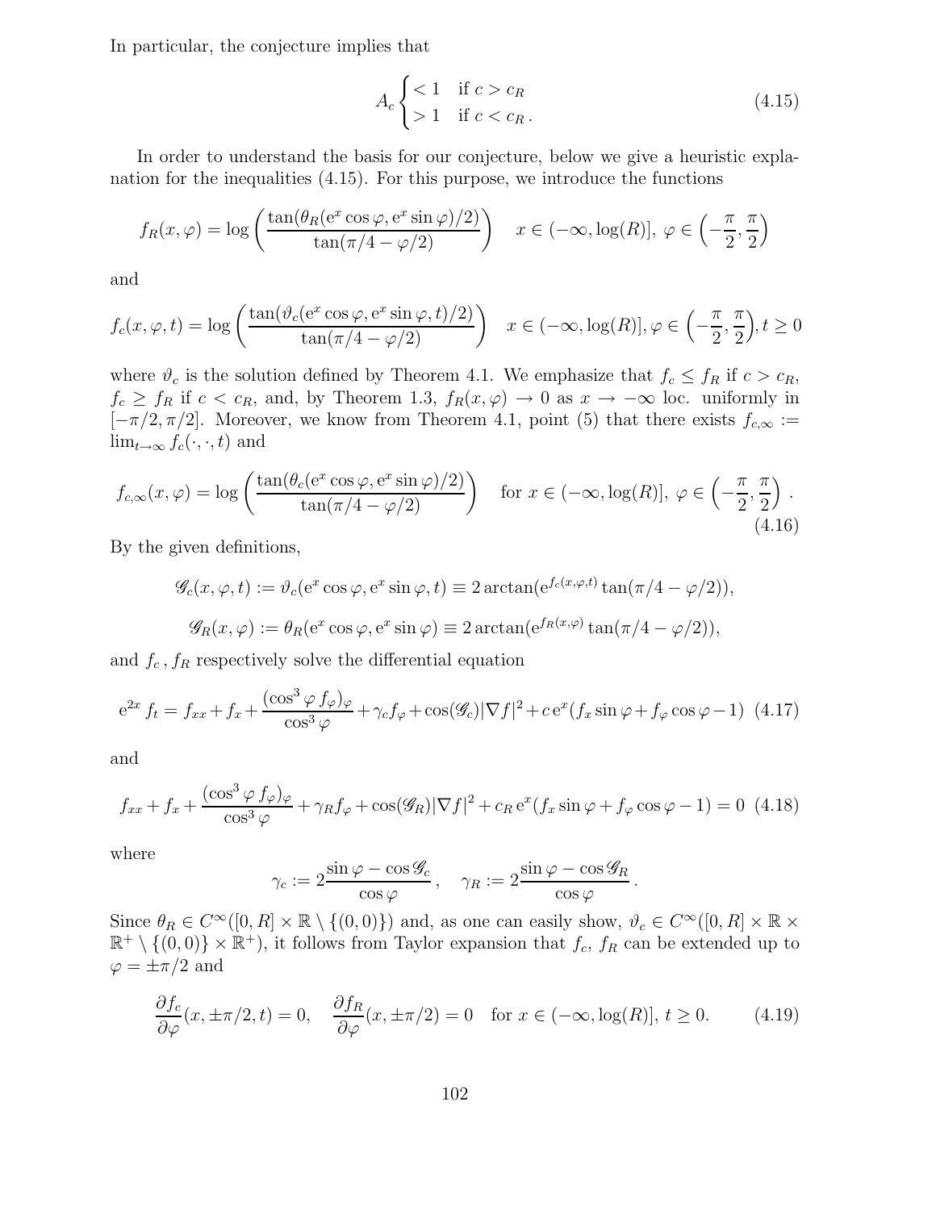In particular, the conjecture implies that

$$A_c \begin{cases} < 1 & \text{if } c > c_R \\ > 1 & \text{if } c < c_R\,. \end{cases} \tag{4.15}$$

In order to understand the basis for our conjecture, below we give a heuristic explanation for the inequalities (4.15). For this purpose, we introduce the functions

$$f_R(x,\varphi) = \log\left(\frac{\tan(\theta_R(\mathrm{e}^x\cos\varphi, \mathrm{e}^x\sin\varphi)/2)}{\tan(\pi/4-\varphi/2)}\right) \quad x \in (-\infty, \log(R)],\ \varphi \in \left(-\frac{\pi}{2}, \frac{\pi}{2}\right)$$

and

$$f_c(x,\varphi,t) = \log\left(\frac{\tan(\vartheta_c(\mathrm{e}^x\cos\varphi, \mathrm{e}^x\sin\varphi, t)/2)}{\tan(\pi/4-\varphi/2)}\right) \quad x \in (-\infty, \log(R)], \varphi \in \left(-\frac{\pi}{2}, \frac{\pi}{2}\right), t \geq 0$$

where $\vartheta_c$ is the solution defined by Theorem 4.1. We emphasize that $f_c \leq f_R$ if $c > c_R$, $f_c \geq f_R$ if $c < c_R$, and, by Theorem 1.3, $f_R(x,\varphi) \to 0$ as $x \to -\infty$ loc. uniformly in $[-\pi/2, \pi/2]$. Moreover, we know from Theorem 4.1, point (5) that there exists $f_{c,\infty} := \lim_{t\to\infty} f_c(\cdot,\cdot,t)$ and

$$f_{c,\infty}(x,\varphi) = \log\left(\frac{\tan(\theta_c(\mathrm{e}^x\cos\varphi, \mathrm{e}^x\sin\varphi)/2)}{\tan(\pi/4-\varphi/2)}\right) \quad \text{for } x \in (-\infty, \log(R)],\ \varphi \in \left(-\frac{\pi}{2}, \frac{\pi}{2}\right). \tag{4.16}$$

By the given definitions,

$$\mathscr{G}_c(x,\varphi,t) := \vartheta_c(\mathrm{e}^x\cos\varphi, \mathrm{e}^x\sin\varphi, t) \equiv 2\arctan(\mathrm{e}^{f_c(x,\varphi,t)}\tan(\pi/4-\varphi/2)),$$

$$\mathscr{G}_R(x,\varphi) := \theta_R(\mathrm{e}^x\cos\varphi, \mathrm{e}^x\sin\varphi) \equiv 2\arctan(\mathrm{e}^{f_R(x,\varphi)}\tan(\pi/4-\varphi/2)),$$

and $f_c$, $f_R$ respectively solve the differential equation

$$\mathrm{e}^{2x} f_t = f_{xx} + f_x + \frac{(\cos^3\varphi\, f_\varphi)_\varphi}{\cos^3\varphi} + \gamma_c f_\varphi + \cos(\mathscr{G}_c)|\nabla f|^2 + c\,\mathrm{e}^x(f_x\sin\varphi + f_\varphi\cos\varphi - 1) \tag{4.17}$$

and

$$f_{xx} + f_x + \frac{(\cos^3\varphi\, f_\varphi)_\varphi}{\cos^3\varphi} + \gamma_R f_\varphi + \cos(\mathscr{G}_R)|\nabla f|^2 + c_R\,\mathrm{e}^x(f_x\sin\varphi + f_\varphi\cos\varphi - 1) = 0 \tag{4.18}$$

where

$$\gamma_c := 2\frac{\sin\varphi - \cos\mathscr{G}_c}{\cos\varphi}\,, \quad \gamma_R := 2\frac{\sin\varphi - \cos\mathscr{G}_R}{\cos\varphi}\,.$$

Since $\theta_R \in C^\infty([0,R]\times\mathbb{R}\setminus\{(0,0)\})$ and, as one can easily show, $\vartheta_c \in C^\infty([0,R]\times\mathbb{R}\times\mathbb{R}^+\setminus\{(0,0)\}\times\mathbb{R}^+)$, it follows from Taylor expansion that $f_c$, $f_R$ can be extended up to $\varphi = \pm\pi/2$ and

$$\frac{\partial f_c}{\partial\varphi}(x, \pm\pi/2, t) = 0, \quad \frac{\partial f_R}{\partial\varphi}(x, \pm\pi/2) = 0 \quad \text{for } x \in (-\infty, \log(R)],\ t \geq 0. \tag{4.19}$$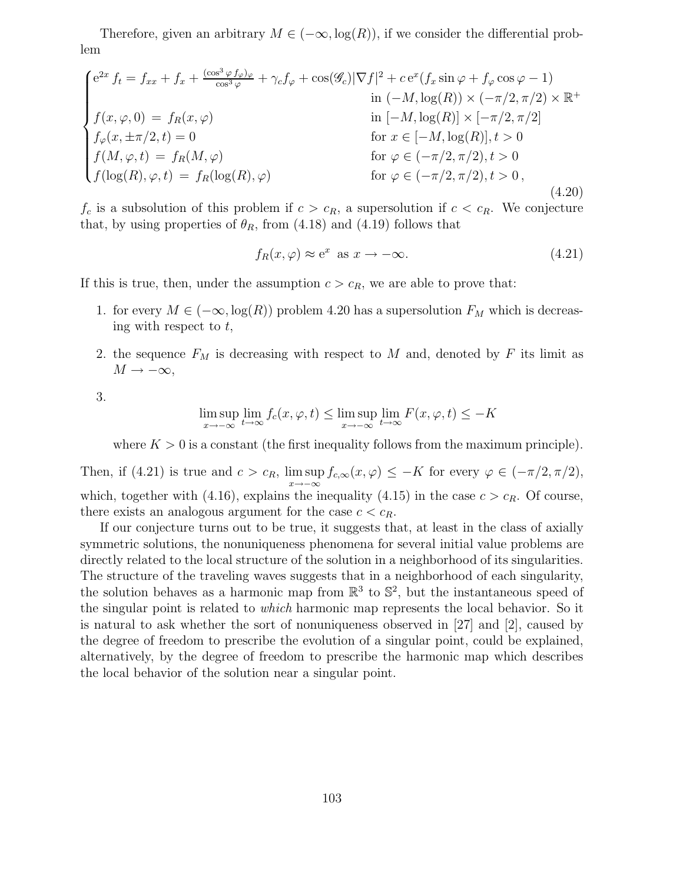Therefore, given an arbitrary $M \in (-\infty, \log(R))$, if we consider the differential problem

$$
\begin{cases}
\mathrm{e}^{2x} f_t = f_{xx} + f_x + \frac{(\cos^3\varphi\, f_\varphi)_\varphi}{\cos^3\varphi} + \gamma_c f_\varphi + \cos(\mathscr{G}_c)|\nabla f|^2 + c\,\mathrm{e}^x(f_x \sin\varphi + f_\varphi \cos\varphi - 1) \\
\qquad\qquad\qquad\qquad\qquad\qquad\qquad\qquad\qquad \text{in } (-M, \log(R)) \times (-\pi/2, \pi/2) \times \mathbb{R}^+ \\
f(x, \varphi, 0) \,=\, f_R(x, \varphi) \qquad\qquad\qquad\qquad\qquad\quad \text{in } [-M, \log(R)] \times [-\pi/2, \pi/2] \\
f_\varphi(x, \pm\pi/2, t) = 0 \qquad\qquad\qquad\qquad\qquad\qquad \text{for } x \in [-M, \log(R)], t > 0 \\
f(M, \varphi, t) \,=\, f_R(M, \varphi) \qquad\qquad\qquad\qquad\qquad \text{for } \varphi \in (-\pi/2, \pi/2), t > 0 \\
f(\log(R), \varphi, t) \,=\, f_R(\log(R), \varphi) \qquad\qquad\qquad\quad \text{for } \varphi \in (-\pi/2, \pi/2), t > 0\,,
\end{cases}
\tag{4.20}
$$

$f_c$ is a subsolution of this problem if $c > c_R$, a supersolution if $c < c_R$. We conjecture that, by using properties of $\theta_R$, from (4.18) and (4.19) follows that

$$
f_R(x, \varphi) \approx \mathrm{e}^x \ \text{ as } x \to -\infty. \tag{4.21}
$$

If this is true, then, under the assumption $c > c_R$, we are able to prove that:

1. for every $M \in (-\infty, \log(R))$ problem 4.20 has a supersolution $F_M$ which is decreasing with respect to $t$,
2. the sequence $F_M$ is decreasing with respect to $M$ and, denoted by $F$ its limit as $M \to -\infty$,
3. $$\limsup_{x \to -\infty} \lim_{t \to \infty} f_c(x, \varphi, t) \leq \limsup_{x \to -\infty} \lim_{t \to \infty} F(x, \varphi, t) \leq -K$$

   where $K > 0$ is a constant (the first inequality follows from the maximum principle).

Then, if (4.21) is true and $c > c_R$, $\limsup_{x \to -\infty} f_{c,\infty}(x, \varphi) \leq -K$ for every $\varphi \in (-\pi/2, \pi/2)$, which, together with (4.16), explains the inequality (4.15) in the case $c > c_R$. Of course, there exists an analogous argument for the case $c < c_R$.

If our conjecture turns out to be true, it suggests that, at least in the class of axially symmetric solutions, the nonuniqueness phenomena for several initial value problems are directly related to the local structure of the solution in a neighborhood of its singularities. The structure of the traveling waves suggests that in a neighborhood of each singularity, the solution behaves as a harmonic map from $\mathbb{R}^3$ to $\mathbb{S}^2$, but the instantaneous speed of the singular point is related to *which* harmonic map represents the local behavior. So it is natural to ask whether the sort of nonuniqueness observed in [27] and [2], caused by the degree of freedom to prescribe the evolution of a singular point, could be explained, alternatively, by the degree of freedom to prescribe the harmonic map which describes the local behavior of the solution near a singular point.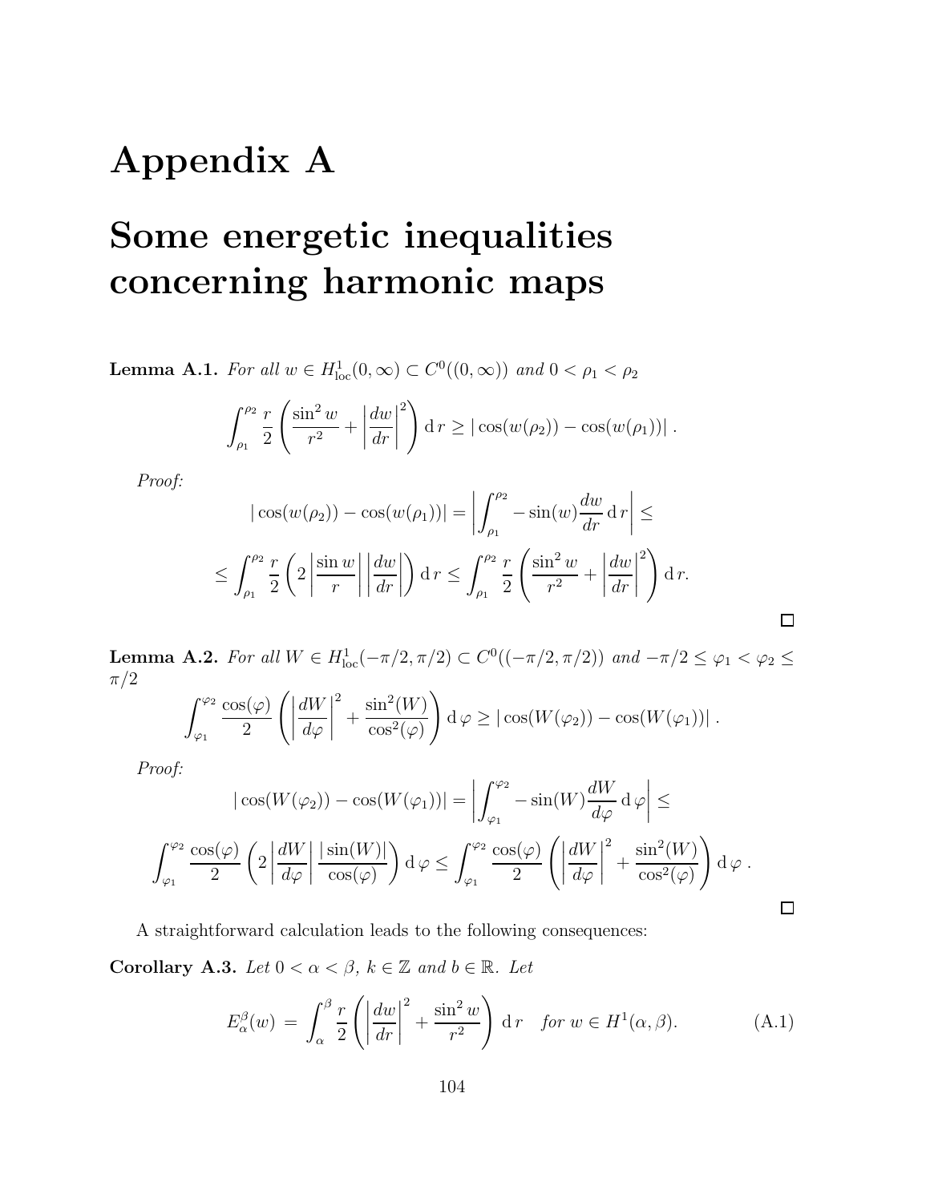# Appendix A

# Some energetic inequalities concerning harmonic maps

**Lemma A.1.** *For all $w \in H^1_{\rm loc}(0,\infty) \subset C^0((0,\infty))$ and $0 < \rho_1 < \rho_2$*

$$\int_{\rho_1}^{\rho_2} \frac{r}{2}\left(\frac{\sin^2 w}{r^2} + \left|\frac{dw}{dr}\right|^2\right) \mathrm{d}\, r \ge |\cos(w(\rho_2)) - \cos(w(\rho_1))| \, .$$

*Proof:*

$$|\cos(w(\rho_2)) - \cos(w(\rho_1))| = \left|\int_{\rho_1}^{\rho_2} -\sin(w)\frac{dw}{dr}\,\mathrm{d}\, r\right| \le$$

$$\le \int_{\rho_1}^{\rho_2} \frac{r}{2}\left(2\left|\frac{\sin w}{r}\right|\left|\frac{dw}{dr}\right|\right)\mathrm{d}\, r \le \int_{\rho_1}^{\rho_2} \frac{r}{2}\left(\frac{\sin^2 w}{r^2} + \left|\frac{dw}{dr}\right|^2\right)\mathrm{d}\, r.$$

□

**Lemma A.2.** *For all $W \in H^1_{\rm loc}(-\pi/2,\pi/2) \subset C^0((-\pi/2,\pi/2))$ and $-\pi/2 \le \varphi_1 < \varphi_2 \le \pi/2$*

$$\int_{\varphi_1}^{\varphi_2} \frac{\cos(\varphi)}{2}\left(\left|\frac{dW}{d\varphi}\right|^2 + \frac{\sin^2(W)}{\cos^2(\varphi)}\right)\mathrm{d}\,\varphi \ge |\cos(W(\varphi_2)) - \cos(W(\varphi_1))| \, .$$

*Proof:*

$$|\cos(W(\varphi_2)) - \cos(W(\varphi_1))| = \left|\int_{\varphi_1}^{\varphi_2} -\sin(W)\frac{dW}{d\varphi}\,\mathrm{d}\,\varphi\right| \le$$

$$\int_{\varphi_1}^{\varphi_2} \frac{\cos(\varphi)}{2}\left(2\left|\frac{dW}{d\varphi}\right|\frac{|\sin(W)|}{\cos(\varphi)}\right)\mathrm{d}\,\varphi \le \int_{\varphi_1}^{\varphi_2} \frac{\cos(\varphi)}{2}\left(\left|\frac{dW}{d\varphi}\right|^2 + \frac{\sin^2(W)}{\cos^2(\varphi)}\right)\mathrm{d}\,\varphi \, .$$

□

A straightforward calculation leads to the following consequences:

**Corollary A.3.** *Let $0 < \alpha < \beta$, $k \in \mathbb{Z}$ and $b \in \mathbb{R}$. Let*

$$E_\alpha^\beta(w) \, = \, \int_\alpha^\beta \frac{r}{2}\left(\left|\frac{dw}{dr}\right|^2 + \frac{\sin^2 w}{r^2}\right)\mathrm{d}\, r \quad \text{for } w \in H^1(\alpha,\beta). \tag{A.1}$$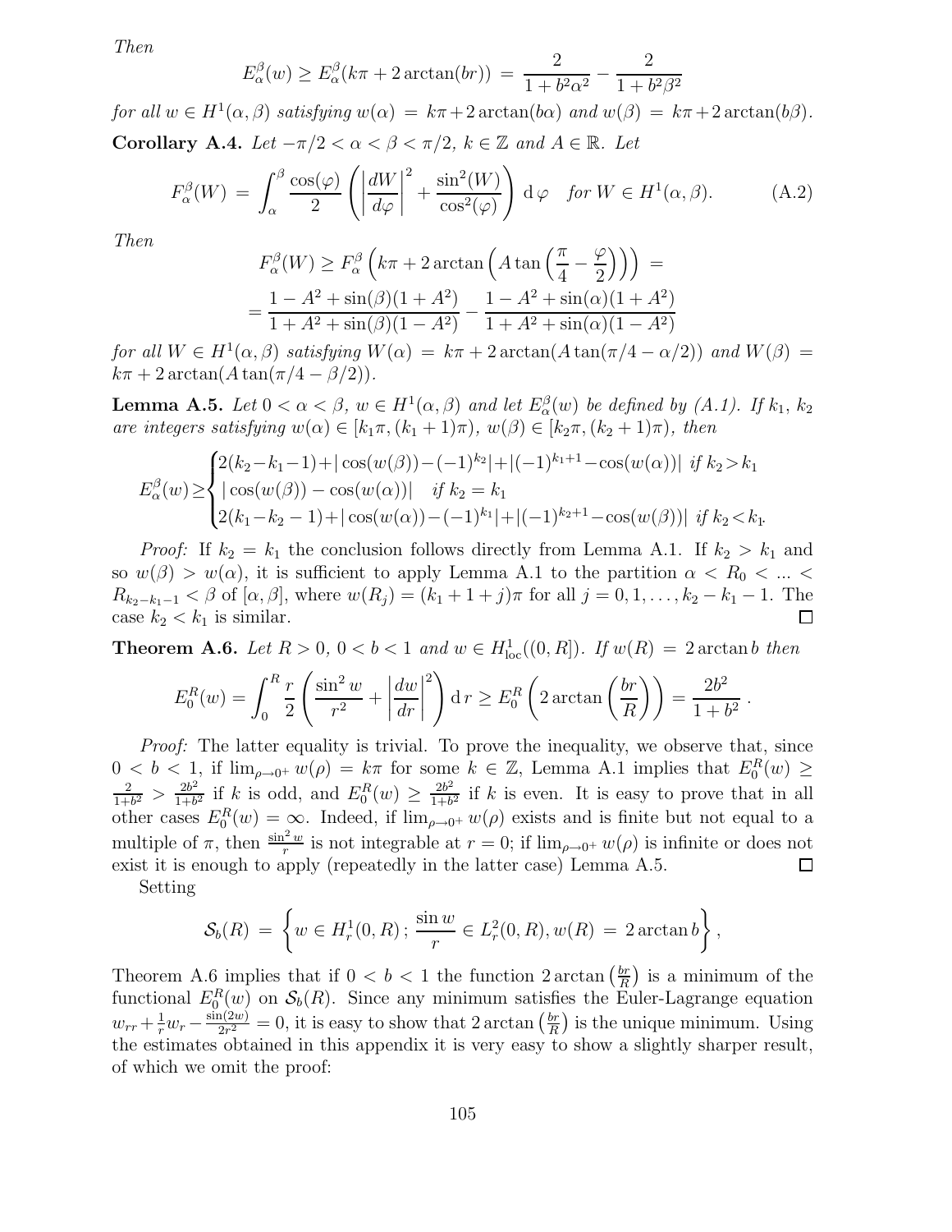*Then*

$$E_\alpha^\beta(w) \geq E_\alpha^\beta(k\pi + 2\arctan(br)) \;=\; \frac{2}{1+b^2\alpha^2} - \frac{2}{1+b^2\beta^2}$$

*for all $w \in H^1(\alpha,\beta)$ satisfying $w(\alpha) \;=\; k\pi + 2\arctan(b\alpha)$ and $w(\beta) \;=\; k\pi + 2\arctan(b\beta)$.*

**Corollary A.4.** *Let $-\pi/2 < \alpha < \beta < \pi/2$, $k \in \mathbb{Z}$ and $A \in \mathbb{R}$. Let*

$$F_\alpha^\beta(W) \;=\; \int_\alpha^\beta \frac{\cos(\varphi)}{2}\left(\left|\frac{dW}{d\varphi}\right|^2 + \frac{\sin^2(W)}{\cos^2(\varphi)}\right) \mathrm{d}\,\varphi \quad \textit{for } W \in H^1(\alpha,\beta). \tag{A.2}$$

*Then*

$$F_\alpha^\beta(W) \geq F_\alpha^\beta\left(k\pi + 2\arctan\left(A\tan\left(\frac{\pi}{4} - \frac{\varphi}{2}\right)\right)\right) \;=$$
$$= \frac{1 - A^2 + \sin(\beta)(1+A^2)}{1 + A^2 + \sin(\beta)(1-A^2)} - \frac{1 - A^2 + \sin(\alpha)(1+A^2)}{1 + A^2 + \sin(\alpha)(1-A^2)}$$

*for all $W \in H^1(\alpha,\beta)$ satisfying $W(\alpha) \;=\; k\pi + 2\arctan(A\tan(\pi/4 - \alpha/2))$ and $W(\beta) \;=\; k\pi + 2\arctan(A\tan(\pi/4 - \beta/2))$.*

**Lemma A.5.** *Let $0 < \alpha < \beta$, $w \in H^1(\alpha,\beta)$ and let $E_\alpha^\beta(w)$ be defined by (A.1). If $k_1$, $k_2$ are integers satisfying $w(\alpha) \in [k_1\pi,(k_1+1)\pi)$, $w(\beta) \in [k_2\pi,(k_2+1)\pi)$, then*

$$E_\alpha^\beta(w) \geq \begin{cases} 2(k_2 - k_1 - 1) + |\cos(w(\beta)) - (-1)^{k_2}| + |(-1)^{k_1+1} - \cos(w(\alpha))| & \textit{if } k_2 > k_1 \\ |\cos(w(\beta)) - \cos(w(\alpha))| \quad \textit{if } k_2 = k_1 \\ 2(k_1 - k_2 - 1) + |\cos(w(\alpha)) - (-1)^{k_1}| + |(-1)^{k_2+1} - \cos(w(\beta))| & \textit{if } k_2 < k_1. \end{cases}$$

*Proof:* If $k_2 = k_1$ the conclusion follows directly from Lemma A.1. If $k_2 > k_1$ and so $w(\beta) > w(\alpha)$, it is sufficient to apply Lemma A.1 to the partition $\alpha < R_0 < \ldots < R_{k_2-k_1-1} < \beta$ of $[\alpha,\beta]$, where $w(R_j) = (k_1 + 1 + j)\pi$ for all $j = 0, 1, \ldots, k_2 - k_1 - 1$. The case $k_2 < k_1$ is similar. □

**Theorem A.6.** *Let $R > 0$, $0 < b < 1$ and $w \in H^1_{\mathrm{loc}}((0,R])$. If $w(R) \;=\; 2\arctan b$ then*

$$E_0^R(w) = \int_0^R \frac{r}{2}\left(\frac{\sin^2 w}{r^2} + \left|\frac{dw}{dr}\right|^2\right) \mathrm{d}\,r \geq E_0^R\left(2\arctan\left(\frac{br}{R}\right)\right) = \frac{2b^2}{1+b^2}\,.$$

*Proof:* The latter equality is trivial. To prove the inequality, we observe that, since $0 < b < 1$, if $\lim_{\rho\to 0^+} w(\rho) = k\pi$ for some $k \in \mathbb{Z}$, Lemma A.1 implies that $E_0^R(w) \geq \frac{2}{1+b^2} > \frac{2b^2}{1+b^2}$ if $k$ is odd, and $E_0^R(w) \geq \frac{2b^2}{1+b^2}$ if $k$ is even. It is easy to prove that in all other cases $E_0^R(w) = \infty$. Indeed, if $\lim_{\rho\to 0^+} w(\rho)$ exists and is finite but not equal to a multiple of $\pi$, then $\frac{\sin^2 w}{r}$ is not integrable at $r = 0$; if $\lim_{\rho\to 0^+} w(\rho)$ is infinite or does not exist it is enough to apply (repeatedly in the latter case) Lemma A.5. □

Setting

$$\mathcal{S}_b(R) \;=\; \left\{ w \in H^1_r(0,R)\,;\, \frac{\sin w}{r} \in L^2_r(0,R), w(R) \;=\; 2\arctan b \right\},$$

Theorem A.6 implies that if $0 < b < 1$ the function $2\arctan\left(\frac{br}{R}\right)$ is a minimum of the functional $E_0^R(w)$ on $\mathcal{S}_b(R)$. Since any minimum satisfies the Euler-Lagrange equation $w_{rr} + \frac{1}{r}w_r - \frac{\sin(2w)}{2r^2} = 0$, it is easy to show that $2\arctan\left(\frac{br}{R}\right)$ is the unique minimum. Using the estimates obtained in this appendix it is very easy to show a slightly sharper result, of which we omit the proof: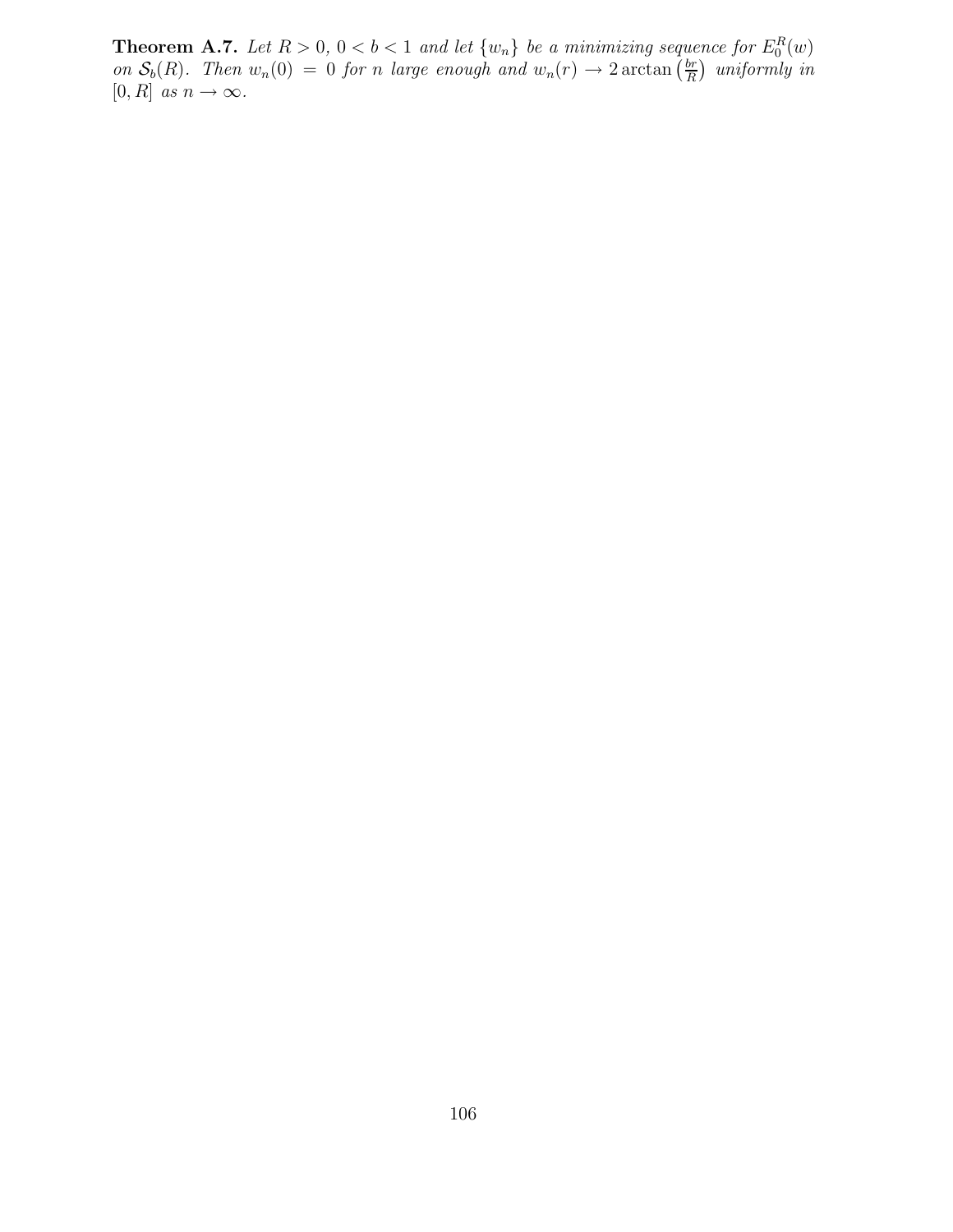**Theorem A.7.** *Let $R > 0$, $0 < b < 1$ and let $\{w_n\}$ be a minimizing sequence for $E_0^R(w)$ on $\mathcal{S}_b(R)$. Then $w_n(0) = 0$ for $n$ large enough and $w_n(r) \to 2\arctan\left(\frac{br}{R}\right)$ uniformly in $[0, R]$ as $n \to \infty$.*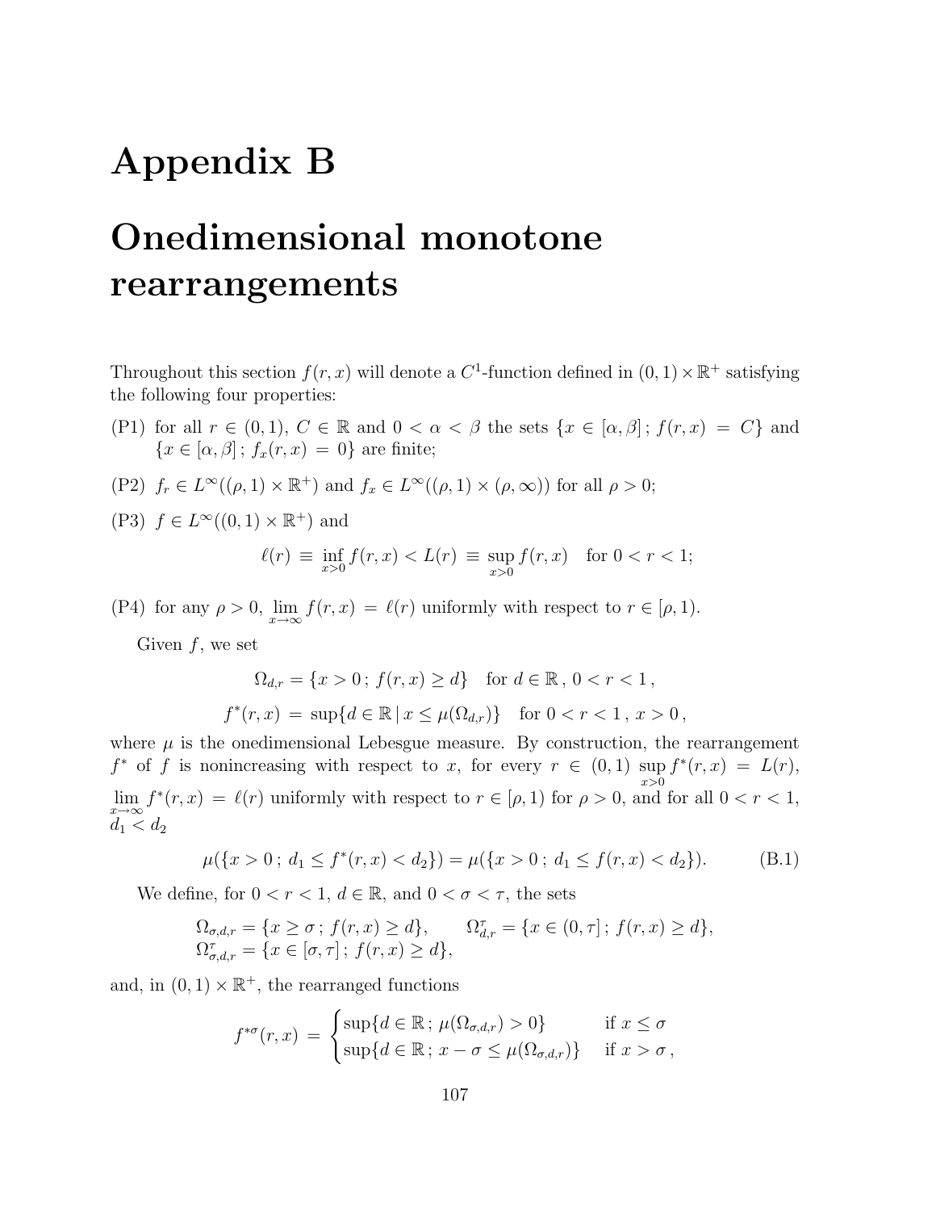# Appendix B

# Onedimensional monotone rearrangements

Throughout this section $f(r,x)$ will denote a $C^1$-function defined in $(0,1)\times\mathbb{R}^+$ satisfying the following four properties:

(P1) for all $r \in (0,1)$, $C \in \mathbb{R}$ and $0 < \alpha < \beta$ the sets $\{x \in [\alpha,\beta]\,;\, f(r,x) = C\}$ and $\{x \in [\alpha,\beta]\,;\, f_x(r,x) = 0\}$ are finite;

(P2) $f_r \in L^\infty((\rho,1)\times\mathbb{R}^+)$ and $f_x \in L^\infty((\rho,1)\times(\rho,\infty))$ for all $\rho > 0$;

(P3) $f \in L^\infty((0,1)\times\mathbb{R}^+)$ and

$$\ell(r) \equiv \inf_{x>0} f(r,x) < L(r) \equiv \sup_{x>0} f(r,x) \quad \text{for } 0 < r < 1;$$

(P4) for any $\rho > 0$, $\lim_{x\to\infty} f(r,x) = \ell(r)$ uniformly with respect to $r \in [\rho,1)$.

Given $f$, we set

$$\Omega_{d,r} = \{x > 0\,;\, f(r,x) \geq d\} \quad \text{for } d \in \mathbb{R}\,,\ 0 < r < 1\,,$$

$$f^*(r,x) = \sup\{d \in \mathbb{R} \,|\, x \leq \mu(\Omega_{d,r})\} \quad \text{for } 0 < r < 1\,,\ x > 0\,,$$

where $\mu$ is the onedimensional Lebesgue measure. By construction, the rearrangement $f^*$ of $f$ is nonincreasing with respect to $x$, for every $r \in (0,1)$ $\sup_{x>0} f^*(r,x) = L(r)$, $\lim_{x\to\infty} f^*(r,x) = \ell(r)$ uniformly with respect to $r \in [\rho,1)$ for $\rho > 0$, and for all $0 < r < 1$, $d_1 < d_2$

$$\mu(\{x > 0\,;\, d_1 \leq f^*(r,x) < d_2\}) = \mu(\{x > 0\,;\, d_1 \leq f(r,x) < d_2\}). \tag{B.1}$$

We define, for $0 < r < 1$, $d \in \mathbb{R}$, and $0 < \sigma < \tau$, the sets

$$\Omega_{\sigma,d,r} = \{x \geq \sigma\,;\, f(r,x) \geq d\}, \qquad \Omega^\tau_{d,r} = \{x \in (0,\tau]\,;\, f(r,x) \geq d\},$$
$$\Omega^\tau_{\sigma,d,r} = \{x \in [\sigma,\tau]\,;\, f(r,x) \geq d\},$$

and, in $(0,1)\times\mathbb{R}^+$, the rearranged functions

$$f^{*\sigma}(r,x) = \begin{cases} \sup\{d \in \mathbb{R}\,;\, \mu(\Omega_{\sigma,d,r}) > 0\} & \text{if } x \leq \sigma \\ \sup\{d \in \mathbb{R}\,;\, x - \sigma \leq \mu(\Omega_{\sigma,d,r})\} & \text{if } x > \sigma\,, \end{cases}$$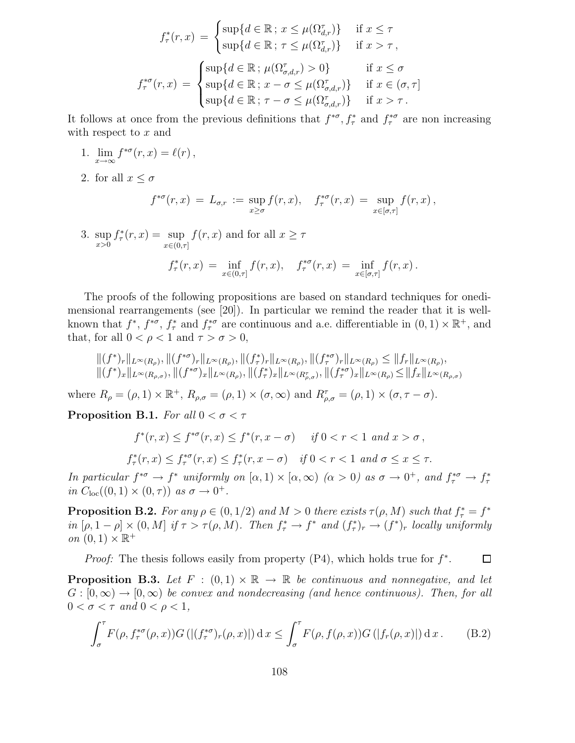$$f^*_\tau(r,x) \;=\; \begin{cases} \sup\{d\in\mathbb{R}\,;\; x\le \mu(\Omega^\tau_{d,r})\} & \text{if } x\le\tau \\ \sup\{d\in\mathbb{R}\,;\; \tau\le \mu(\Omega^\tau_{d,r})\} & \text{if } x>\tau\,, \end{cases}$$

$$f^{*\sigma}_\tau(r,x) \;=\; \begin{cases} \sup\{d\in\mathbb{R}\,;\; \mu(\Omega^\tau_{\sigma,d,r})>0\} & \text{if } x\le\sigma \\ \sup\{d\in\mathbb{R}\,;\; x-\sigma\le \mu(\Omega^\tau_{\sigma,d,r})\} & \text{if } x\in(\sigma,\tau] \\ \sup\{d\in\mathbb{R}\,;\; \tau-\sigma\le \mu(\Omega^\tau_{\sigma,d,r})\} & \text{if } x>\tau\,. \end{cases}$$

It follows at once from the previous definitions that $f^{*\sigma}, f^*_\tau$ and $f^{*\sigma}_\tau$ are non increasing with respect to $x$ and

1. $\lim\limits_{x\to\infty} f^{*\sigma}(r,x) = \ell(r)\,,$

2. for all $x\le\sigma$
$$f^{*\sigma}(r,x) \;=\; L_{\sigma,r} \;:=\; \sup_{x\ge\sigma} f(r,x), \quad f^{*\sigma}_\tau(r,x) \;=\; \sup_{x\in[\sigma,\tau]} f(r,x)\,,$$

3. $\sup\limits_{x>0} f^*_\tau(r,x) = \sup\limits_{x\in(0,\tau]} f(r,x)$ and for all $x\ge\tau$
$$f^*_\tau(r,x) \;=\; \inf_{x\in(0,\tau]} f(r,x), \quad f^{*\sigma}_\tau(r,x) \;=\; \inf_{x\in[\sigma,\tau]} f(r,x)\,.$$

The proofs of the following propositions are based on standard techniques for onedimensional rearrangements (see [20]). In particular we remind the reader that it is well-known that $f^*$, $f^{*\sigma}$, $f^*_\tau$ and $f^{*\sigma}_\tau$ are continuous and a.e. differentiable in $(0,1)\times\mathbb{R}^+$, and that, for all $0<\rho<1$ and $\tau>\sigma>0$,

$$\begin{aligned}
&\|(f^*)_r\|_{L^\infty(R_\rho)}, \|(f^{*\sigma})_r\|_{L^\infty(R_\rho)}, \|(f^*_\tau)_r\|_{L^\infty(R_\rho)}, \|(f^{*\sigma}_\tau)_r\|_{L^\infty(R_\rho)} \le \|f_r\|_{L^\infty(R_\rho)},\\
&\|(f^*)_x\|_{L^\infty(R_{\rho,\sigma})}, \|(f^{*\sigma})_x\|_{L^\infty(R_\rho)}, \|(f^*_\tau)_x\|_{L^\infty(R^\tau_{\rho,\sigma})}, \|(f^{*\sigma}_\tau)_x\|_{L^\infty(R_\rho)} \le \|f_x\|_{L^\infty(R_{\rho,\sigma})}
\end{aligned}$$

where $R_\rho=(\rho,1)\times\mathbb{R}^+$, $R_{\rho,\sigma}=(\rho,1)\times(\sigma,\infty)$ and $R^\tau_{\rho,\sigma}=(\rho,1)\times(\sigma,\tau-\sigma)$.

**Proposition B.1.** *For all $0<\sigma<\tau$*

$$f^*(r,x)\le f^{*\sigma}(r,x)\le f^*(r,x-\sigma) \quad \text{if } 0<r<1 \text{ and } x>\sigma\,,$$

$$f^*_\tau(r,x)\le f^{*\sigma}_\tau(r,x)\le f^*_\tau(r,x-\sigma) \quad \text{if } 0<r<1 \text{ and } \sigma\le x\le\tau.$$

*In particular $f^{*\sigma}\to f^*$ uniformly on $[\alpha,1)\times[\alpha,\infty)$ ($\alpha>0$) as $\sigma\to 0^+$, and $f^{*\sigma}_\tau\to f^*_\tau$ in $C_{\rm loc}((0,1)\times(0,\tau))$ as $\sigma\to 0^+$.*

**Proposition B.2.** *For any $\rho\in(0,1/2)$ and $M>0$ there exists $\tau(\rho,M)$ such that $f^*_\tau=f^*$ in $[\rho,1-\rho]\times(0,M]$ if $\tau>\tau(\rho,M)$. Then $f^*_\tau\to f^*$ and $(f^*_\tau)_r\to(f^*)_r$ locally uniformly on $(0,1)\times\mathbb{R}^+$*

*Proof:* The thesis follows easily from property (P4), which holds true for $f^*$. $\square$

**Proposition B.3.** *Let $F:(0,1)\times\mathbb{R}\to\mathbb{R}$ be continuous and nonnegative, and let $G:[0,\infty)\to[0,\infty)$ be convex and nondecreasing (and hence continuous). Then, for all $0<\sigma<\tau$ and $0<\rho<1$,*

$$\int_\sigma^\tau F(\rho, f^{*\sigma}_\tau(\rho,x))G\left(|(f^{*\sigma}_\tau)_r(\rho,x)|\right){\rm d}x \le \int_\sigma^\tau F(\rho,f(\rho,x))G\left(|f_r(\rho,x)|\right){\rm d}x\,. \tag{B.2}$$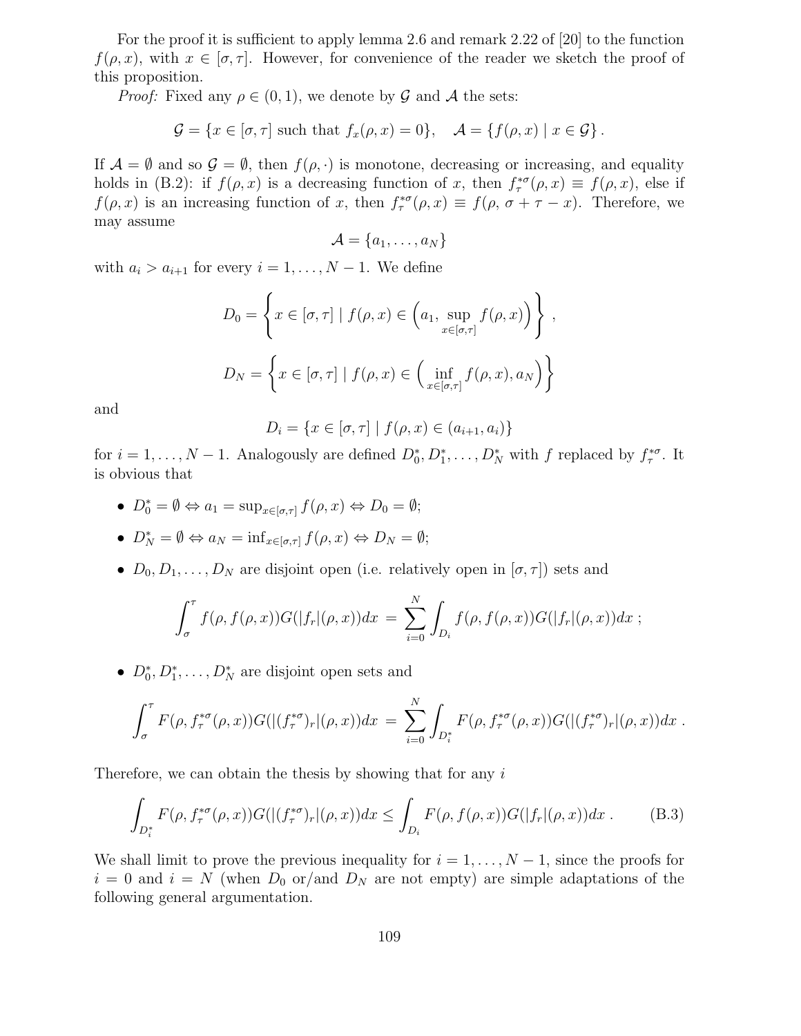For the proof it is sufficient to apply lemma 2.6 and remark 2.22 of [20] to the function $f(\rho, x)$, with $x \in [\sigma, \tau]$. However, for convenience of the reader we sketch the proof of this proposition.

*Proof:* Fixed any $\rho \in (0,1)$, we denote by $\mathcal{G}$ and $\mathcal{A}$ the sets:

$$\mathcal{G} = \{x \in [\sigma, \tau] \text{ such that } f_x(\rho, x) = 0\}, \quad \mathcal{A} = \{f(\rho, x) \mid x \in \mathcal{G}\}.$$

If $\mathcal{A} = \emptyset$ and so $\mathcal{G} = \emptyset$, then $f(\rho, \cdot)$ is monotone, decreasing or increasing, and equality holds in (B.2): if $f(\rho, x)$ is a decreasing function of $x$, then $f_\tau^{*\sigma}(\rho, x) \equiv f(\rho, x)$, else if $f(\rho, x)$ is an increasing function of $x$, then $f_\tau^{*\sigma}(\rho, x) \equiv f(\rho, \sigma + \tau - x)$. Therefore, we may assume

$$\mathcal{A} = \{a_1, \ldots, a_N\}$$

with $a_i > a_{i+1}$ for every $i = 1, \ldots, N-1$. We define

$$D_0 = \left\{ x \in [\sigma, \tau] \mid f(\rho, x) \in \left( a_1, \sup_{x \in [\sigma, \tau]} f(\rho, x) \right) \right\},$$

$$D_N = \left\{ x \in [\sigma, \tau] \mid f(\rho, x) \in \left( \inf_{x \in [\sigma, \tau]} f(\rho, x), a_N \right) \right\}$$

and

$$D_i = \{x \in [\sigma, \tau] \mid f(\rho, x) \in (a_{i+1}, a_i)\}$$

for $i = 1, \ldots, N-1$. Analogously are defined $D_0^*, D_1^*, \ldots, D_N^*$ with $f$ replaced by $f_\tau^{*\sigma}$. It is obvious that

- $D_0^* = \emptyset \Leftrightarrow a_1 = \sup_{x \in [\sigma, \tau]} f(\rho, x) \Leftrightarrow D_0 = \emptyset$;
- $D_N^* = \emptyset \Leftrightarrow a_N = \inf_{x \in [\sigma, \tau]} f(\rho, x) \Leftrightarrow D_N = \emptyset$;
- $D_0, D_1, \ldots, D_N$ are disjoint open (i.e. relatively open in $[\sigma, \tau]$) sets and

$$\int_\sigma^\tau f(\rho, f(\rho, x)) G(|f_r|(\rho, x)) dx = \sum_{i=0}^{N} \int_{D_i} f(\rho, f(\rho, x)) G(|f_r|(\rho, x)) dx \; ;$$

- $D_0^*, D_1^*, \ldots, D_N^*$ are disjoint open sets and

$$\int_\sigma^\tau F(\rho, f_\tau^{*\sigma}(\rho, x)) G(|(f_\tau^{*\sigma})_r|(\rho, x)) dx = \sum_{i=0}^{N} \int_{D_i^*} F(\rho, f_\tau^{*\sigma}(\rho, x)) G(|(f_\tau^{*\sigma})_r|(\rho, x)) dx \; .$$

Therefore, we can obtain the thesis by showing that for any $i$

$$\int_{D_i^*} F(\rho, f_\tau^{*\sigma}(\rho, x)) G(|(f_\tau^{*\sigma})_r|(\rho, x)) dx \le \int_{D_i} F(\rho, f(\rho, x)) G(|f_r|(\rho, x)) dx \; . \tag{B.3}$$

We shall limit to prove the previous inequality for $i = 1, \ldots, N-1$, since the proofs for $i = 0$ and $i = N$ (when $D_0$ or/and $D_N$ are not empty) are simple adaptations of the following general argumentation.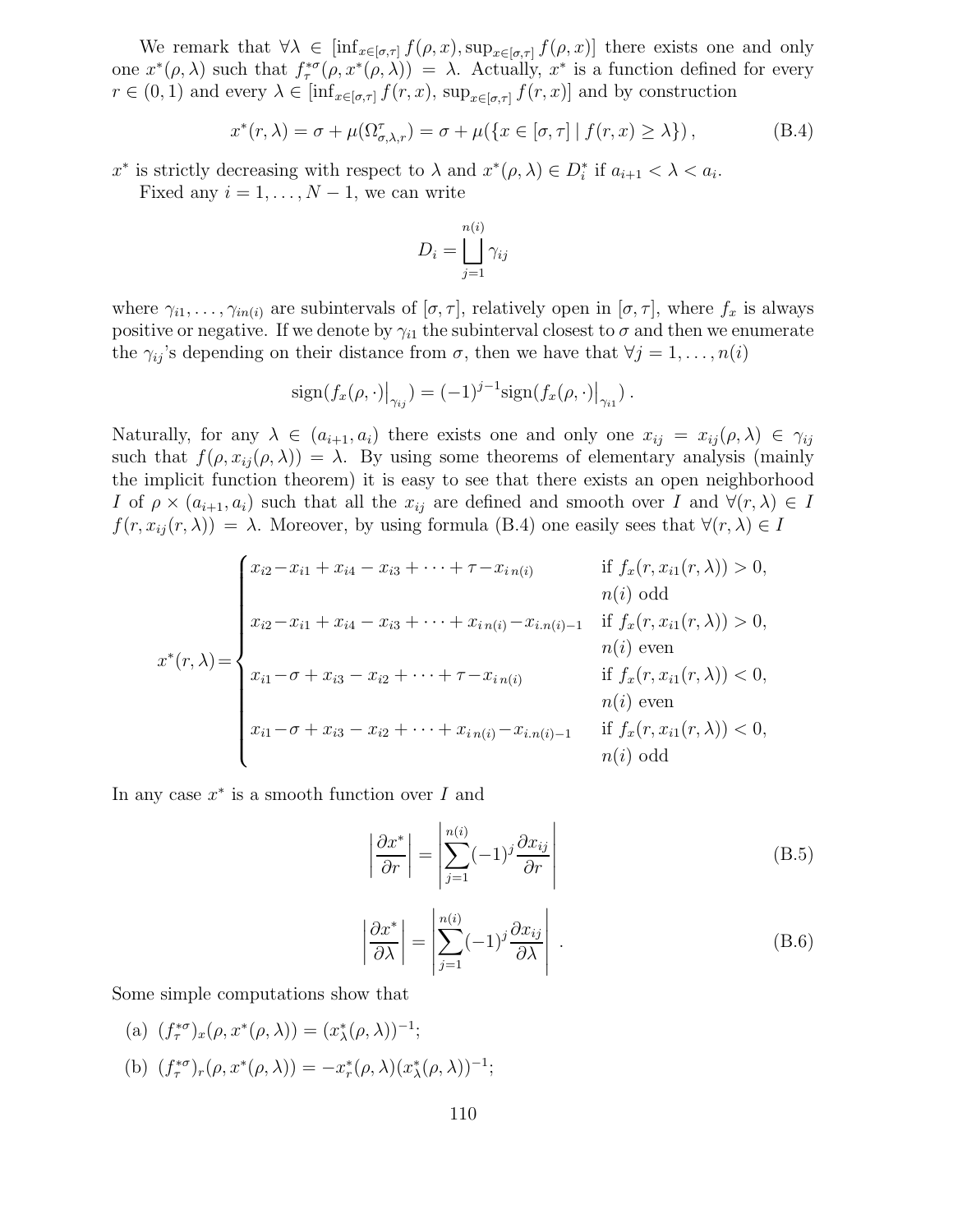We remark that $\forall\lambda \in [\inf_{x\in[\sigma,\tau]} f(\rho,x), \sup_{x\in[\sigma,\tau]} f(\rho,x)]$ there exists one and only one $x^*(\rho,\lambda)$ such that $f^{*\sigma}_{\tau}(\rho, x^*(\rho,\lambda)) = \lambda$. Actually, $x^*$ is a function defined for every $r \in (0,1)$ and every $\lambda \in [\inf_{x\in[\sigma,\tau]} f(r,x), \sup_{x\in[\sigma,\tau]} f(r,x)]$ and by construction

$$x^*(r,\lambda) = \sigma + \mu(\Omega^{\tau}_{\sigma,\lambda,r}) = \sigma + \mu(\{x \in [\sigma,\tau] \mid f(r,x) \geq \lambda\}), \tag{B.4}$$

$x^*$ is strictly decreasing with respect to $\lambda$ and $x^*(\rho,\lambda) \in D^*_i$ if $a_{i+1} < \lambda < a_i$.

Fixed any $i = 1,\ldots,N-1$, we can write

$$D_i = \bigsqcup_{j=1}^{n(i)} \gamma_{ij}$$

where $\gamma_{i1},\ldots,\gamma_{in(i)}$ are subintervals of $[\sigma,\tau]$, relatively open in $[\sigma,\tau]$, where $f_x$ is always positive or negative. If we denote by $\gamma_{i1}$ the subinterval closest to $\sigma$ and then we enumerate the $\gamma_{ij}$'s depending on their distance from $\sigma$, then we have that $\forall j = 1,\ldots,n(i)$

$$\text{sign}(f_x(\rho,\cdot)\big|_{\gamma_{ij}}) = (-1)^{j-1}\text{sign}(f_x(\rho,\cdot)\big|_{\gamma_{i1}}).$$

Naturally, for any $\lambda \in (a_{i+1}, a_i)$ there exists one and only one $x_{ij} = x_{ij}(\rho,\lambda) \in \gamma_{ij}$ such that $f(\rho, x_{ij}(\rho,\lambda)) = \lambda$. By using some theorems of elementary analysis (mainly the implicit function theorem) it is easy to see that there exists an open neighborhood $I$ of $\rho \times (a_{i+1}, a_i)$ such that all the $x_{ij}$ are defined and smooth over $I$ and $\forall (r,\lambda) \in I$ $f(r, x_{ij}(r,\lambda)) = \lambda$. Moreover, by using formula (B.4) one easily sees that $\forall (r,\lambda) \in I$

$$x^*(r,\lambda) = \begin{cases} x_{i2} - x_{i1} + x_{i4} - x_{i3} + \cdots + \tau - x_{i\,n(i)} & \text{if } f_x(r, x_{i1}(r,\lambda)) > 0, \\ & n(i) \text{ odd} \\ x_{i2} - x_{i1} + x_{i4} - x_{i3} + \cdots + x_{i\,n(i)} - x_{i.n(i)-1} & \text{if } f_x(r, x_{i1}(r,\lambda)) > 0, \\ & n(i) \text{ even} \\ x_{i1} - \sigma + x_{i3} - x_{i2} + \cdots + \tau - x_{i\,n(i)} & \text{if } f_x(r, x_{i1}(r,\lambda)) < 0, \\ & n(i) \text{ even} \\ x_{i1} - \sigma + x_{i3} - x_{i2} + \cdots + x_{i\,n(i)} - x_{i.n(i)-1} & \text{if } f_x(r, x_{i1}(r,\lambda)) < 0, \\ & n(i) \text{ odd} \end{cases}$$

In any case $x^*$ is a smooth function over $I$ and

$$\left|\frac{\partial x^*}{\partial r}\right| = \left|\sum_{j=1}^{n(i)} (-1)^j \frac{\partial x_{ij}}{\partial r}\right| \tag{B.5}$$

$$\left|\frac{\partial x^*}{\partial \lambda}\right| = \left|\sum_{j=1}^{n(i)} (-1)^j \frac{\partial x_{ij}}{\partial \lambda}\right|. \tag{B.6}$$

Some simple computations show that

(a) $(f^{*\sigma}_{\tau})_x(\rho, x^*(\rho,\lambda)) = (x^*_\lambda(\rho,\lambda))^{-1}$;

(b) $(f^{*\sigma}_{\tau})_r(\rho, x^*(\rho,\lambda)) = -x^*_r(\rho,\lambda)(x^*_\lambda(\rho,\lambda))^{-1}$;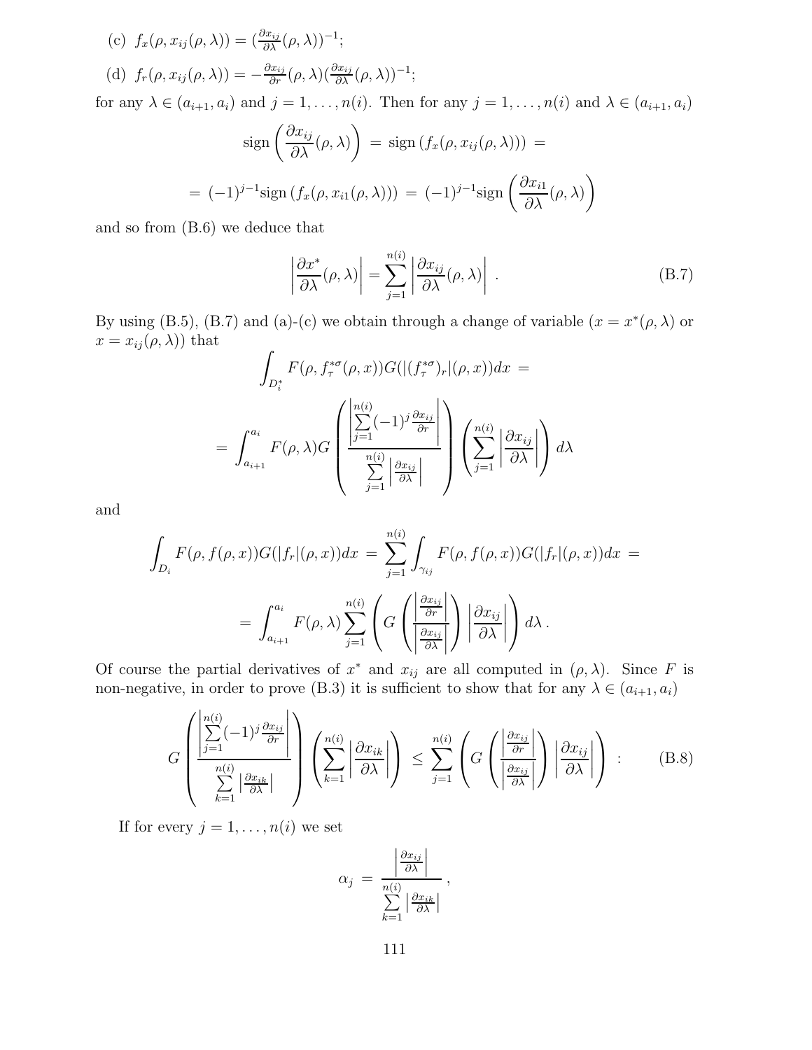(c) $f_x(\rho, x_{ij}(\rho,\lambda)) = (\frac{\partial x_{ij}}{\partial \lambda}(\rho,\lambda))^{-1}$;

(d) $f_r(\rho, x_{ij}(\rho,\lambda)) = -\frac{\partial x_{ij}}{\partial r}(\rho,\lambda)(\frac{\partial x_{ij}}{\partial \lambda}(\rho,\lambda))^{-1}$;

for any $\lambda \in (a_{i+1}, a_i)$ and $j = 1, \ldots, n(i)$. Then for any $j = 1, \ldots, n(i)$ and $\lambda \in (a_{i+1}, a_i)$

$$\text{sign}\left(\frac{\partial x_{ij}}{\partial \lambda}(\rho,\lambda)\right) \,=\, \text{sign}\left(f_x(\rho, x_{ij}(\rho,\lambda))\right) \,=$$

$$=\, (-1)^{j-1}\text{sign}\left(f_x(\rho, x_{i1}(\rho,\lambda))\right) \,=\, (-1)^{j-1}\text{sign}\left(\frac{\partial x_{i1}}{\partial \lambda}(\rho,\lambda)\right)$$

and so from (B.6) we deduce that

$$\left|\frac{\partial x^*}{\partial \lambda}(\rho,\lambda)\right| = \sum_{j=1}^{n(i)} \left|\frac{\partial x_{ij}}{\partial \lambda}(\rho,\lambda)\right| \,. \tag{B.7}$$

By using (B.5), (B.7) and (a)-(c) we obtain through a change of variable ($x = x^*(\rho,\lambda)$ or $x = x_{ij}(\rho,\lambda)$) that

$$\int_{D_i^*} F(\rho, f_\tau^{*\sigma}(\rho,x)) G(|(f_\tau^{*\sigma})_r|(\rho,x))dx \,=$$

$$= \int_{a_{i+1}}^{a_i} F(\rho,\lambda) G\left(\frac{\left|\sum\limits_{j=1}^{n(i)} (-1)^j \frac{\partial x_{ij}}{\partial r}\right|}{\sum\limits_{j=1}^{n(i)} \left|\frac{\partial x_{ij}}{\partial \lambda}\right|}\right)\left(\sum_{j=1}^{n(i)} \left|\frac{\partial x_{ij}}{\partial \lambda}\right|\right) d\lambda$$

and

$$\int_{D_i} F(\rho, f(\rho,x)) G(|f_r|(\rho,x))dx \,=\, \sum_{j=1}^{n(i)} \int_{\gamma_{ij}} F(\rho, f(\rho,x)) G(|f_r|(\rho,x))dx \,=$$

$$= \int_{a_{i+1}}^{a_i} F(\rho,\lambda) \sum_{j=1}^{n(i)} \left( G\left(\frac{\left|\frac{\partial x_{ij}}{\partial r}\right|}{\left|\frac{\partial x_{ij}}{\partial \lambda}\right|}\right) \left|\frac{\partial x_{ij}}{\partial \lambda}\right|\right) d\lambda \,.$$

Of course the partial derivatives of $x^*$ and $x_{ij}$ are all computed in $(\rho,\lambda)$. Since $F$ is non-negative, in order to prove (B.3) it is sufficient to show that for any $\lambda \in (a_{i+1}, a_i)$

$$G\left(\frac{\left|\sum\limits_{j=1}^{n(i)} (-1)^j \frac{\partial x_{ij}}{\partial r}\right|}{\sum\limits_{k=1}^{n(i)} \left|\frac{\partial x_{ik}}{\partial \lambda}\right|}\right)\left(\sum_{k=1}^{n(i)} \left|\frac{\partial x_{ik}}{\partial \lambda}\right|\right) \,\leq\, \sum_{j=1}^{n(i)} \left( G\left(\frac{\left|\frac{\partial x_{ij}}{\partial r}\right|}{\left|\frac{\partial x_{ij}}{\partial \lambda}\right|}\right) \left|\frac{\partial x_{ij}}{\partial \lambda}\right|\right) \,: \tag{B.8}$$

If for every $j = 1, \ldots, n(i)$ we set

$$\alpha_j \,=\, \frac{\left|\frac{\partial x_{ij}}{\partial \lambda}\right|}{\sum\limits_{k=1}^{n(i)} \left|\frac{\partial x_{ik}}{\partial \lambda}\right|}\,,$$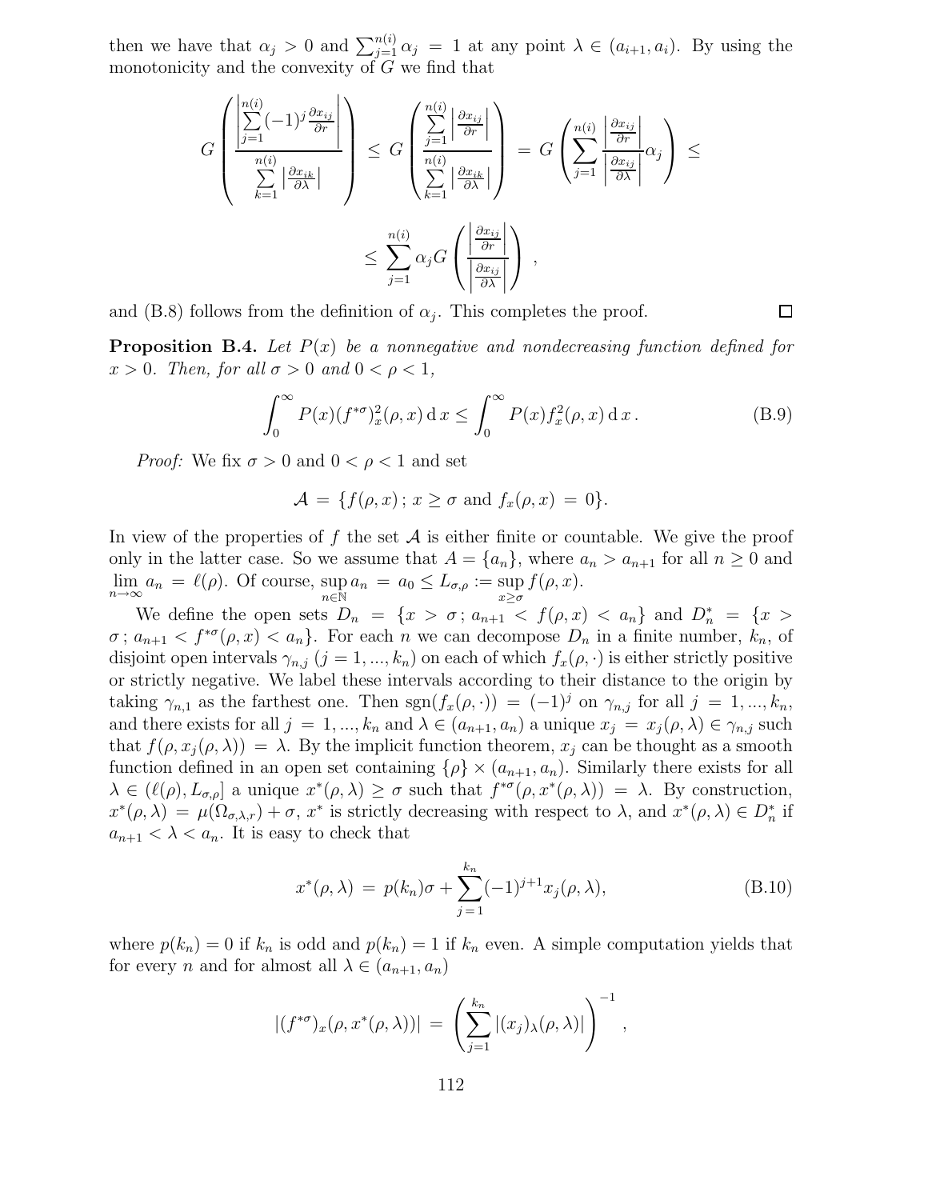then we have that $\alpha_j > 0$ and $\sum_{j=1}^{n(i)} \alpha_j = 1$ at any point $\lambda \in (a_{i+1}, a_i)$. By using the monotonicity and the convexity of $G$ we find that

$$G\left(\frac{\left|\sum_{j=1}^{n(i)} (-1)^j \frac{\partial x_{ij}}{\partial r}\right|}{\sum_{k=1}^{n(i)} \left|\frac{\partial x_{ik}}{\partial \lambda}\right|}\right) \le G\left(\frac{\sum_{j=1}^{n(i)} \left|\frac{\partial x_{ij}}{\partial r}\right|}{\sum_{k=1}^{n(i)} \left|\frac{\partial x_{ik}}{\partial \lambda}\right|}\right) = G\left(\sum_{j=1}^{n(i)} \frac{\left|\frac{\partial x_{ij}}{\partial r}\right|}{\left|\frac{\partial x_{ij}}{\partial \lambda}\right|}\alpha_j\right) \le$$

$$\le \sum_{j=1}^{n(i)} \alpha_j G\left(\frac{\left|\frac{\partial x_{ij}}{\partial r}\right|}{\left|\frac{\partial x_{ij}}{\partial \lambda}\right|}\right),$$

and (B.8) follows from the definition of $\alpha_j$. This completes the proof. □

**Proposition B.4.** *Let $P(x)$ be a nonnegative and nondecreasing function defined for $x > 0$. Then, for all $\sigma > 0$ and $0 < \rho < 1$,*

$$\int_0^\infty P(x)(f^{*\sigma})_x^2(\rho, x)\,\mathrm{d}\,x \le \int_0^\infty P(x) f_x^2(\rho, x)\,\mathrm{d}\,x\,. \tag{B.9}$$

*Proof:* We fix $\sigma > 0$ and $0 < \rho < 1$ and set

$$\mathcal{A} = \{f(\rho, x)\,;\, x \ge \sigma \text{ and } f_x(\rho, x) = 0\}.$$

In view of the properties of $f$ the set $\mathcal{A}$ is either finite or countable. We give the proof only in the latter case. So we assume that $A = \{a_n\}$, where $a_n > a_{n+1}$ for all $n \ge 0$ and $\lim_{n\to\infty} a_n = \ell(\rho)$. Of course, $\sup_{n\in\mathbb{N}} a_n = a_0 \le L_{\sigma,\rho} := \sup_{x\ge\sigma} f(\rho, x)$.

We define the open sets $D_n = \{x > \sigma\,;\, a_{n+1} < f(\rho, x) < a_n\}$ and $D_n^* = \{x > \sigma\,;\, a_{n+1} < f^{*\sigma}(\rho, x) < a_n\}$. For each $n$ we can decompose $D_n$ in a finite number, $k_n$, of disjoint open intervals $\gamma_{n,j}$ ($j = 1, ..., k_n$) on each of which $f_x(\rho, \cdot)$ is either strictly positive or strictly negative. We label these intervals according to their distance to the origin by taking $\gamma_{n,1}$ as the farthest one. Then $\mathrm{sgn}(f_x(\rho, \cdot)) = (-1)^j$ on $\gamma_{n,j}$ for all $j = 1, ..., k_n$, and there exists for all $j = 1, ..., k_n$ and $\lambda \in (a_{n+1}, a_n)$ a unique $x_j = x_j(\rho, \lambda) \in \gamma_{n,j}$ such that $f(\rho, x_j(\rho, \lambda)) = \lambda$. By the implicit function theorem, $x_j$ can be thought as a smooth function defined in an open set containing $\{\rho\} \times (a_{n+1}, a_n)$. Similarly there exists for all $\lambda \in (\ell(\rho), L_{\sigma,\rho}]$ a unique $x^*(\rho, \lambda) \ge \sigma$ such that $f^{*\sigma}(\rho, x^*(\rho, \lambda)) = \lambda$. By construction, $x^*(\rho, \lambda) = \mu(\Omega_{\sigma,\lambda,r}) + \sigma$, $x^*$ is strictly decreasing with respect to $\lambda$, and $x^*(\rho, \lambda) \in D_n^*$ if $a_{n+1} < \lambda < a_n$. It is easy to check that

$$x^*(\rho, \lambda) = p(k_n)\sigma + \sum_{j=1}^{k_n} (-1)^{j+1} x_j(\rho, \lambda), \tag{B.10}$$

where $p(k_n) = 0$ if $k_n$ is odd and $p(k_n) = 1$ if $k_n$ even. A simple computation yields that for every $n$ and for almost all $\lambda \in (a_{n+1}, a_n)$

$$|(f^{*\sigma})_x(\rho, x^*(\rho, \lambda))| = \left(\sum_{j=1}^{k_n} |(x_j)_\lambda(\rho, \lambda)|\right)^{-1},$$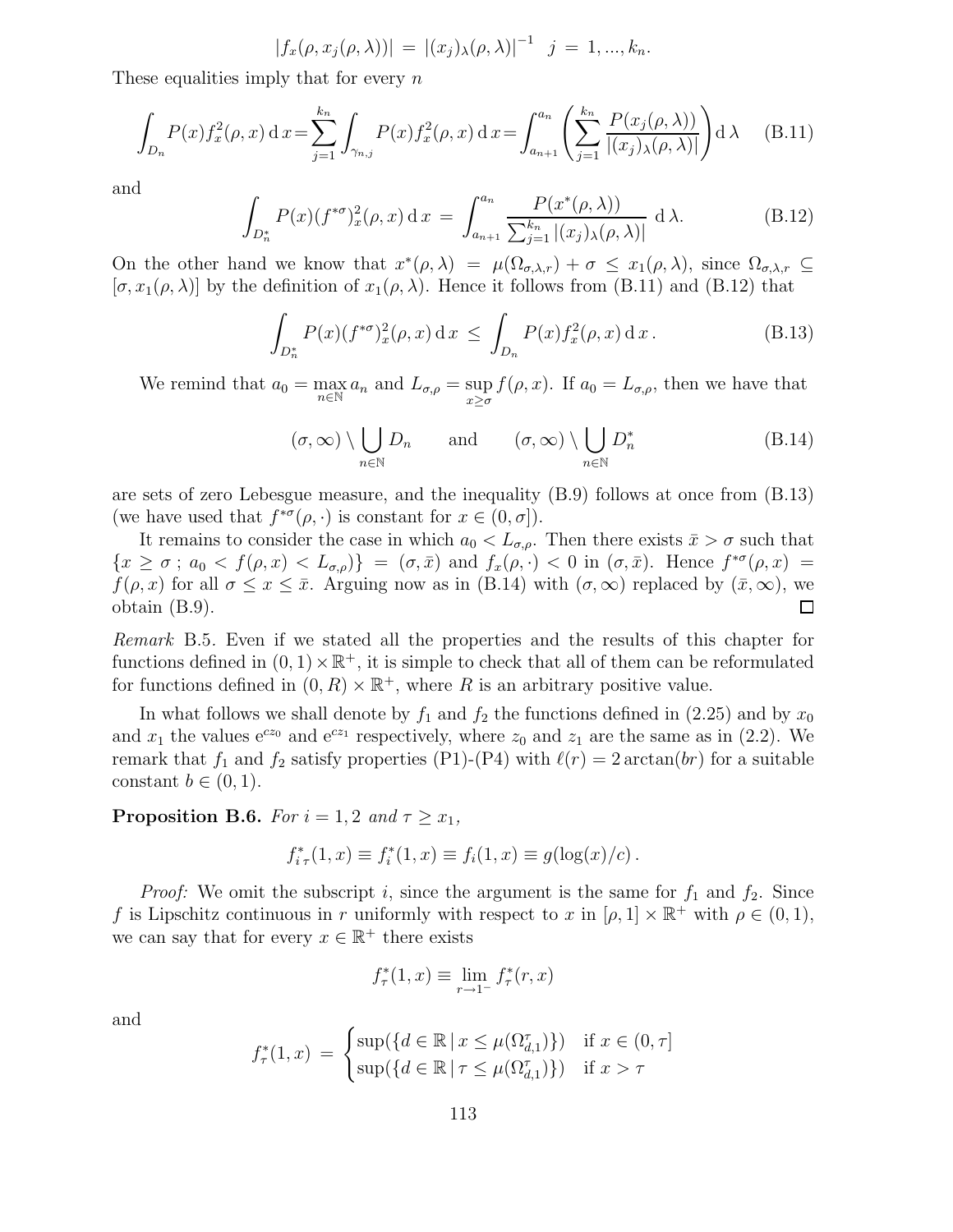$$|f_x(\rho, x_j(\rho,\lambda))| \;=\; |(x_j)_\lambda(\rho,\lambda)|^{-1} \quad j \;=\; 1, ..., k_n.$$

These equalities imply that for every $n$

$$\int_{D_n} P(x) f_x^2(\rho, x)\,\mathrm{d}\,x = \sum_{j=1}^{k_n} \int_{\gamma_{n,j}} P(x) f_x^2(\rho, x)\,\mathrm{d}\,x = \int_{a_{n+1}}^{a_n} \left( \sum_{j=1}^{k_n} \frac{P(x_j(\rho,\lambda))}{|(x_j)_\lambda(\rho,\lambda)|} \right) \mathrm{d}\,\lambda \tag{B.11}$$

and

$$\int_{D_n^*} P(x) (f^{*\sigma})_x^2(\rho, x)\,\mathrm{d}\,x \;=\; \int_{a_{n+1}}^{a_n} \frac{P(x^*(\rho,\lambda))}{\sum_{j=1}^{k_n} |(x_j)_\lambda(\rho,\lambda)|}\;\mathrm{d}\,\lambda. \tag{B.12}$$

On the other hand we know that $x^*(\rho,\lambda) \;=\; \mu(\Omega_{\sigma,\lambda,r}) + \sigma \;\le\; x_1(\rho,\lambda)$, since $\Omega_{\sigma,\lambda,r} \subseteq [\sigma, x_1(\rho,\lambda)]$ by the definition of $x_1(\rho,\lambda)$. Hence it follows from (B.11) and (B.12) that

$$\int_{D_n^*} P(x) (f^{*\sigma})_x^2(\rho, x)\,\mathrm{d}\,x \;\le\; \int_{D_n} P(x) f_x^2(\rho, x)\,\mathrm{d}\,x\,. \tag{B.13}$$

We remind that $a_0 = \max_{n\in\mathbb{N}} a_n$ and $L_{\sigma,\rho} = \sup_{x\ge\sigma} f(\rho,x)$. If $a_0 = L_{\sigma,\rho}$, then we have that

$$(\sigma,\infty) \setminus \bigcup_{n\in\mathbb{N}} D_n \qquad \text{and} \qquad (\sigma,\infty) \setminus \bigcup_{n\in\mathbb{N}} D_n^* \tag{B.14}$$

are sets of zero Lebesgue measure, and the inequality (B.9) follows at once from (B.13) (we have used that $f^{*\sigma}(\rho,\cdot)$ is constant for $x \in (0,\sigma]$).

It remains to consider the case in which $a_0 < L_{\sigma,\rho}$. Then there exists $\bar{x} > \sigma$ such that $\{x \ge \sigma\,;\, a_0 < f(\rho,x) < L_{\sigma,\rho}\} \;=\; (\sigma,\bar{x})$ and $f_x(\rho,\cdot) < 0$ in $(\sigma,\bar{x})$. Hence $f^{*\sigma}(\rho,x) \;=\; f(\rho,x)$ for all $\sigma \le x \le \bar{x}$. Arguing now as in (B.14) with $(\sigma,\infty)$ replaced by $(\bar{x},\infty)$, we obtain (B.9). $\square$

*Remark* B.5. Even if we stated all the properties and the results of this chapter for functions defined in $(0,1)\times\mathbb{R}^+$, it is simple to check that all of them can be reformulated for functions defined in $(0,R)\times\mathbb{R}^+$, where $R$ is an arbitrary positive value.

In what follows we shall denote by $f_1$ and $f_2$ the functions defined in (2.25) and by $x_0$ and $x_1$ the values $\mathrm{e}^{cz_0}$ and $\mathrm{e}^{cz_1}$ respectively, where $z_0$ and $z_1$ are the same as in (2.2). We remark that $f_1$ and $f_2$ satisfy properties (P1)-(P4) with $\ell(r) = 2\arctan(br)$ for a suitable constant $b \in (0,1)$.

**Proposition B.6.** *For $i = 1,2$ and $\tau \ge x_1$,*

$$f_{i\,\tau}^*(1,x) \equiv f_i^*(1,x) \equiv f_i(1,x) \equiv g(\log(x)/c)\,.$$

*Proof:* We omit the subscript $i$, since the argument is the same for $f_1$ and $f_2$. Since $f$ is Lipschitz continuous in $r$ uniformly with respect to $x$ in $[\rho,1]\times\mathbb{R}^+$ with $\rho\in(0,1)$, we can say that for every $x \in \mathbb{R}^+$ there exists

$$f_\tau^*(1,x) \equiv \lim_{r\to 1^-} f_\tau^*(r,x)$$

and

$$f_\tau^*(1,x) \;=\; \begin{cases} \sup(\{d\in\mathbb{R}\,|\, x \le \mu(\Omega_{d,1}^\tau)\}) & \text{if } x\in(0,\tau] \\ \sup(\{d\in\mathbb{R}\,|\, \tau \le \mu(\Omega_{d,1}^\tau)\}) & \text{if } x > \tau \end{cases}$$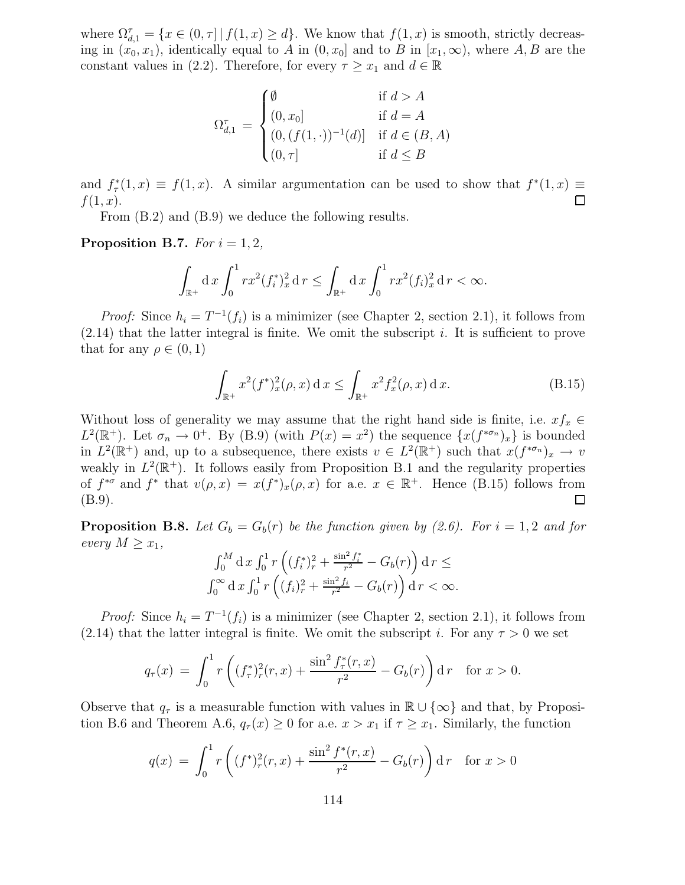where $\Omega^\tau_{d,1} = \{x \in (0,\tau] \,|\, f(1,x) \geq d\}$. We know that $f(1,x)$ is smooth, strictly decreasing in $(x_0, x_1)$, identically equal to $A$ in $(0, x_0]$ and to $B$ in $[x_1, \infty)$, where $A, B$ are the constant values in (2.2). Therefore, for every $\tau \geq x_1$ and $d \in \mathbb{R}$

$$\Omega^\tau_{d,1} \,=\, \begin{cases} \emptyset & \text{if } d > A \\ (0, x_0] & \text{if } d = A \\ (0, (f(1,\cdot))^{-1}(d)] & \text{if } d \in (B, A) \\ (0, \tau] & \text{if } d \leq B \end{cases}$$

and $f^*_\tau(1,x) \equiv f(1,x)$. A similar argumentation can be used to show that $f^*(1,x) \equiv f(1,x)$. □

From (B.2) and (B.9) we deduce the following results.

**Proposition B.7.** *For $i = 1, 2$,*

$$\int_{\mathbb{R}^+} \mathrm{d}\,x \int_0^1 r x^2 (f_i^*)_x^2 \,\mathrm{d}\,r \leq \int_{\mathbb{R}^+} \mathrm{d}\,x \int_0^1 r x^2 (f_i)_x^2 \,\mathrm{d}\,r < \infty.$$

*Proof:* Since $h_i = T^{-1}(f_i)$ is a minimizer (see Chapter 2, section 2.1), it follows from (2.14) that the latter integral is finite. We omit the subscript $i$. It is sufficient to prove that for any $\rho \in (0,1)$

$$\int_{\mathbb{R}^+} x^2 (f^*)_x^2(\rho, x) \,\mathrm{d}\,x \leq \int_{\mathbb{R}^+} x^2 f_x^2(\rho, x) \,\mathrm{d}\,x. \tag{B.15}$$

Without loss of generality we may assume that the right hand side is finite, i.e. $x f_x \in L^2(\mathbb{R}^+)$. Let $\sigma_n \to 0^+$. By (B.9) (with $P(x) = x^2$) the sequence $\{x(f^{*\sigma_n})_x\}$ is bounded in $L^2(\mathbb{R}^+)$ and, up to a subsequence, there exists $v \in L^2(\mathbb{R}^+)$ such that $x(f^{*\sigma_n})_x \to v$ weakly in $L^2(\mathbb{R}^+)$. It follows easily from Proposition B.1 and the regularity properties of $f^{*\sigma}$ and $f^*$ that $v(\rho, x) = x(f^*)_x(\rho, x)$ for a.e. $x \in \mathbb{R}^+$. Hence (B.15) follows from (B.9). □

**Proposition B.8.** *Let $G_b = G_b(r)$ be the function given by (2.6). For $i = 1, 2$ and for every $M \geq x_1$,*

$$\int_0^M \mathrm{d}\,x \int_0^1 r\left((f_i^*)_r^2 + \frac{\sin^2 f_i^*}{r^2} - G_b(r)\right) \mathrm{d}\,r \leq$$
$$\int_0^\infty \mathrm{d}\,x \int_0^1 r\left((f_i)_r^2 + \frac{\sin^2 f_i}{r^2} - G_b(r)\right) \mathrm{d}\,r < \infty.$$

*Proof:* Since $h_i = T^{-1}(f_i)$ is a minimizer (see Chapter 2, section 2.1), it follows from (2.14) that the latter integral is finite. We omit the subscript $i$. For any $\tau > 0$ we set

$$q_\tau(x) \,=\, \int_0^1 r\left((f_\tau^*)_r^2(r,x) + \frac{\sin^2 f_\tau^*(r,x)}{r^2} - G_b(r)\right) \mathrm{d}\,r \quad \text{for } x > 0.$$

Observe that $q_\tau$ is a measurable function with values in $\mathbb{R} \cup \{\infty\}$ and that, by Proposition B.6 and Theorem A.6, $q_\tau(x) \geq 0$ for a.e. $x > x_1$ if $\tau \geq x_1$. Similarly, the function

$$q(x) \,=\, \int_0^1 r\left((f^*)_r^2(r,x) + \frac{\sin^2 f^*(r,x)}{r^2} - G_b(r)\right) \mathrm{d}\,r \quad \text{for } x > 0$$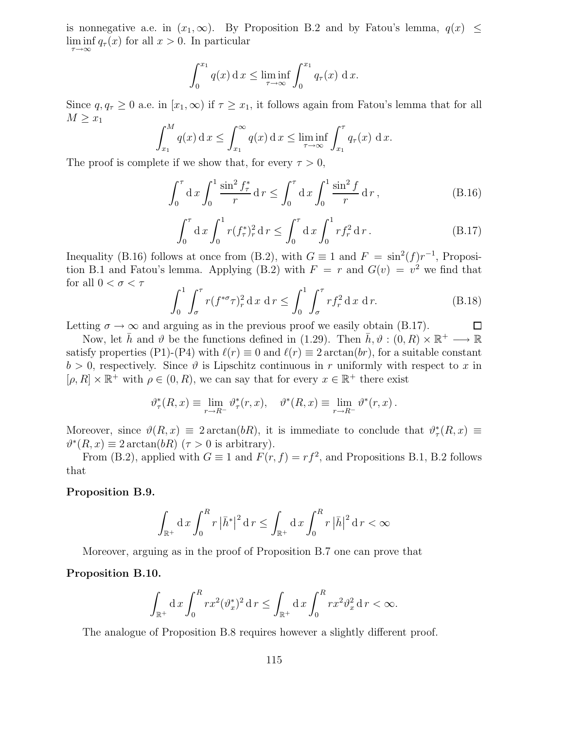is nonnegative a.e. in $(x_1, \infty)$. By Proposition B.2 and by Fatou's lemma, $q(x) \le \liminf_{\tau\to\infty} q_\tau(x)$ for all $x > 0$. In particular

$$\int_0^{x_1} q(x)\,\mathrm{d}\,x \le \liminf_{\tau\to\infty} \int_0^{x_1} q_\tau(x)\ \mathrm{d}\,x.$$

Since $q, q_\tau \ge 0$ a.e. in $[x_1, \infty)$ if $\tau \ge x_1$, it follows again from Fatou's lemma that for all $M \ge x_1$

$$\int_{x_1}^{M} q(x)\,\mathrm{d}\,x \le \int_{x_1}^{\infty} q(x)\,\mathrm{d}\,x \le \liminf_{\tau\to\infty} \int_{x_1}^{\tau} q_\tau(x)\ \mathrm{d}\,x.$$

The proof is complete if we show that, for every $\tau > 0$,

$$\int_0^{\tau} \mathrm{d}\,x \int_0^1 \frac{\sin^2 f_\tau^*}{r}\,\mathrm{d}\,r \le \int_0^{\tau} \mathrm{d}\,x \int_0^1 \frac{\sin^2 f}{r}\,\mathrm{d}\,r\,, \tag{B.16}$$

$$\int_0^{\tau} \mathrm{d}\,x \int_0^1 r(f_\tau^*)_r^2\,\mathrm{d}\,r \le \int_0^{\tau} \mathrm{d}\,x \int_0^1 r f_r^2\,\mathrm{d}\,r\,. \tag{B.17}$$

Inequality (B.16) follows at once from (B.2), with $G \equiv 1$ and $F = \sin^2(f)r^{-1}$, Proposition B.1 and Fatou's lemma. Applying (B.2) with $F = r$ and $G(v) = v^2$ we find that for all $0 < \sigma < \tau$

$$\int_0^1 \int_\sigma^\tau r(f^{*\sigma}\tau)_r^2\,\mathrm{d}\,x\ \mathrm{d}\,r \le \int_0^1 \int_\sigma^\tau r f_r^2\,\mathrm{d}\,x\ \mathrm{d}\,r. \tag{B.18}$$

Letting $\sigma \to \infty$ and arguing as in the previous proof we easily obtain (B.17). □

Now, let $\bar{h}$ and $\vartheta$ be the functions defined in (1.29). Then $\bar{h}, \vartheta : (0, R) \times \mathbb{R}^+ \longrightarrow \mathbb{R}$ satisfy properties (P1)-(P4) with $\ell(r) \equiv 0$ and $\ell(r) \equiv 2\arctan(br)$, for a suitable constant $b > 0$, respectively. Since $\vartheta$ is Lipschitz continuous in $r$ uniformly with respect to $x$ in $[\rho, R] \times \mathbb{R}^+$ with $\rho \in (0, R)$, we can say that for every $x \in \mathbb{R}^+$ there exist

$$\vartheta_\tau^*(R, x) \equiv \lim_{r\to R^-} \vartheta_\tau^*(r, x), \quad \vartheta^*(R, x) \equiv \lim_{r\to R^-} \vartheta^*(r, x)\,.$$

Moreover, since $\vartheta(R, x) \equiv 2\arctan(bR)$, it is immediate to conclude that $\vartheta_\tau^*(R, x) \equiv \vartheta^*(R, x) \equiv 2\arctan(bR)$ ($\tau > 0$ is arbitrary).

From (B.2), applied with $G \equiv 1$ and $F(r, f) = rf^2$, and Propositions B.1, B.2 follows that

**Proposition B.9.**

$$\int_{\mathbb{R}^+} \mathrm{d}\,x \int_0^R r\left|\bar{h}^*\right|^2\mathrm{d}\,r \le \int_{\mathbb{R}^+} \mathrm{d}\,x \int_0^R r\left|\bar{h}\right|^2\mathrm{d}\,r < \infty$$

Moreover, arguing as in the proof of Proposition B.7 one can prove that

**Proposition B.10.**

$$\int_{\mathbb{R}^+} \mathrm{d}\,x \int_0^R r x^2 (\vartheta_x^*)^2\,\mathrm{d}\,r \le \int_{\mathbb{R}^+} \mathrm{d}\,x \int_0^R r x^2 \vartheta_x^2\,\mathrm{d}\,r < \infty.$$

The analogue of Proposition B.8 requires however a slightly different proof.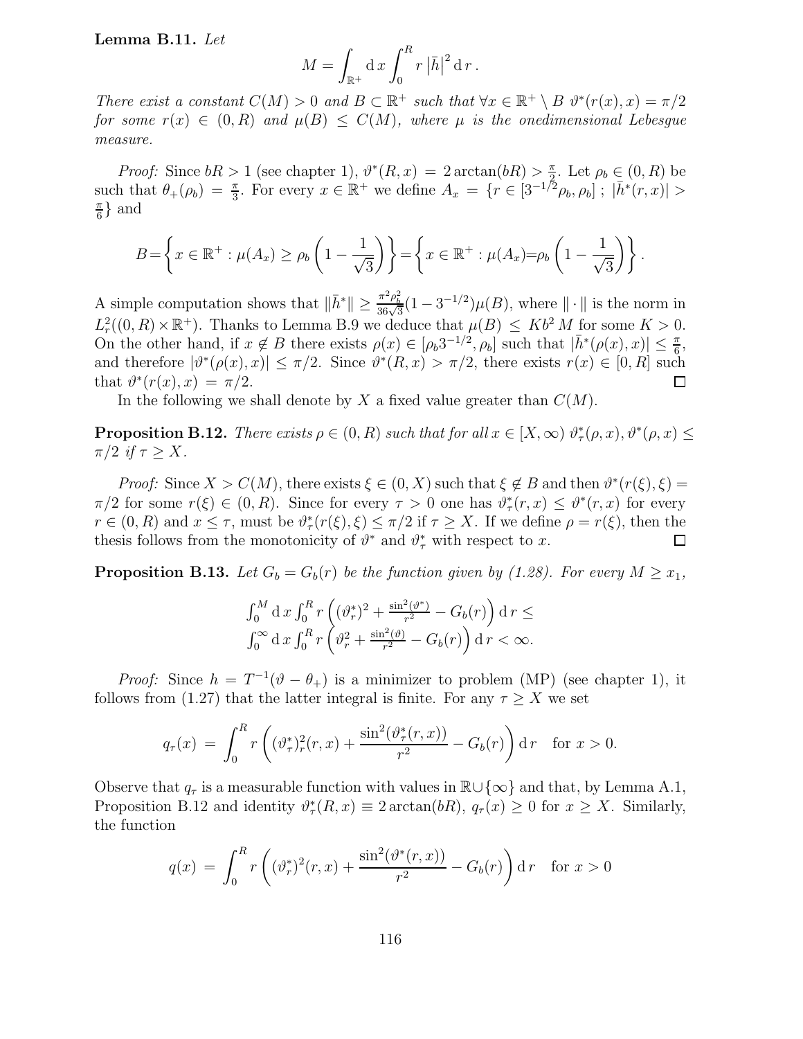**Lemma B.11.** *Let*

$$M = \int_{\mathbb{R}^+} \mathrm{d}\,x \int_0^R r \left|\bar{h}\right|^2 \mathrm{d}\,r\,.$$

*There exist a constant $C(M) > 0$ and $B \subset \mathbb{R}^+$ such that $\forall x \in \mathbb{R}^+ \setminus B$ $\vartheta^*(r(x), x) = \pi/2$ for some $r(x) \in (0, R)$ and $\mu(B) \le C(M)$, where $\mu$ is the onedimensional Lebesgue measure.*

*Proof:* Since $bR > 1$ (see chapter 1), $\vartheta^*(R, x) = 2\arctan(bR) > \frac{\pi}{2}$. Let $\rho_b \in (0, R)$ be such that $\theta_+(\rho_b) = \frac{\pi}{3}$. For every $x \in \mathbb{R}^+$ we define $A_x = \{r \in [3^{-1/2}\rho_b, \rho_b]\,;\ |\bar{h}^*(r, x)| > \frac{\pi}{6}\}$ and

$$B = \left\{x \in \mathbb{R}^+ : \mu(A_x) \ge \rho_b\left(1 - \frac{1}{\sqrt{3}}\right)\right\} = \left\{x \in \mathbb{R}^+ : \mu(A_x) = \rho_b\left(1 - \frac{1}{\sqrt{3}}\right)\right\}.$$

A simple computation shows that $\|\bar{h}^*\| \ge \frac{\pi^2\rho_b^2}{36\sqrt{3}}(1 - 3^{-1/2})\mu(B)$, where $\|\cdot\|$ is the norm in $L^2_r((0, R) \times \mathbb{R}^+)$. Thanks to Lemma B.9 we deduce that $\mu(B) \le K b^2 M$ for some $K > 0$. On the other hand, if $x \notin B$ there exists $\rho(x) \in [\rho_b 3^{-1/2}, \rho_b]$ such that $|\bar{h}^*(\rho(x), x)| \le \frac{\pi}{6}$, and therefore $|\vartheta^*(\rho(x), x)| \le \pi/2$. Since $\vartheta^*(R, x) > \pi/2$, there exists $r(x) \in [0, R]$ such that $\vartheta^*(r(x), x) = \pi/2$. $\square$

In the following we shall denote by $X$ a fixed value greater than $C(M)$.

**Proposition B.12.** *There exists $\rho \in (0, R)$ such that for all $x \in [X, \infty)$ $\vartheta^*_\tau(\rho, x), \vartheta^*(\rho, x) \le \pi/2$ if $\tau \ge X$.*

*Proof:* Since $X > C(M)$, there exists $\xi \in (0, X)$ such that $\xi \notin B$ and then $\vartheta^*(r(\xi), \xi) = \pi/2$ for some $r(\xi) \in (0, R)$. Since for every $\tau > 0$ one has $\vartheta^*_\tau(r, x) \le \vartheta^*(r, x)$ for every $r \in (0, R)$ and $x \le \tau$, must be $\vartheta^*_\tau(r(\xi), \xi) \le \pi/2$ if $\tau \ge X$. If we define $\rho = r(\xi)$, then the thesis follows from the monotonicity of $\vartheta^*$ and $\vartheta^*_\tau$ with respect to $x$. $\square$

**Proposition B.13.** *Let $G_b = G_b(r)$ be the function given by (1.28). For every $M \ge x_1$,*

$$\begin{aligned}
&\int_0^M \mathrm{d}\,x \int_0^R r\left((\vartheta^*_r)^2 + \tfrac{\sin^2(\vartheta^*)}{r^2} - G_b(r)\right)\mathrm{d}\,r \le \\
&\int_0^\infty \mathrm{d}\,x \int_0^R r\left(\vartheta_r^2 + \tfrac{\sin^2(\vartheta)}{r^2} - G_b(r)\right)\mathrm{d}\,r < \infty.
\end{aligned}$$

*Proof:* Since $h = T^{-1}(\vartheta - \theta_+)$ is a minimizer to problem (MP) (see chapter 1), it follows from (1.27) that the latter integral is finite. For any $\tau \ge X$ we set

$$q_\tau(x) \;=\; \int_0^R r\left((\vartheta^*_\tau)^2_r(r, x) + \frac{\sin^2(\vartheta^*_\tau(r, x))}{r^2} - G_b(r)\right)\mathrm{d}\,r \quad \text{for } x > 0.$$

Observe that $q_\tau$ is a measurable function with values in $\mathbb{R} \cup \{\infty\}$ and that, by Lemma A.1, Proposition B.12 and identity $\vartheta^*_\tau(R, x) \equiv 2\arctan(bR)$, $q_\tau(x) \ge 0$ for $x \ge X$. Similarly, the function

$$q(x) \;=\; \int_0^R r\left((\vartheta^*_r)^2(r, x) + \frac{\sin^2(\vartheta^*(r, x))}{r^2} - G_b(r)\right)\mathrm{d}\,r \quad \text{for } x > 0$$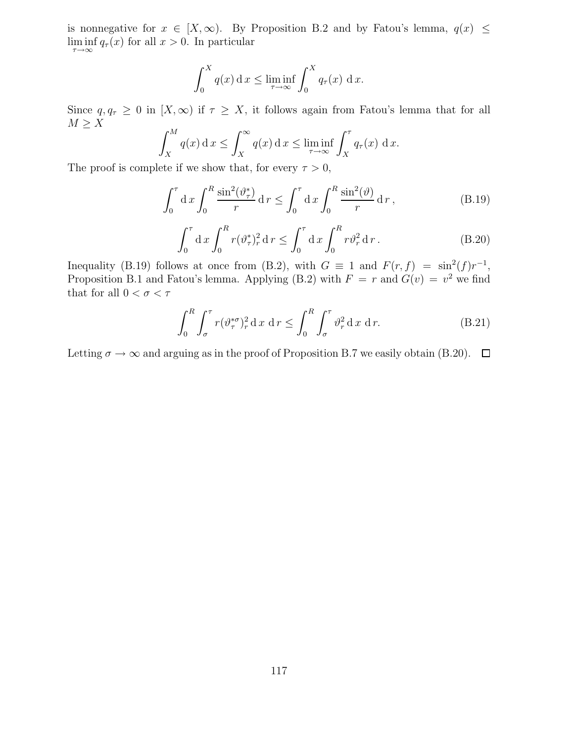is nonnegative for $x \in [X, \infty)$. By Proposition B.2 and by Fatou's lemma, $q(x) \leq \liminf_{\tau\to\infty} q_\tau(x)$ for all $x > 0$. In particular

$$\int_0^X q(x)\,\mathrm{d}\,x \leq \liminf_{\tau\to\infty} \int_0^X q_\tau(x)\;\mathrm{d}\,x.$$

Since $q, q_\tau \geq 0$ in $[X, \infty)$ if $\tau \geq X$, it follows again from Fatou's lemma that for all $M \geq X$

$$\int_X^M q(x)\,\mathrm{d}\,x \leq \int_X^\infty q(x)\,\mathrm{d}\,x \leq \liminf_{\tau\to\infty} \int_X^\tau q_\tau(x)\;\mathrm{d}\,x.$$

The proof is complete if we show that, for every $\tau > 0$,

$$\int_0^\tau \mathrm{d}\,x \int_0^R \frac{\sin^2(\vartheta_\tau^*)}{r}\,\mathrm{d}\,r \leq \int_0^\tau \mathrm{d}\,x \int_0^R \frac{\sin^2(\vartheta)}{r}\,\mathrm{d}\,r\,, \tag{B.19}$$

$$\int_0^\tau \mathrm{d}\,x \int_0^R r(\vartheta_\tau^*)_r^2\,\mathrm{d}\,r \leq \int_0^\tau \mathrm{d}\,x \int_0^R r\vartheta_r^2\,\mathrm{d}\,r\,. \tag{B.20}$$

Inequality (B.19) follows at once from (B.2), with $G \equiv 1$ and $F(r, f) = \sin^2(f)r^{-1}$, Proposition B.1 and Fatou's lemma. Applying (B.2) with $F = r$ and $G(v) = v^2$ we find that for all $0 < \sigma < \tau$

$$\int_0^R \int_\sigma^\tau r(\vartheta_\tau^{*\sigma})_r^2\,\mathrm{d}\,x\;\mathrm{d}\,r \leq \int_0^R \int_\sigma^\tau \vartheta_r^2\,\mathrm{d}\,x\;\mathrm{d}\,r. \tag{B.21}$$

Letting $\sigma \to \infty$ and arguing as in the proof of Proposition B.7 we easily obtain (B.20). $\square$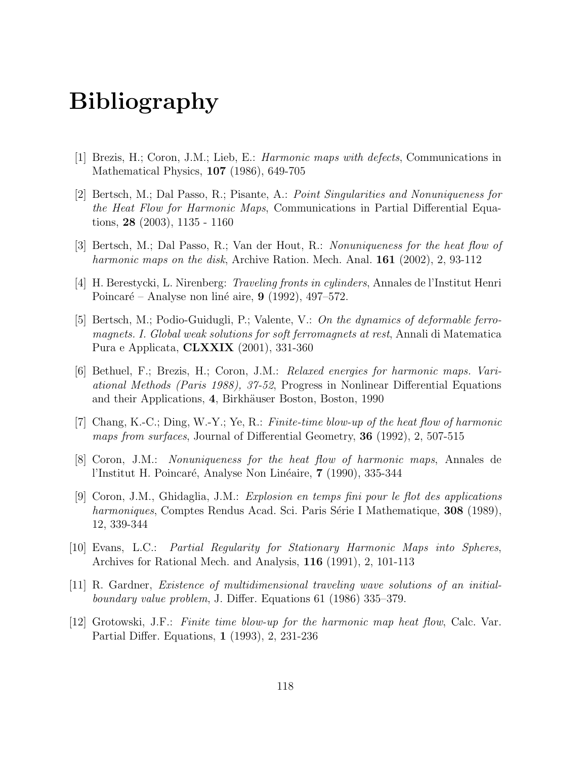# Bibliography

[1] Brezis, H.; Coron, J.M.; Lieb, E.: *Harmonic maps with defects*, Communications in Mathematical Physics, **107** (1986), 649-705

[2] Bertsch, M.; Dal Passo, R.; Pisante, A.: *Point Singularities and Nonuniqueness for the Heat Flow for Harmonic Maps*, Communications in Partial Differential Equations, **28** (2003), 1135 - 1160

[3] Bertsch, M.; Dal Passo, R.; Van der Hout, R.: *Nonuniqueness for the heat flow of harmonic maps on the disk*, Archive Ration. Mech. Anal. **161** (2002), 2, 93-112

[4] H. Berestycki, L. Nirenberg: *Traveling fronts in cylinders*, Annales de l'Institut Henri Poincaré – Analyse non liné aire, **9** (1992), 497–572.

[5] Bertsch, M.; Podio-Guidugli, P.; Valente, V.: *On the dynamics of deformable ferromagnets. I. Global weak solutions for soft ferromagnets at rest*, Annali di Matematica Pura e Applicata, **CLXXIX** (2001), 331-360

[6] Bethuel, F.; Brezis, H.; Coron, J.M.: *Relaxed energies for harmonic maps. Variational Methods (Paris 1988), 37-52*, Progress in Nonlinear Differential Equations and their Applications, **4**, Birkhäuser Boston, Boston, 1990

[7] Chang, K.-C.; Ding, W.-Y.; Ye, R.: *Finite-time blow-up of the heat flow of harmonic maps from surfaces*, Journal of Differential Geometry, **36** (1992), 2, 507-515

[8] Coron, J.M.: *Nonuniqueness for the heat flow of harmonic maps*, Annales de l'Institut H. Poincaré, Analyse Non Linéaire, **7** (1990), 335-344

[9] Coron, J.M., Ghidaglia, J.M.: *Explosion en temps fini pour le flot des applications harmoniques*, Comptes Rendus Acad. Sci. Paris Série I Mathematique, **308** (1989), 12, 339-344

[10] Evans, L.C.: *Partial Regularity for Stationary Harmonic Maps into Spheres*, Archives for Rational Mech. and Analysis, **116** (1991), 2, 101-113

[11] R. Gardner, *Existence of multidimensional traveling wave solutions of an initial-boundary value problem*, J. Differ. Equations 61 (1986) 335–379.

[12] Grotowski, J.F.: *Finite time blow-up for the harmonic map heat flow*, Calc. Var. Partial Differ. Equations, **1** (1993), 2, 231-236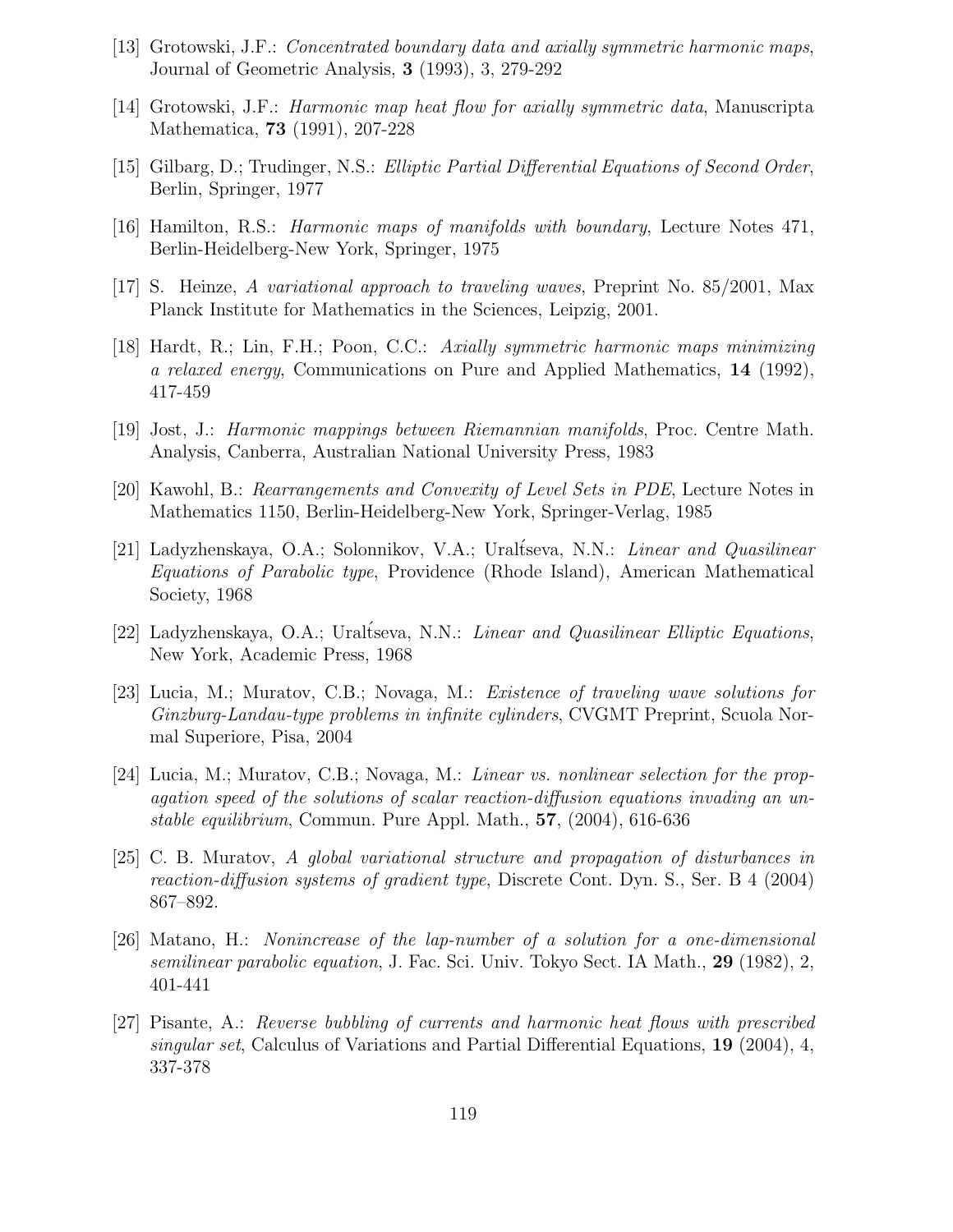[13] Grotowski, J.F.: *Concentrated boundary data and axially symmetric harmonic maps*, Journal of Geometric Analysis, **3** (1993), 3, 279-292

[14] Grotowski, J.F.: *Harmonic map heat flow for axially symmetric data*, Manuscripta Mathematica, **73** (1991), 207-228

[15] Gilbarg, D.; Trudinger, N.S.: *Elliptic Partial Differential Equations of Second Order*, Berlin, Springer, 1977

[16] Hamilton, R.S.: *Harmonic maps of manifolds with boundary*, Lecture Notes 471, Berlin-Heidelberg-New York, Springer, 1975

[17] S. Heinze, *A variational approach to traveling waves*, Preprint No. 85/2001, Max Planck Institute for Mathematics in the Sciences, Leipzig, 2001.

[18] Hardt, R.; Lin, F.H.; Poon, C.C.: *Axially symmetric harmonic maps minimizing a relaxed energy*, Communications on Pure and Applied Mathematics, **14** (1992), 417-459

[19] Jost, J.: *Harmonic mappings between Riemannian manifolds*, Proc. Centre Math. Analysis, Canberra, Australian National University Press, 1983

[20] Kawohl, B.: *Rearrangements and Convexity of Level Sets in PDE*, Lecture Notes in Mathematics 1150, Berlin-Heidelberg-New York, Springer-Verlag, 1985

[21] Ladyzhenskaya, O.A.; Solonnikov, V.A.; Ural′tseva, N.N.: *Linear and Quasilinear Equations of Parabolic type*, Providence (Rhode Island), American Mathematical Society, 1968

[22] Ladyzhenskaya, O.A.; Ural′tseva, N.N.: *Linear and Quasilinear Elliptic Equations*, New York, Academic Press, 1968

[23] Lucia, M.; Muratov, C.B.; Novaga, M.: *Existence of traveling wave solutions for Ginzburg-Landau-type problems in infinite cylinders*, CVGMT Preprint, Scuola Normal Superiore, Pisa, 2004

[24] Lucia, M.; Muratov, C.B.; Novaga, M.: *Linear vs. nonlinear selection for the propagation speed of the solutions of scalar reaction-diffusion equations invading an unstable equilibrium*, Commun. Pure Appl. Math., **57**, (2004), 616-636

[25] C. B. Muratov, *A global variational structure and propagation of disturbances in reaction-diffusion systems of gradient type*, Discrete Cont. Dyn. S., Ser. B 4 (2004) 867–892.

[26] Matano, H.: *Nonincrease of the lap-number of a solution for a one-dimensional semilinear parabolic equation*, J. Fac. Sci. Univ. Tokyo Sect. IA Math., **29** (1982), 2, 401-441

[27] Pisante, A.: *Reverse bubbling of currents and harmonic heat flows with prescribed singular set*, Calculus of Variations and Partial Differential Equations, **19** (2004), 4, 337-378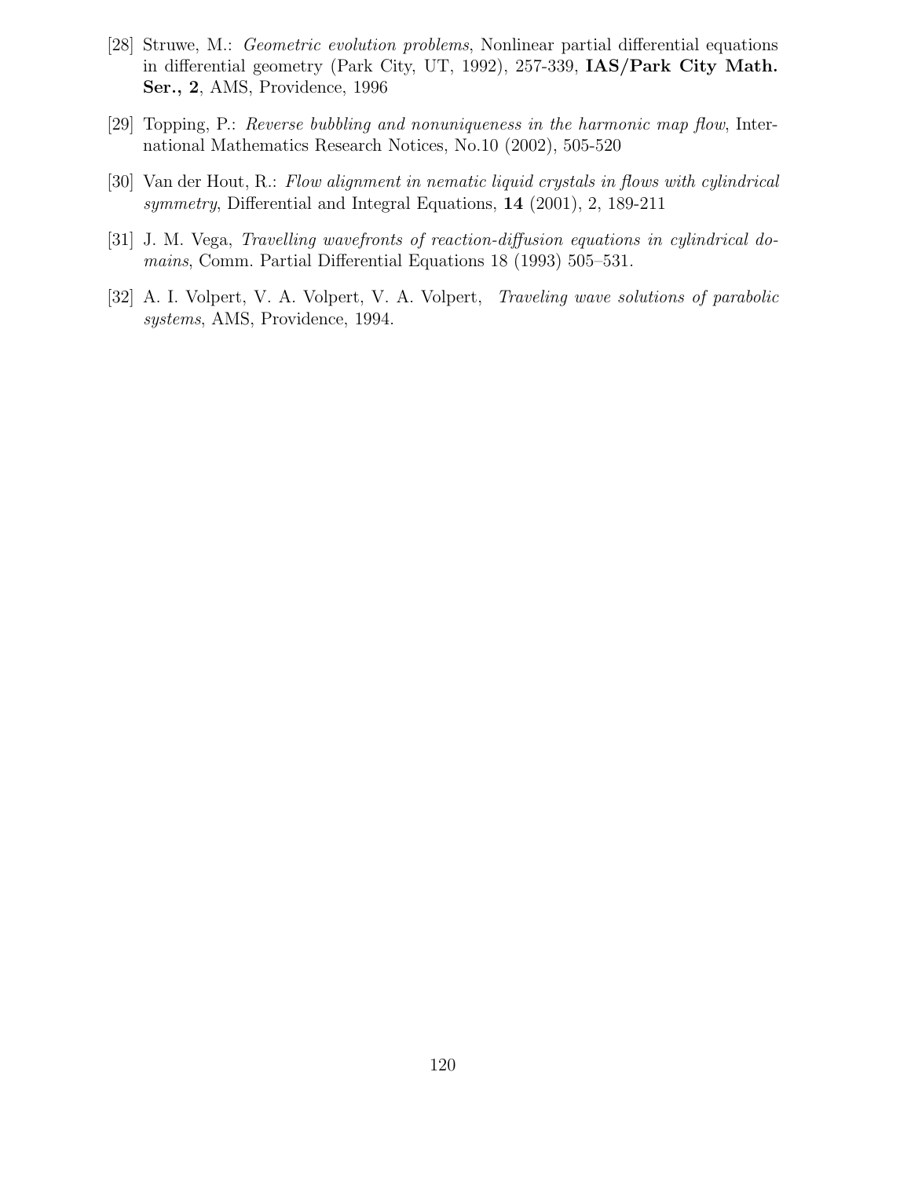[28] Struwe, M.: *Geometric evolution problems*, Nonlinear partial differential equations in differential geometry (Park City, UT, 1992), 257-339, **IAS/Park City Math. Ser., 2**, AMS, Providence, 1996

[29] Topping, P.: *Reverse bubbling and nonuniqueness in the harmonic map flow*, International Mathematics Research Notices, No.10 (2002), 505-520

[30] Van der Hout, R.: *Flow alignment in nematic liquid crystals in flows with cylindrical symmetry*, Differential and Integral Equations, **14** (2001), 2, 189-211

[31] J. M. Vega, *Travelling wavefronts of reaction-diffusion equations in cylindrical domains*, Comm. Partial Differential Equations 18 (1993) 505–531.

[32] A. I. Volpert, V. A. Volpert, V. A. Volpert, *Traveling wave solutions of parabolic systems*, AMS, Providence, 1994.